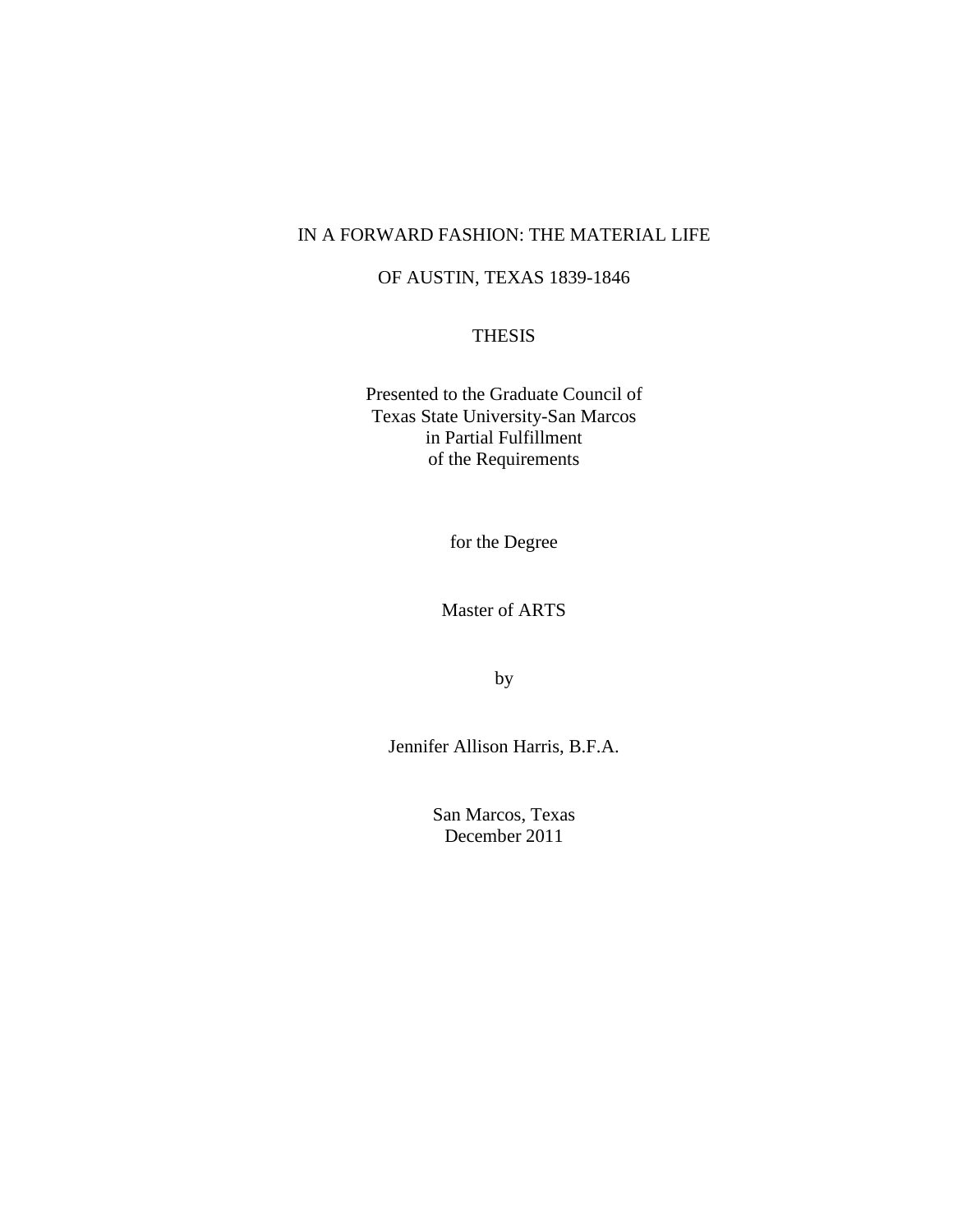# IN A FORWARD FASHION: THE MATERIAL LIFE OF AUSTIN, TEXAS 1839-1846

THESIS

Presented to the Graduate Council of
Texas State University-San Marcos
in Partial Fulfillment
of the Requirements

for the Degree

Master of ARTS

by

Jennifer Allison Harris, B.F.A.

San Marcos, Texas
December 2011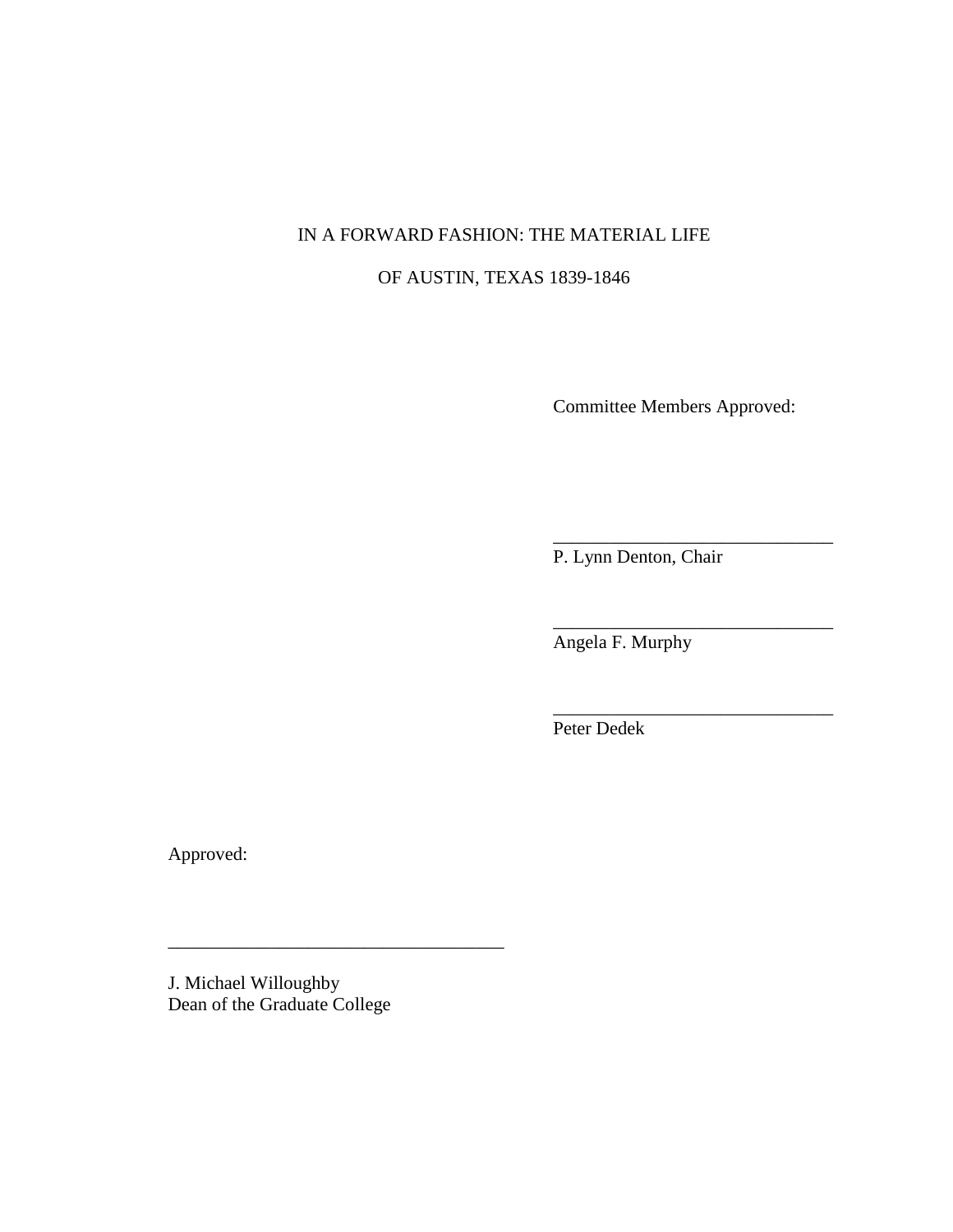IN A FORWARD FASHION: THE MATERIAL LIFE

OF AUSTIN, TEXAS 1839-1846

Committee Members Approved:

\_\_\_\_\_\_\_\_\_\_\_\_\_\_\_\_\_\_\_\_\_\_\_\_\_\_\_\_\_\_

P. Lynn Denton, Chair

\_\_\_\_\_\_\_\_\_\_\_\_\_\_\_\_\_\_\_\_\_\_\_\_\_\_\_\_\_\_

Angela F. Murphy

\_\_\_\_\_\_\_\_\_\_\_\_\_\_\_\_\_\_\_\_\_\_\_\_\_\_\_\_\_\_

Peter Dedek

Approved:

\_\_\_\_\_\_\_\_\_\_\_\_\_\_\_\_\_\_\_\_\_\_\_\_\_\_\_\_\_\_\_\_\_\_\_\_

J. Michael Willoughby
Dean of the Graduate College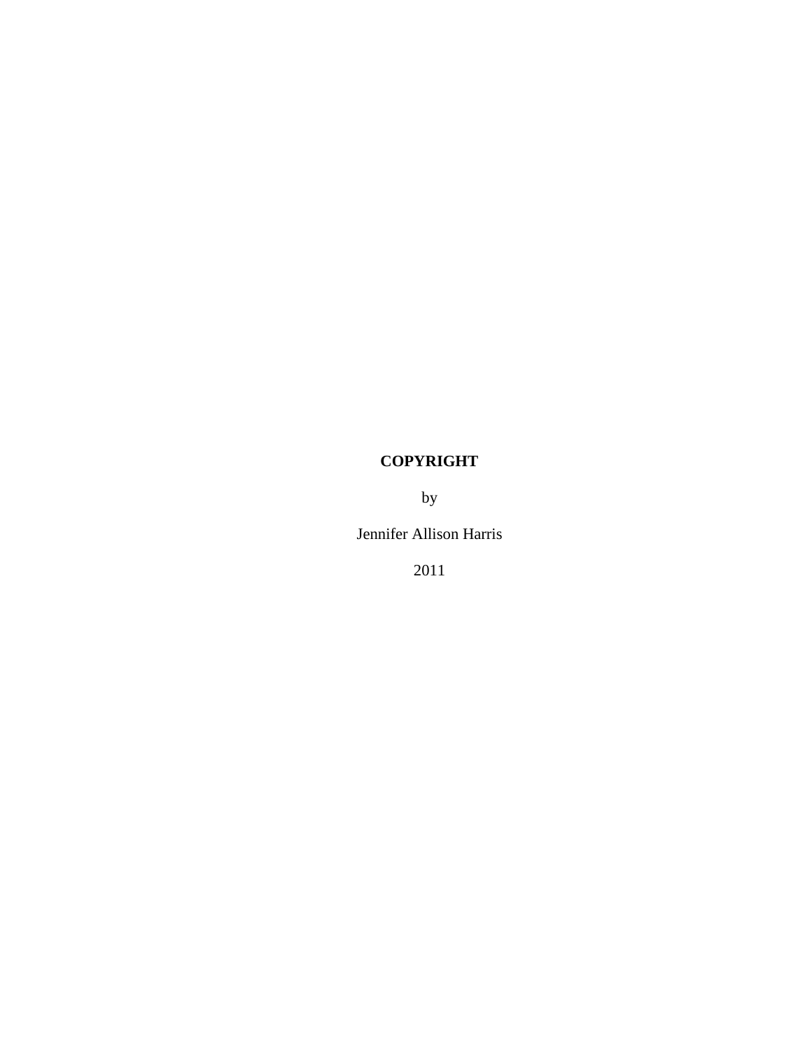**COPYRIGHT**

by

Jennifer Allison Harris

2011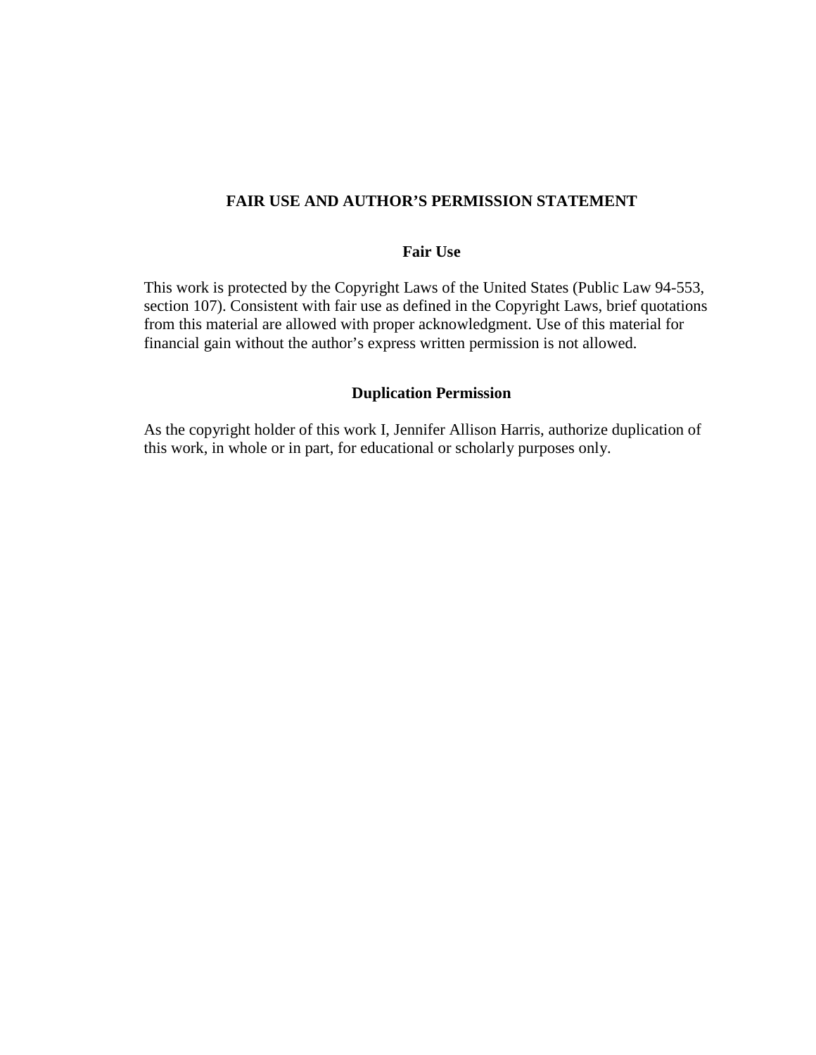# FAIR USE AND AUTHOR'S PERMISSION STATEMENT

## Fair Use

This work is protected by the Copyright Laws of the United States (Public Law 94-553, section 107). Consistent with fair use as defined in the Copyright Laws, brief quotations from this material are allowed with proper acknowledgment. Use of this material for financial gain without the author's express written permission is not allowed.

## Duplication Permission

As the copyright holder of this work I, Jennifer Allison Harris, authorize duplication of this work, in whole or in part, for educational or scholarly purposes only.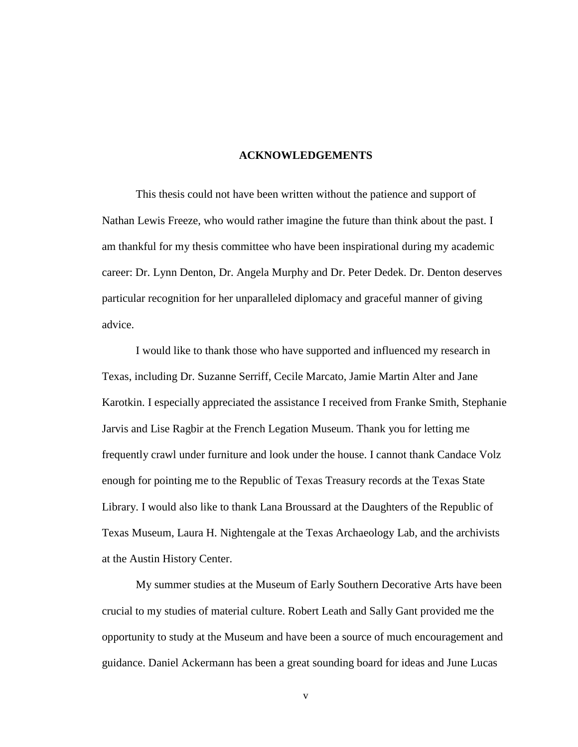## ACKNOWLEDGEMENTS

This thesis could not have been written without the patience and support of Nathan Lewis Freeze, who would rather imagine the future than think about the past. I am thankful for my thesis committee who have been inspirational during my academic career: Dr. Lynn Denton, Dr. Angela Murphy and Dr. Peter Dedek. Dr. Denton deserves particular recognition for her unparalleled diplomacy and graceful manner of giving advice.

I would like to thank those who have supported and influenced my research in Texas, including Dr. Suzanne Serriff, Cecile Marcato, Jamie Martin Alter and Jane Karotkin. I especially appreciated the assistance I received from Franke Smith, Stephanie Jarvis and Lise Ragbir at the French Legation Museum. Thank you for letting me frequently crawl under furniture and look under the house. I cannot thank Candace Volz enough for pointing me to the Republic of Texas Treasury records at the Texas State Library. I would also like to thank Lana Broussard at the Daughters of the Republic of Texas Museum, Laura H. Nightengale at the Texas Archaeology Lab, and the archivists at the Austin History Center.

My summer studies at the Museum of Early Southern Decorative Arts have been crucial to my studies of material culture. Robert Leath and Sally Gant provided me the opportunity to study at the Museum and have been a source of much encouragement and guidance. Daniel Ackermann has been a great sounding board for ideas and June Lucas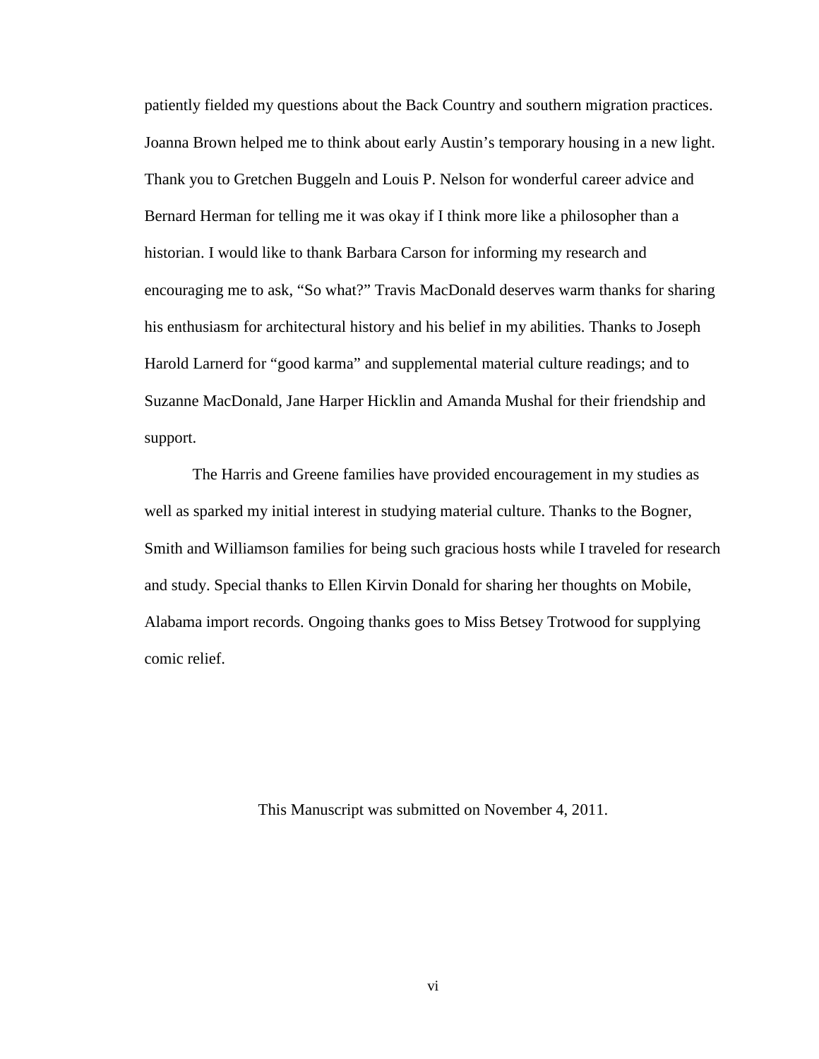patiently fielded my questions about the Back Country and southern migration practices. Joanna Brown helped me to think about early Austin's temporary housing in a new light. Thank you to Gretchen Buggeln and Louis P. Nelson for wonderful career advice and Bernard Herman for telling me it was okay if I think more like a philosopher than a historian. I would like to thank Barbara Carson for informing my research and encouraging me to ask, "So what?" Travis MacDonald deserves warm thanks for sharing his enthusiasm for architectural history and his belief in my abilities. Thanks to Joseph Harold Larnerd for "good karma" and supplemental material culture readings; and to Suzanne MacDonald, Jane Harper Hicklin and Amanda Mushal for their friendship and support.

The Harris and Greene families have provided encouragement in my studies as well as sparked my initial interest in studying material culture. Thanks to the Bogner, Smith and Williamson families for being such gracious hosts while I traveled for research and study. Special thanks to Ellen Kirvin Donald for sharing her thoughts on Mobile, Alabama import records. Ongoing thanks goes to Miss Betsey Trotwood for supplying comic relief.

This Manuscript was submitted on November 4, 2011.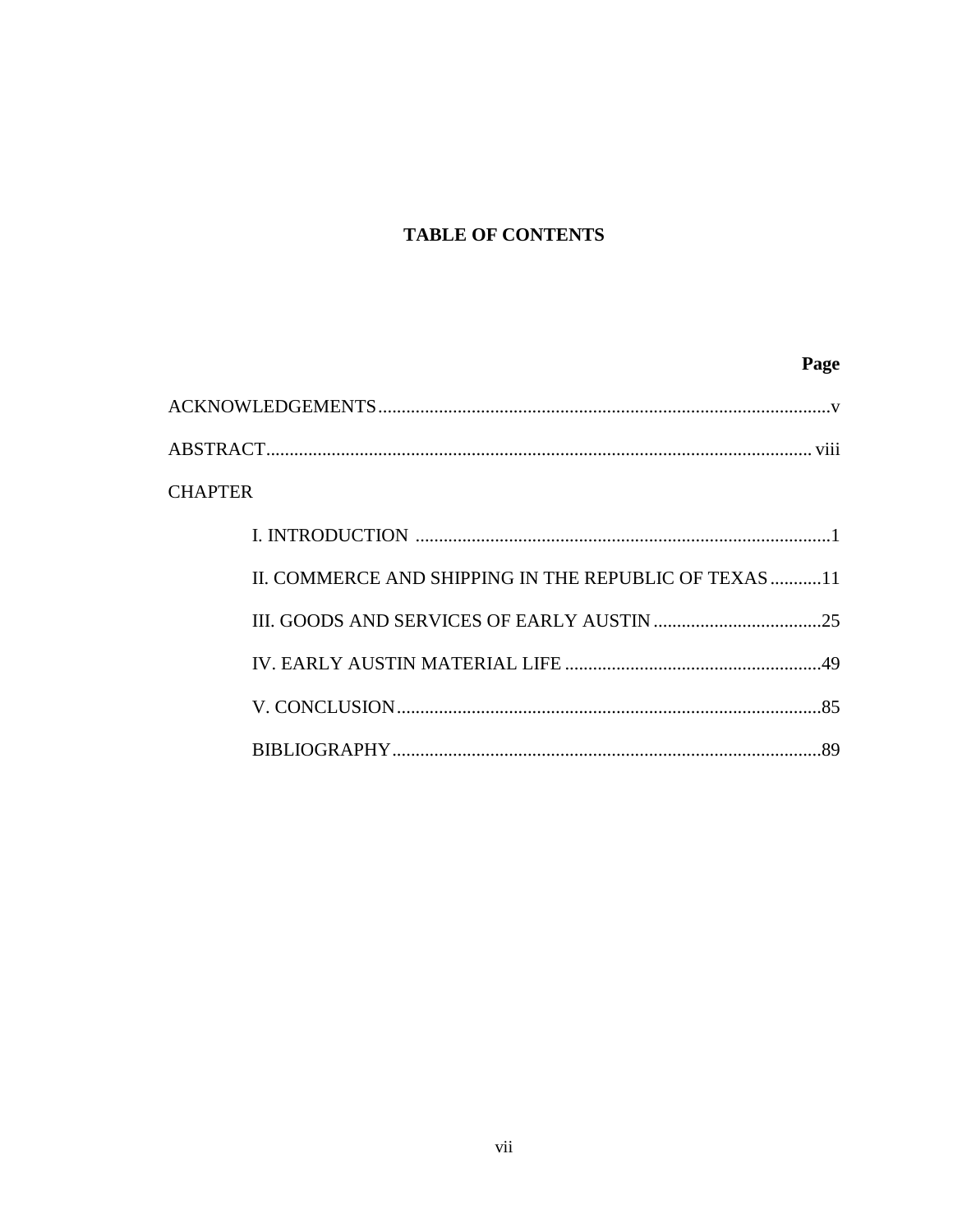# TABLE OF CONTENTS

| | Page |
|---|---|
| ACKNOWLEDGEMENTS | v |
| ABSTRACT | viii |
| CHAPTER | |
| I. INTRODUCTION | 1 |
| II. COMMERCE AND SHIPPING IN THE REPUBLIC OF TEXAS | 11 |
| III. GOODS AND SERVICES OF EARLY AUSTIN | 25 |
| IV. EARLY AUSTIN MATERIAL LIFE | 49 |
| V. CONCLUSION | 85 |
| BIBLIOGRAPHY | 89 |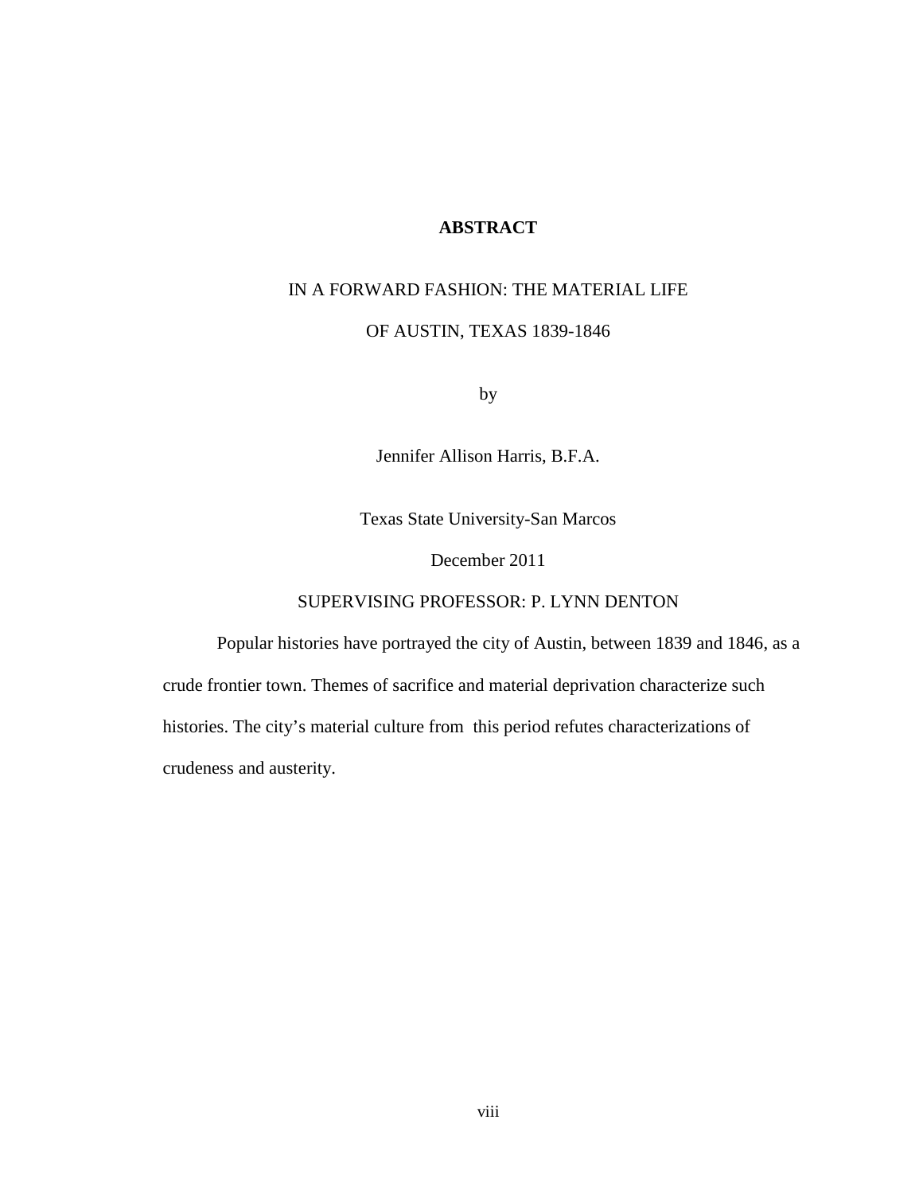# ABSTRACT

IN A FORWARD FASHION: THE MATERIAL LIFE

OF AUSTIN, TEXAS 1839-1846

by

Jennifer Allison Harris, B.F.A.

Texas State University-San Marcos

December 2011

SUPERVISING PROFESSOR: P. LYNN DENTON

Popular histories have portrayed the city of Austin, between 1839 and 1846, as a crude frontier town. Themes of sacrifice and material deprivation characterize such histories. The city's material culture from this period refutes characterizations of crudeness and austerity.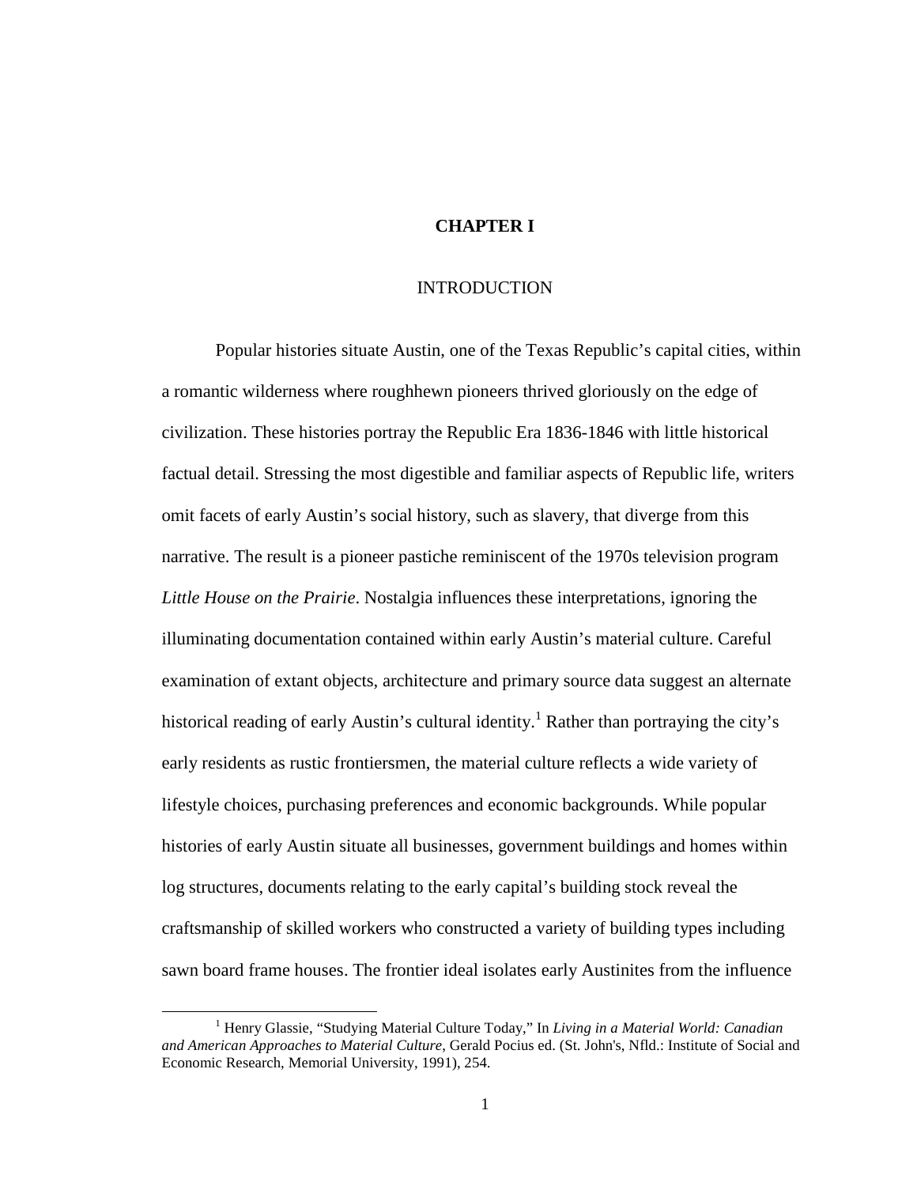# CHAPTER I

## INTRODUCTION

Popular histories situate Austin, one of the Texas Republic's capital cities, within a romantic wilderness where roughhewn pioneers thrived gloriously on the edge of civilization. These histories portray the Republic Era 1836-1846 with little historical factual detail. Stressing the most digestible and familiar aspects of Republic life, writers omit facets of early Austin's social history, such as slavery, that diverge from this narrative. The result is a pioneer pastiche reminiscent of the 1970s television program *Little House on the Prairie*. Nostalgia influences these interpretations, ignoring the illuminating documentation contained within early Austin's material culture. Careful examination of extant objects, architecture and primary source data suggest an alternate historical reading of early Austin's cultural identity.[1] Rather than portraying the city's early residents as rustic frontiersmen, the material culture reflects a wide variety of lifestyle choices, purchasing preferences and economic backgrounds. While popular histories of early Austin situate all businesses, government buildings and homes within log structures, documents relating to the early capital's building stock reveal the craftsmanship of skilled workers who constructed a variety of building types including sawn board frame houses. The frontier ideal isolates early Austinites from the influence

---

[1] Henry Glassie, "Studying Material Culture Today," In *Living in a Material World: Canadian and American Approaches to Material Culture*, Gerald Pocius ed. (St. John's, Nfld.: Institute of Social and Economic Research, Memorial University, 1991), 254.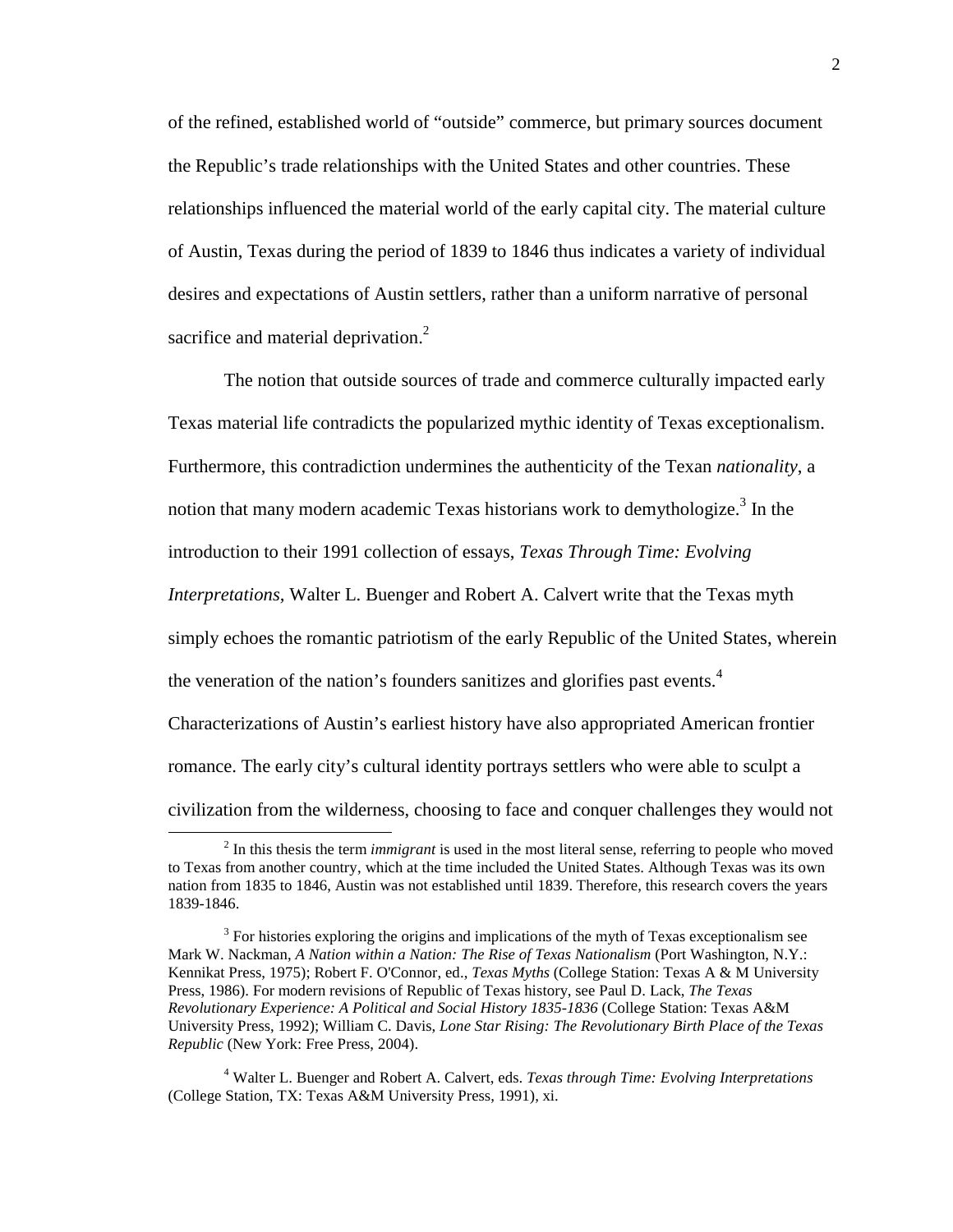of the refined, established world of "outside" commerce, but primary sources document the Republic's trade relationships with the United States and other countries. These relationships influenced the material world of the early capital city. The material culture of Austin, Texas during the period of 1839 to 1846 thus indicates a variety of individual desires and expectations of Austin settlers, rather than a uniform narrative of personal sacrifice and material deprivation.[2]

The notion that outside sources of trade and commerce culturally impacted early Texas material life contradicts the popularized mythic identity of Texas exceptionalism. Furthermore, this contradiction undermines the authenticity of the Texan *nationality*, a notion that many modern academic Texas historians work to demythologize.[3] In the introduction to their 1991 collection of essays, *Texas Through Time: Evolving Interpretations,* Walter L. Buenger and Robert A. Calvert write that the Texas myth simply echoes the romantic patriotism of the early Republic of the United States, wherein the veneration of the nation's founders sanitizes and glorifies past events.[4] Characterizations of Austin's earliest history have also appropriated American frontier romance. The early city's cultural identity portrays settlers who were able to sculpt a civilization from the wilderness, choosing to face and conquer challenges they would not

---

[2] In this thesis the term *immigrant* is used in the most literal sense, referring to people who moved to Texas from another country, which at the time included the United States. Although Texas was its own nation from 1835 to 1846, Austin was not established until 1839. Therefore, this research covers the years 1839-1846.

[3] For histories exploring the origins and implications of the myth of Texas exceptionalism see Mark W. Nackman, *A Nation within a Nation: The Rise of Texas Nationalism* (Port Washington, N.Y.: Kennikat Press, 1975); Robert F. O'Connor, ed., *Texas Myths* (College Station: Texas A & M University Press, 1986). For modern revisions of Republic of Texas history, see Paul D. Lack, *The Texas Revolutionary Experience: A Political and Social History 1835-1836* (College Station: Texas A&M University Press, 1992); William C. Davis, *Lone Star Rising: The Revolutionary Birth Place of the Texas Republic* (New York: Free Press, 2004).

[4] Walter L. Buenger and Robert A. Calvert, eds. *Texas through Time: Evolving Interpretations* (College Station, TX: Texas A&M University Press, 1991), xi.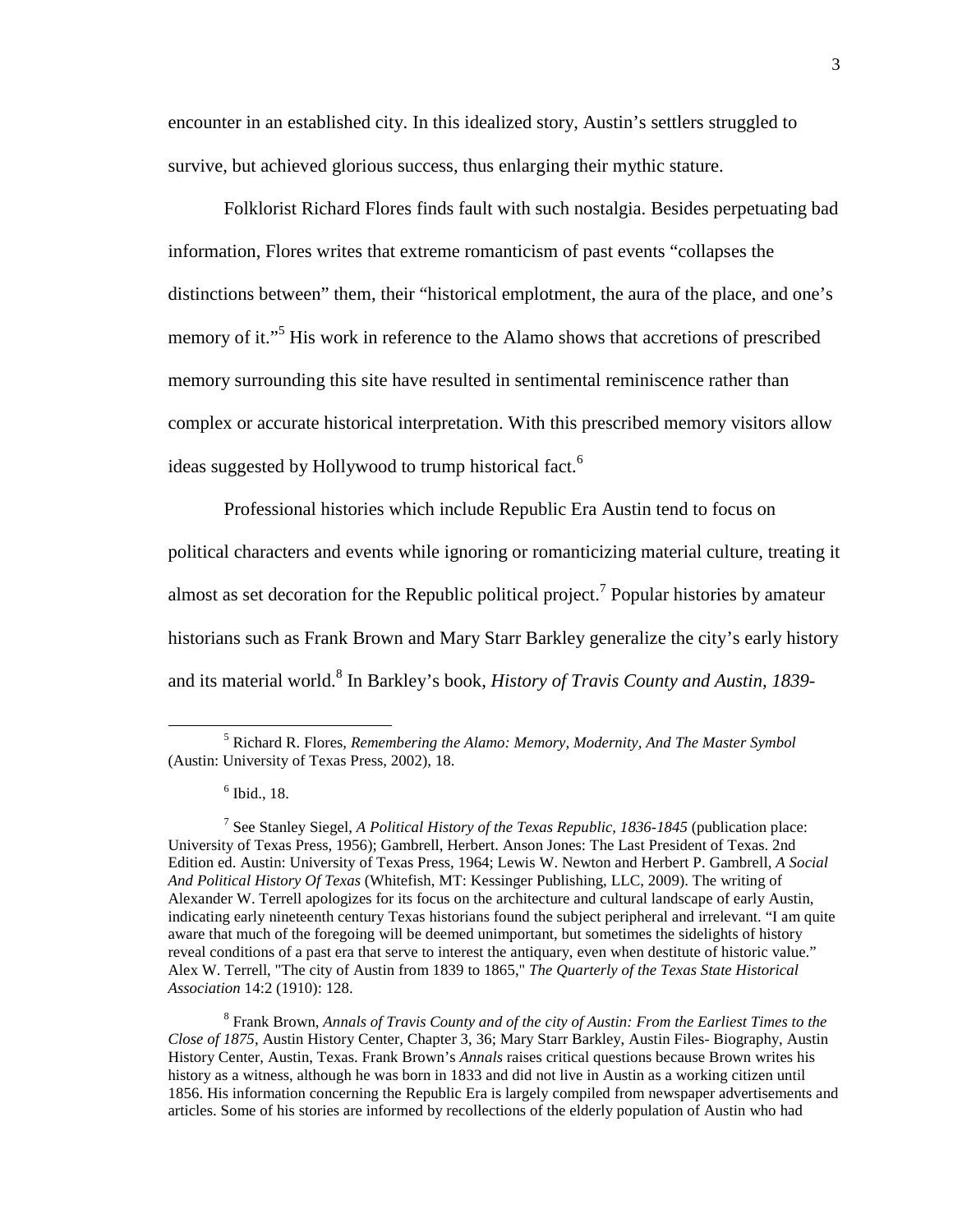encounter in an established city. In this idealized story, Austin's settlers struggled to survive, but achieved glorious success, thus enlarging their mythic stature.

Folklorist Richard Flores finds fault with such nostalgia. Besides perpetuating bad information, Flores writes that extreme romanticism of past events "collapses the distinctions between" them, their "historical emplotment, the aura of the place, and one's memory of it."[5] His work in reference to the Alamo shows that accretions of prescribed memory surrounding this site have resulted in sentimental reminiscence rather than complex or accurate historical interpretation. With this prescribed memory visitors allow ideas suggested by Hollywood to trump historical fact.[6]

Professional histories which include Republic Era Austin tend to focus on political characters and events while ignoring or romanticizing material culture, treating it almost as set decoration for the Republic political project.[7] Popular histories by amateur historians such as Frank Brown and Mary Starr Barkley generalize the city's early history and its material world.[8] In Barkley's book, *History of Travis County and Austin, 1839-*

---

[5] Richard R. Flores, *Remembering the Alamo: Memory, Modernity, And The Master Symbol* (Austin: University of Texas Press, 2002), 18.

[6] Ibid., 18.

[7] See Stanley Siegel, *A Political History of the Texas Republic, 1836-1845* (publication place: University of Texas Press, 1956); Gambrell, Herbert. Anson Jones: The Last President of Texas. 2nd Edition ed. Austin: University of Texas Press, 1964; Lewis W. Newton and Herbert P. Gambrell, *A Social And Political History Of Texas* (Whitefish, MT: Kessinger Publishing, LLC, 2009). The writing of Alexander W. Terrell apologizes for its focus on the architecture and cultural landscape of early Austin, indicating early nineteenth century Texas historians found the subject peripheral and irrelevant. "I am quite aware that much of the foregoing will be deemed unimportant, but sometimes the sidelights of history reveal conditions of a past era that serve to interest the antiquary, even when destitute of historic value." Alex W. Terrell, "The city of Austin from 1839 to 1865," *The Quarterly of the Texas State Historical Association* 14:2 (1910): 128.

[8] Frank Brown, *Annals of Travis County and of the city of Austin: From the Earliest Times to the Close of 1875*, Austin History Center, Chapter 3, 36; Mary Starr Barkley, Austin Files- Biography, Austin History Center, Austin, Texas. Frank Brown's *Annals* raises critical questions because Brown writes his history as a witness, although he was born in 1833 and did not live in Austin as a working citizen until 1856. His information concerning the Republic Era is largely compiled from newspaper advertisements and articles. Some of his stories are informed by recollections of the elderly population of Austin who had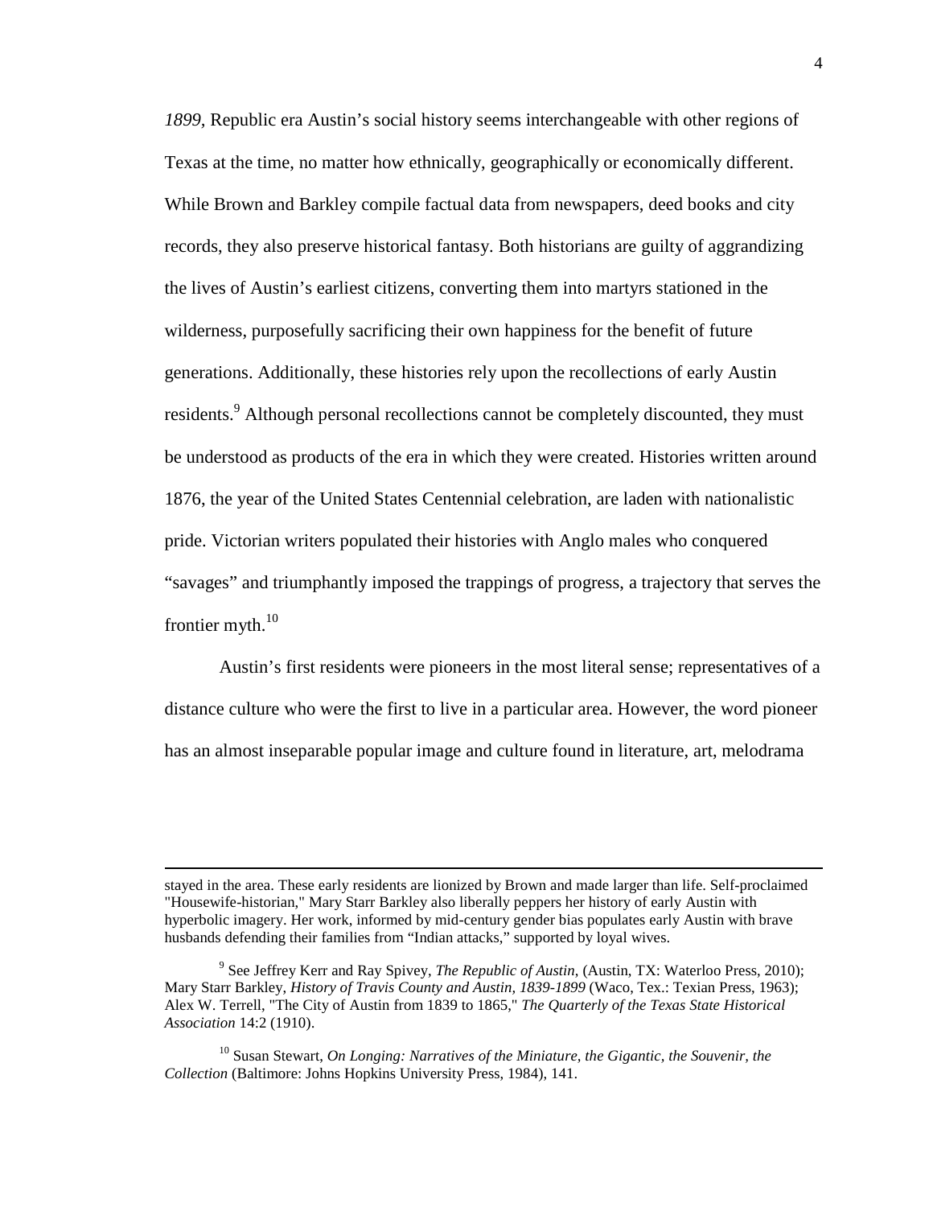*1899,* Republic era Austin's social history seems interchangeable with other regions of Texas at the time, no matter how ethnically, geographically or economically different. While Brown and Barkley compile factual data from newspapers, deed books and city records, they also preserve historical fantasy. Both historians are guilty of aggrandizing the lives of Austin's earliest citizens, converting them into martyrs stationed in the wilderness, purposefully sacrificing their own happiness for the benefit of future generations. Additionally, these histories rely upon the recollections of early Austin residents.[9] Although personal recollections cannot be completely discounted, they must be understood as products of the era in which they were created. Histories written around 1876, the year of the United States Centennial celebration, are laden with nationalistic pride. Victorian writers populated their histories with Anglo males who conquered "savages" and triumphantly imposed the trappings of progress, a trajectory that serves the frontier myth.[10]

Austin's first residents were pioneers in the most literal sense; representatives of a distance culture who were the first to live in a particular area. However, the word pioneer has an almost inseparable popular image and culture found in literature, art, melodrama

---

stayed in the area. These early residents are lionized by Brown and made larger than life. Self-proclaimed "Housewife-historian," Mary Starr Barkley also liberally peppers her history of early Austin with hyperbolic imagery. Her work, informed by mid-century gender bias populates early Austin with brave husbands defending their families from "Indian attacks," supported by loyal wives.

[9] See Jeffrey Kerr and Ray Spivey, *The Republic of Austin*, (Austin, TX: Waterloo Press, 2010); Mary Starr Barkley, *History of Travis County and Austin, 1839-1899* (Waco, Tex.: Texian Press, 1963); Alex W. Terrell, "The City of Austin from 1839 to 1865," *The Quarterly of the Texas State Historical Association* 14:2 (1910).

[10] Susan Stewart, *On Longing: Narratives of the Miniature, the Gigantic, the Souvenir, the Collection* (Baltimore: Johns Hopkins University Press, 1984), 141.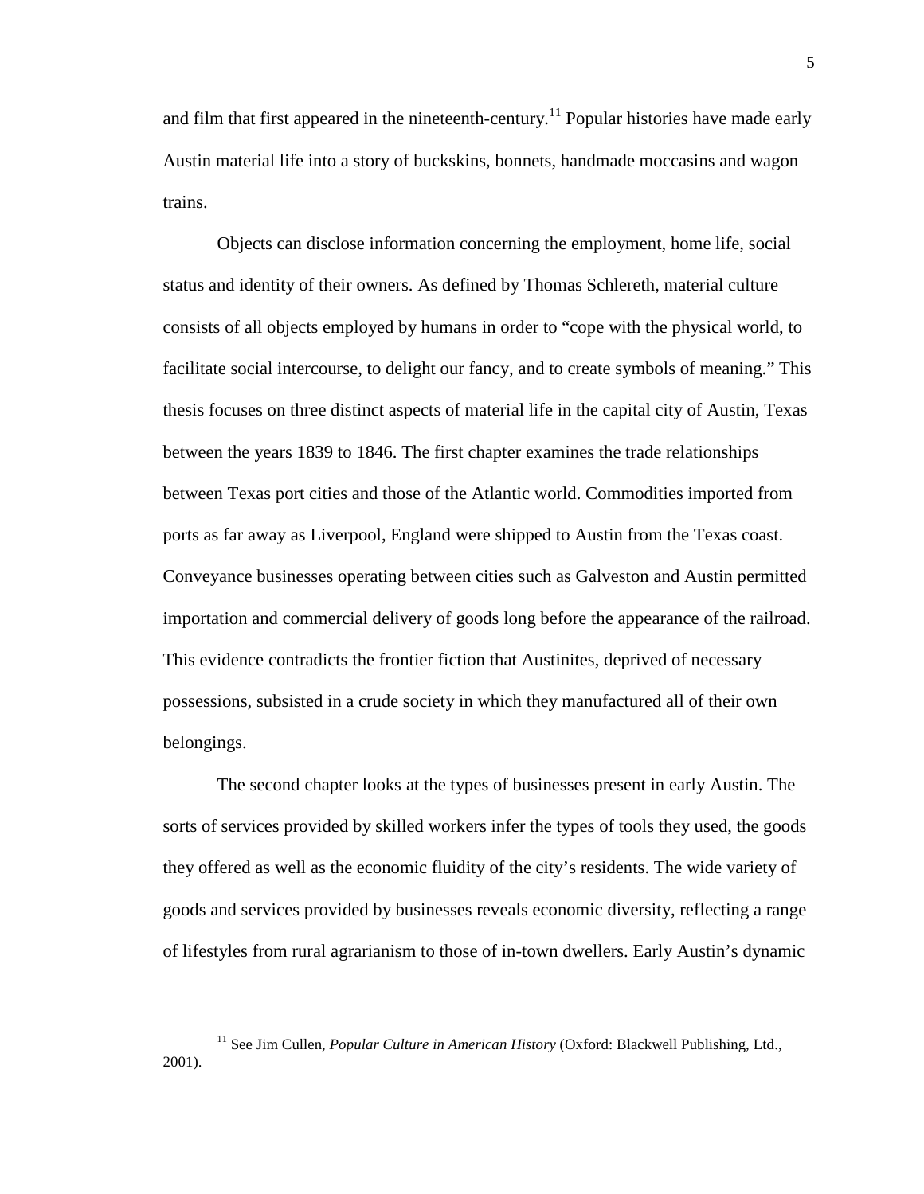and film that first appeared in the nineteenth-century.[11] Popular histories have made early Austin material life into a story of buckskins, bonnets, handmade moccasins and wagon trains.

Objects can disclose information concerning the employment, home life, social status and identity of their owners. As defined by Thomas Schlereth, material culture consists of all objects employed by humans in order to "cope with the physical world, to facilitate social intercourse, to delight our fancy, and to create symbols of meaning." This thesis focuses on three distinct aspects of material life in the capital city of Austin, Texas between the years 1839 to 1846. The first chapter examines the trade relationships between Texas port cities and those of the Atlantic world. Commodities imported from ports as far away as Liverpool, England were shipped to Austin from the Texas coast. Conveyance businesses operating between cities such as Galveston and Austin permitted importation and commercial delivery of goods long before the appearance of the railroad. This evidence contradicts the frontier fiction that Austinites, deprived of necessary possessions, subsisted in a crude society in which they manufactured all of their own belongings.

The second chapter looks at the types of businesses present in early Austin. The sorts of services provided by skilled workers infer the types of tools they used, the goods they offered as well as the economic fluidity of the city's residents. The wide variety of goods and services provided by businesses reveals economic diversity, reflecting a range of lifestyles from rural agrarianism to those of in-town dwellers. Early Austin's dynamic

[11] See Jim Cullen, *Popular Culture in American History* (Oxford: Blackwell Publishing, Ltd., 2001).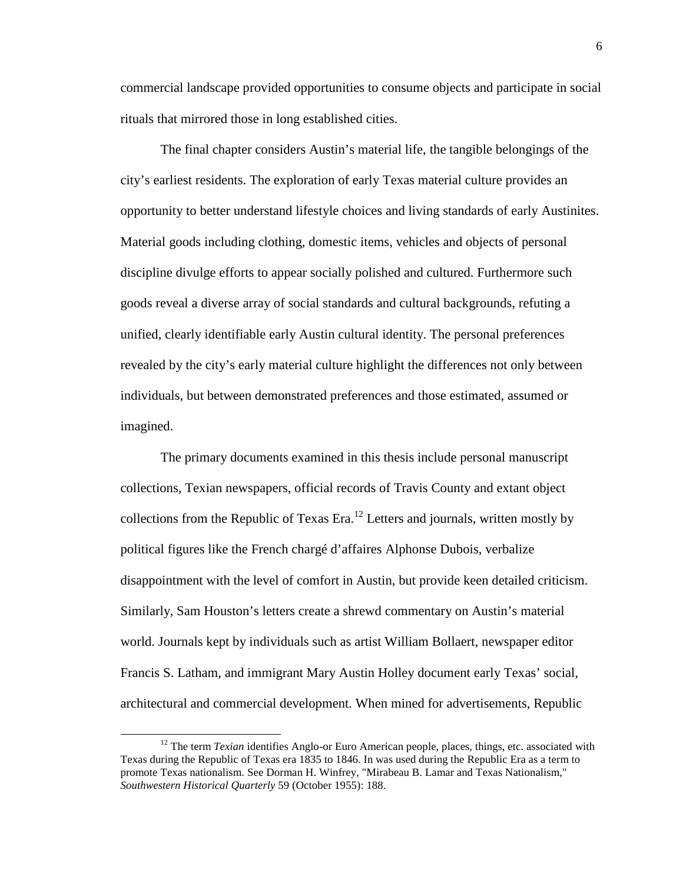commercial landscape provided opportunities to consume objects and participate in social rituals that mirrored those in long established cities.

The final chapter considers Austin's material life, the tangible belongings of the city's earliest residents. The exploration of early Texas material culture provides an opportunity to better understand lifestyle choices and living standards of early Austinites. Material goods including clothing, domestic items, vehicles and objects of personal discipline divulge efforts to appear socially polished and cultured. Furthermore such goods reveal a diverse array of social standards and cultural backgrounds, refuting a unified, clearly identifiable early Austin cultural identity. The personal preferences revealed by the city's early material culture highlight the differences not only between individuals, but between demonstrated preferences and those estimated, assumed or imagined.

The primary documents examined in this thesis include personal manuscript collections, Texian newspapers, official records of Travis County and extant object collections from the Republic of Texas Era.[12] Letters and journals, written mostly by political figures like the French chargé d'affaires Alphonse Dubois, verbalize disappointment with the level of comfort in Austin, but provide keen detailed criticism. Similarly, Sam Houston's letters create a shrewd commentary on Austin's material world. Journals kept by individuals such as artist William Bollaert, newspaper editor Francis S. Latham, and immigrant Mary Austin Holley document early Texas' social, architectural and commercial development. When mined for advertisements, Republic

---

[12] The term *Texian* identifies Anglo-or Euro American people, places, things, etc. associated with Texas during the Republic of Texas era 1835 to 1846. In was used during the Republic Era as a term to promote Texas nationalism. See Dorman H. Winfrey, "Mirabeau B. Lamar and Texas Nationalism," *Southwestern Historical Quarterly* 59 (October 1955): 188.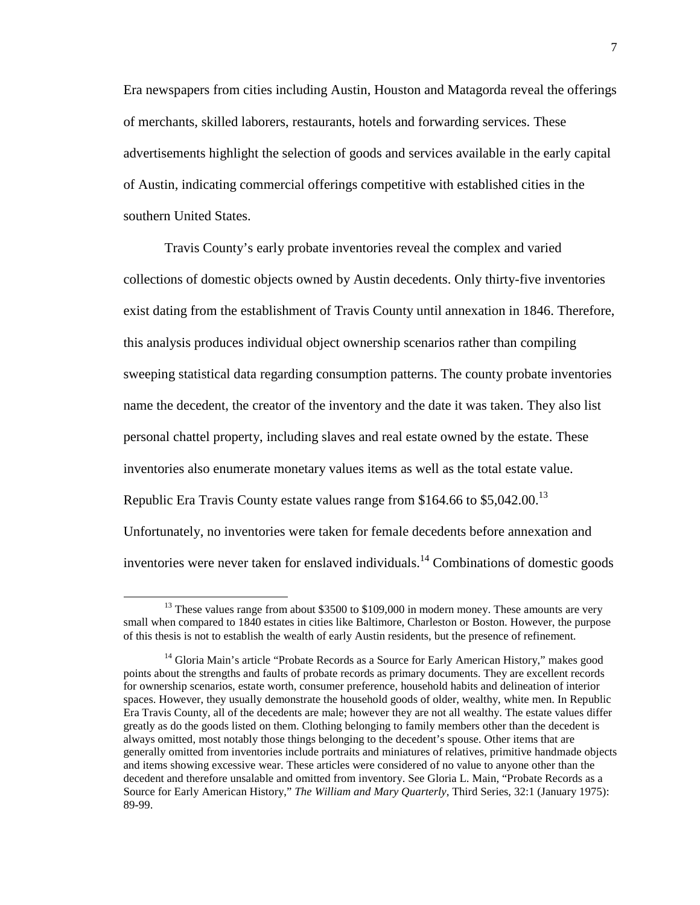Era newspapers from cities including Austin, Houston and Matagorda reveal the offerings of merchants, skilled laborers, restaurants, hotels and forwarding services. These advertisements highlight the selection of goods and services available in the early capital of Austin, indicating commercial offerings competitive with established cities in the southern United States.

Travis County's early probate inventories reveal the complex and varied collections of domestic objects owned by Austin decedents. Only thirty-five inventories exist dating from the establishment of Travis County until annexation in 1846. Therefore, this analysis produces individual object ownership scenarios rather than compiling sweeping statistical data regarding consumption patterns. The county probate inventories name the decedent, the creator of the inventory and the date it was taken. They also list personal chattel property, including slaves and real estate owned by the estate. These inventories also enumerate monetary values items as well as the total estate value. Republic Era Travis County estate values range from \$164.66 to \$5,042.00.[13] Unfortunately, no inventories were taken for female decedents before annexation and inventories were never taken for enslaved individuals.[14] Combinations of domestic goods

---

[13] These values range from about \$3500 to \$109,000 in modern money. These amounts are very small when compared to 1840 estates in cities like Baltimore, Charleston or Boston. However, the purpose of this thesis is not to establish the wealth of early Austin residents, but the presence of refinement.

[14] Gloria Main's article "Probate Records as a Source for Early American History," makes good points about the strengths and faults of probate records as primary documents. They are excellent records for ownership scenarios, estate worth, consumer preference, household habits and delineation of interior spaces. However, they usually demonstrate the household goods of older, wealthy, white men. In Republic Era Travis County, all of the decedents are male; however they are not all wealthy. The estate values differ greatly as do the goods listed on them. Clothing belonging to family members other than the decedent is always omitted, most notably those things belonging to the decedent's spouse. Other items that are generally omitted from inventories include portraits and miniatures of relatives, primitive handmade objects and items showing excessive wear. These articles were considered of no value to anyone other than the decedent and therefore unsalable and omitted from inventory. See Gloria L. Main, "Probate Records as a Source for Early American History," *The William and Mary Quarterly*, Third Series, 32:1 (January 1975): 89-99.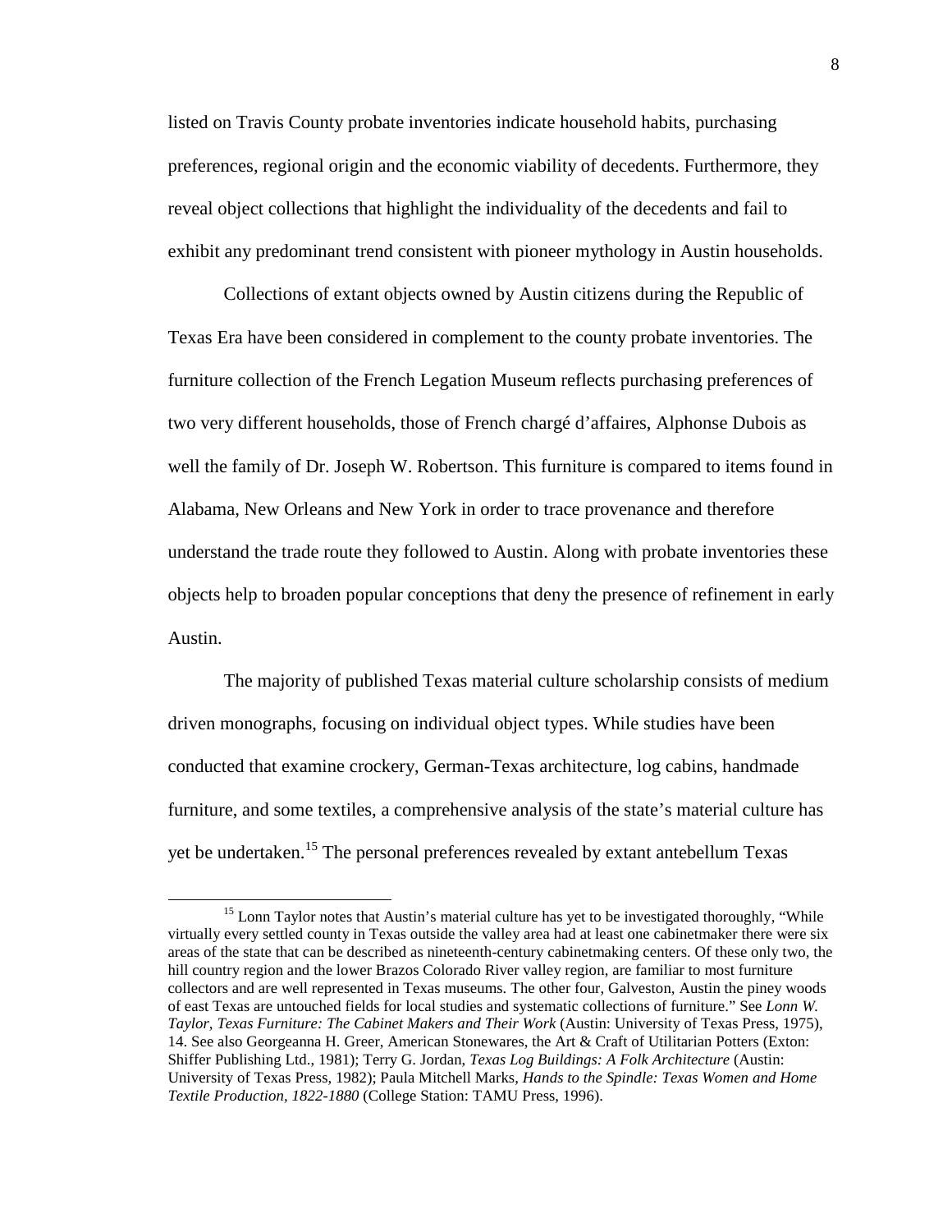listed on Travis County probate inventories indicate household habits, purchasing preferences, regional origin and the economic viability of decedents. Furthermore, they reveal object collections that highlight the individuality of the decedents and fail to exhibit any predominant trend consistent with pioneer mythology in Austin households.

Collections of extant objects owned by Austin citizens during the Republic of Texas Era have been considered in complement to the county probate inventories. The furniture collection of the French Legation Museum reflects purchasing preferences of two very different households, those of French chargé d'affaires, Alphonse Dubois as well the family of Dr. Joseph W. Robertson. This furniture is compared to items found in Alabama, New Orleans and New York in order to trace provenance and therefore understand the trade route they followed to Austin. Along with probate inventories these objects help to broaden popular conceptions that deny the presence of refinement in early Austin.

The majority of published Texas material culture scholarship consists of medium driven monographs, focusing on individual object types. While studies have been conducted that examine crockery, German-Texas architecture, log cabins, handmade furniture, and some textiles, a comprehensive analysis of the state's material culture has yet be undertaken.[15] The personal preferences revealed by extant antebellum Texas

---

[15] Lonn Taylor notes that Austin's material culture has yet to be investigated thoroughly, "While virtually every settled county in Texas outside the valley area had at least one cabinetmaker there were six areas of the state that can be described as nineteenth-century cabinetmaking centers. Of these only two, the hill country region and the lower Brazos Colorado River valley region, are familiar to most furniture collectors and are well represented in Texas museums. The other four, Galveston, Austin the piney woods of east Texas are untouched fields for local studies and systematic collections of furniture." See *Lonn W. Taylor, Texas Furniture: The Cabinet Makers and Their Work* (Austin: University of Texas Press, 1975), 14. See also Georgeanna H. Greer, American Stonewares, the Art & Craft of Utilitarian Potters (Exton: Shiffer Publishing Ltd., 1981); Terry G. Jordan, *Texas Log Buildings: A Folk Architecture* (Austin: University of Texas Press, 1982); Paula Mitchell Marks, *Hands to the Spindle: Texas Women and Home Textile Production, 1822-1880* (College Station: TAMU Press, 1996).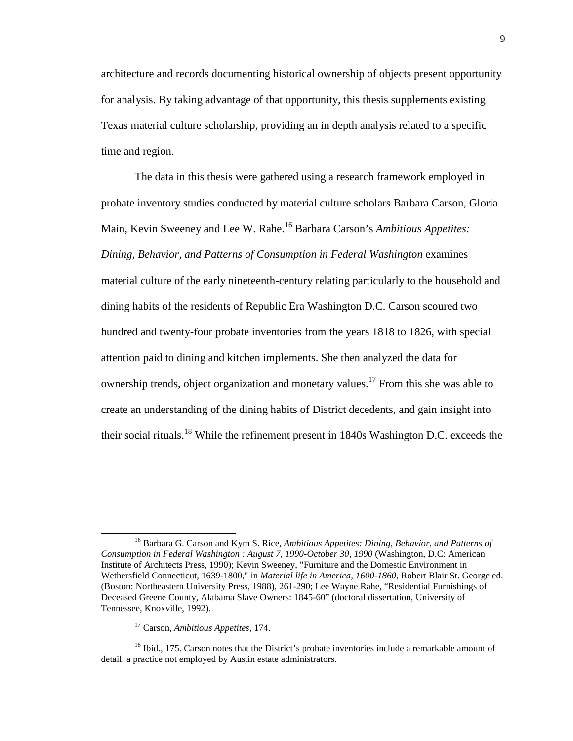architecture and records documenting historical ownership of objects present opportunity for analysis. By taking advantage of that opportunity, this thesis supplements existing Texas material culture scholarship, providing an in depth analysis related to a specific time and region.

The data in this thesis were gathered using a research framework employed in probate inventory studies conducted by material culture scholars Barbara Carson, Gloria Main, Kevin Sweeney and Lee W. Rahe.[16] Barbara Carson's *Ambitious Appetites: Dining, Behavior, and Patterns of Consumption in Federal Washington* examines material culture of the early nineteenth-century relating particularly to the household and dining habits of the residents of Republic Era Washington D.C. Carson scoured two hundred and twenty-four probate inventories from the years 1818 to 1826, with special attention paid to dining and kitchen implements. She then analyzed the data for ownership trends, object organization and monetary values.[17] From this she was able to create an understanding of the dining habits of District decedents, and gain insight into their social rituals.[18] While the refinement present in 1840s Washington D.C. exceeds the

---

[16] Barbara G. Carson and Kym S. Rice, *Ambitious Appetites: Dining, Behavior, and Patterns of Consumption in Federal Washington : August 7, 1990-October 30, 1990* (Washington, D.C: American Institute of Architects Press, 1990); Kevin Sweeney, "Furniture and the Domestic Environment in Wethersfield Connecticut, 1639-1800," in *Material life in America, 1600-1860,* Robert Blair St. George ed. (Boston: Northeastern University Press, 1988), 261-290; Lee Wayne Rahe, "Residential Furnishings of Deceased Greene County, Alabama Slave Owners: 1845-60" (doctoral dissertation, University of Tennessee, Knoxville, 1992).

[17] Carson, *Ambitious Appetites,* 174.

[18] Ibid., 175. Carson notes that the District's probate inventories include a remarkable amount of detail, a practice not employed by Austin estate administrators.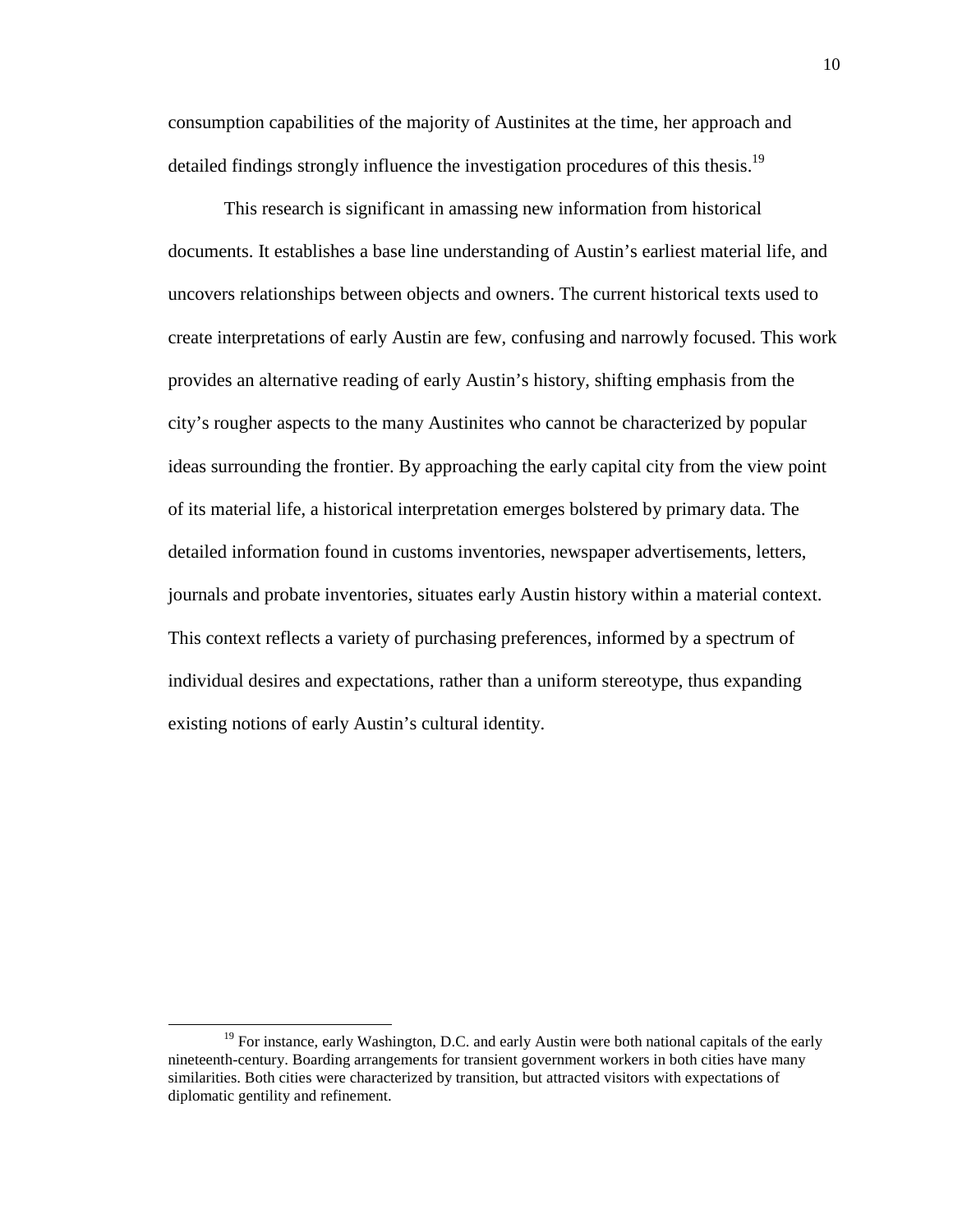consumption capabilities of the majority of Austinites at the time, her approach and detailed findings strongly influence the investigation procedures of this thesis.[19]

This research is significant in amassing new information from historical documents. It establishes a base line understanding of Austin's earliest material life, and uncovers relationships between objects and owners. The current historical texts used to create interpretations of early Austin are few, confusing and narrowly focused. This work provides an alternative reading of early Austin's history, shifting emphasis from the city's rougher aspects to the many Austinites who cannot be characterized by popular ideas surrounding the frontier. By approaching the early capital city from the view point of its material life, a historical interpretation emerges bolstered by primary data. The detailed information found in customs inventories, newspaper advertisements, letters, journals and probate inventories, situates early Austin history within a material context. This context reflects a variety of purchasing preferences, informed by a spectrum of individual desires and expectations, rather than a uniform stereotype, thus expanding existing notions of early Austin's cultural identity.

---

[19] For instance, early Washington, D.C. and early Austin were both national capitals of the early nineteenth-century. Boarding arrangements for transient government workers in both cities have many similarities. Both cities were characterized by transition, but attracted visitors with expectations of diplomatic gentility and refinement.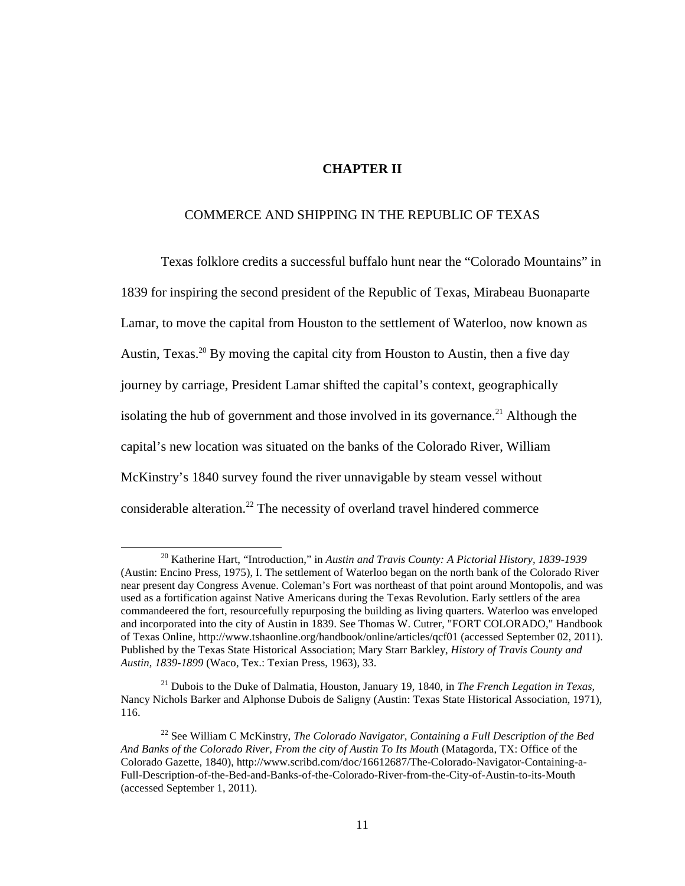# CHAPTER II

## COMMERCE AND SHIPPING IN THE REPUBLIC OF TEXAS

Texas folklore credits a successful buffalo hunt near the "Colorado Mountains" in 1839 for inspiring the second president of the Republic of Texas, Mirabeau Buonaparte Lamar, to move the capital from Houston to the settlement of Waterloo, now known as Austin, Texas.[20] By moving the capital city from Houston to Austin, then a five day journey by carriage, President Lamar shifted the capital's context, geographically isolating the hub of government and those involved in its governance.[21] Although the capital's new location was situated on the banks of the Colorado River, William McKinstry's 1840 survey found the river unnavigable by steam vessel without considerable alteration.[22] The necessity of overland travel hindered commerce

---

[20] Katherine Hart, "Introduction," in *Austin and Travis County: A Pictorial History, 1839-1939* (Austin: Encino Press, 1975), I. The settlement of Waterloo began on the north bank of the Colorado River near present day Congress Avenue. Coleman's Fort was northeast of that point around Montopolis, and was used as a fortification against Native Americans during the Texas Revolution. Early settlers of the area commandeered the fort, resourcefully repurposing the building as living quarters. Waterloo was enveloped and incorporated into the city of Austin in 1839. See Thomas W. Cutrer, "FORT COLORADO," Handbook of Texas Online, http://www.tshaonline.org/handbook/online/articles/qcf01 (accessed September 02, 2011). Published by the Texas State Historical Association; Mary Starr Barkley, *History of Travis County and Austin, 1839-1899* (Waco, Tex.: Texian Press, 1963), 33.

[21] Dubois to the Duke of Dalmatia, Houston, January 19, 1840, in *The French Legation in Texas,* Nancy Nichols Barker and Alphonse Dubois de Saligny (Austin: Texas State Historical Association, 1971), 116.

[22] See William C McKinstry, *The Colorado Navigator, Containing a Full Description of the Bed And Banks of the Colorado River, From the city of Austin To Its Mouth* (Matagorda, TX: Office of the Colorado Gazette, 1840), http://www.scribd.com/doc/16612687/The-Colorado-Navigator-Containing-a-Full-Description-of-the-Bed-and-Banks-of-the-Colorado-River-from-the-City-of-Austin-to-its-Mouth (accessed September 1, 2011).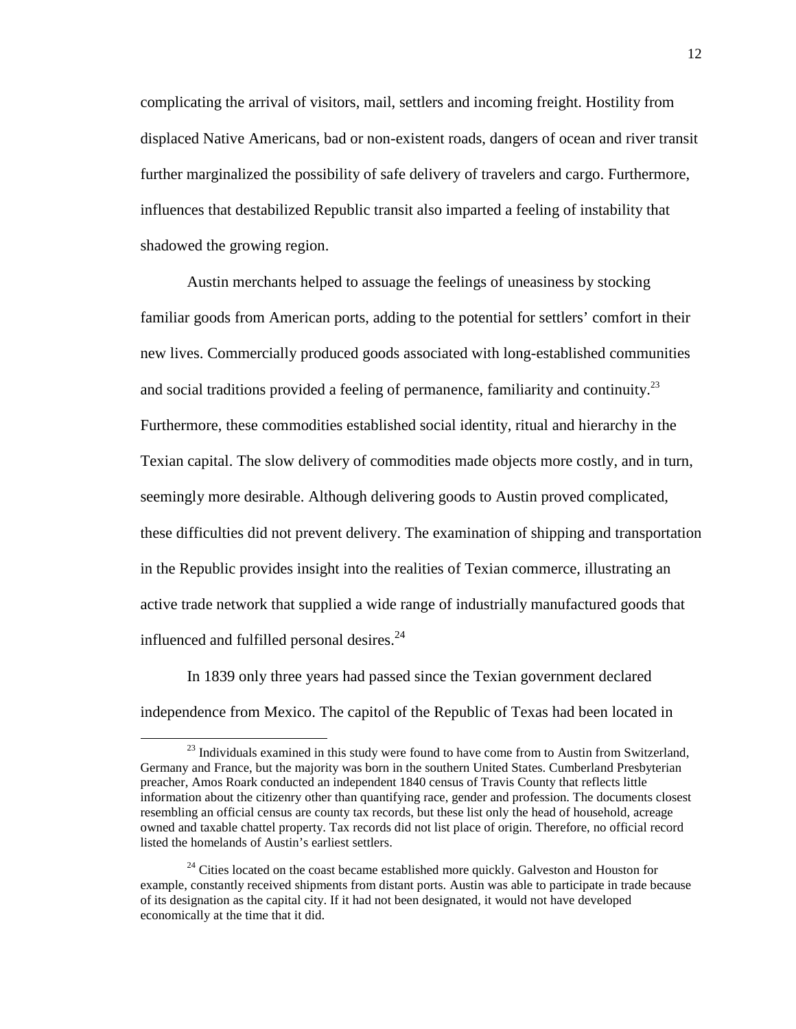complicating the arrival of visitors, mail, settlers and incoming freight. Hostility from displaced Native Americans, bad or non-existent roads, dangers of ocean and river transit further marginalized the possibility of safe delivery of travelers and cargo. Furthermore, influences that destabilized Republic transit also imparted a feeling of instability that shadowed the growing region.

Austin merchants helped to assuage the feelings of uneasiness by stocking familiar goods from American ports, adding to the potential for settlers' comfort in their new lives. Commercially produced goods associated with long-established communities and social traditions provided a feeling of permanence, familiarity and continuity.[23] Furthermore, these commodities established social identity, ritual and hierarchy in the Texian capital. The slow delivery of commodities made objects more costly, and in turn, seemingly more desirable. Although delivering goods to Austin proved complicated, these difficulties did not prevent delivery. The examination of shipping and transportation in the Republic provides insight into the realities of Texian commerce, illustrating an active trade network that supplied a wide range of industrially manufactured goods that influenced and fulfilled personal desires.[24]

In 1839 only three years had passed since the Texian government declared independence from Mexico. The capitol of the Republic of Texas had been located in

---

[23] Individuals examined in this study were found to have come from to Austin from Switzerland, Germany and France, but the majority was born in the southern United States. Cumberland Presbyterian preacher, Amos Roark conducted an independent 1840 census of Travis County that reflects little information about the citizenry other than quantifying race, gender and profession. The documents closest resembling an official census are county tax records, but these list only the head of household, acreage owned and taxable chattel property. Tax records did not list place of origin. Therefore, no official record listed the homelands of Austin's earliest settlers.

[24] Cities located on the coast became established more quickly. Galveston and Houston for example, constantly received shipments from distant ports. Austin was able to participate in trade because of its designation as the capital city. If it had not been designated, it would not have developed economically at the time that it did.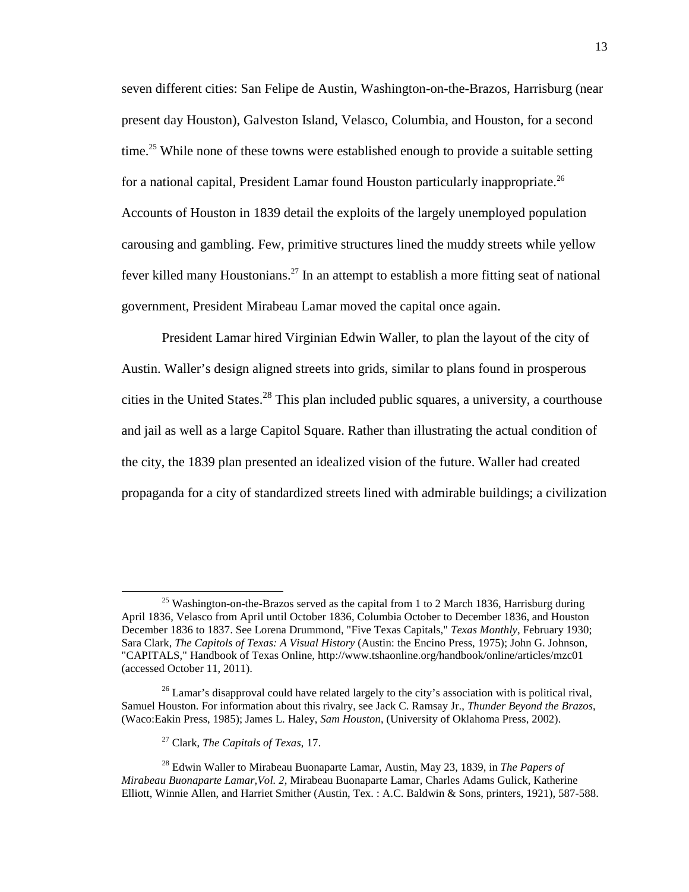seven different cities: San Felipe de Austin, Washington-on-the-Brazos, Harrisburg (near present day Houston), Galveston Island, Velasco, Columbia, and Houston, for a second time.[25] While none of these towns were established enough to provide a suitable setting for a national capital, President Lamar found Houston particularly inappropriate.[26] Accounts of Houston in 1839 detail the exploits of the largely unemployed population carousing and gambling. Few, primitive structures lined the muddy streets while yellow fever killed many Houstonians.[27] In an attempt to establish a more fitting seat of national government, President Mirabeau Lamar moved the capital once again.

President Lamar hired Virginian Edwin Waller, to plan the layout of the city of Austin. Waller's design aligned streets into grids, similar to plans found in prosperous cities in the United States.[28] This plan included public squares, a university, a courthouse and jail as well as a large Capitol Square. Rather than illustrating the actual condition of the city, the 1839 plan presented an idealized vision of the future. Waller had created propaganda for a city of standardized streets lined with admirable buildings; a civilization

---

[25] Washington-on-the-Brazos served as the capital from 1 to 2 March 1836, Harrisburg during April 1836, Velasco from April until October 1836, Columbia October to December 1836, and Houston December 1836 to 1837. See Lorena Drummond, "Five Texas Capitals," *Texas Monthly*, February 1930; Sara Clark, *The Capitols of Texas: A Visual History* (Austin: the Encino Press, 1975); John G. Johnson, "CAPITALS," Handbook of Texas Online, http://www.tshaonline.org/handbook/online/articles/mzc01 (accessed October 11, 2011).

[26] Lamar's disapproval could have related largely to the city's association with is political rival, Samuel Houston. For information about this rivalry, see Jack C. Ramsay Jr., *Thunder Beyond the Brazos*, (Waco:Eakin Press, 1985); James L. Haley, *Sam Houston*, (University of Oklahoma Press, 2002).

[27] Clark, *The Capitals of Texas*, 17.

[28] Edwin Waller to Mirabeau Buonaparte Lamar, Austin, May 23, 1839, in *The Papers of Mirabeau Buonaparte Lamar,Vol. 2,* Mirabeau Buonaparte Lamar, Charles Adams Gulick, Katherine Elliott, Winnie Allen, and Harriet Smither (Austin, Tex. : A.C. Baldwin & Sons, printers, 1921), 587-588.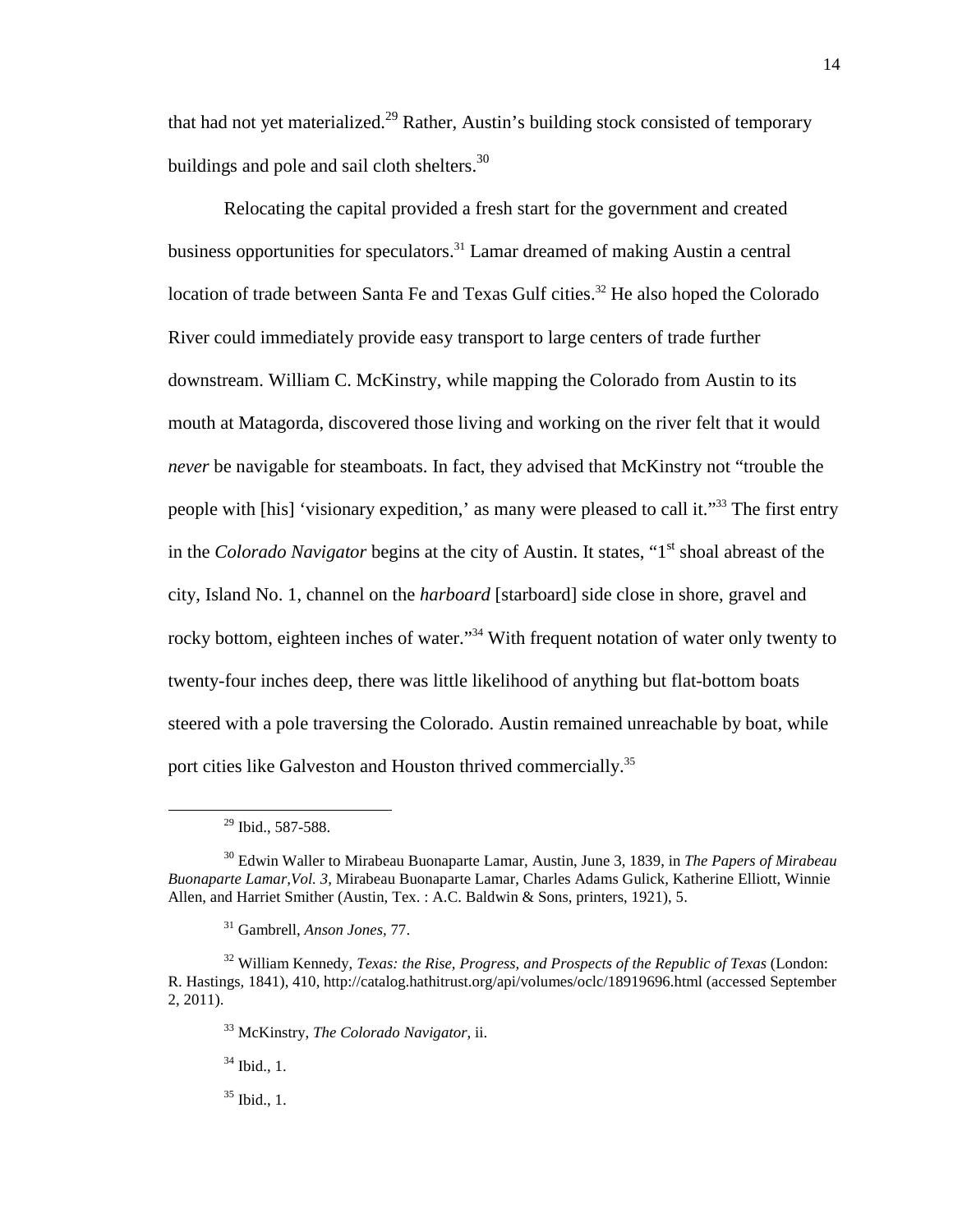that had not yet materialized.[29] Rather, Austin's building stock consisted of temporary buildings and pole and sail cloth shelters.[30]

Relocating the capital provided a fresh start for the government and created business opportunities for speculators.[31] Lamar dreamed of making Austin a central location of trade between Santa Fe and Texas Gulf cities.[32] He also hoped the Colorado River could immediately provide easy transport to large centers of trade further downstream. William C. McKinstry, while mapping the Colorado from Austin to its mouth at Matagorda, discovered those living and working on the river felt that it would *never* be navigable for steamboats. In fact, they advised that McKinstry not "trouble the people with [his] 'visionary expedition,' as many were pleased to call it."[33] The first entry in the *Colorado Navigator* begins at the city of Austin. It states, "1st shoal abreast of the city, Island No. 1, channel on the *harboard* [starboard] side close in shore, gravel and rocky bottom, eighteen inches of water."[34] With frequent notation of water only twenty to twenty-four inches deep, there was little likelihood of anything but flat-bottom boats steered with a pole traversing the Colorado. Austin remained unreachable by boat, while port cities like Galveston and Houston thrived commercially.[35]

---

[29] Ibid., 587-588.

[30] Edwin Waller to Mirabeau Buonaparte Lamar, Austin, June 3, 1839, in *The Papers of Mirabeau Buonaparte Lamar,Vol. 3*, Mirabeau Buonaparte Lamar, Charles Adams Gulick, Katherine Elliott, Winnie Allen, and Harriet Smither (Austin, Tex. : A.C. Baldwin & Sons, printers, 1921), 5.

[31] Gambrell, *Anson Jones*, 77.

[32] William Kennedy, *Texas: the Rise, Progress, and Prospects of the Republic of Texas* (London: R. Hastings, 1841), 410, http://catalog.hathitrust.org/api/volumes/oclc/18919696.html (accessed September 2, 2011).

[33] McKinstry, *The Colorado Navigator*, ii.

[34] Ibid., 1.

[35] Ibid., 1.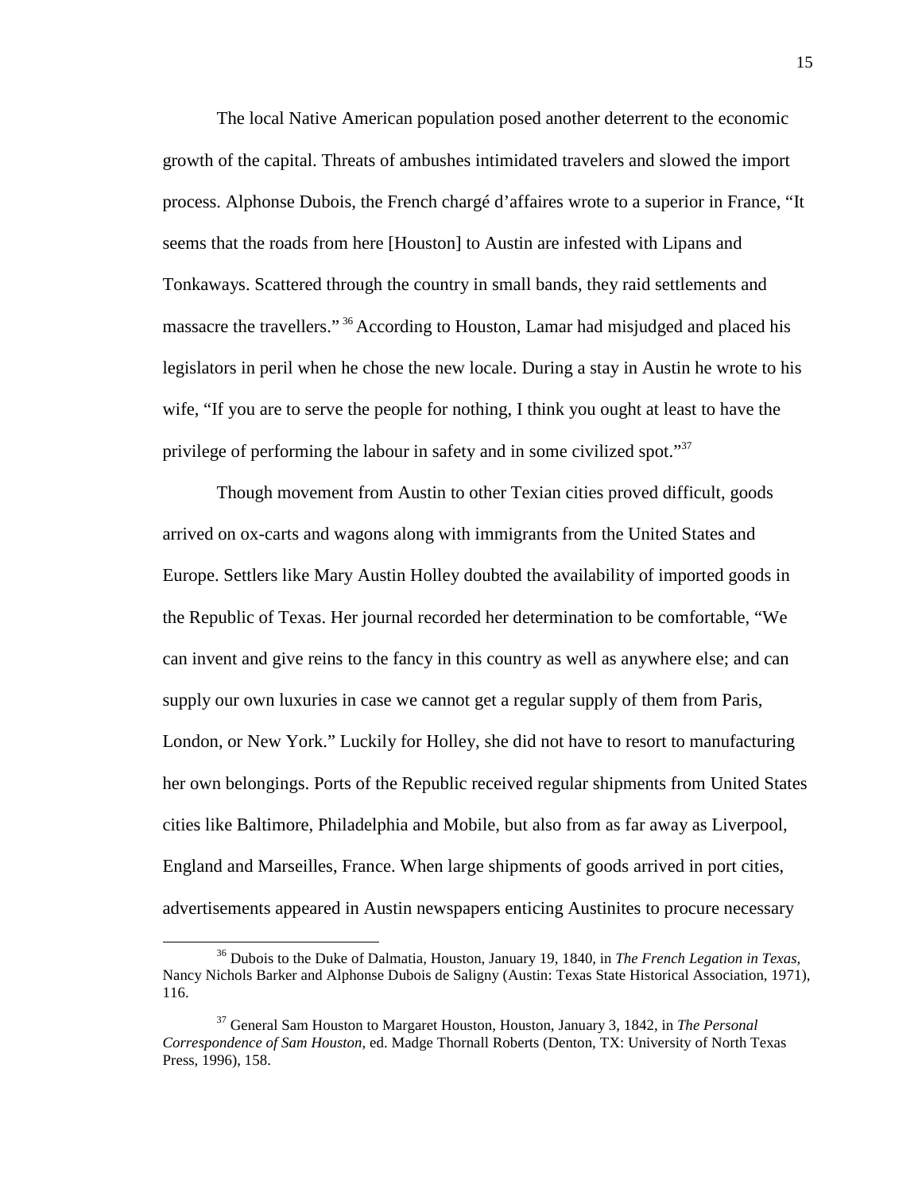The local Native American population posed another deterrent to the economic growth of the capital. Threats of ambushes intimidated travelers and slowed the import process. Alphonse Dubois, the French chargé d'affaires wrote to a superior in France, "It seems that the roads from here [Houston] to Austin are infested with Lipans and Tonkaways. Scattered through the country in small bands, they raid settlements and massacre the travellers." [36] According to Houston, Lamar had misjudged and placed his legislators in peril when he chose the new locale. During a stay in Austin he wrote to his wife, "If you are to serve the people for nothing, I think you ought at least to have the privilege of performing the labour in safety and in some civilized spot."[37]

Though movement from Austin to other Texian cities proved difficult, goods arrived on ox-carts and wagons along with immigrants from the United States and Europe. Settlers like Mary Austin Holley doubted the availability of imported goods in the Republic of Texas. Her journal recorded her determination to be comfortable, "We can invent and give reins to the fancy in this country as well as anywhere else; and can supply our own luxuries in case we cannot get a regular supply of them from Paris, London, or New York." Luckily for Holley, she did not have to resort to manufacturing her own belongings. Ports of the Republic received regular shipments from United States cities like Baltimore, Philadelphia and Mobile, but also from as far away as Liverpool, England and Marseilles, France. When large shipments of goods arrived in port cities, advertisements appeared in Austin newspapers enticing Austinites to procure necessary

---

[36] Dubois to the Duke of Dalmatia, Houston, January 19, 1840, in *The French Legation in Texas*, Nancy Nichols Barker and Alphonse Dubois de Saligny (Austin: Texas State Historical Association, 1971), 116.

[37] General Sam Houston to Margaret Houston, Houston, January 3, 1842, in *The Personal Correspondence of Sam Houston*, ed. Madge Thornall Roberts (Denton, TX: University of North Texas Press, 1996), 158.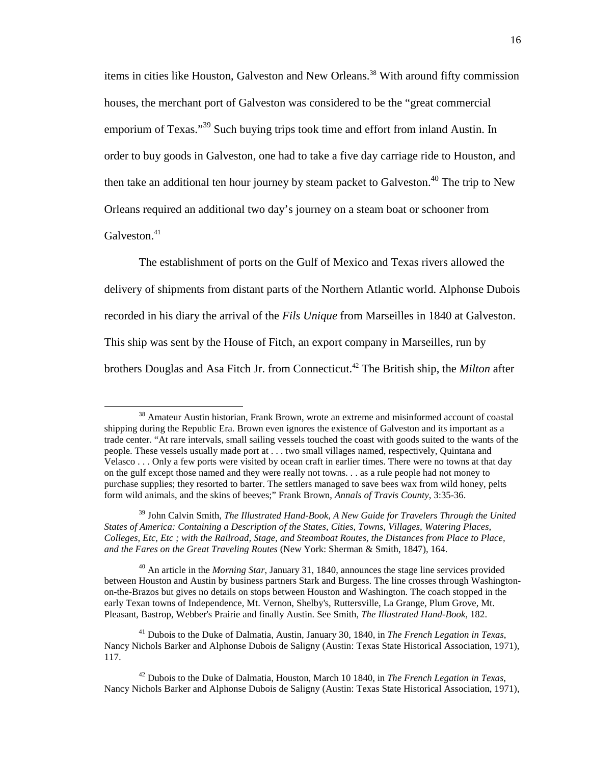items in cities like Houston, Galveston and New Orleans.[38] With around fifty commission houses, the merchant port of Galveston was considered to be the "great commercial emporium of Texas."[39] Such buying trips took time and effort from inland Austin. In order to buy goods in Galveston, one had to take a five day carriage ride to Houston, and then take an additional ten hour journey by steam packet to Galveston.[40] The trip to New Orleans required an additional two day's journey on a steam boat or schooner from Galveston.[41]

The establishment of ports on the Gulf of Mexico and Texas rivers allowed the delivery of shipments from distant parts of the Northern Atlantic world. Alphonse Dubois recorded in his diary the arrival of the *Fils Unique* from Marseilles in 1840 at Galveston. This ship was sent by the House of Fitch, an export company in Marseilles, run by brothers Douglas and Asa Fitch Jr. from Connecticut.[42] The British ship, the *Milton* after

---

[38] Amateur Austin historian, Frank Brown, wrote an extreme and misinformed account of coastal shipping during the Republic Era. Brown even ignores the existence of Galveston and its important as a trade center. "At rare intervals, small sailing vessels touched the coast with goods suited to the wants of the people. These vessels usually made port at . . . two small villages named, respectively, Quintana and Velasco . . . Only a few ports were visited by ocean craft in earlier times. There were no towns at that day on the gulf except those named and they were really not towns. . . as a rule people had not money to purchase supplies; they resorted to barter. The settlers managed to save bees wax from wild honey, pelts form wild animals, and the skins of beeves;" Frank Brown, *Annals of Travis County*, 3:35-36.

[39] John Calvin Smith, *The Illustrated Hand-Book, A New Guide for Travelers Through the United States of America: Containing a Description of the States, Cities, Towns, Villages, Watering Places, Colleges, Etc, Etc ; with the Railroad, Stage, and Steamboat Routes, the Distances from Place to Place, and the Fares on the Great Traveling Routes* (New York: Sherman & Smith, 1847), 164.

[40] An article in the *Morning Star*, January 31, 1840, announces the stage line services provided between Houston and Austin by business partners Stark and Burgess. The line crosses through Washington-on-the-Brazos but gives no details on stops between Houston and Washington. The coach stopped in the early Texan towns of Independence, Mt. Vernon, Shelby's, Ruttersville, La Grange, Plum Grove, Mt. Pleasant, Bastrop, Webber's Prairie and finally Austin. See Smith, *The Illustrated Hand-Book*, 182.

[41] Dubois to the Duke of Dalmatia, Austin, January 30, 1840, in *The French Legation in Texas*, Nancy Nichols Barker and Alphonse Dubois de Saligny (Austin: Texas State Historical Association, 1971), 117.

[42] Dubois to the Duke of Dalmatia, Houston, March 10 1840, in *The French Legation in Texas*, Nancy Nichols Barker and Alphonse Dubois de Saligny (Austin: Texas State Historical Association, 1971),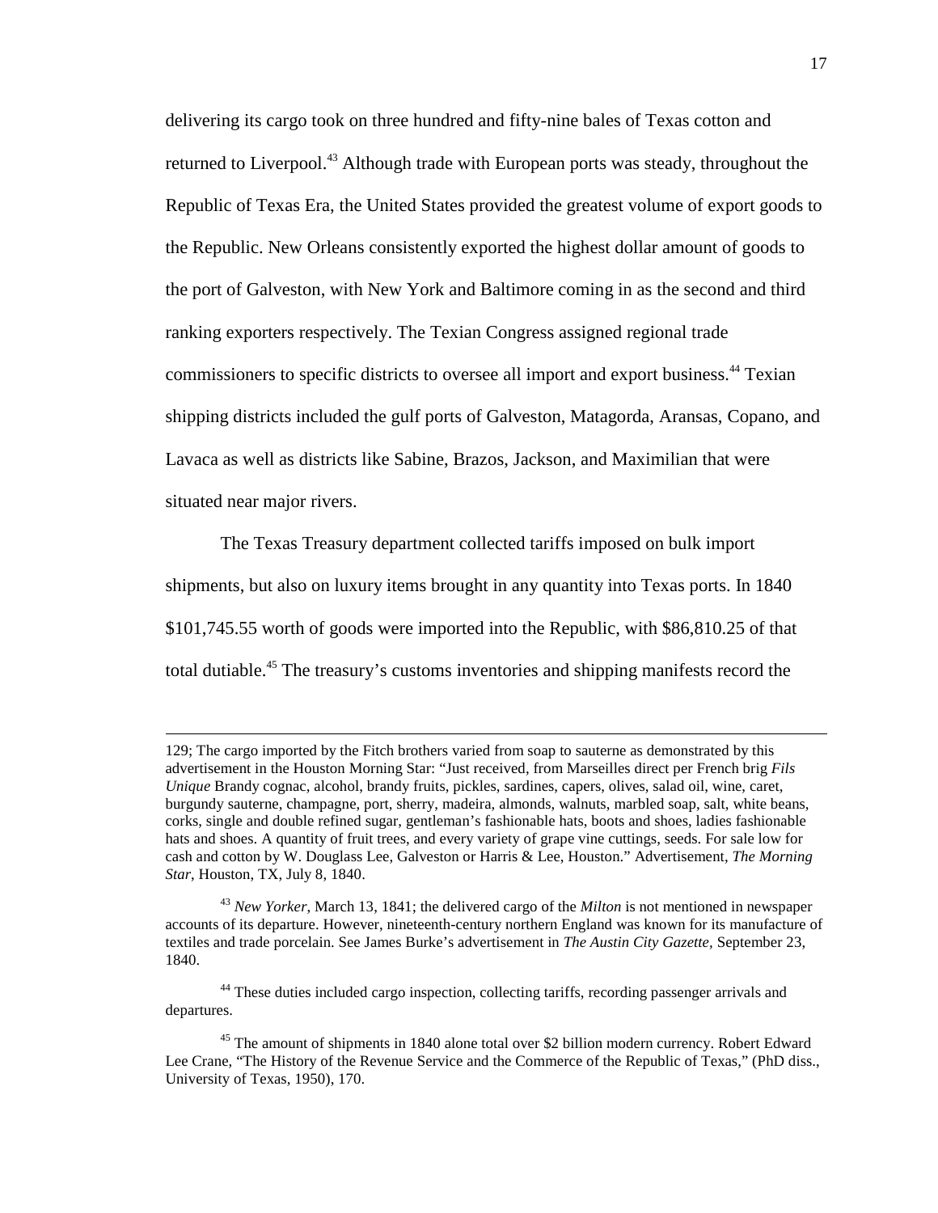delivering its cargo took on three hundred and fifty-nine bales of Texas cotton and returned to Liverpool.[43] Although trade with European ports was steady, throughout the Republic of Texas Era, the United States provided the greatest volume of export goods to the Republic. New Orleans consistently exported the highest dollar amount of goods to the port of Galveston, with New York and Baltimore coming in as the second and third ranking exporters respectively. The Texian Congress assigned regional trade commissioners to specific districts to oversee all import and export business.[44] Texian shipping districts included the gulf ports of Galveston, Matagorda, Aransas, Copano, and Lavaca as well as districts like Sabine, Brazos, Jackson, and Maximilian that were situated near major rivers.

The Texas Treasury department collected tariffs imposed on bulk import shipments, but also on luxury items brought in any quantity into Texas ports. In 1840 $101,745.55 worth of goods were imported into the Republic, with $86,810.25 of that total dutiable.[45] The treasury's customs inventories and shipping manifests record the

---

129; The cargo imported by the Fitch brothers varied from soap to sauterne as demonstrated by this advertisement in the Houston Morning Star: "Just received, from Marseilles direct per French brig *Fils Unique* Brandy cognac, alcohol, brandy fruits, pickles, sardines, capers, olives, salad oil, wine, caret, burgundy sauterne, champagne, port, sherry, madeira, almonds, walnuts, marbled soap, salt, white beans, corks, single and double refined sugar, gentleman's fashionable hats, boots and shoes, ladies fashionable hats and shoes. A quantity of fruit trees, and every variety of grape vine cuttings, seeds. For sale low for cash and cotton by W. Douglass Lee, Galveston or Harris & Lee, Houston." Advertisement, *The Morning Star*, Houston, TX, July 8, 1840.

[43] *New Yorker*, March 13, 1841; the delivered cargo of the *Milton* is not mentioned in newspaper accounts of its departure. However, nineteenth-century northern England was known for its manufacture of textiles and trade porcelain. See James Burke's advertisement in *The Austin City Gazette*, September 23, 1840.

[44] These duties included cargo inspection, collecting tariffs, recording passenger arrivals and departures.

[45] The amount of shipments in 1840 alone total over $2 billion modern currency. Robert Edward Lee Crane, "The History of the Revenue Service and the Commerce of the Republic of Texas," (PhD diss., University of Texas, 1950), 170.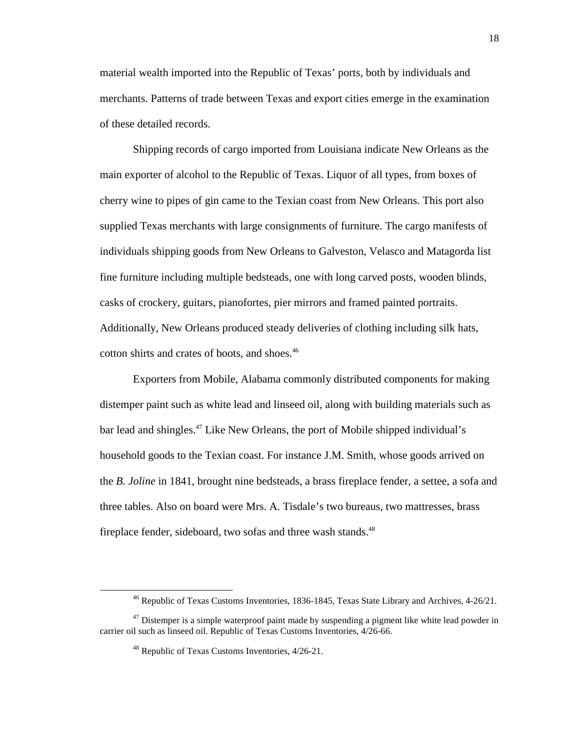material wealth imported into the Republic of Texas' ports, both by individuals and merchants. Patterns of trade between Texas and export cities emerge in the examination of these detailed records.

Shipping records of cargo imported from Louisiana indicate New Orleans as the main exporter of alcohol to the Republic of Texas. Liquor of all types, from boxes of cherry wine to pipes of gin came to the Texian coast from New Orleans. This port also supplied Texas merchants with large consignments of furniture. The cargo manifests of individuals shipping goods from New Orleans to Galveston, Velasco and Matagorda list fine furniture including multiple bedsteads, one with long carved posts, wooden blinds, casks of crockery, guitars, pianofortes, pier mirrors and framed painted portraits. Additionally, New Orleans produced steady deliveries of clothing including silk hats, cotton shirts and crates of boots, and shoes.[46]

Exporters from Mobile, Alabama commonly distributed components for making distemper paint such as white lead and linseed oil, along with building materials such as bar lead and shingles.[47] Like New Orleans, the port of Mobile shipped individual's household goods to the Texian coast. For instance J.M. Smith, whose goods arrived on the *B. Joline* in 1841, brought nine bedsteads, a brass fireplace fender, a settee, a sofa and three tables. Also on board were Mrs. A. Tisdale's two bureaus, two mattresses, brass fireplace fender, sideboard, two sofas and three wash stands.[48]

---

[46] Republic of Texas Customs Inventories, 1836-1845, Texas State Library and Archives, 4-26/21.

[47] Distemper is a simple waterproof paint made by suspending a pigment like white lead powder in carrier oil such as linseed oil. Republic of Texas Customs Inventories, 4/26-66.

[48] Republic of Texas Customs Inventories, 4/26-21.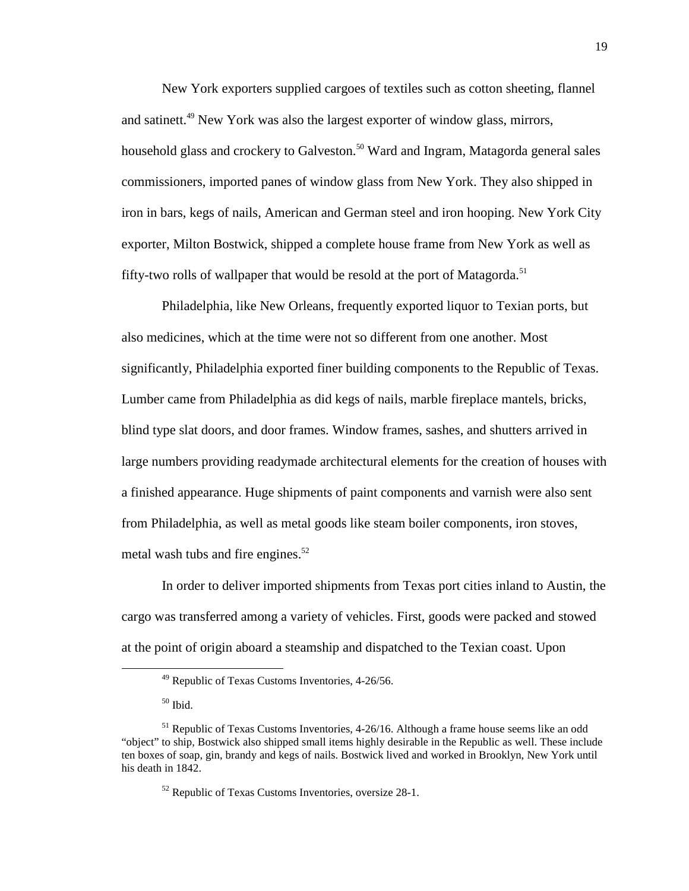New York exporters supplied cargoes of textiles such as cotton sheeting, flannel and satinett.[49] New York was also the largest exporter of window glass, mirrors, household glass and crockery to Galveston.[50] Ward and Ingram, Matagorda general sales commissioners, imported panes of window glass from New York. They also shipped in iron in bars, kegs of nails, American and German steel and iron hooping. New York City exporter, Milton Bostwick, shipped a complete house frame from New York as well as fifty-two rolls of wallpaper that would be resold at the port of Matagorda.[51]

Philadelphia, like New Orleans, frequently exported liquor to Texian ports, but also medicines, which at the time were not so different from one another. Most significantly, Philadelphia exported finer building components to the Republic of Texas. Lumber came from Philadelphia as did kegs of nails, marble fireplace mantels, bricks, blind type slat doors, and door frames. Window frames, sashes, and shutters arrived in large numbers providing readymade architectural elements for the creation of houses with a finished appearance. Huge shipments of paint components and varnish were also sent from Philadelphia, as well as metal goods like steam boiler components, iron stoves, metal wash tubs and fire engines.[52]

In order to deliver imported shipments from Texas port cities inland to Austin, the cargo was transferred among a variety of vehicles. First, goods were packed and stowed at the point of origin aboard a steamship and dispatched to the Texian coast. Upon

---

[49] Republic of Texas Customs Inventories, 4-26/56.

[50] Ibid.

[51] Republic of Texas Customs Inventories, 4-26/16. Although a frame house seems like an odd "object" to ship, Bostwick also shipped small items highly desirable in the Republic as well. These include ten boxes of soap, gin, brandy and kegs of nails. Bostwick lived and worked in Brooklyn, New York until his death in 1842.

[52] Republic of Texas Customs Inventories, oversize 28-1.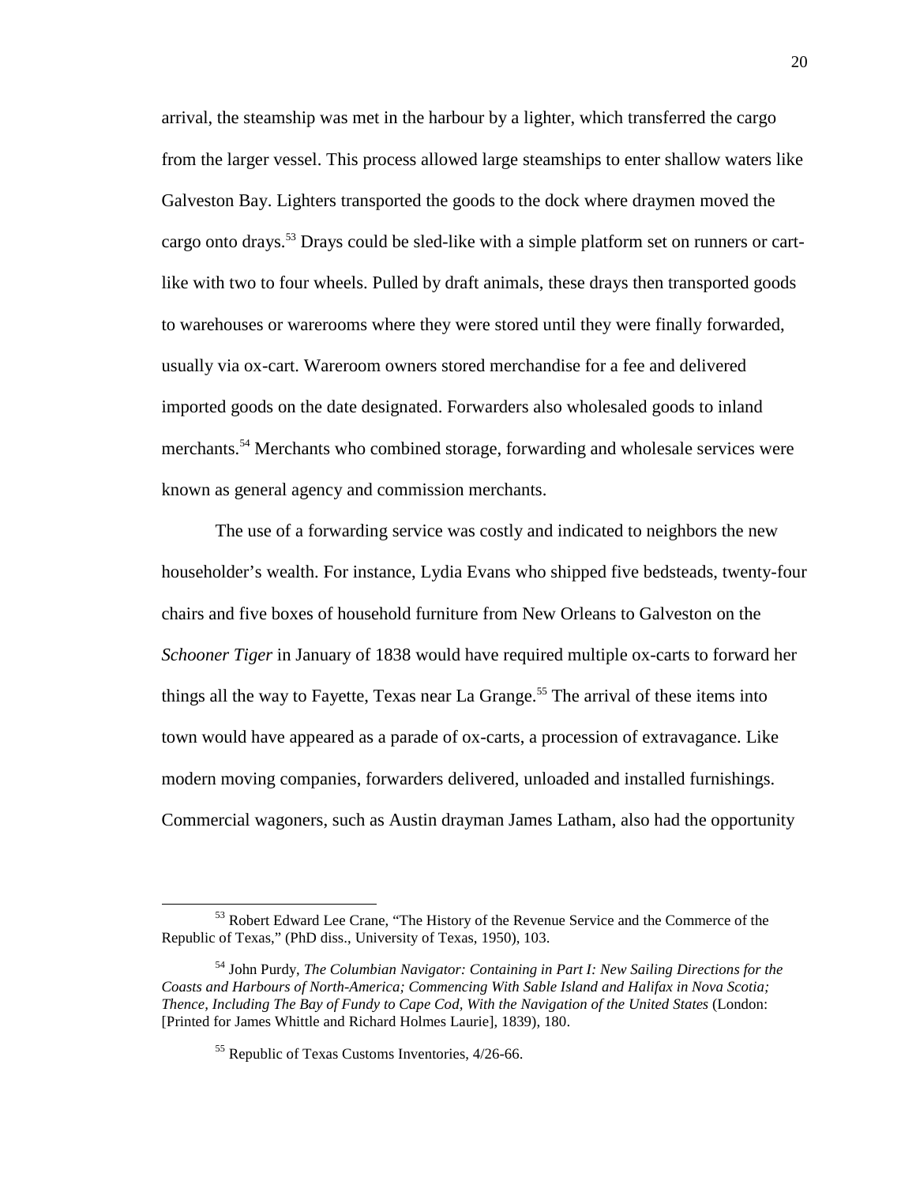arrival, the steamship was met in the harbour by a lighter, which transferred the cargo from the larger vessel. This process allowed large steamships to enter shallow waters like Galveston Bay. Lighters transported the goods to the dock where draymen moved the cargo onto drays.[53] Drays could be sled-like with a simple platform set on runners or cart-like with two to four wheels. Pulled by draft animals, these drays then transported goods to warehouses or warerooms where they were stored until they were finally forwarded, usually via ox-cart. Wareroom owners stored merchandise for a fee and delivered imported goods on the date designated. Forwarders also wholesaled goods to inland merchants.[54] Merchants who combined storage, forwarding and wholesale services were known as general agency and commission merchants.

The use of a forwarding service was costly and indicated to neighbors the new householder's wealth. For instance, Lydia Evans who shipped five bedsteads, twenty-four chairs and five boxes of household furniture from New Orleans to Galveston on the *Schooner Tiger* in January of 1838 would have required multiple ox-carts to forward her things all the way to Fayette, Texas near La Grange.[55] The arrival of these items into town would have appeared as a parade of ox-carts, a procession of extravagance. Like modern moving companies, forwarders delivered, unloaded and installed furnishings. Commercial wagoners, such as Austin drayman James Latham, also had the opportunity

---

[53] Robert Edward Lee Crane, "The History of the Revenue Service and the Commerce of the Republic of Texas," (PhD diss., University of Texas, 1950), 103.

[54] John Purdy, *The Columbian Navigator: Containing in Part I: New Sailing Directions for the Coasts and Harbours of North-America; Commencing With Sable Island and Halifax in Nova Scotia; Thence, Including The Bay of Fundy to Cape Cod, With the Navigation of the United States* (London: [Printed for James Whittle and Richard Holmes Laurie], 1839), 180.

[55] Republic of Texas Customs Inventories, 4/26-66.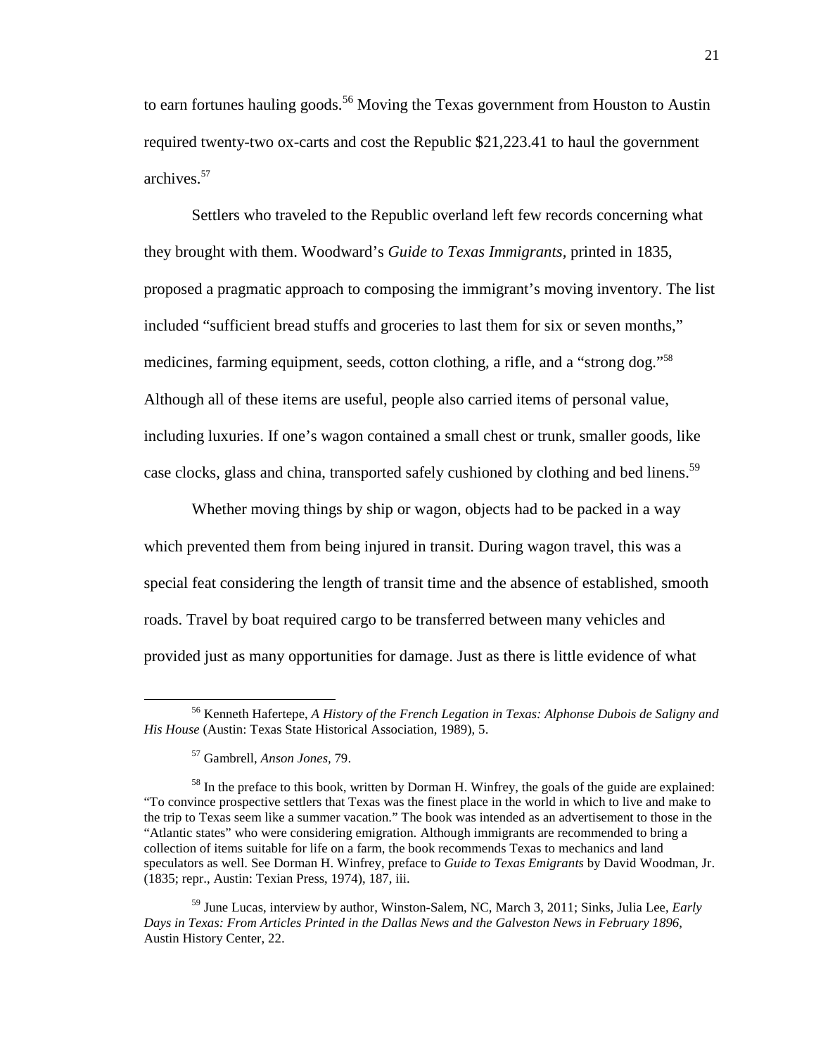to earn fortunes hauling goods.[56] Moving the Texas government from Houston to Austin required twenty-two ox-carts and cost the Republic $21,223.41 to haul the government archives.[57]

Settlers who traveled to the Republic overland left few records concerning what they brought with them. Woodward's *Guide to Texas Immigrants*, printed in 1835, proposed a pragmatic approach to composing the immigrant's moving inventory. The list included "sufficient bread stuffs and groceries to last them for six or seven months," medicines, farming equipment, seeds, cotton clothing, a rifle, and a "strong dog."[58] Although all of these items are useful, people also carried items of personal value, including luxuries. If one's wagon contained a small chest or trunk, smaller goods, like case clocks, glass and china, transported safely cushioned by clothing and bed linens.[59]

Whether moving things by ship or wagon, objects had to be packed in a way which prevented them from being injured in transit. During wagon travel, this was a special feat considering the length of transit time and the absence of established, smooth roads. Travel by boat required cargo to be transferred between many vehicles and provided just as many opportunities for damage. Just as there is little evidence of what

---

[56] Kenneth Hafertepe, *A History of the French Legation in Texas: Alphonse Dubois de Saligny and His House* (Austin: Texas State Historical Association, 1989), 5.

[57] Gambrell, *Anson Jones*, 79.

[58] In the preface to this book, written by Dorman H. Winfrey, the goals of the guide are explained: "To convince prospective settlers that Texas was the finest place in the world in which to live and make to the trip to Texas seem like a summer vacation." The book was intended as an advertisement to those in the "Atlantic states" who were considering emigration. Although immigrants are recommended to bring a collection of items suitable for life on a farm, the book recommends Texas to mechanics and land speculators as well. See Dorman H. Winfrey, preface to *Guide to Texas Emigrants* by David Woodman, Jr. (1835; repr., Austin: Texian Press, 1974), 187, iii.

[59] June Lucas, interview by author, Winston-Salem, NC, March 3, 2011; Sinks, Julia Lee, *Early Days in Texas: From Articles Printed in the Dallas News and the Galveston News in February 1896*, Austin History Center, 22.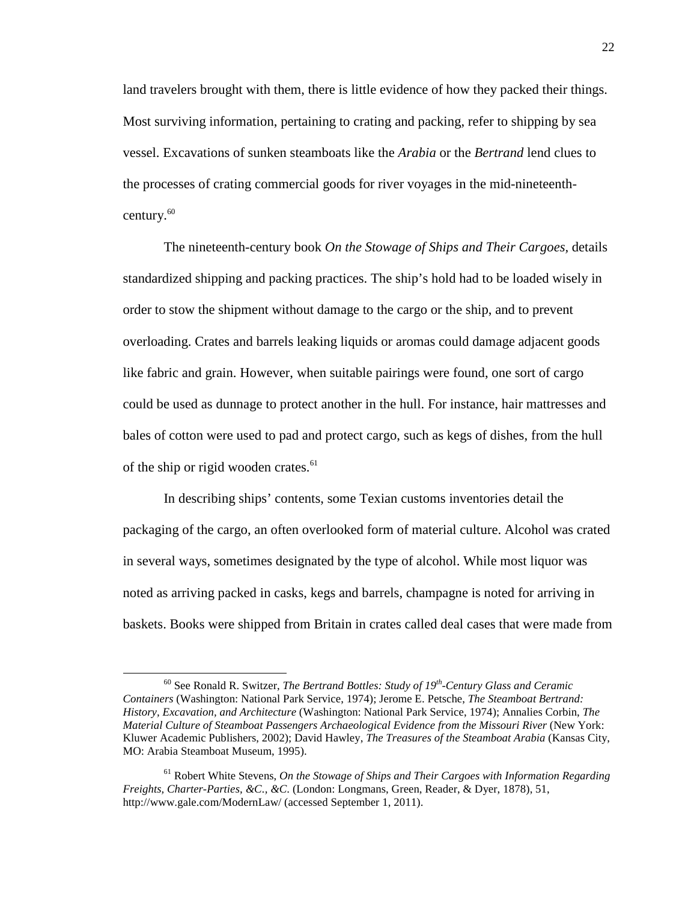land travelers brought with them, there is little evidence of how they packed their things. Most surviving information, pertaining to crating and packing, refer to shipping by sea vessel. Excavations of sunken steamboats like the *Arabia* or the *Bertrand* lend clues to the processes of crating commercial goods for river voyages in the mid-nineteenth-century.[60]

The nineteenth-century book *On the Stowage of Ships and Their Cargoes*, details standardized shipping and packing practices. The ship's hold had to be loaded wisely in order to stow the shipment without damage to the cargo or the ship, and to prevent overloading. Crates and barrels leaking liquids or aromas could damage adjacent goods like fabric and grain. However, when suitable pairings were found, one sort of cargo could be used as dunnage to protect another in the hull. For instance, hair mattresses and bales of cotton were used to pad and protect cargo, such as kegs of dishes, from the hull of the ship or rigid wooden crates.[61]

In describing ships' contents, some Texian customs inventories detail the packaging of the cargo, an often overlooked form of material culture. Alcohol was crated in several ways, sometimes designated by the type of alcohol. While most liquor was noted as arriving packed in casks, kegs and barrels, champagne is noted for arriving in baskets. Books were shipped from Britain in crates called deal cases that were made from

---

[60] See Ronald R. Switzer, *The Bertrand Bottles: Study of 19th-Century Glass and Ceramic Containers* (Washington: National Park Service, 1974); Jerome E. Petsche, *The Steamboat Bertrand: History, Excavation, and Architecture* (Washington: National Park Service, 1974); Annalies Corbin, *The Material Culture of Steamboat Passengers Archaeological Evidence from the Missouri River* (New York: Kluwer Academic Publishers, 2002); David Hawley, *The Treasures of the Steamboat Arabia* (Kansas City, MO: Arabia Steamboat Museum, 1995).

[61] Robert White Stevens, *On the Stowage of Ships and Their Cargoes with Information Regarding Freights, Charter-Parties, &C., &C.* (London: Longmans, Green, Reader, & Dyer, 1878), 51, http://www.gale.com/ModernLaw/ (accessed September 1, 2011).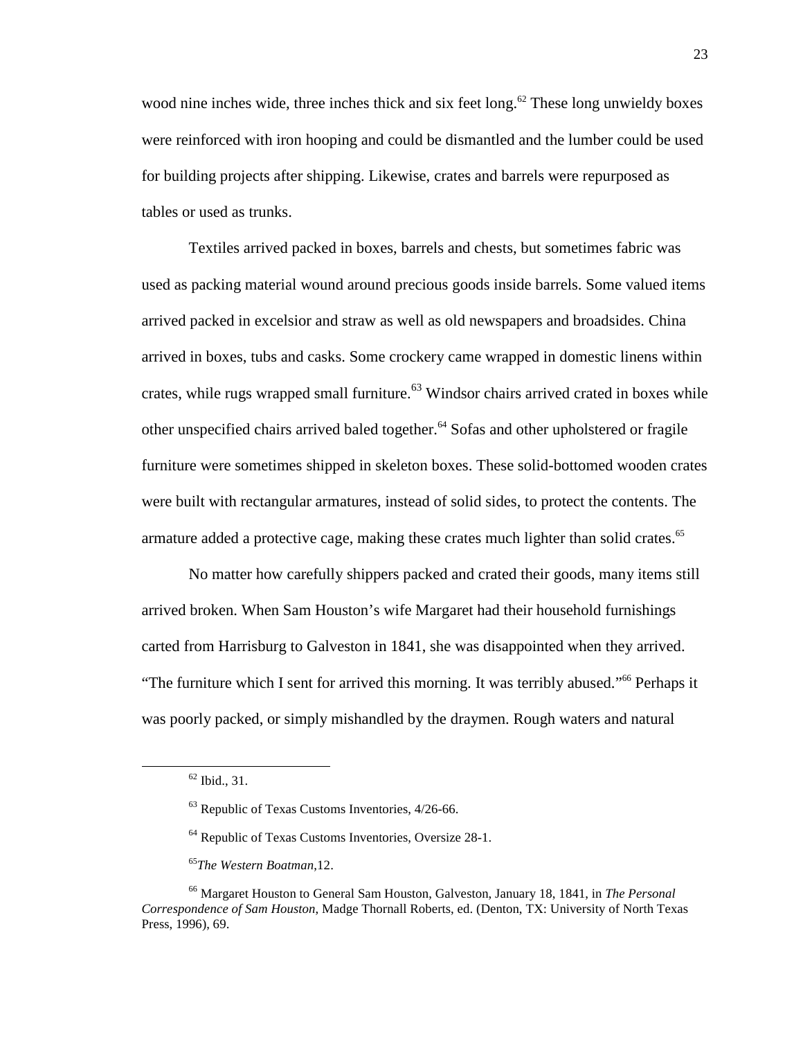wood nine inches wide, three inches thick and six feet long.[62] These long unwieldy boxes were reinforced with iron hooping and could be dismantled and the lumber could be used for building projects after shipping. Likewise, crates and barrels were repurposed as tables or used as trunks.

Textiles arrived packed in boxes, barrels and chests, but sometimes fabric was used as packing material wound around precious goods inside barrels. Some valued items arrived packed in excelsior and straw as well as old newspapers and broadsides. China arrived in boxes, tubs and casks. Some crockery came wrapped in domestic linens within crates, while rugs wrapped small furniture.[63] Windsor chairs arrived crated in boxes while other unspecified chairs arrived baled together.[64] Sofas and other upholstered or fragile furniture were sometimes shipped in skeleton boxes. These solid-bottomed wooden crates were built with rectangular armatures, instead of solid sides, to protect the contents. The armature added a protective cage, making these crates much lighter than solid crates.[65]

No matter how carefully shippers packed and crated their goods, many items still arrived broken. When Sam Houston's wife Margaret had their household furnishings carted from Harrisburg to Galveston in 1841, she was disappointed when they arrived. "The furniture which I sent for arrived this morning. It was terribly abused."[66] Perhaps it was poorly packed, or simply mishandled by the draymen. Rough waters and natural

---

[62] Ibid., 31.

[63] Republic of Texas Customs Inventories, 4/26-66.

[64] Republic of Texas Customs Inventories, Oversize 28-1.

[65] *The Western Boatman*,12.

[66] Margaret Houston to General Sam Houston, Galveston, January 18, 1841, in *The Personal Correspondence of Sam Houston*, Madge Thornall Roberts, ed. (Denton, TX: University of North Texas Press, 1996), 69.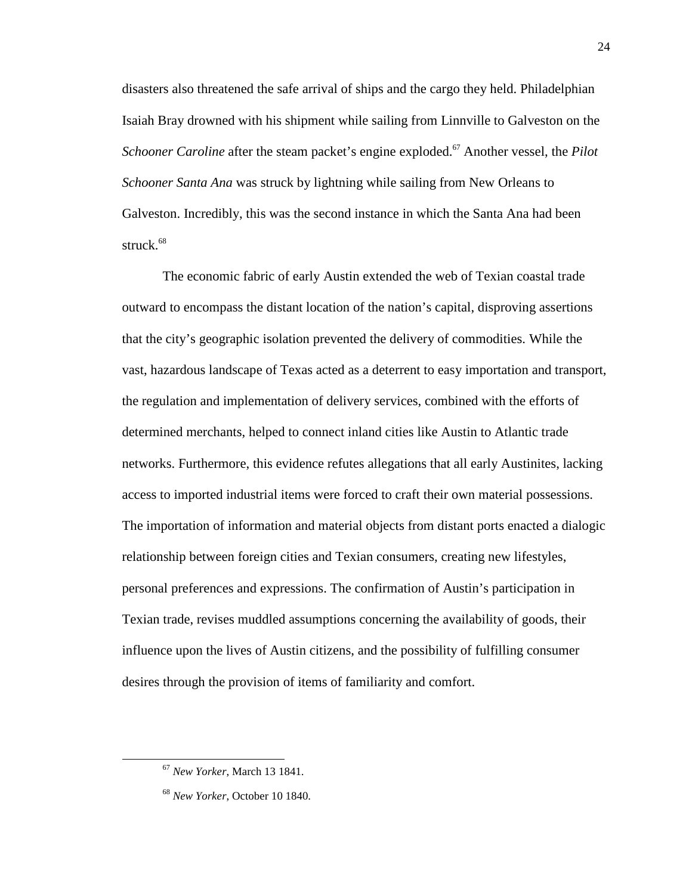disasters also threatened the safe arrival of ships and the cargo they held. Philadelphian Isaiah Bray drowned with his shipment while sailing from Linnville to Galveston on the *Schooner Caroline* after the steam packet's engine exploded.[67] Another vessel, the *Pilot Schooner Santa Ana* was struck by lightning while sailing from New Orleans to Galveston. Incredibly, this was the second instance in which the Santa Ana had been struck.[68]

The economic fabric of early Austin extended the web of Texian coastal trade outward to encompass the distant location of the nation's capital, disproving assertions that the city's geographic isolation prevented the delivery of commodities. While the vast, hazardous landscape of Texas acted as a deterrent to easy importation and transport, the regulation and implementation of delivery services, combined with the efforts of determined merchants, helped to connect inland cities like Austin to Atlantic trade networks. Furthermore, this evidence refutes allegations that all early Austinites, lacking access to imported industrial items were forced to craft their own material possessions. The importation of information and material objects from distant ports enacted a dialogic relationship between foreign cities and Texian consumers, creating new lifestyles, personal preferences and expressions. The confirmation of Austin's participation in Texian trade, revises muddled assumptions concerning the availability of goods, their influence upon the lives of Austin citizens, and the possibility of fulfilling consumer desires through the provision of items of familiarity and comfort.

---

[67] *New Yorker*, March 13 1841.

[68] *New Yorker*, October 10 1840.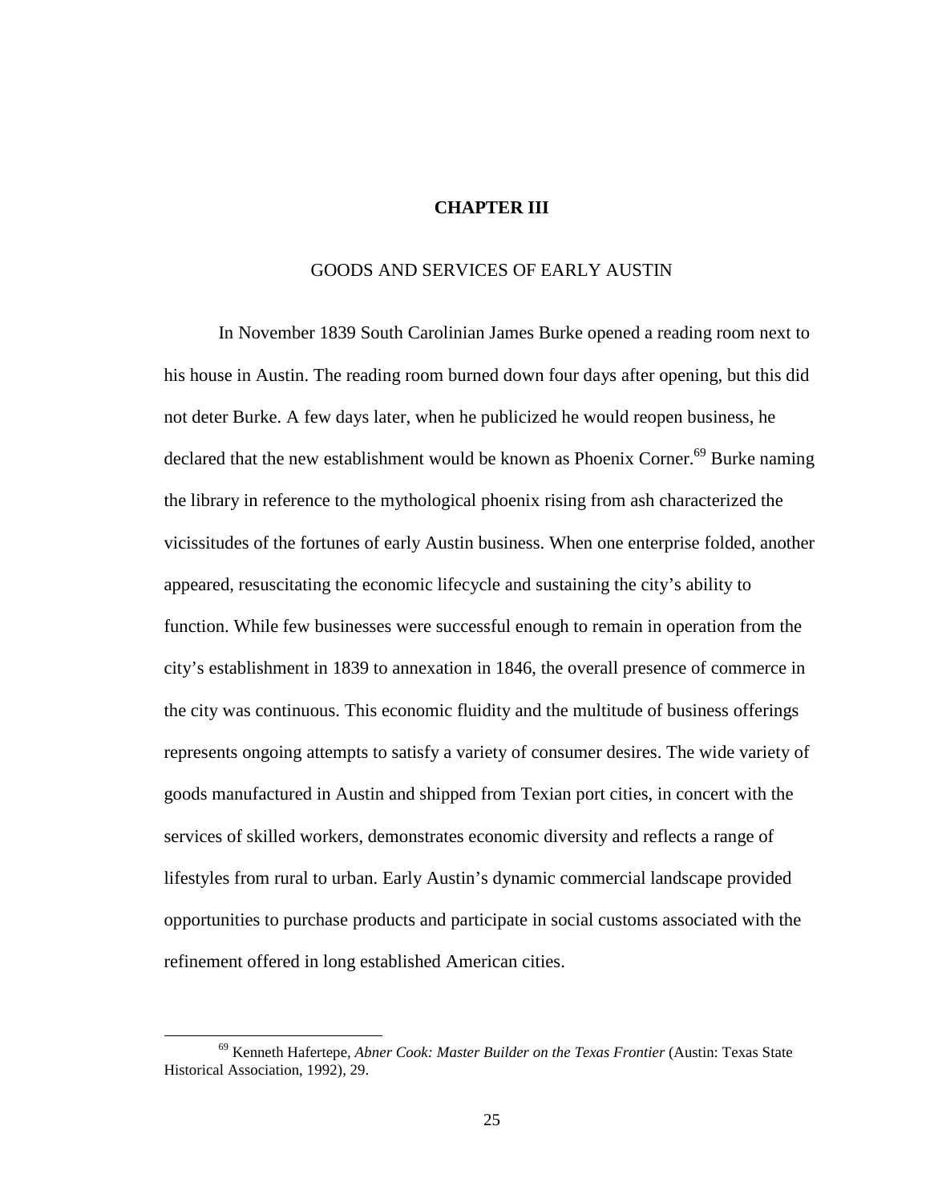# CHAPTER III

## GOODS AND SERVICES OF EARLY AUSTIN

In November 1839 South Carolinian James Burke opened a reading room next to his house in Austin. The reading room burned down four days after opening, but this did not deter Burke. A few days later, when he publicized he would reopen business, he declared that the new establishment would be known as Phoenix Corner.[69] Burke naming the library in reference to the mythological phoenix rising from ash characterized the vicissitudes of the fortunes of early Austin business. When one enterprise folded, another appeared, resuscitating the economic lifecycle and sustaining the city's ability to function. While few businesses were successful enough to remain in operation from the city's establishment in 1839 to annexation in 1846, the overall presence of commerce in the city was continuous. This economic fluidity and the multitude of business offerings represents ongoing attempts to satisfy a variety of consumer desires. The wide variety of goods manufactured in Austin and shipped from Texian port cities, in concert with the services of skilled workers, demonstrates economic diversity and reflects a range of lifestyles from rural to urban. Early Austin's dynamic commercial landscape provided opportunities to purchase products and participate in social customs associated with the refinement offered in long established American cities.

[69] Kenneth Hafertepe, *Abner Cook: Master Builder on the Texas Frontier* (Austin: Texas State Historical Association, 1992), 29.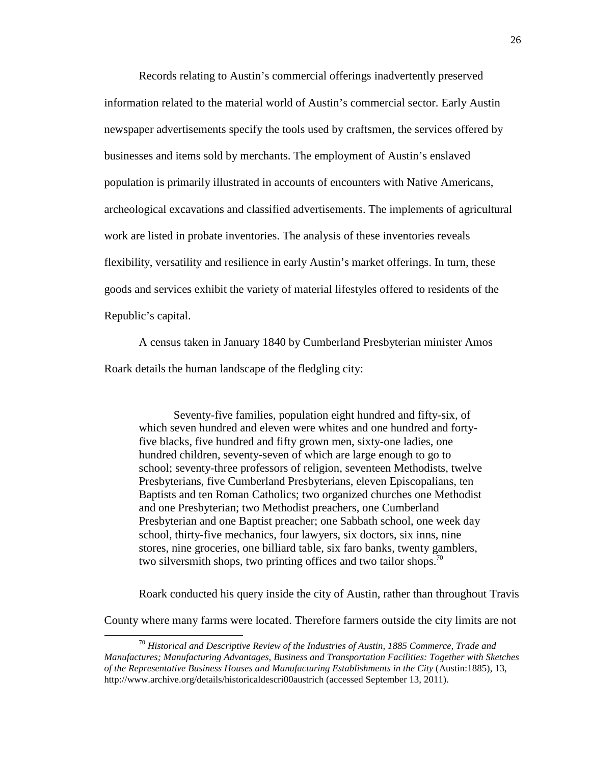Records relating to Austin's commercial offerings inadvertently preserved information related to the material world of Austin's commercial sector. Early Austin newspaper advertisements specify the tools used by craftsmen, the services offered by businesses and items sold by merchants. The employment of Austin's enslaved population is primarily illustrated in accounts of encounters with Native Americans, archeological excavations and classified advertisements. The implements of agricultural work are listed in probate inventories. The analysis of these inventories reveals flexibility, versatility and resilience in early Austin's market offerings. In turn, these goods and services exhibit the variety of material lifestyles offered to residents of the Republic's capital.

A census taken in January 1840 by Cumberland Presbyterian minister Amos Roark details the human landscape of the fledgling city:

> Seventy-five families, population eight hundred and fifty-six, of which seven hundred and eleven were whites and one hundred and forty-five blacks, five hundred and fifty grown men, sixty-one ladies, one hundred children, seventy-seven of which are large enough to go to school; seventy-three professors of religion, seventeen Methodists, twelve Presbyterians, five Cumberland Presbyterians, eleven Episcopalians, ten Baptists and ten Roman Catholics; two organized churches one Methodist and one Presbyterian; two Methodist preachers, one Cumberland Presbyterian and one Baptist preacher; one Sabbath school, one week day school, thirty-five mechanics, four lawyers, six doctors, six inns, nine stores, nine groceries, one billiard table, six faro banks, twenty gamblers, two silversmith shops, two printing offices and two tailor shops.[70]

Roark conducted his query inside the city of Austin, rather than throughout Travis County where many farms were located. Therefore farmers outside the city limits are not

---

[70] *Historical and Descriptive Review of the Industries of Austin, 1885 Commerce, Trade and Manufactures; Manufacturing Advantages, Business and Transportation Facilities: Together with Sketches of the Representative Business Houses and Manufacturing Establishments in the City* (Austin:1885), 13, http://www.archive.org/details/historicaldescri00austrich (accessed September 13, 2011).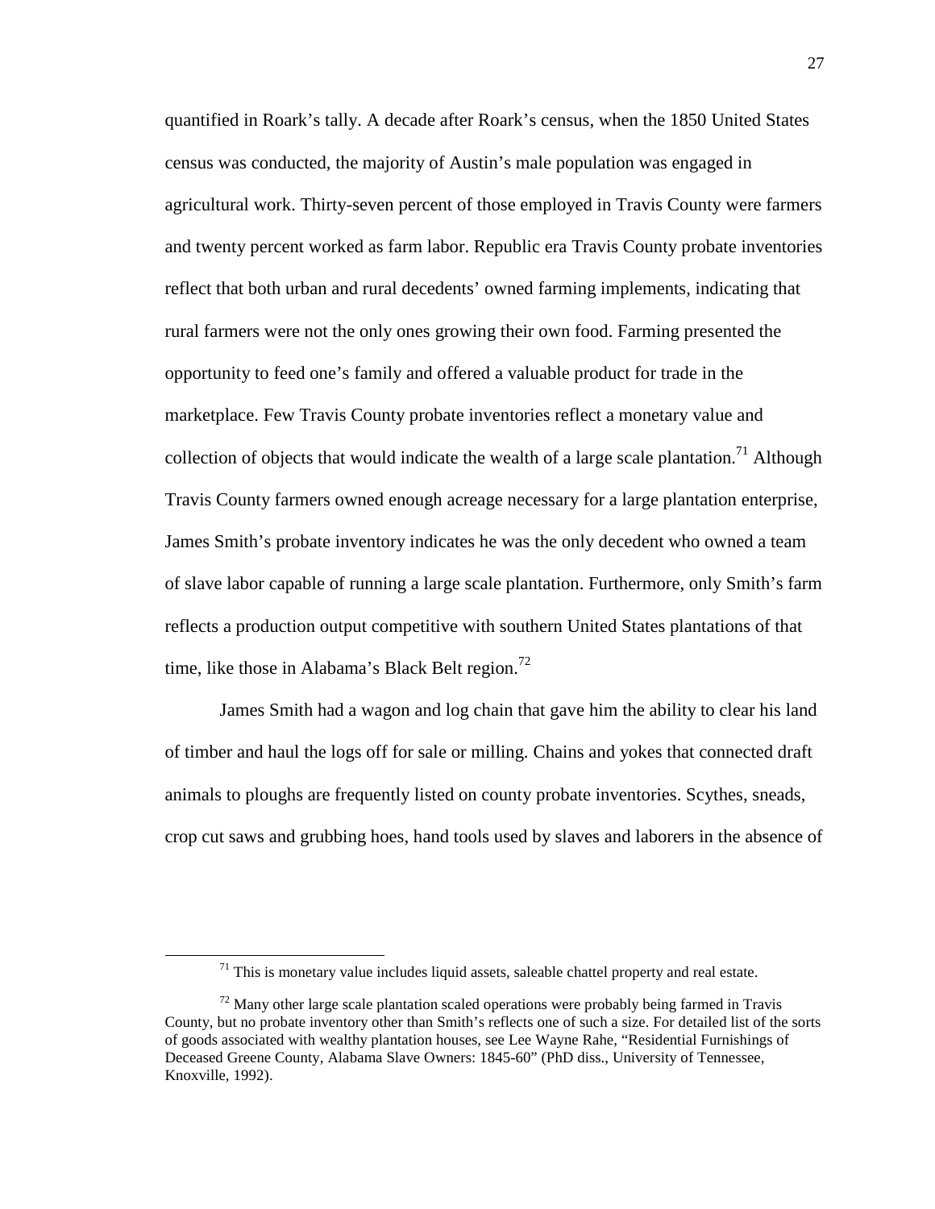quantified in Roark's tally. A decade after Roark's census, when the 1850 United States census was conducted, the majority of Austin's male population was engaged in agricultural work. Thirty-seven percent of those employed in Travis County were farmers and twenty percent worked as farm labor. Republic era Travis County probate inventories reflect that both urban and rural decedents' owned farming implements, indicating that rural farmers were not the only ones growing their own food. Farming presented the opportunity to feed one's family and offered a valuable product for trade in the marketplace. Few Travis County probate inventories reflect a monetary value and collection of objects that would indicate the wealth of a large scale plantation.[71] Although Travis County farmers owned enough acreage necessary for a large plantation enterprise, James Smith's probate inventory indicates he was the only decedent who owned a team of slave labor capable of running a large scale plantation. Furthermore, only Smith's farm reflects a production output competitive with southern United States plantations of that time, like those in Alabama's Black Belt region.[72]

James Smith had a wagon and log chain that gave him the ability to clear his land of timber and haul the logs off for sale or milling. Chains and yokes that connected draft animals to ploughs are frequently listed on county probate inventories. Scythes, sneads, crop cut saws and grubbing hoes, hand tools used by slaves and laborers in the absence of

---

[71] This is monetary value includes liquid assets, saleable chattel property and real estate.

[72] Many other large scale plantation scaled operations were probably being farmed in Travis County, but no probate inventory other than Smith's reflects one of such a size. For detailed list of the sorts of goods associated with wealthy plantation houses, see Lee Wayne Rahe, "Residential Furnishings of Deceased Greene County, Alabama Slave Owners: 1845-60" (PhD diss., University of Tennessee, Knoxville, 1992).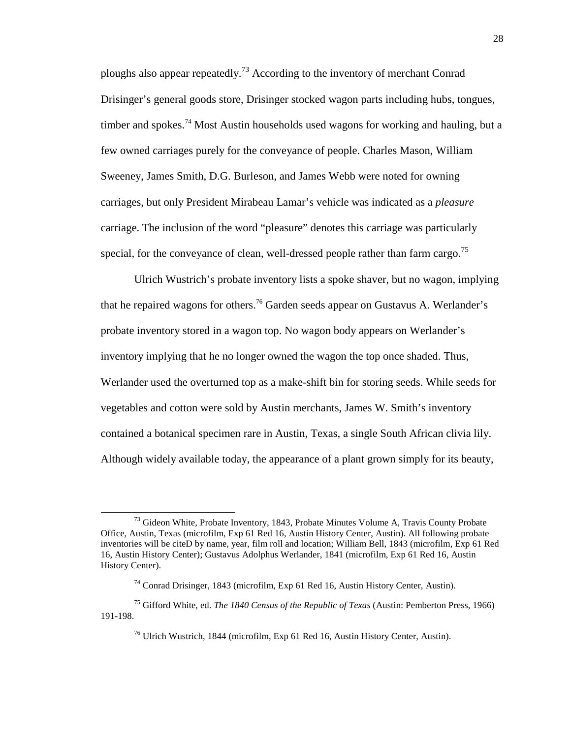ploughs also appear repeatedly.[73] According to the inventory of merchant Conrad Drisinger's general goods store, Drisinger stocked wagon parts including hubs, tongues, timber and spokes.[74] Most Austin households used wagons for working and hauling, but a few owned carriages purely for the conveyance of people. Charles Mason, William Sweeney, James Smith, D.G. Burleson, and James Webb were noted for owning carriages, but only President Mirabeau Lamar's vehicle was indicated as a *pleasure* carriage. The inclusion of the word "pleasure" denotes this carriage was particularly special, for the conveyance of clean, well-dressed people rather than farm cargo.[75]

Ulrich Wustrich's probate inventory lists a spoke shaver, but no wagon, implying that he repaired wagons for others.[76] Garden seeds appear on Gustavus A. Werlander's probate inventory stored in a wagon top. No wagon body appears on Werlander's inventory implying that he no longer owned the wagon the top once shaded. Thus, Werlander used the overturned top as a make-shift bin for storing seeds. While seeds for vegetables and cotton were sold by Austin merchants, James W. Smith's inventory contained a botanical specimen rare in Austin, Texas, a single South African clivia lily. Although widely available today, the appearance of a plant grown simply for its beauty,

---

[73] Gideon White, Probate Inventory, 1843, Probate Minutes Volume A, Travis County Probate Office, Austin, Texas (microfilm, Exp 61 Red 16, Austin History Center, Austin). All following probate inventories will be citeD by name, year, film roll and location; William Bell, 1843 (microfilm, Exp 61 Red 16, Austin History Center); Gustavus Adolphus Werlander, 1841 (microfilm, Exp 61 Red 16, Austin History Center).

[74] Conrad Drisinger, 1843 (microfilm, Exp 61 Red 16, Austin History Center, Austin).

[75] Gifford White, ed. *The 1840 Census of the Republic of Texas* (Austin: Pemberton Press, 1966) 191-198.

[76] Ulrich Wustrich, 1844 (microfilm, Exp 61 Red 16, Austin History Center, Austin).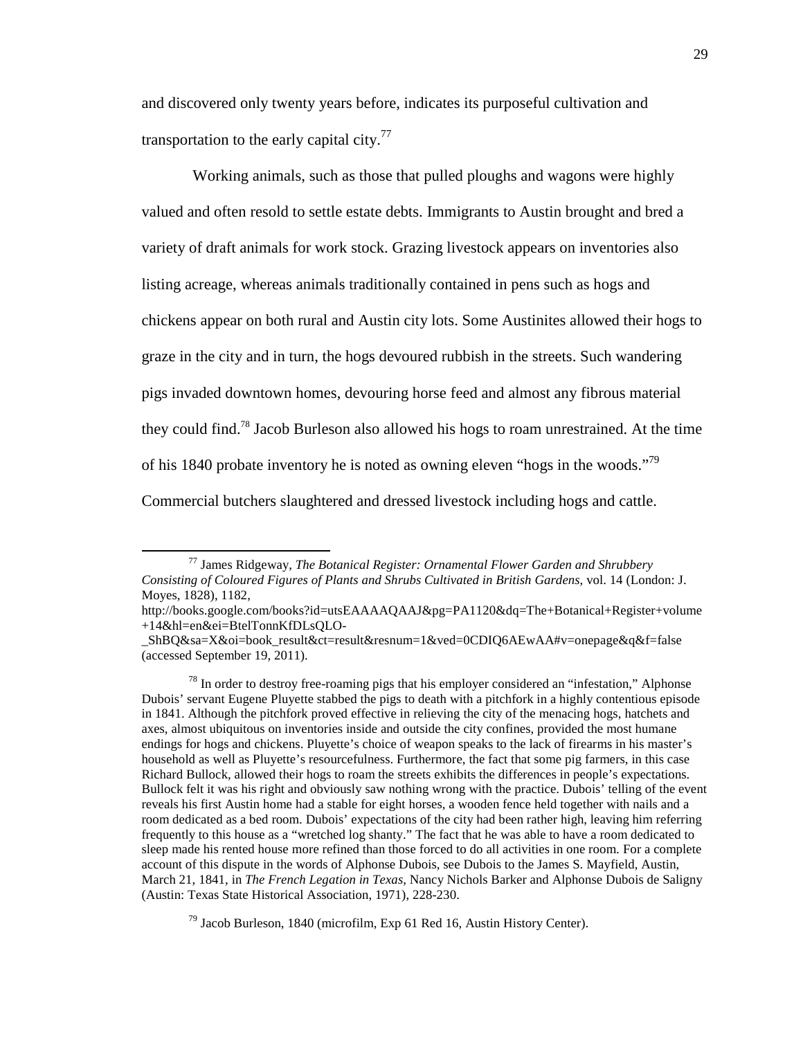and discovered only twenty years before, indicates its purposeful cultivation and transportation to the early capital city.[77]

Working animals, such as those that pulled ploughs and wagons were highly valued and often resold to settle estate debts. Immigrants to Austin brought and bred a variety of draft animals for work stock. Grazing livestock appears on inventories also listing acreage, whereas animals traditionally contained in pens such as hogs and chickens appear on both rural and Austin city lots. Some Austinites allowed their hogs to graze in the city and in turn, the hogs devoured rubbish in the streets. Such wandering pigs invaded downtown homes, devouring horse feed and almost any fibrous material they could find.[78] Jacob Burleson also allowed his hogs to roam unrestrained. At the time of his 1840 probate inventory he is noted as owning eleven "hogs in the woods."[79] Commercial butchers slaughtered and dressed livestock including hogs and cattle.

---

[77] James Ridgeway, *The Botanical Register: Ornamental Flower Garden and Shrubbery Consisting of Coloured Figures of Plants and Shrubs Cultivated in British Gardens*, vol. 14 (London: J. Moyes, 1828), 1182, http://books.google.com/books?id=utsEAAAAQAAJ&pg=PA1120&dq=The+Botanical+Register+volume+14&hl=en&ei=BtelTonnKfDLsQLO-_ShBQ&sa=X&oi=book_result&ct=result&resnum=1&ved=0CDIQ6AEwAA#v=onepage&q&f=false (accessed September 19, 2011).

[78] In order to destroy free-roaming pigs that his employer considered an "infestation," Alphonse Dubois' servant Eugene Pluyette stabbed the pigs to death with a pitchfork in a highly contentious episode in 1841. Although the pitchfork proved effective in relieving the city of the menacing hogs, hatchets and axes, almost ubiquitous on inventories inside and outside the city confines, provided the most humane endings for hogs and chickens. Pluyette's choice of weapon speaks to the lack of firearms in his master's household as well as Pluyette's resourcefulness. Furthermore, the fact that some pig farmers, in this case Richard Bullock, allowed their hogs to roam the streets exhibits the differences in people's expectations. Bullock felt it was his right and obviously saw nothing wrong with the practice. Dubois' telling of the event reveals his first Austin home had a stable for eight horses, a wooden fence held together with nails and a room dedicated as a bed room. Dubois' expectations of the city had been rather high, leaving him referring frequently to this house as a "wretched log shanty." The fact that he was able to have a room dedicated to sleep made his rented house more refined than those forced to do all activities in one room. For a complete account of this dispute in the words of Alphonse Dubois, see Dubois to the James S. Mayfield, Austin, March 21, 1841, in *The French Legation in Texas*, Nancy Nichols Barker and Alphonse Dubois de Saligny (Austin: Texas State Historical Association, 1971), 228-230.

[79] Jacob Burleson, 1840 (microfilm, Exp 61 Red 16, Austin History Center).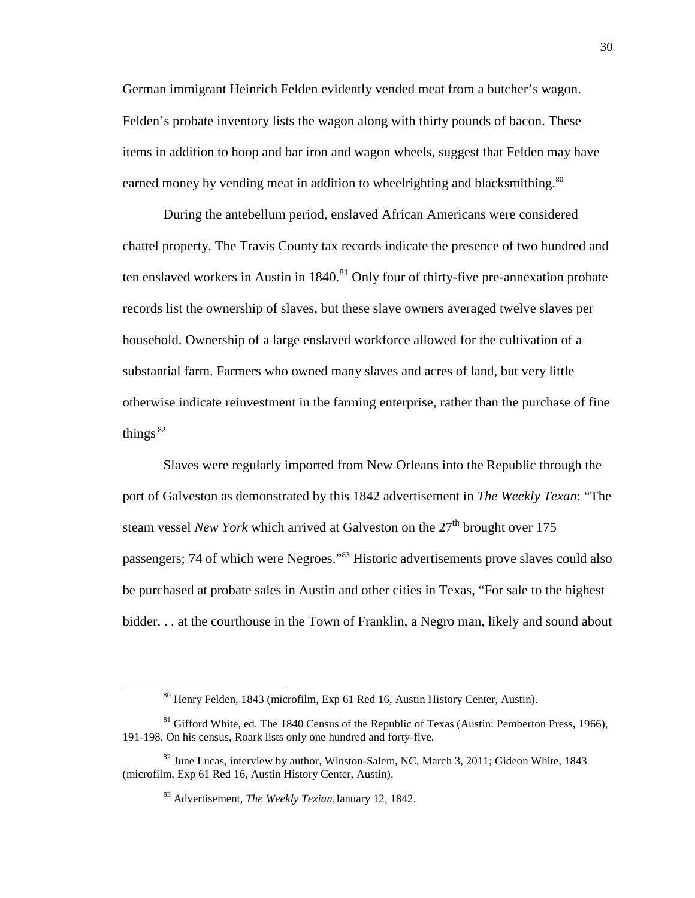German immigrant Heinrich Felden evidently vended meat from a butcher's wagon. Felden's probate inventory lists the wagon along with thirty pounds of bacon. These items in addition to hoop and bar iron and wagon wheels, suggest that Felden may have earned money by vending meat in addition to wheelrighting and blacksmithing.[80]

During the antebellum period, enslaved African Americans were considered chattel property. The Travis County tax records indicate the presence of two hundred and ten enslaved workers in Austin in 1840.[81] Only four of thirty-five pre-annexation probate records list the ownership of slaves, but these slave owners averaged twelve slaves per household. Ownership of a large enslaved workforce allowed for the cultivation of a substantial farm. Farmers who owned many slaves and acres of land, but very little otherwise indicate reinvestment in the farming enterprise, rather than the purchase of fine things [82]

Slaves were regularly imported from New Orleans into the Republic through the port of Galveston as demonstrated by this 1842 advertisement in *The Weekly Texan*: "The steam vessel *New York* which arrived at Galveston on the 27th brought over 175 passengers; 74 of which were Negroes."[83] Historic advertisements prove slaves could also be purchased at probate sales in Austin and other cities in Texas, "For sale to the highest bidder. . . at the courthouse in the Town of Franklin, a Negro man, likely and sound about

---

[80] Henry Felden, 1843 (microfilm, Exp 61 Red 16, Austin History Center, Austin).

[81] Gifford White, ed. The 1840 Census of the Republic of Texas (Austin: Pemberton Press, 1966), 191-198. On his census, Roark lists only one hundred and forty-five.

[82] June Lucas, interview by author, Winston-Salem, NC, March 3, 2011; Gideon White, 1843 (microfilm, Exp 61 Red 16, Austin History Center, Austin).

[83] Advertisement, *The Weekly Texian*,January 12, 1842.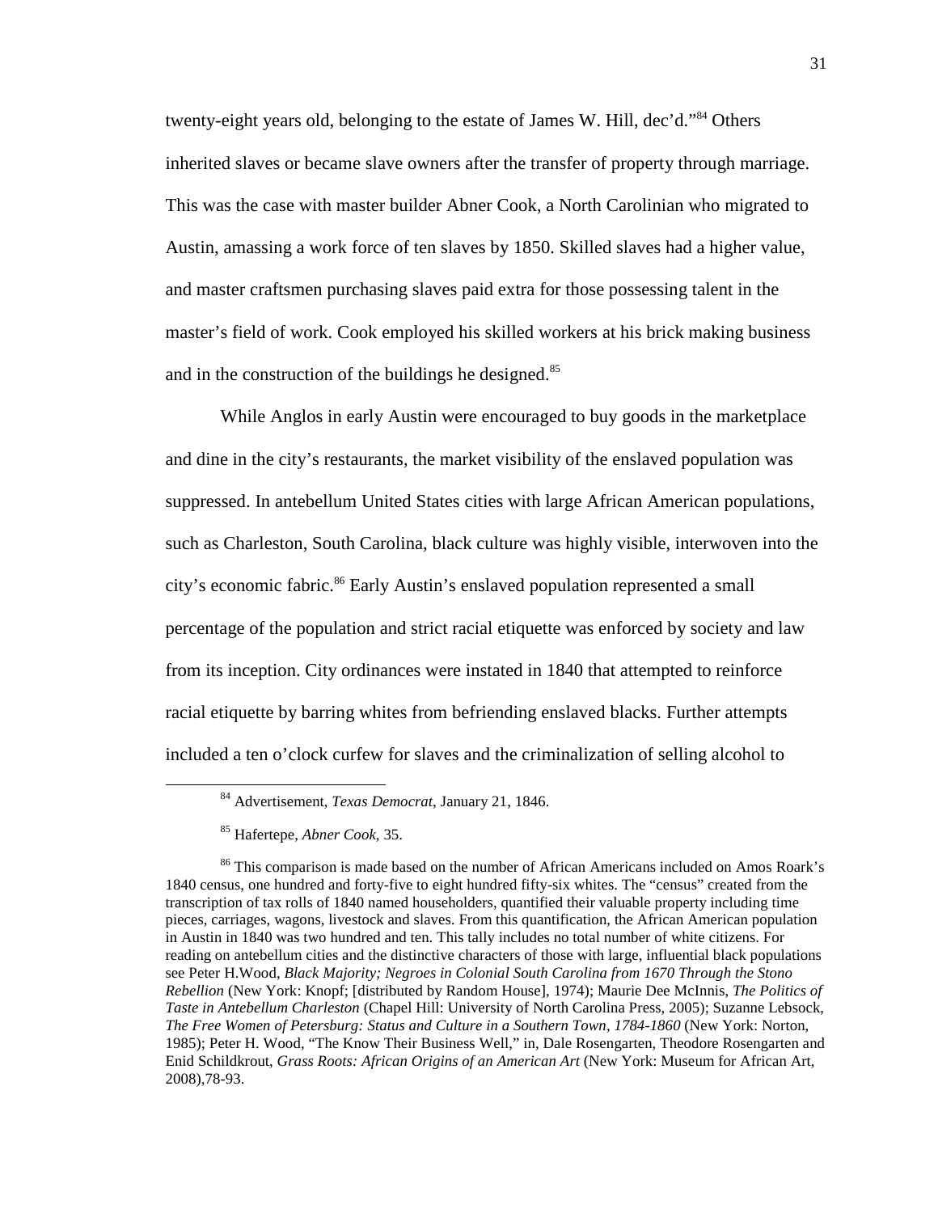twenty-eight years old, belonging to the estate of James W. Hill, dec'd."[84] Others inherited slaves or became slave owners after the transfer of property through marriage. This was the case with master builder Abner Cook, a North Carolinian who migrated to Austin, amassing a work force of ten slaves by 1850. Skilled slaves had a higher value, and master craftsmen purchasing slaves paid extra for those possessing talent in the master's field of work. Cook employed his skilled workers at his brick making business and in the construction of the buildings he designed.[85]

While Anglos in early Austin were encouraged to buy goods in the marketplace and dine in the city's restaurants, the market visibility of the enslaved population was suppressed. In antebellum United States cities with large African American populations, such as Charleston, South Carolina, black culture was highly visible, interwoven into the city's economic fabric.[86] Early Austin's enslaved population represented a small percentage of the population and strict racial etiquette was enforced by society and law from its inception. City ordinances were instated in 1840 that attempted to reinforce racial etiquette by barring whites from befriending enslaved blacks. Further attempts included a ten o'clock curfew for slaves and the criminalization of selling alcohol to

---

[84] Advertisement, *Texas Democrat*, January 21, 1846.

[85] Hafertepe, *Abner Cook*, 35.

[86] This comparison is made based on the number of African Americans included on Amos Roark's 1840 census, one hundred and forty-five to eight hundred fifty-six whites. The "census" created from the transcription of tax rolls of 1840 named householders, quantified their valuable property including time pieces, carriages, wagons, livestock and slaves. From this quantification, the African American population in Austin in 1840 was two hundred and ten. This tally includes no total number of white citizens. For reading on antebellum cities and the distinctive characters of those with large, influential black populations see Peter H.Wood, *Black Majority; Negroes in Colonial South Carolina from 1670 Through the Stono Rebellion* (New York: Knopf; [distributed by Random House], 1974); Maurie Dee McInnis, *The Politics of Taste in Antebellum Charleston* (Chapel Hill: University of North Carolina Press, 2005); Suzanne Lebsock, *The Free Women of Petersburg: Status and Culture in a Southern Town, 1784-1860* (New York: Norton, 1985); Peter H. Wood, "The Know Their Business Well," in, Dale Rosengarten, Theodore Rosengarten and Enid Schildkrout, *Grass Roots: African Origins of an American Art* (New York: Museum for African Art, 2008),78-93.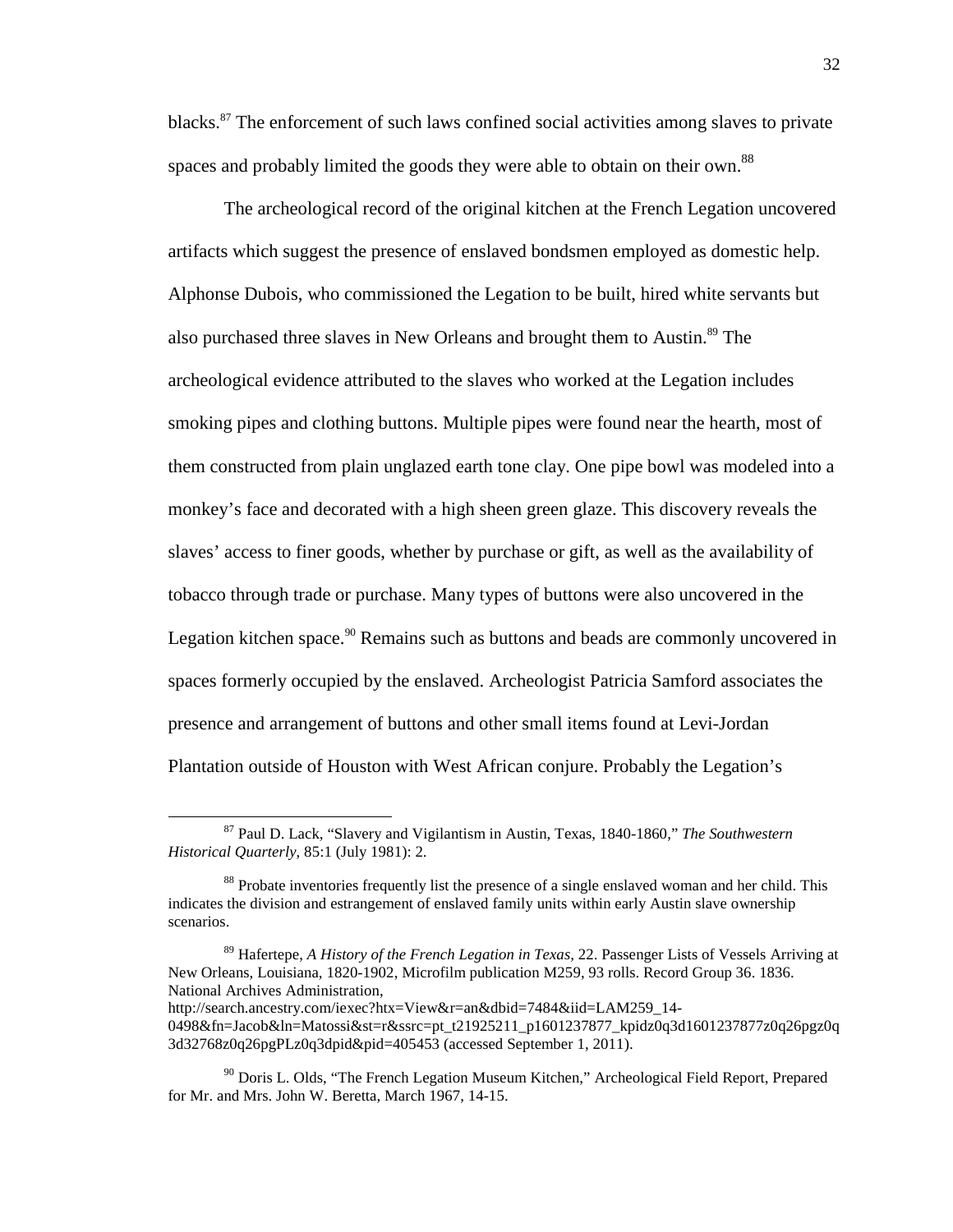blacks.[87] The enforcement of such laws confined social activities among slaves to private spaces and probably limited the goods they were able to obtain on their own.[88]

The archeological record of the original kitchen at the French Legation uncovered artifacts which suggest the presence of enslaved bondsmen employed as domestic help. Alphonse Dubois, who commissioned the Legation to be built, hired white servants but also purchased three slaves in New Orleans and brought them to Austin.[89] The archeological evidence attributed to the slaves who worked at the Legation includes smoking pipes and clothing buttons. Multiple pipes were found near the hearth, most of them constructed from plain unglazed earth tone clay. One pipe bowl was modeled into a monkey's face and decorated with a high sheen green glaze. This discovery reveals the slaves' access to finer goods, whether by purchase or gift, as well as the availability of tobacco through trade or purchase. Many types of buttons were also uncovered in the Legation kitchen space.[90] Remains such as buttons and beads are commonly uncovered in spaces formerly occupied by the enslaved. Archeologist Patricia Samford associates the presence and arrangement of buttons and other small items found at Levi-Jordan Plantation outside of Houston with West African conjure. Probably the Legation's

---

[87] Paul D. Lack, "Slavery and Vigilantism in Austin, Texas, 1840-1860," *The Southwestern Historical Quarterly*, 85:1 (July 1981): 2.

[88] Probate inventories frequently list the presence of a single enslaved woman and her child. This indicates the division and estrangement of enslaved family units within early Austin slave ownership scenarios.

[89] Hafertepe, *A History of the French Legation in Texas,* 22. Passenger Lists of Vessels Arriving at New Orleans, Louisiana, 1820-1902, Microfilm publication M259, 93 rolls. Record Group 36. 1836. National Archives Administration, http://search.ancestry.com/iexec?htx=View&r=an&dbid=7484&iid=LAM259_14-0498&fn=Jacob&ln=Matossi&st=r&ssrc=pt_t21925211_p1601237877_kpidz0q3d1601237877z0q26pgz0q3d32768z0q26pgPLz0q3dpid&pid=405453 (accessed September 1, 2011).

[90] Doris L. Olds, "The French Legation Museum Kitchen," Archeological Field Report, Prepared for Mr. and Mrs. John W. Beretta, March 1967, 14-15.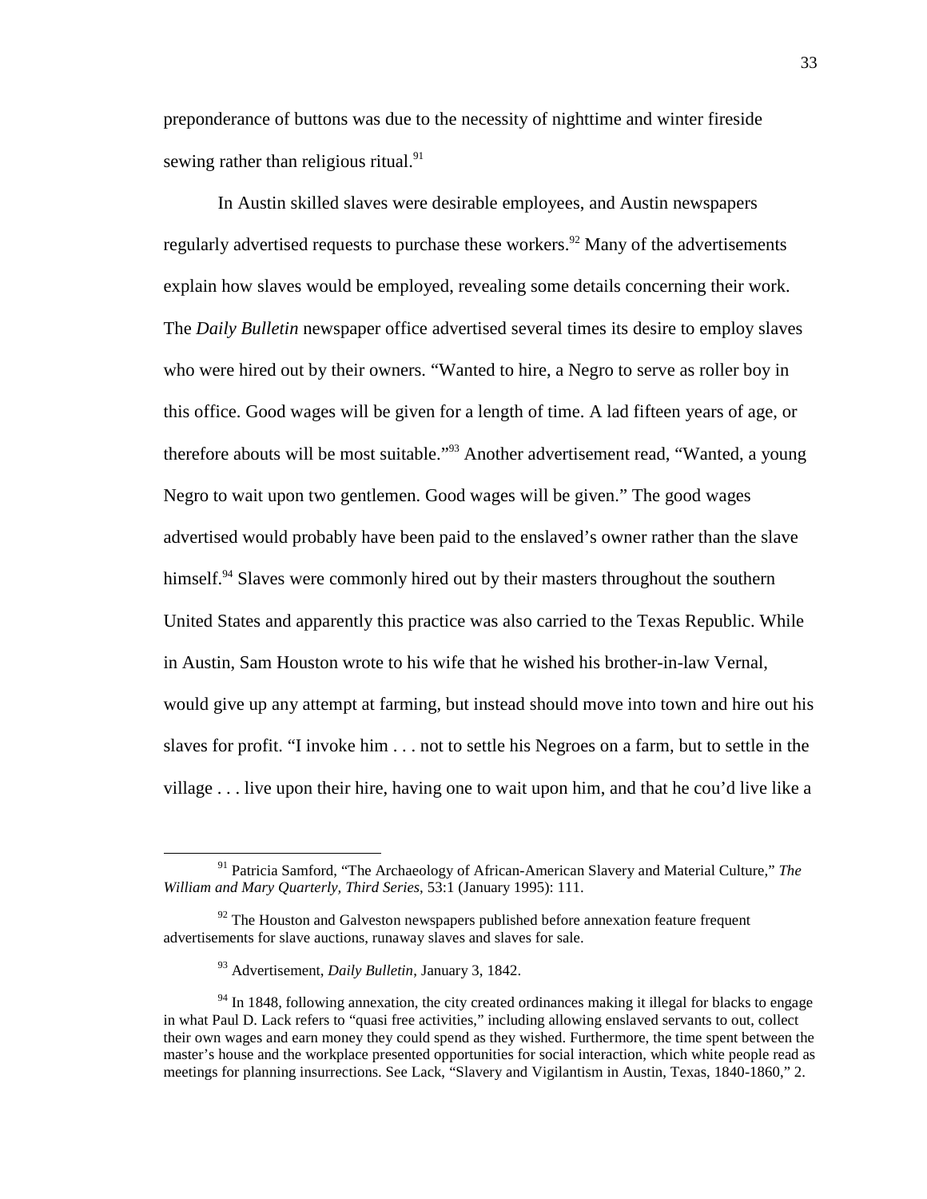preponderance of buttons was due to the necessity of nighttime and winter fireside sewing rather than religious ritual.[91]

In Austin skilled slaves were desirable employees, and Austin newspapers regularly advertised requests to purchase these workers.[92] Many of the advertisements explain how slaves would be employed, revealing some details concerning their work. The *Daily Bulletin* newspaper office advertised several times its desire to employ slaves who were hired out by their owners. "Wanted to hire, a Negro to serve as roller boy in this office. Good wages will be given for a length of time. A lad fifteen years of age, or therefore abouts will be most suitable."[93] Another advertisement read, "Wanted, a young Negro to wait upon two gentlemen. Good wages will be given." The good wages advertised would probably have been paid to the enslaved's owner rather than the slave himself.[94] Slaves were commonly hired out by their masters throughout the southern United States and apparently this practice was also carried to the Texas Republic. While in Austin, Sam Houston wrote to his wife that he wished his brother-in-law Vernal, would give up any attempt at farming, but instead should move into town and hire out his slaves for profit. "I invoke him . . . not to settle his Negroes on a farm, but to settle in the village . . . live upon their hire, having one to wait upon him, and that he cou'd live like a

---

[91] Patricia Samford, "The Archaeology of African-American Slavery and Material Culture," *The William and Mary Quarterly, Third Series,* 53:1 (January 1995): 111.

[92] The Houston and Galveston newspapers published before annexation feature frequent advertisements for slave auctions, runaway slaves and slaves for sale.

[93] Advertisement, *Daily Bulletin*, January 3, 1842.

[94] In 1848, following annexation, the city created ordinances making it illegal for blacks to engage in what Paul D. Lack refers to "quasi free activities," including allowing enslaved servants to out, collect their own wages and earn money they could spend as they wished. Furthermore, the time spent between the master's house and the workplace presented opportunities for social interaction, which white people read as meetings for planning insurrections. See Lack, "Slavery and Vigilantism in Austin, Texas, 1840-1860," 2.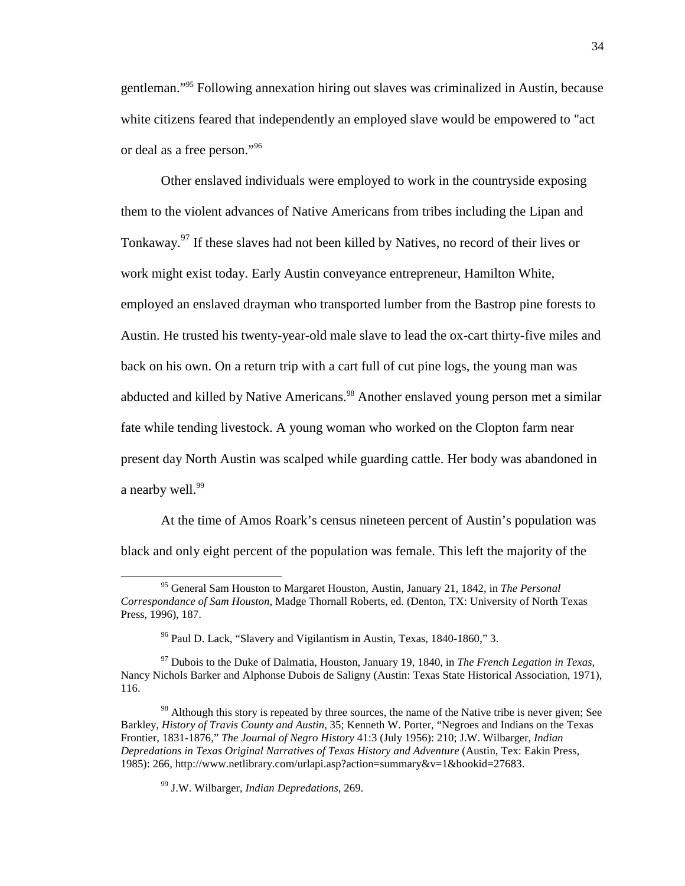gentleman."[95] Following annexation hiring out slaves was criminalized in Austin, because white citizens feared that independently an employed slave would be empowered to "act or deal as a free person."[96]

Other enslaved individuals were employed to work in the countryside exposing them to the violent advances of Native Americans from tribes including the Lipan and Tonkaway.[97] If these slaves had not been killed by Natives, no record of their lives or work might exist today. Early Austin conveyance entrepreneur, Hamilton White, employed an enslaved drayman who transported lumber from the Bastrop pine forests to Austin. He trusted his twenty-year-old male slave to lead the ox-cart thirty-five miles and back on his own. On a return trip with a cart full of cut pine logs, the young man was abducted and killed by Native Americans.[98] Another enslaved young person met a similar fate while tending livestock. A young woman who worked on the Clopton farm near present day North Austin was scalped while guarding cattle. Her body was abandoned in a nearby well.[99]

At the time of Amos Roark's census nineteen percent of Austin's population was black and only eight percent of the population was female. This left the majority of the

---

[95] General Sam Houston to Margaret Houston, Austin, January 21, 1842, in *The Personal Correspondance of Sam Houston*, Madge Thornall Roberts, ed. (Denton, TX: University of North Texas Press, 1996), 187.

[96] Paul D. Lack, "Slavery and Vigilantism in Austin, Texas, 1840-1860," 3.

[97] Dubois to the Duke of Dalmatia, Houston, January 19, 1840, in *The French Legation in Texas*, Nancy Nichols Barker and Alphonse Dubois de Saligny (Austin: Texas State Historical Association, 1971), 116.

[98] Although this story is repeated by three sources, the name of the Native tribe is never given; See Barkley, *History of Travis County and Austin*, 35; Kenneth W. Porter, "Negroes and Indians on the Texas Frontier, 1831-1876," *The Journal of Negro History* 41:3 (July 1956): 210; J.W. Wilbarger, *Indian Depredations in Texas Original Narratives of Texas History and Adventure* (Austin, Tex: Eakin Press, 1985): 266, http://www.netlibrary.com/urlapi.asp?action=summary&v=1&bookid=27683.

[99] J.W. Wilbarger, *Indian Depredations*, 269.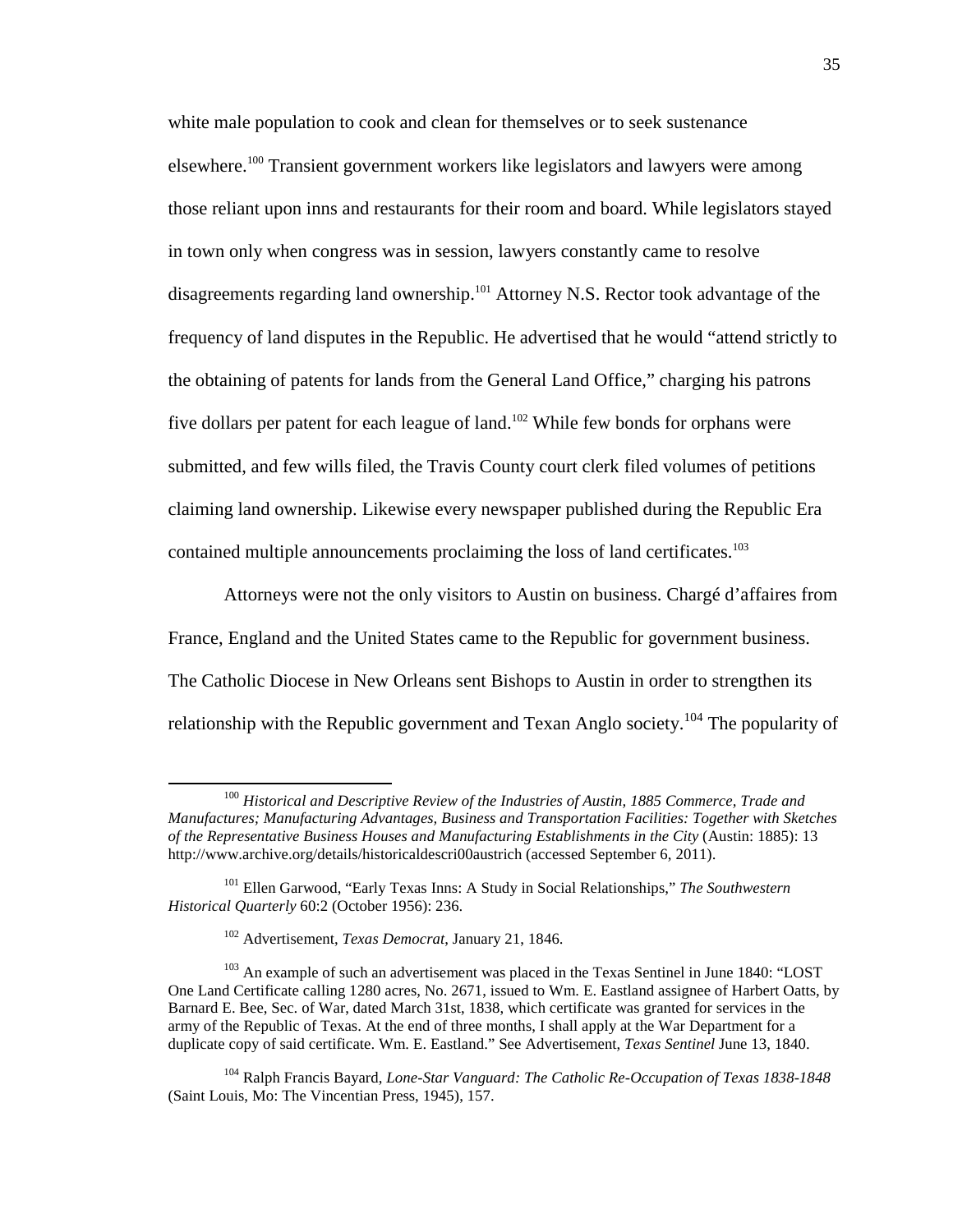white male population to cook and clean for themselves or to seek sustenance elsewhere.[100] Transient government workers like legislators and lawyers were among those reliant upon inns and restaurants for their room and board. While legislators stayed in town only when congress was in session, lawyers constantly came to resolve disagreements regarding land ownership.[101] Attorney N.S. Rector took advantage of the frequency of land disputes in the Republic. He advertised that he would "attend strictly to the obtaining of patents for lands from the General Land Office," charging his patrons five dollars per patent for each league of land.[102] While few bonds for orphans were submitted, and few wills filed, the Travis County court clerk filed volumes of petitions claiming land ownership. Likewise every newspaper published during the Republic Era contained multiple announcements proclaiming the loss of land certificates.[103]

Attorneys were not the only visitors to Austin on business. Chargé d'affaires from France, England and the United States came to the Republic for government business. The Catholic Diocese in New Orleans sent Bishops to Austin in order to strengthen its relationship with the Republic government and Texan Anglo society.[104] The popularity of

---

[100] *Historical and Descriptive Review of the Industries of Austin, 1885 Commerce, Trade and Manufactures; Manufacturing Advantages, Business and Transportation Facilities: Together with Sketches of the Representative Business Houses and Manufacturing Establishments in the City* (Austin: 1885): 13 http://www.archive.org/details/historicaldescri00austrich (accessed September 6, 2011).

[101] Ellen Garwood, "Early Texas Inns: A Study in Social Relationships," *The Southwestern Historical Quarterly* 60:2 (October 1956): 236.

[102] Advertisement, *Texas Democrat*, January 21, 1846.

[103] An example of such an advertisement was placed in the Texas Sentinel in June 1840: "LOST One Land Certificate calling 1280 acres, No. 2671, issued to Wm. E. Eastland assignee of Harbert Oatts, by Barnard E. Bee, Sec. of War, dated March 31st, 1838, which certificate was granted for services in the army of the Republic of Texas. At the end of three months, I shall apply at the War Department for a duplicate copy of said certificate. Wm. E. Eastland." See Advertisement, *Texas Sentinel* June 13, 1840.

[104] Ralph Francis Bayard, *Lone-Star Vanguard: The Catholic Re-Occupation of Texas 1838-1848* (Saint Louis, Mo: The Vincentian Press, 1945), 157.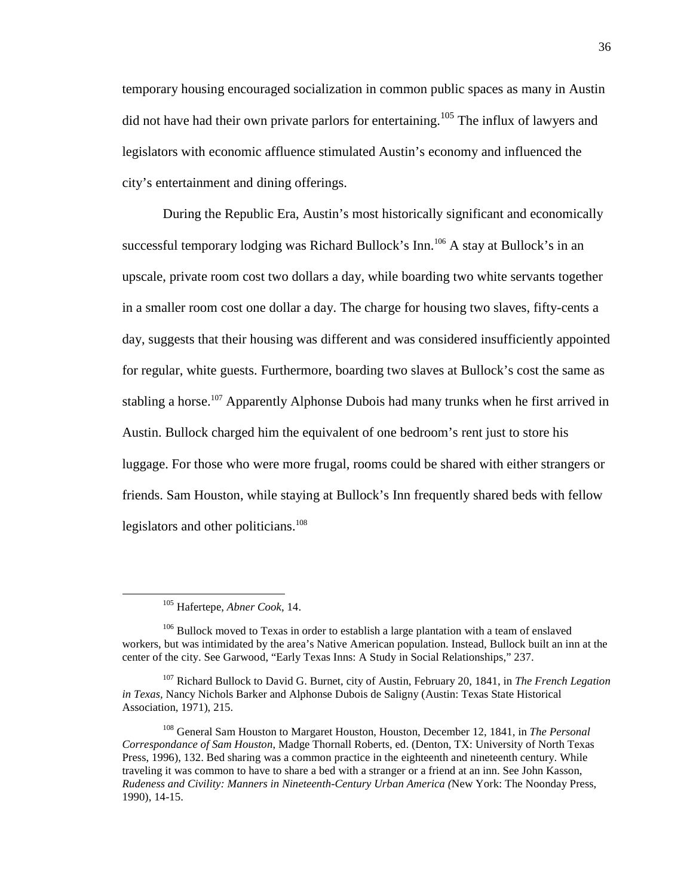temporary housing encouraged socialization in common public spaces as many in Austin did not have had their own private parlors for entertaining.[105] The influx of lawyers and legislators with economic affluence stimulated Austin's economy and influenced the city's entertainment and dining offerings.

During the Republic Era, Austin's most historically significant and economically successful temporary lodging was Richard Bullock's Inn.[106] A stay at Bullock's in an upscale, private room cost two dollars a day, while boarding two white servants together in a smaller room cost one dollar a day. The charge for housing two slaves, fifty-cents a day, suggests that their housing was different and was considered insufficiently appointed for regular, white guests. Furthermore, boarding two slaves at Bullock's cost the same as stabling a horse.[107] Apparently Alphonse Dubois had many trunks when he first arrived in Austin. Bullock charged him the equivalent of one bedroom's rent just to store his luggage. For those who were more frugal, rooms could be shared with either strangers or friends. Sam Houston, while staying at Bullock's Inn frequently shared beds with fellow legislators and other politicians.[108]

---

[105] Hafertepe, *Abner Cook*, 14.

[106] Bullock moved to Texas in order to establish a large plantation with a team of enslaved workers, but was intimidated by the area's Native American population. Instead, Bullock built an inn at the center of the city. See Garwood, "Early Texas Inns: A Study in Social Relationships," 237.

[107] Richard Bullock to David G. Burnet, city of Austin, February 20, 1841, in *The French Legation in Texas*, Nancy Nichols Barker and Alphonse Dubois de Saligny (Austin: Texas State Historical Association, 1971), 215.

[108] General Sam Houston to Margaret Houston, Houston, December 12, 1841, in *The Personal Correspondance of Sam Houston*, Madge Thornall Roberts, ed. (Denton, TX: University of North Texas Press, 1996), 132. Bed sharing was a common practice in the eighteenth and nineteenth century. While traveling it was common to have to share a bed with a stranger or a friend at an inn. See John Kasson, *Rudeness and Civility: Manners in Nineteenth-Century Urban America (*New York: The Noonday Press, 1990), 14-15.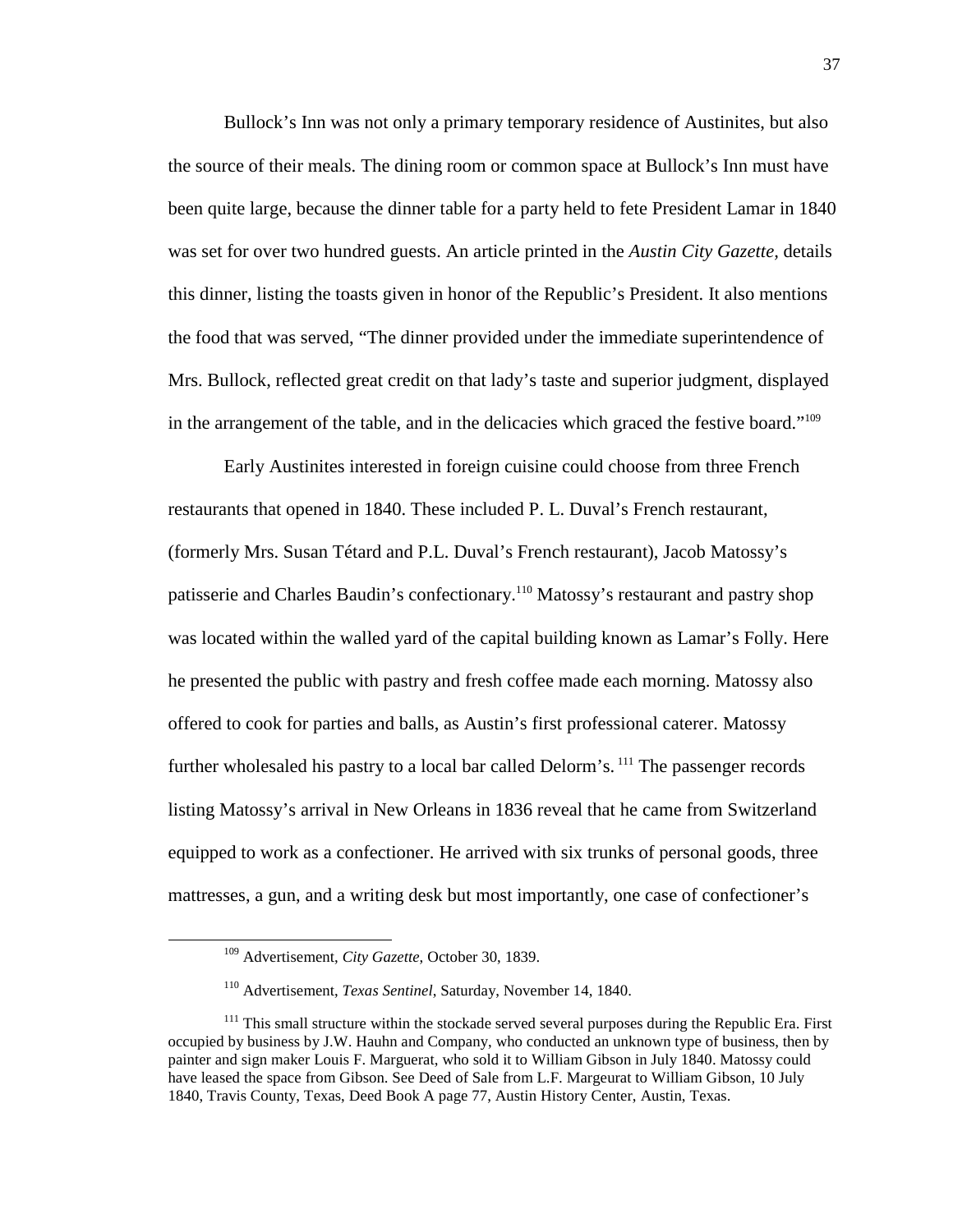Bullock's Inn was not only a primary temporary residence of Austinites, but also the source of their meals. The dining room or common space at Bullock's Inn must have been quite large, because the dinner table for a party held to fete President Lamar in 1840 was set for over two hundred guests. An article printed in the *Austin City Gazette,* details this dinner, listing the toasts given in honor of the Republic's President. It also mentions the food that was served, "The dinner provided under the immediate superintendence of Mrs. Bullock, reflected great credit on that lady's taste and superior judgment, displayed in the arrangement of the table, and in the delicacies which graced the festive board."[109]

Early Austinites interested in foreign cuisine could choose from three French restaurants that opened in 1840. These included P. L. Duval's French restaurant, (formerly Mrs. Susan Tétard and P.L. Duval's French restaurant), Jacob Matossy's patisserie and Charles Baudin's confectionary.[110] Matossy's restaurant and pastry shop was located within the walled yard of the capital building known as Lamar's Folly. Here he presented the public with pastry and fresh coffee made each morning. Matossy also offered to cook for parties and balls, as Austin's first professional caterer. Matossy further wholesaled his pastry to a local bar called Delorm's. [111] The passenger records listing Matossy's arrival in New Orleans in 1836 reveal that he came from Switzerland equipped to work as a confectioner. He arrived with six trunks of personal goods, three mattresses, a gun, and a writing desk but most importantly, one case of confectioner's

---

[109] Advertisement, *City Gazette*, October 30, 1839.

[110] Advertisement, *Texas Sentinel*, Saturday, November 14, 1840.

[111] This small structure within the stockade served several purposes during the Republic Era. First occupied by business by J.W. Hauhn and Company, who conducted an unknown type of business, then by painter and sign maker Louis F. Marguerat, who sold it to William Gibson in July 1840. Matossy could have leased the space from Gibson. See Deed of Sale from L.F. Margeurat to William Gibson, 10 July 1840, Travis County, Texas, Deed Book A page 77, Austin History Center, Austin, Texas.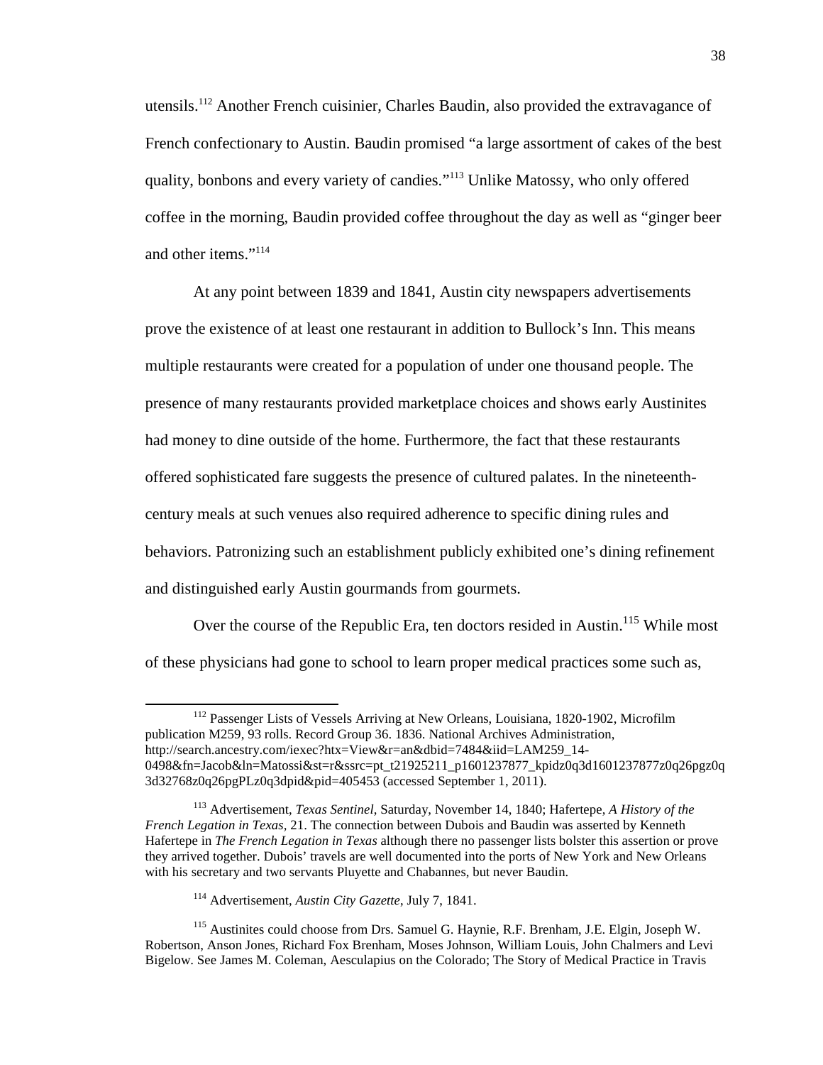utensils.[112] Another French cuisinier, Charles Baudin, also provided the extravagance of French confectionary to Austin. Baudin promised "a large assortment of cakes of the best quality, bonbons and every variety of candies."[113] Unlike Matossy, who only offered coffee in the morning, Baudin provided coffee throughout the day as well as "ginger beer and other items."[114]

At any point between 1839 and 1841, Austin city newspapers advertisements prove the existence of at least one restaurant in addition to Bullock's Inn. This means multiple restaurants were created for a population of under one thousand people. The presence of many restaurants provided marketplace choices and shows early Austinites had money to dine outside of the home. Furthermore, the fact that these restaurants offered sophisticated fare suggests the presence of cultured palates. In the nineteenth-century meals at such venues also required adherence to specific dining rules and behaviors. Patronizing such an establishment publicly exhibited one's dining refinement and distinguished early Austin gourmands from gourmets.

Over the course of the Republic Era, ten doctors resided in Austin.[115] While most of these physicians had gone to school to learn proper medical practices some such as,

---

[112] Passenger Lists of Vessels Arriving at New Orleans, Louisiana, 1820-1902, Microfilm publication M259, 93 rolls. Record Group 36. 1836. National Archives Administration, http://search.ancestry.com/iexec?htx=View&r=an&dbid=7484&iid=LAM259_14-0498&fn=Jacob&ln=Matossi&st=r&ssrc=pt_t21925211_p1601237877_kpidz0q3d1601237877z0q26pgz0q3d32768z0q26pgPLz0q3dpid&pid=405453 (accessed September 1, 2011).

[113] Advertisement, *Texas Sentinel*, Saturday, November 14, 1840; Hafertepe, *A History of the French Legation in Texas*, 21. The connection between Dubois and Baudin was asserted by Kenneth Hafertepe in *The French Legation in Texas* although there no passenger lists bolster this assertion or prove they arrived together. Dubois' travels are well documented into the ports of New York and New Orleans with his secretary and two servants Pluyette and Chabannes, but never Baudin.

[114] Advertisement, *Austin City Gazette*, July 7, 1841.

[115] Austinites could choose from Drs. Samuel G. Haynie, R.F. Brenham, J.E. Elgin, Joseph W. Robertson, Anson Jones, Richard Fox Brenham, Moses Johnson, William Louis, John Chalmers and Levi Bigelow. See James M. Coleman, Aesculapius on the Colorado; The Story of Medical Practice in Travis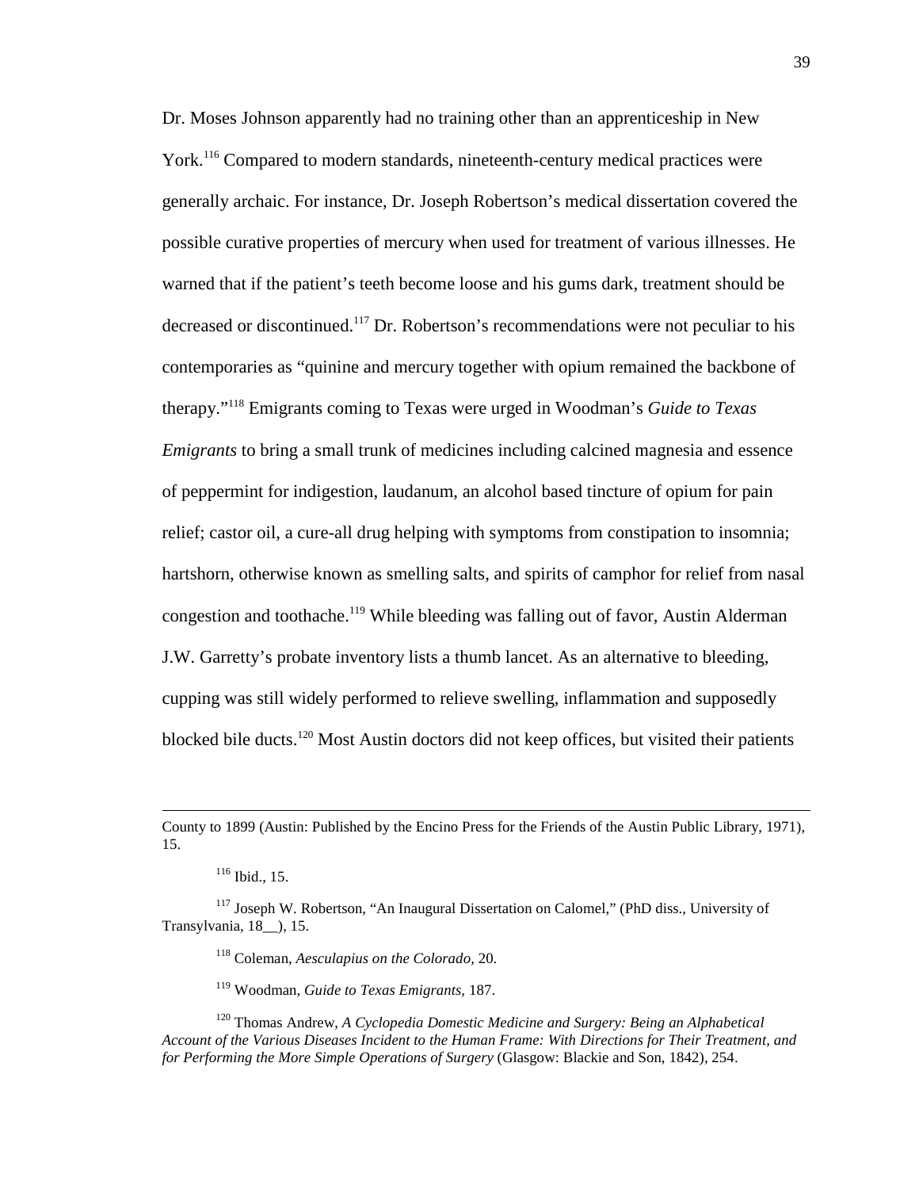Dr. Moses Johnson apparently had no training other than an apprenticeship in New York.[116] Compared to modern standards, nineteenth-century medical practices were generally archaic. For instance, Dr. Joseph Robertson's medical dissertation covered the possible curative properties of mercury when used for treatment of various illnesses. He warned that if the patient's teeth become loose and his gums dark, treatment should be decreased or discontinued.[117] Dr. Robertson's recommendations were not peculiar to his contemporaries as "quinine and mercury together with opium remained the backbone of therapy."[118] Emigrants coming to Texas were urged in Woodman's *Guide to Texas Emigrants* to bring a small trunk of medicines including calcined magnesia and essence of peppermint for indigestion, laudanum, an alcohol based tincture of opium for pain relief; castor oil, a cure-all drug helping with symptoms from constipation to insomnia; hartshorn, otherwise known as smelling salts, and spirits of camphor for relief from nasal congestion and toothache.[119] While bleeding was falling out of favor, Austin Alderman J.W. Garretty's probate inventory lists a thumb lancet. As an alternative to bleeding, cupping was still widely performed to relieve swelling, inflammation and supposedly blocked bile ducts.[120] Most Austin doctors did not keep offices, but visited their patients

---

County to 1899 (Austin: Published by the Encino Press for the Friends of the Austin Public Library, 1971), 15.

[116] Ibid., 15.

[117] Joseph W. Robertson, "An Inaugural Dissertation on Calomel," (PhD diss., University of Transylvania, 18__), 15.

[118] Coleman, *Aesculapius on the Colorado,* 20.

[119] Woodman, *Guide to Texas Emigrants,* 187.

[120] Thomas Andrew, *A Cyclopedia Domestic Medicine and Surgery: Being an Alphabetical Account of the Various Diseases Incident to the Human Frame: With Directions for Their Treatment, and for Performing the More Simple Operations of Surgery* (Glasgow: Blackie and Son, 1842), 254.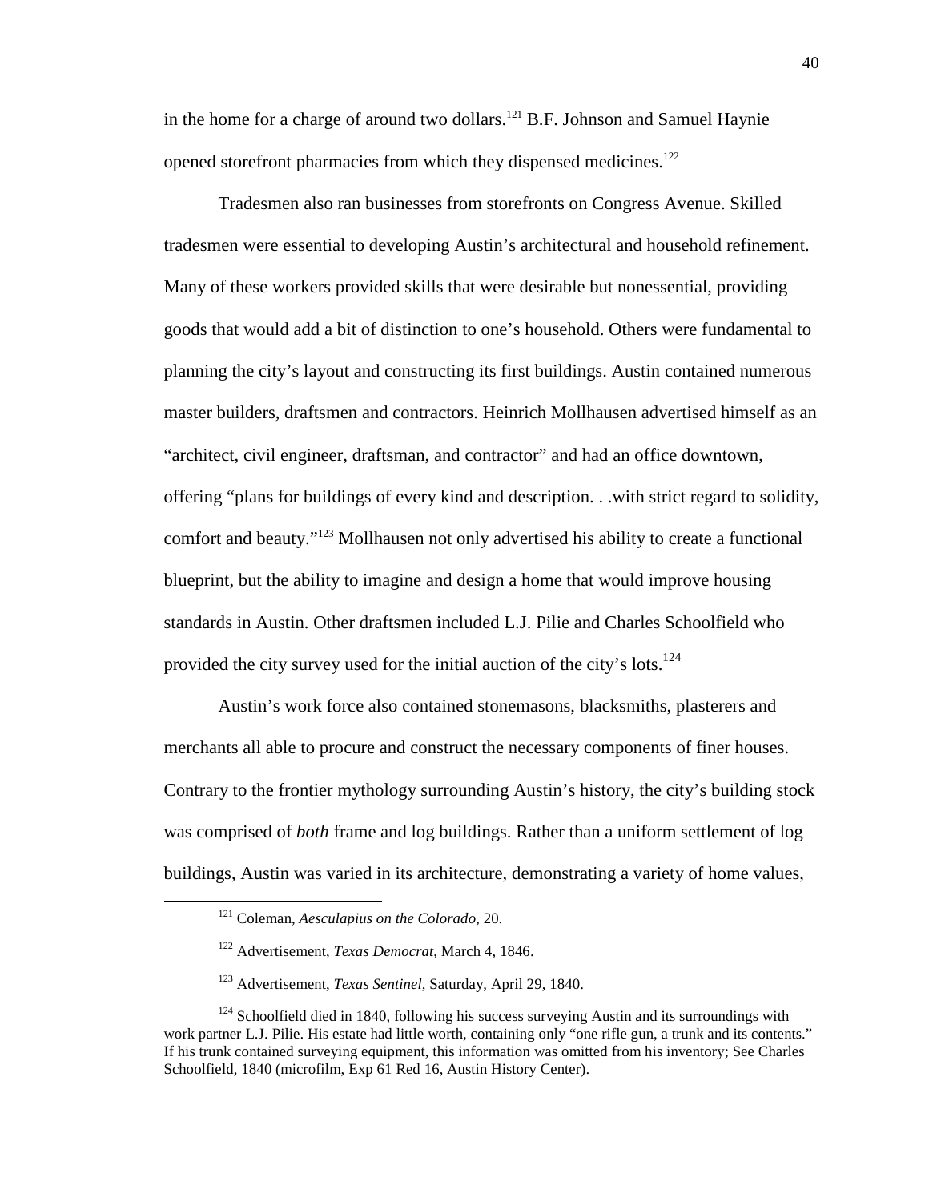in the home for a charge of around two dollars.[121] B.F. Johnson and Samuel Haynie opened storefront pharmacies from which they dispensed medicines.[122]

Tradesmen also ran businesses from storefronts on Congress Avenue. Skilled tradesmen were essential to developing Austin's architectural and household refinement. Many of these workers provided skills that were desirable but nonessential, providing goods that would add a bit of distinction to one's household. Others were fundamental to planning the city's layout and constructing its first buildings. Austin contained numerous master builders, draftsmen and contractors. Heinrich Mollhausen advertised himself as an "architect, civil engineer, draftsman, and contractor" and had an office downtown, offering "plans for buildings of every kind and description. . .with strict regard to solidity, comfort and beauty."[123] Mollhausen not only advertised his ability to create a functional blueprint, but the ability to imagine and design a home that would improve housing standards in Austin. Other draftsmen included L.J. Pilie and Charles Schoolfield who provided the city survey used for the initial auction of the city's lots.[124]

Austin's work force also contained stonemasons, blacksmiths, plasterers and merchants all able to procure and construct the necessary components of finer houses. Contrary to the frontier mythology surrounding Austin's history, the city's building stock was comprised of *both* frame and log buildings. Rather than a uniform settlement of log buildings, Austin was varied in its architecture, demonstrating a variety of home values,

---

[121] Coleman, *Aesculapius on the Colorado*, 20.

[122] Advertisement, *Texas Democrat*, March 4, 1846.

[123] Advertisement, *Texas Sentinel*, Saturday, April 29, 1840.

[124] Schoolfield died in 1840, following his success surveying Austin and its surroundings with work partner L.J. Pilie. His estate had little worth, containing only "one rifle gun, a trunk and its contents." If his trunk contained surveying equipment, this information was omitted from his inventory; See Charles Schoolfield, 1840 (microfilm, Exp 61 Red 16, Austin History Center).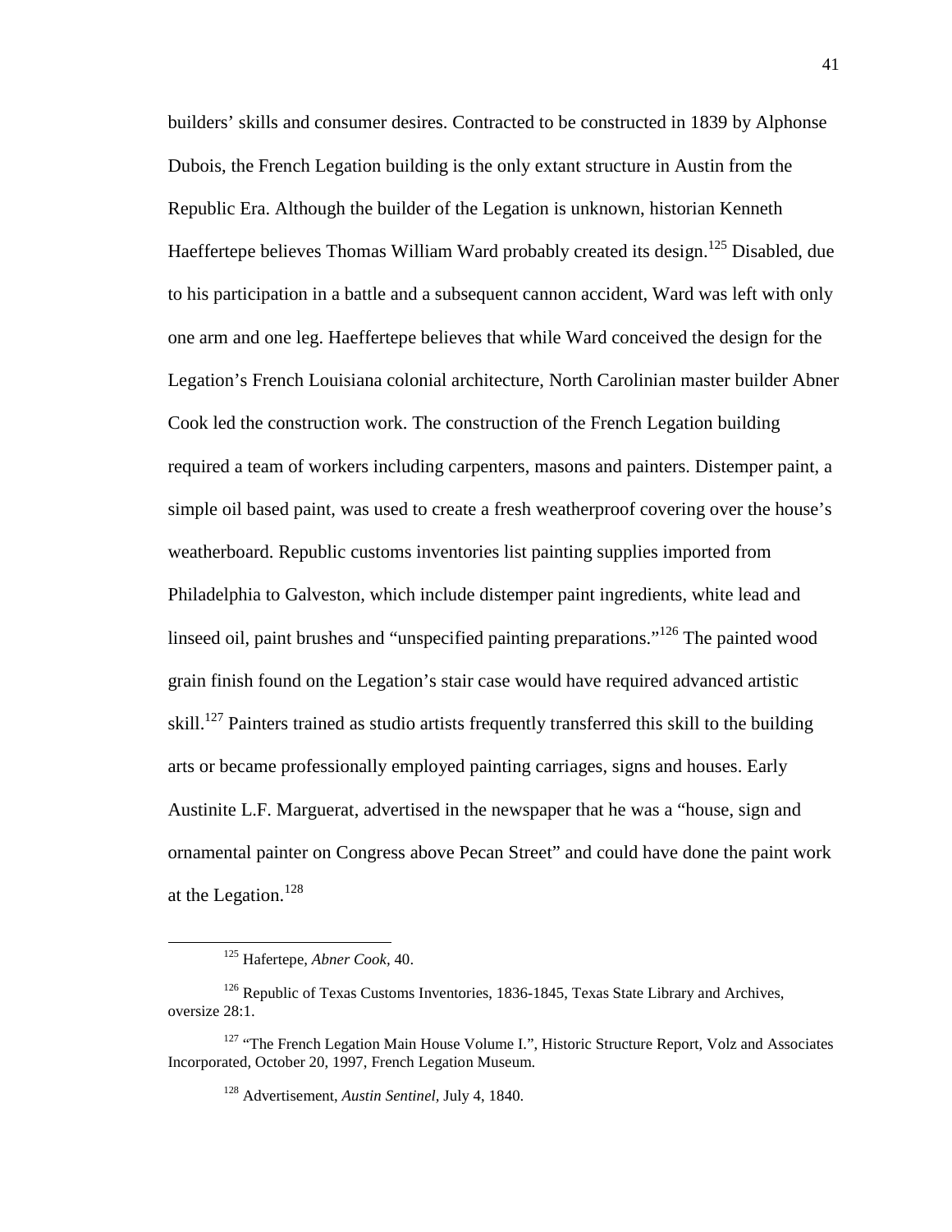builders' skills and consumer desires. Contracted to be constructed in 1839 by Alphonse Dubois, the French Legation building is the only extant structure in Austin from the Republic Era. Although the builder of the Legation is unknown, historian Kenneth Haeffertepe believes Thomas William Ward probably created its design.[125] Disabled, due to his participation in a battle and a subsequent cannon accident, Ward was left with only one arm and one leg. Haeffertepe believes that while Ward conceived the design for the Legation's French Louisiana colonial architecture, North Carolinian master builder Abner Cook led the construction work. The construction of the French Legation building required a team of workers including carpenters, masons and painters. Distemper paint, a simple oil based paint, was used to create a fresh weatherproof covering over the house's weatherboard. Republic customs inventories list painting supplies imported from Philadelphia to Galveston, which include distemper paint ingredients, white lead and linseed oil, paint brushes and "unspecified painting preparations."[126] The painted wood grain finish found on the Legation's stair case would have required advanced artistic skill.[127] Painters trained as studio artists frequently transferred this skill to the building arts or became professionally employed painting carriages, signs and houses. Early Austinite L.F. Marguerat, advertised in the newspaper that he was a "house, sign and ornamental painter on Congress above Pecan Street" and could have done the paint work at the Legation.[128]

---

[125] Hafertepe, *Abner Cook*, 40.

[126] Republic of Texas Customs Inventories, 1836-1845, Texas State Library and Archives, oversize 28:1.

[127] "The French Legation Main House Volume I.", Historic Structure Report, Volz and Associates Incorporated, October 20, 1997, French Legation Museum.

[128] Advertisement, *Austin Sentinel*, July 4, 1840.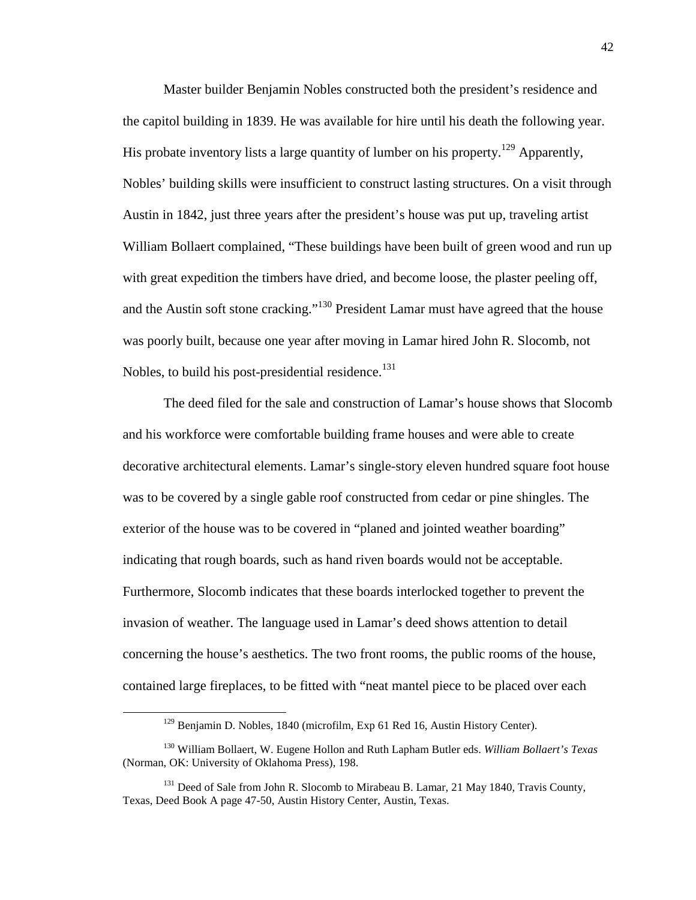Master builder Benjamin Nobles constructed both the president's residence and the capitol building in 1839. He was available for hire until his death the following year. His probate inventory lists a large quantity of lumber on his property.[129] Apparently, Nobles' building skills were insufficient to construct lasting structures. On a visit through Austin in 1842, just three years after the president's house was put up, traveling artist William Bollaert complained, "These buildings have been built of green wood and run up with great expedition the timbers have dried, and become loose, the plaster peeling off, and the Austin soft stone cracking."[130] President Lamar must have agreed that the house was poorly built, because one year after moving in Lamar hired John R. Slocomb, not Nobles, to build his post-presidential residence.[131]

The deed filed for the sale and construction of Lamar's house shows that Slocomb and his workforce were comfortable building frame houses and were able to create decorative architectural elements. Lamar's single-story eleven hundred square foot house was to be covered by a single gable roof constructed from cedar or pine shingles. The exterior of the house was to be covered in "planed and jointed weather boarding" indicating that rough boards, such as hand riven boards would not be acceptable. Furthermore, Slocomb indicates that these boards interlocked together to prevent the invasion of weather. The language used in Lamar's deed shows attention to detail concerning the house's aesthetics. The two front rooms, the public rooms of the house, contained large fireplaces, to be fitted with "neat mantel piece to be placed over each

---

[129] Benjamin D. Nobles, 1840 (microfilm, Exp 61 Red 16, Austin History Center).

[130] William Bollaert, W. Eugene Hollon and Ruth Lapham Butler eds. *William Bollaert's Texas* (Norman, OK: University of Oklahoma Press), 198.

[131] Deed of Sale from John R. Slocomb to Mirabeau B. Lamar, 21 May 1840, Travis County, Texas, Deed Book A page 47-50, Austin History Center, Austin, Texas.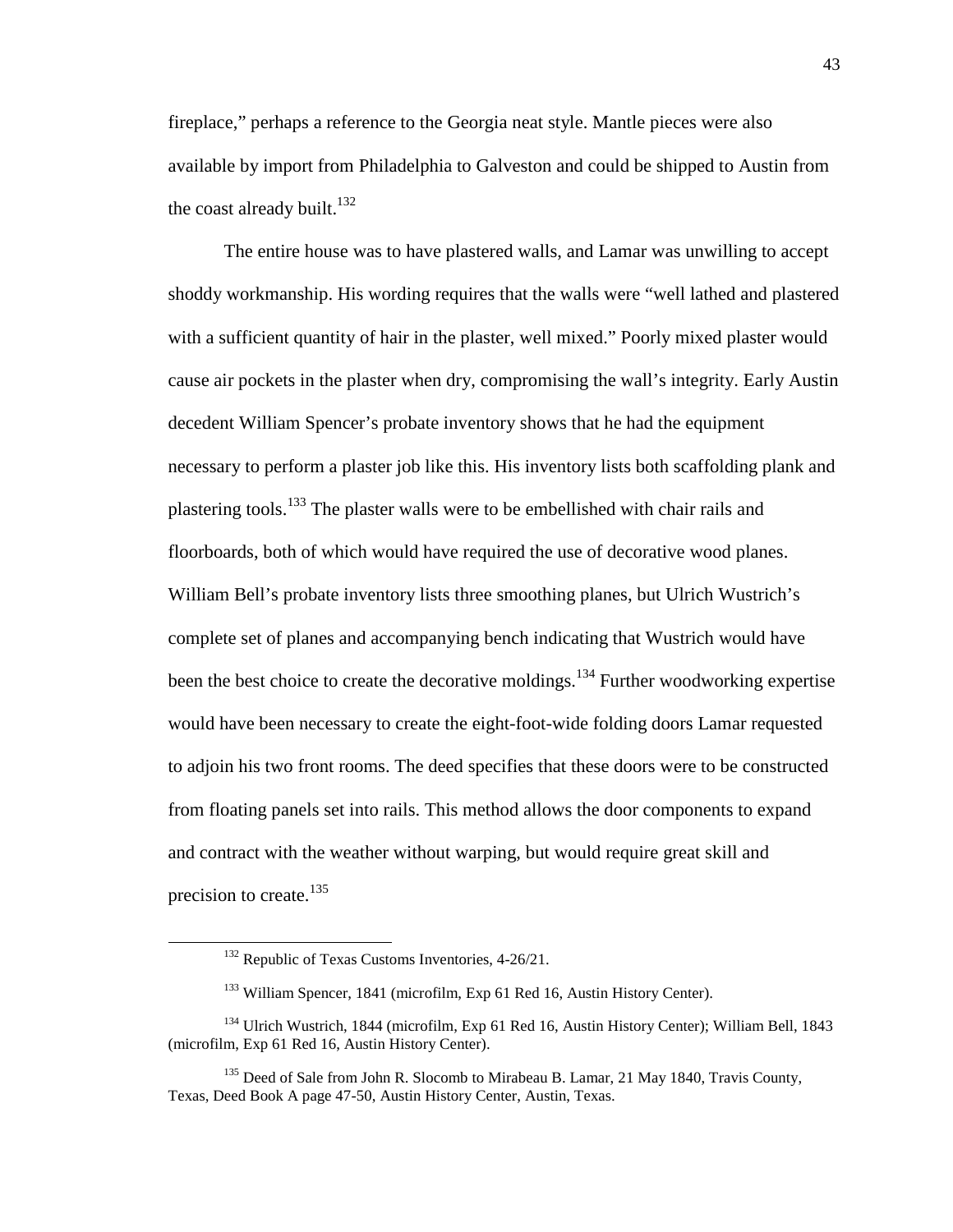fireplace," perhaps a reference to the Georgia neat style. Mantle pieces were also available by import from Philadelphia to Galveston and could be shipped to Austin from the coast already built.[132]

The entire house was to have plastered walls, and Lamar was unwilling to accept shoddy workmanship. His wording requires that the walls were "well lathed and plastered with a sufficient quantity of hair in the plaster, well mixed." Poorly mixed plaster would cause air pockets in the plaster when dry, compromising the wall's integrity. Early Austin decedent William Spencer's probate inventory shows that he had the equipment necessary to perform a plaster job like this. His inventory lists both scaffolding plank and plastering tools.[133] The plaster walls were to be embellished with chair rails and floorboards, both of which would have required the use of decorative wood planes. William Bell's probate inventory lists three smoothing planes, but Ulrich Wustrich's complete set of planes and accompanying bench indicating that Wustrich would have been the best choice to create the decorative moldings.[134] Further woodworking expertise would have been necessary to create the eight-foot-wide folding doors Lamar requested to adjoin his two front rooms. The deed specifies that these doors were to be constructed from floating panels set into rails. This method allows the door components to expand and contract with the weather without warping, but would require great skill and precision to create.[135]

---

[132] Republic of Texas Customs Inventories, 4-26/21.

[133] William Spencer, 1841 (microfilm, Exp 61 Red 16, Austin History Center).

[134] Ulrich Wustrich, 1844 (microfilm, Exp 61 Red 16, Austin History Center); William Bell, 1843 (microfilm, Exp 61 Red 16, Austin History Center).

[135] Deed of Sale from John R. Slocomb to Mirabeau B. Lamar, 21 May 1840, Travis County, Texas, Deed Book A page 47-50, Austin History Center, Austin, Texas.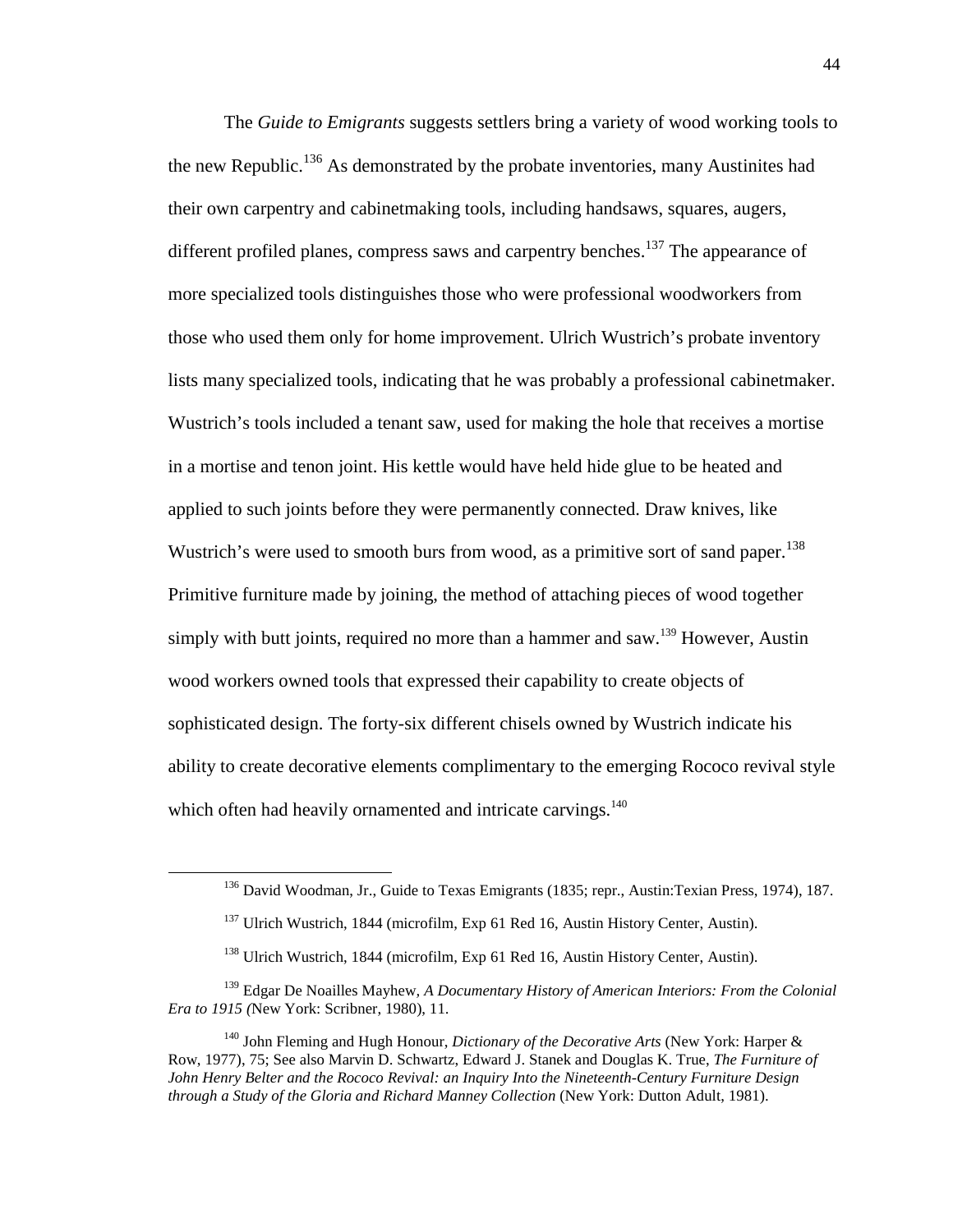The *Guide to Emigrants* suggests settlers bring a variety of wood working tools to the new Republic.[136] As demonstrated by the probate inventories, many Austinites had their own carpentry and cabinetmaking tools, including handsaws, squares, augers, different profiled planes, compress saws and carpentry benches.[137] The appearance of more specialized tools distinguishes those who were professional woodworkers from those who used them only for home improvement. Ulrich Wustrich's probate inventory lists many specialized tools, indicating that he was probably a professional cabinetmaker. Wustrich's tools included a tenant saw, used for making the hole that receives a mortise in a mortise and tenon joint. His kettle would have held hide glue to be heated and applied to such joints before they were permanently connected. Draw knives, like Wustrich's were used to smooth burs from wood, as a primitive sort of sand paper.[138] Primitive furniture made by joining, the method of attaching pieces of wood together simply with butt joints, required no more than a hammer and saw.[139] However, Austin wood workers owned tools that expressed their capability to create objects of sophisticated design. The forty-six different chisels owned by Wustrich indicate his ability to create decorative elements complimentary to the emerging Rococo revival style which often had heavily ornamented and intricate carvings.[140]

---

[136] David Woodman, Jr., Guide to Texas Emigrants (1835; repr., Austin:Texian Press, 1974), 187.

[137] Ulrich Wustrich, 1844 (microfilm, Exp 61 Red 16, Austin History Center, Austin).

[138] Ulrich Wustrich, 1844 (microfilm, Exp 61 Red 16, Austin History Center, Austin).

[139] Edgar De Noailles Mayhew, *A Documentary History of American Interiors: From the Colonial Era to 1915 (*New York: Scribner, 1980), 11.

[140] John Fleming and Hugh Honour, *Dictionary of the Decorative Arts* (New York: Harper & Row, 1977), 75; See also Marvin D. Schwartz, Edward J. Stanek and Douglas K. True, *The Furniture of John Henry Belter and the Rococo Revival: an Inquiry Into the Nineteenth-Century Furniture Design through a Study of the Gloria and Richard Manney Collection* (New York: Dutton Adult, 1981).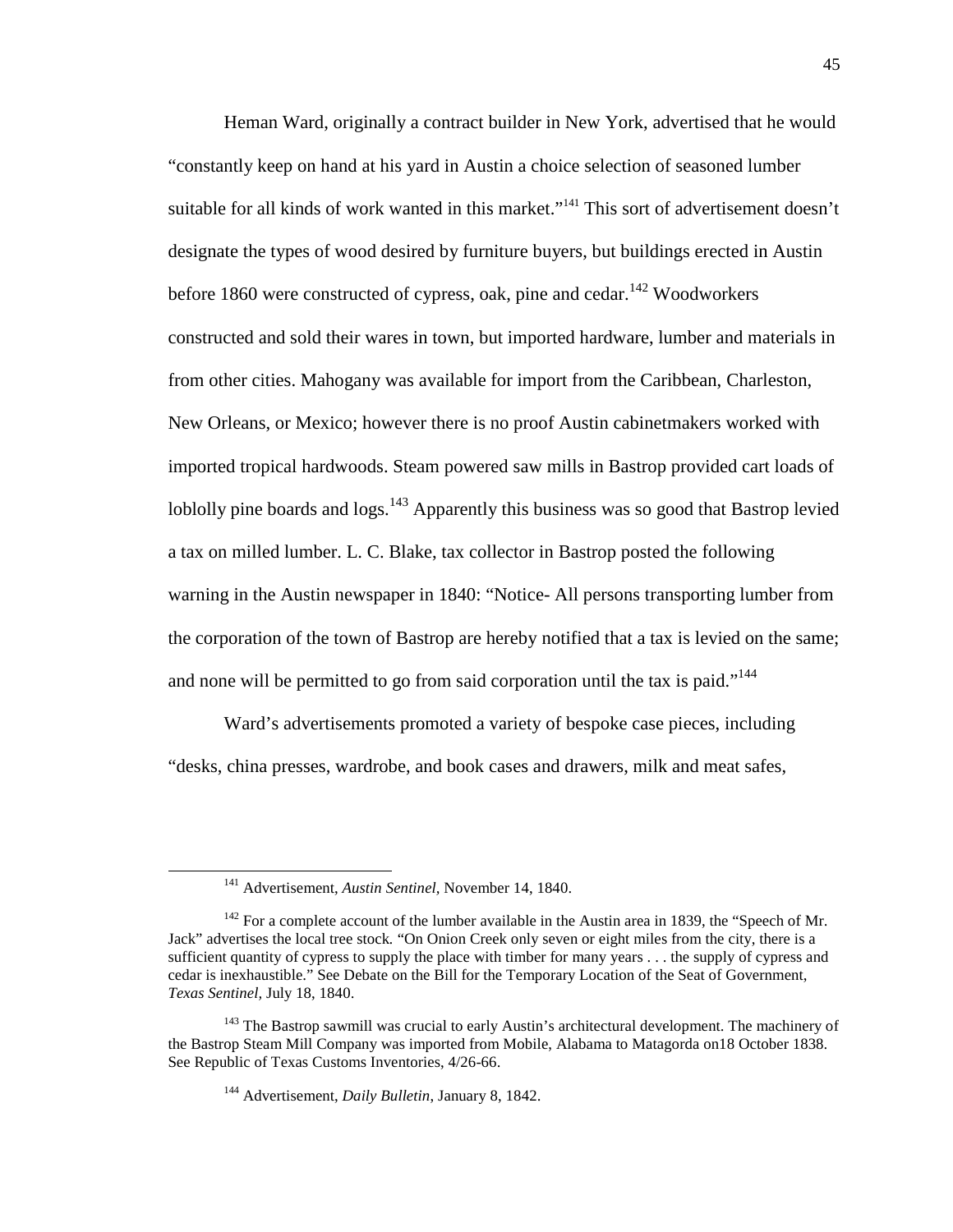Heman Ward, originally a contract builder in New York, advertised that he would "constantly keep on hand at his yard in Austin a choice selection of seasoned lumber suitable for all kinds of work wanted in this market."[141] This sort of advertisement doesn't designate the types of wood desired by furniture buyers, but buildings erected in Austin before 1860 were constructed of cypress, oak, pine and cedar.[142] Woodworkers constructed and sold their wares in town, but imported hardware, lumber and materials in from other cities. Mahogany was available for import from the Caribbean, Charleston, New Orleans, or Mexico; however there is no proof Austin cabinetmakers worked with imported tropical hardwoods. Steam powered saw mills in Bastrop provided cart loads of loblolly pine boards and logs.[143] Apparently this business was so good that Bastrop levied a tax on milled lumber. L. C. Blake, tax collector in Bastrop posted the following warning in the Austin newspaper in 1840: "Notice- All persons transporting lumber from the corporation of the town of Bastrop are hereby notified that a tax is levied on the same; and none will be permitted to go from said corporation until the tax is paid."[144]

Ward's advertisements promoted a variety of bespoke case pieces, including "desks, china presses, wardrobe, and book cases and drawers, milk and meat safes,

---

[141] Advertisement, *Austin Sentinel*, November 14, 1840.

[142] For a complete account of the lumber available in the Austin area in 1839, the "Speech of Mr. Jack" advertises the local tree stock. "On Onion Creek only seven or eight miles from the city, there is a sufficient quantity of cypress to supply the place with timber for many years . . . the supply of cypress and cedar is inexhaustible." See Debate on the Bill for the Temporary Location of the Seat of Government, *Texas Sentinel*, July 18, 1840.

[143] The Bastrop sawmill was crucial to early Austin's architectural development. The machinery of the Bastrop Steam Mill Company was imported from Mobile, Alabama to Matagorda on18 October 1838. See Republic of Texas Customs Inventories, 4/26-66.

[144] Advertisement, *Daily Bulletin*, January 8, 1842.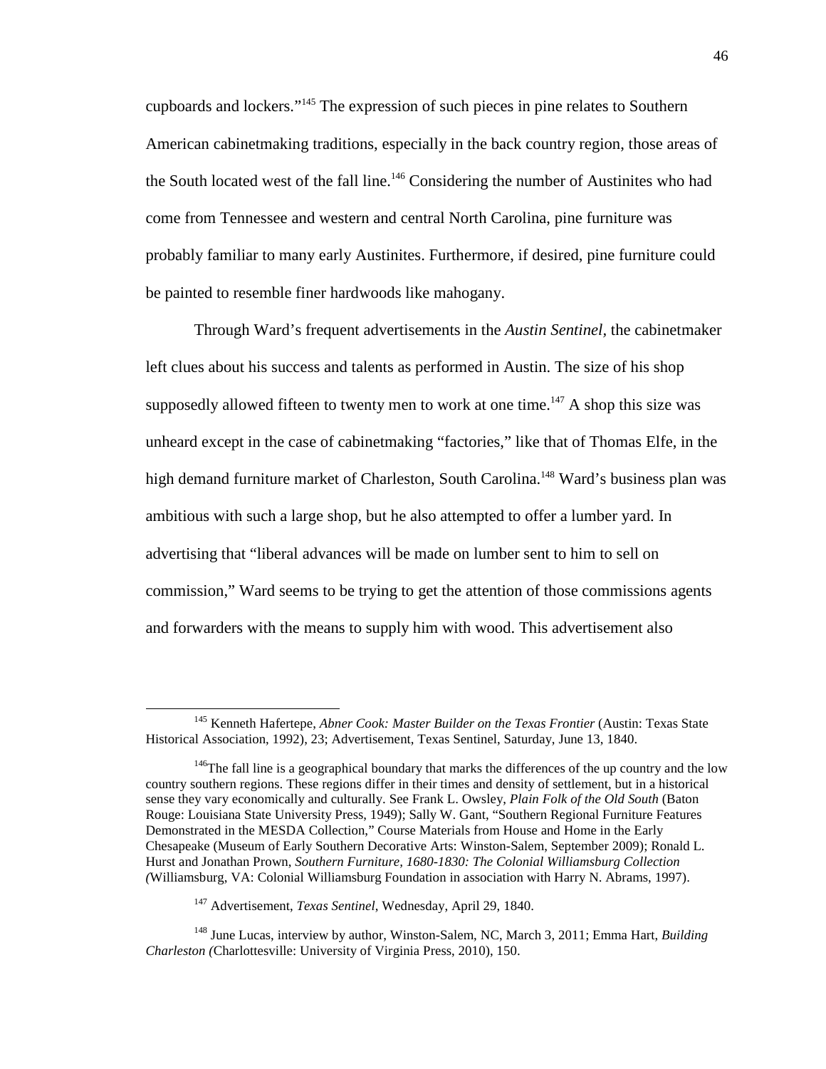cupboards and lockers."[145] The expression of such pieces in pine relates to Southern American cabinetmaking traditions, especially in the back country region, those areas of the South located west of the fall line.[146] Considering the number of Austinites who had come from Tennessee and western and central North Carolina, pine furniture was probably familiar to many early Austinites. Furthermore, if desired, pine furniture could be painted to resemble finer hardwoods like mahogany.

Through Ward's frequent advertisements in the *Austin Sentinel*, the cabinetmaker left clues about his success and talents as performed in Austin. The size of his shop supposedly allowed fifteen to twenty men to work at one time.[147] A shop this size was unheard except in the case of cabinetmaking "factories," like that of Thomas Elfe, in the high demand furniture market of Charleston, South Carolina.[148] Ward's business plan was ambitious with such a large shop, but he also attempted to offer a lumber yard. In advertising that "liberal advances will be made on lumber sent to him to sell on commission," Ward seems to be trying to get the attention of those commissions agents and forwarders with the means to supply him with wood. This advertisement also

---

[145] Kenneth Hafertepe, *Abner Cook: Master Builder on the Texas Frontier* (Austin: Texas State Historical Association, 1992), 23; Advertisement, Texas Sentinel, Saturday, June 13, 1840.

[146] The fall line is a geographical boundary that marks the differences of the up country and the low country southern regions. These regions differ in their times and density of settlement, but in a historical sense they vary economically and culturally. See Frank L. Owsley, *Plain Folk of the Old South* (Baton Rouge: Louisiana State University Press, 1949); Sally W. Gant, "Southern Regional Furniture Features Demonstrated in the MESDA Collection," Course Materials from House and Home in the Early Chesapeake (Museum of Early Southern Decorative Arts: Winston-Salem, September 2009); Ronald L. Hurst and Jonathan Prown, *Southern Furniture, 1680-1830: The Colonial Williamsburg Collection (*Williamsburg, VA: Colonial Williamsburg Foundation in association with Harry N. Abrams, 1997).

[147] Advertisement, *Texas Sentinel*, Wednesday, April 29, 1840.

[148] June Lucas, interview by author, Winston-Salem, NC, March 3, 2011; Emma Hart, *Building Charleston (*Charlottesville: University of Virginia Press, 2010), 150.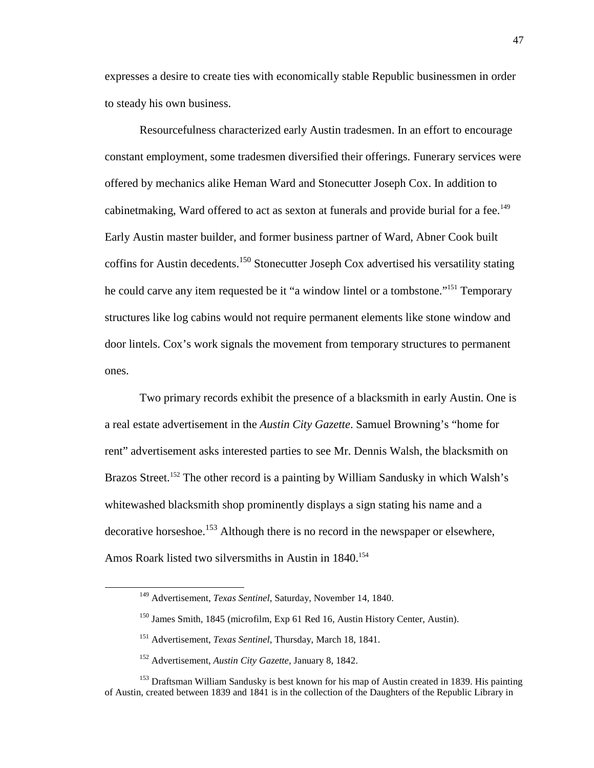expresses a desire to create ties with economically stable Republic businessmen in order to steady his own business.

Resourcefulness characterized early Austin tradesmen. In an effort to encourage constant employment, some tradesmen diversified their offerings. Funerary services were offered by mechanics alike Heman Ward and Stonecutter Joseph Cox. In addition to cabinetmaking, Ward offered to act as sexton at funerals and provide burial for a fee.[149] Early Austin master builder, and former business partner of Ward, Abner Cook built coffins for Austin decedents.[150] Stonecutter Joseph Cox advertised his versatility stating he could carve any item requested be it "a window lintel or a tombstone."[151] Temporary structures like log cabins would not require permanent elements like stone window and door lintels. Cox's work signals the movement from temporary structures to permanent ones.

Two primary records exhibit the presence of a blacksmith in early Austin. One is a real estate advertisement in the *Austin City Gazette*. Samuel Browning's "home for rent" advertisement asks interested parties to see Mr. Dennis Walsh, the blacksmith on Brazos Street.[152] The other record is a painting by William Sandusky in which Walsh's whitewashed blacksmith shop prominently displays a sign stating his name and a decorative horseshoe.[153] Although there is no record in the newspaper or elsewhere, Amos Roark listed two silversmiths in Austin in 1840.[154]

---

[149] Advertisement, *Texas Sentinel*, Saturday, November 14, 1840.

[150] James Smith, 1845 (microfilm, Exp 61 Red 16, Austin History Center, Austin).

[151] Advertisement, *Texas Sentinel*, Thursday, March 18, 1841.

[152] Advertisement, *Austin City Gazette,* January 8, 1842.

[153] Draftsman William Sandusky is best known for his map of Austin created in 1839. His painting of Austin, created between 1839 and 1841 is in the collection of the Daughters of the Republic Library in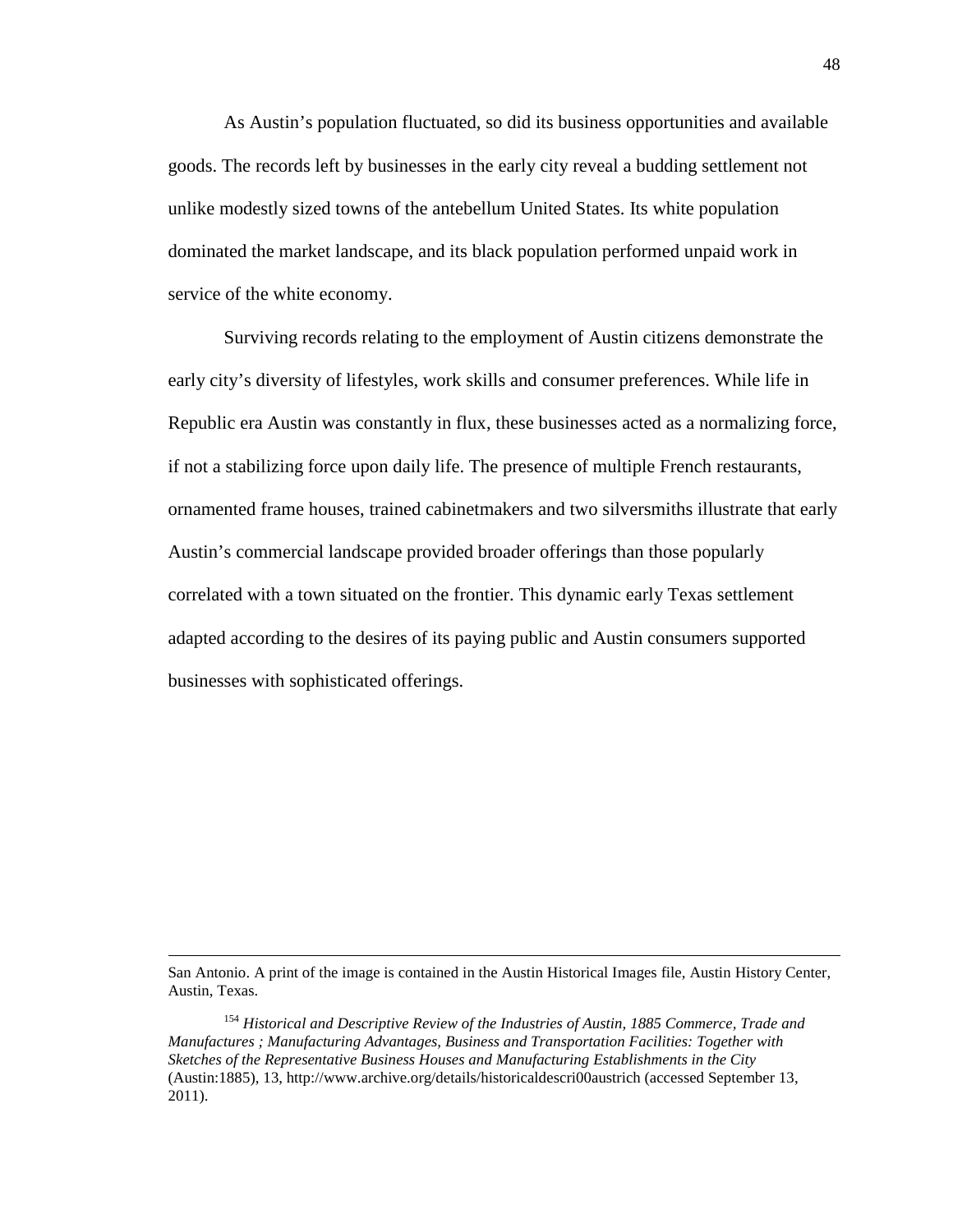As Austin's population fluctuated, so did its business opportunities and available goods. The records left by businesses in the early city reveal a budding settlement not unlike modestly sized towns of the antebellum United States. Its white population dominated the market landscape, and its black population performed unpaid work in service of the white economy.

Surviving records relating to the employment of Austin citizens demonstrate the early city's diversity of lifestyles, work skills and consumer preferences. While life in Republic era Austin was constantly in flux, these businesses acted as a normalizing force, if not a stabilizing force upon daily life. The presence of multiple French restaurants, ornamented frame houses, trained cabinetmakers and two silversmiths illustrate that early Austin's commercial landscape provided broader offerings than those popularly correlated with a town situated on the frontier. This dynamic early Texas settlement adapted according to the desires of its paying public and Austin consumers supported businesses with sophisticated offerings.

---

San Antonio. A print of the image is contained in the Austin Historical Images file, Austin History Center, Austin, Texas.

[154] *Historical and Descriptive Review of the Industries of Austin, 1885 Commerce, Trade and Manufactures ; Manufacturing Advantages, Business and Transportation Facilities: Together with Sketches of the Representative Business Houses and Manufacturing Establishments in the City* (Austin:1885), 13, http://www.archive.org/details/historicaldescri00austrich (accessed September 13, 2011).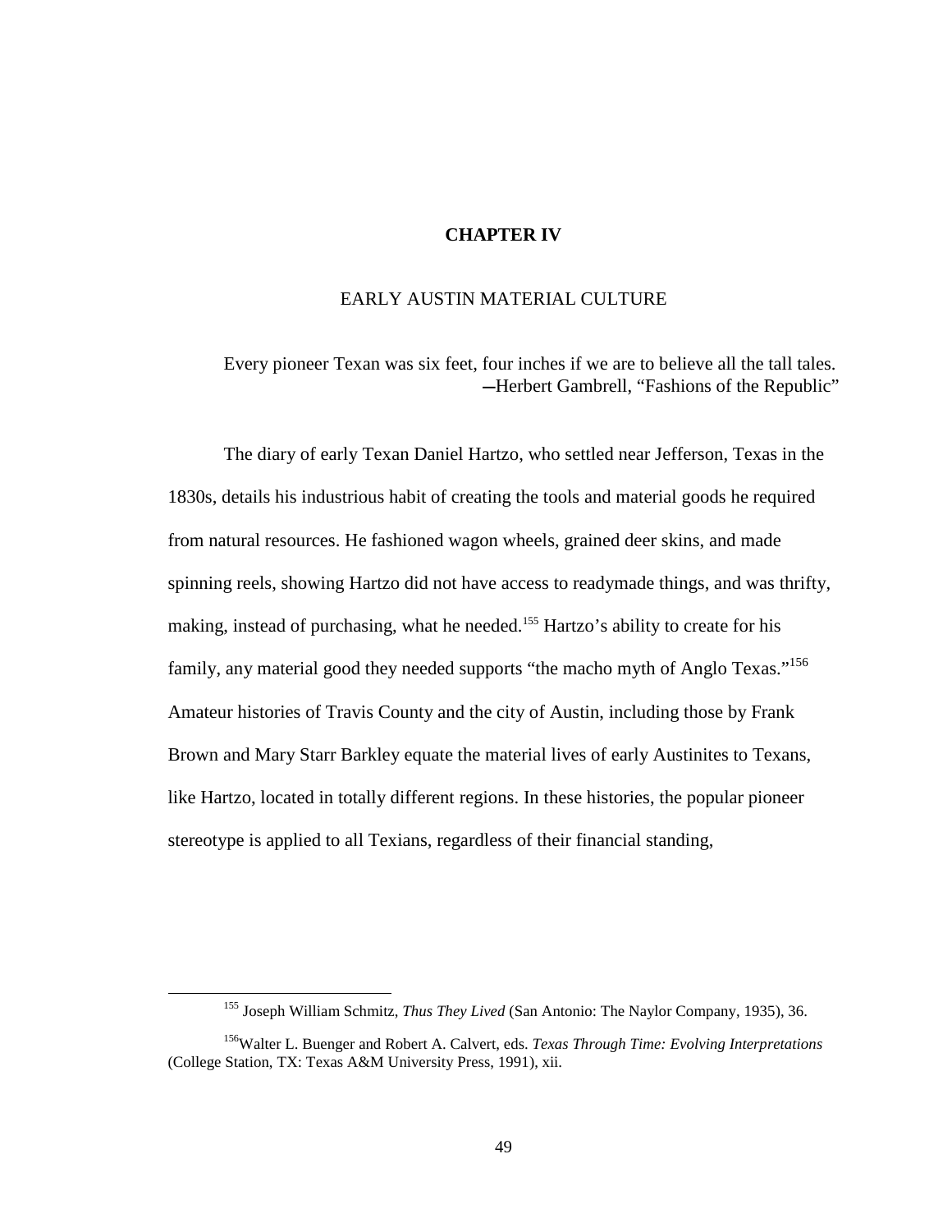# CHAPTER IV

## EARLY AUSTIN MATERIAL CULTURE

> Every pioneer Texan was six feet, four inches if we are to believe all the tall tales.
> —Herbert Gambrell, "Fashions of the Republic"

The diary of early Texan Daniel Hartzo, who settled near Jefferson, Texas in the 1830s, details his industrious habit of creating the tools and material goods he required from natural resources. He fashioned wagon wheels, grained deer skins, and made spinning reels, showing Hartzo did not have access to readymade things, and was thrifty, making, instead of purchasing, what he needed.[155] Hartzo's ability to create for his family, any material good they needed supports "the macho myth of Anglo Texas."[156] Amateur histories of Travis County and the city of Austin, including those by Frank Brown and Mary Starr Barkley equate the material lives of early Austinites to Texans, like Hartzo, located in totally different regions. In these histories, the popular pioneer stereotype is applied to all Texians, regardless of their financial standing,

---

[155] Joseph William Schmitz, *Thus They Lived* (San Antonio: The Naylor Company, 1935), 36.

[156] Walter L. Buenger and Robert A. Calvert, eds. *Texas Through Time: Evolving Interpretations* (College Station, TX: Texas A&M University Press, 1991), xii.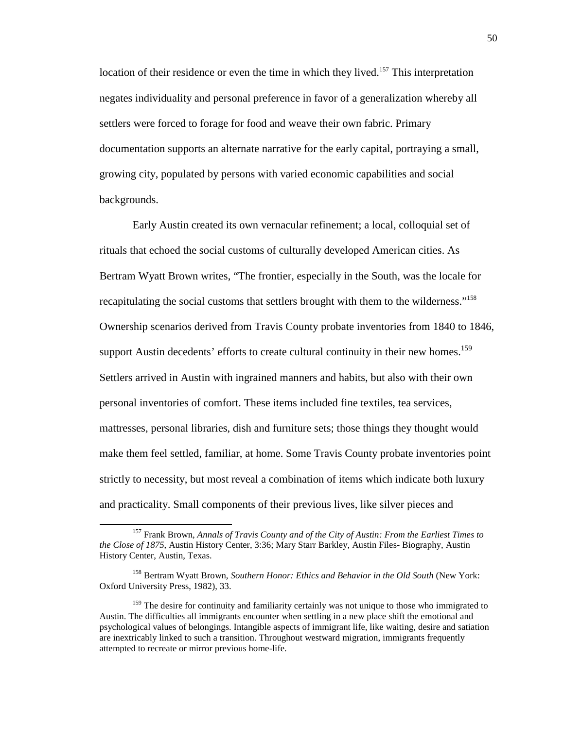location of their residence or even the time in which they lived.[157] This interpretation negates individuality and personal preference in favor of a generalization whereby all settlers were forced to forage for food and weave their own fabric. Primary documentation supports an alternate narrative for the early capital, portraying a small, growing city, populated by persons with varied economic capabilities and social backgrounds.

Early Austin created its own vernacular refinement; a local, colloquial set of rituals that echoed the social customs of culturally developed American cities. As Bertram Wyatt Brown writes, "The frontier, especially in the South, was the locale for recapitulating the social customs that settlers brought with them to the wilderness."[158] Ownership scenarios derived from Travis County probate inventories from 1840 to 1846, support Austin decedents' efforts to create cultural continuity in their new homes.[159] Settlers arrived in Austin with ingrained manners and habits, but also with their own personal inventories of comfort. These items included fine textiles, tea services, mattresses, personal libraries, dish and furniture sets; those things they thought would make them feel settled, familiar, at home. Some Travis County probate inventories point strictly to necessity, but most reveal a combination of items which indicate both luxury and practicality. Small components of their previous lives, like silver pieces and

---

[157] Frank Brown, *Annals of Travis County and of the City of Austin: From the Earliest Times to the Close of 1875*, Austin History Center, 3:36; Mary Starr Barkley, Austin Files- Biography, Austin History Center, Austin, Texas.

[158] Bertram Wyatt Brown, *Southern Honor: Ethics and Behavior in the Old South* (New York: Oxford University Press, 1982), 33.

[159] The desire for continuity and familiarity certainly was not unique to those who immigrated to Austin. The difficulties all immigrants encounter when settling in a new place shift the emotional and psychological values of belongings. Intangible aspects of immigrant life, like waiting, desire and satiation are inextricably linked to such a transition. Throughout westward migration, immigrants frequently attempted to recreate or mirror previous home-life.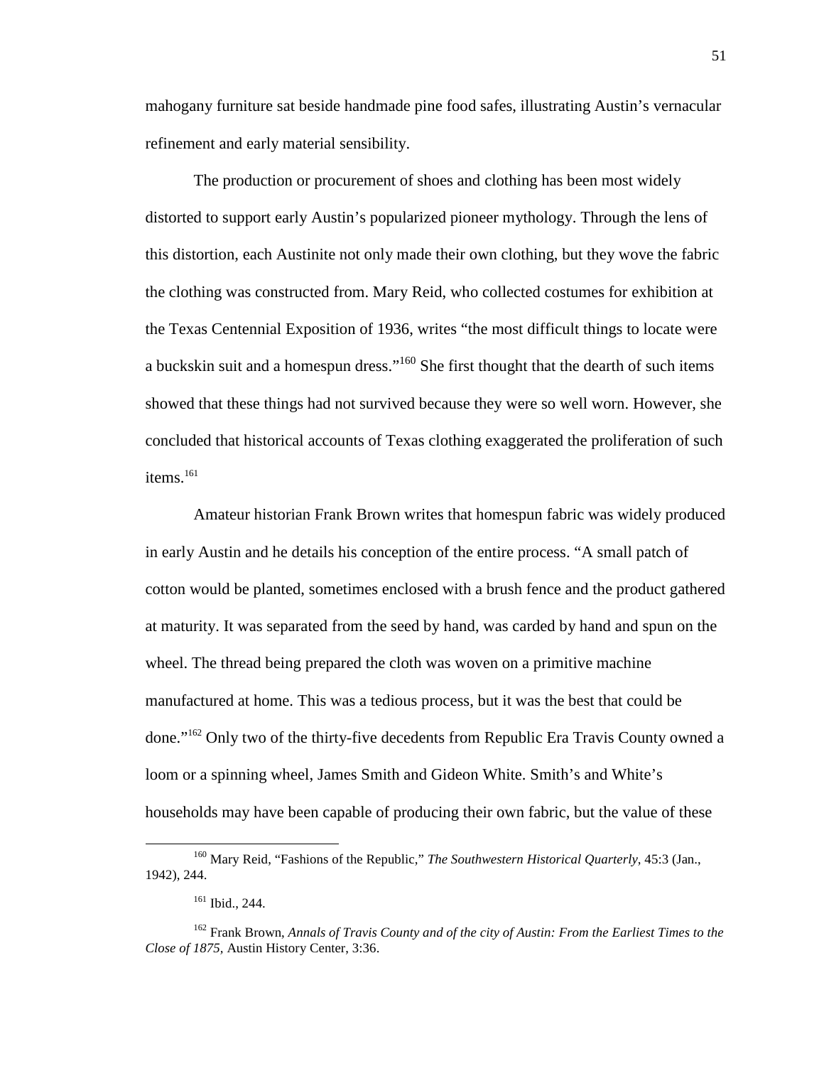mahogany furniture sat beside handmade pine food safes, illustrating Austin's vernacular refinement and early material sensibility.

The production or procurement of shoes and clothing has been most widely distorted to support early Austin's popularized pioneer mythology. Through the lens of this distortion, each Austinite not only made their own clothing, but they wove the fabric the clothing was constructed from. Mary Reid, who collected costumes for exhibition at the Texas Centennial Exposition of 1936, writes "the most difficult things to locate were a buckskin suit and a homespun dress."[160] She first thought that the dearth of such items showed that these things had not survived because they were so well worn. However, she concluded that historical accounts of Texas clothing exaggerated the proliferation of such items.[161]

Amateur historian Frank Brown writes that homespun fabric was widely produced in early Austin and he details his conception of the entire process. "A small patch of cotton would be planted, sometimes enclosed with a brush fence and the product gathered at maturity. It was separated from the seed by hand, was carded by hand and spun on the wheel. The thread being prepared the cloth was woven on a primitive machine manufactured at home. This was a tedious process, but it was the best that could be done."[162] Only two of the thirty-five decedents from Republic Era Travis County owned a loom or a spinning wheel, James Smith and Gideon White. Smith's and White's households may have been capable of producing their own fabric, but the value of these

---

[160] Mary Reid, "Fashions of the Republic," *The Southwestern Historical Quarterly*, 45:3 (Jan., 1942), 244.

[161] Ibid., 244.

[162] Frank Brown, *Annals of Travis County and of the city of Austin: From the Earliest Times to the Close of 1875,* Austin History Center, 3:36.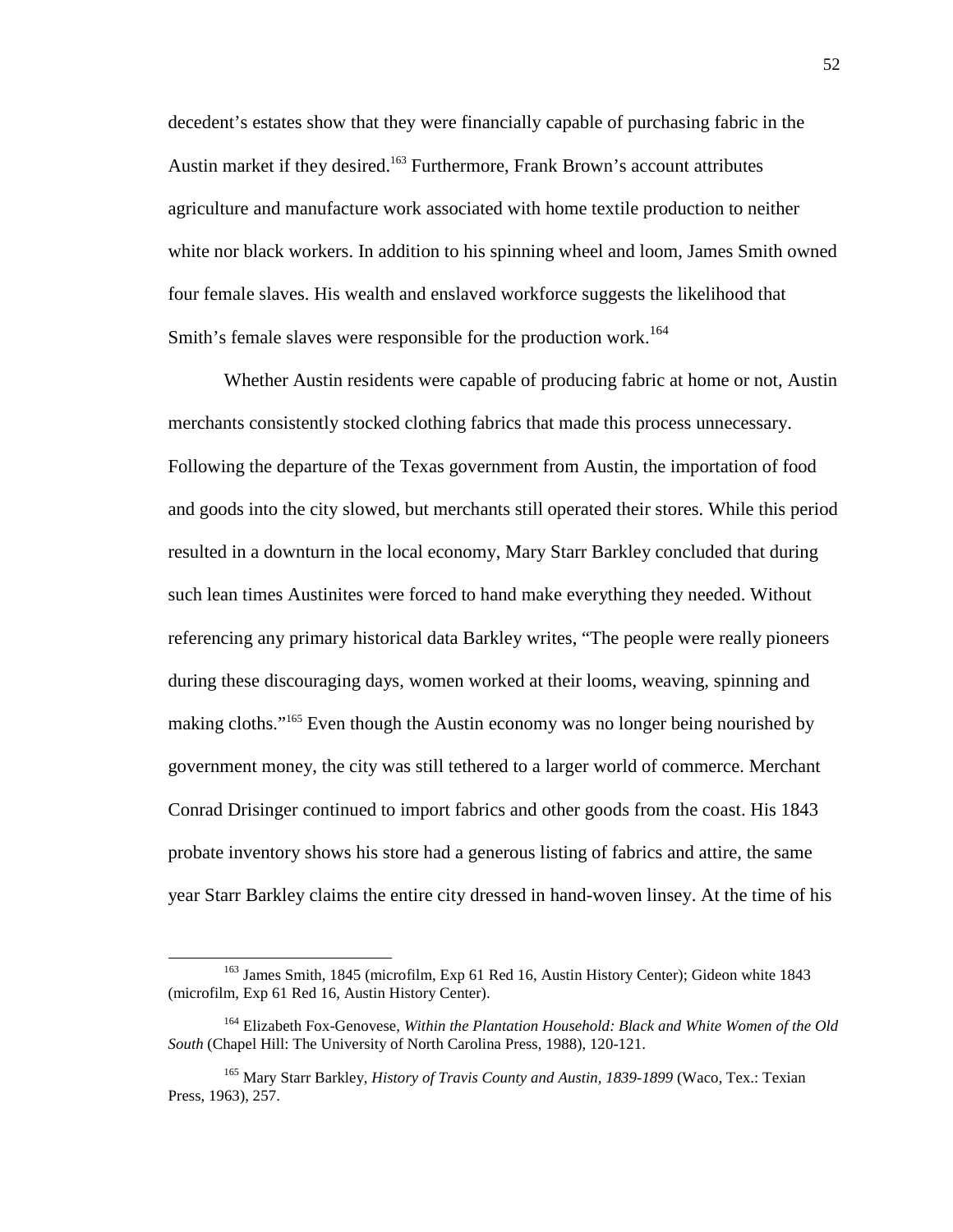decedent's estates show that they were financially capable of purchasing fabric in the Austin market if they desired.[163] Furthermore, Frank Brown's account attributes agriculture and manufacture work associated with home textile production to neither white nor black workers. In addition to his spinning wheel and loom, James Smith owned four female slaves. His wealth and enslaved workforce suggests the likelihood that Smith's female slaves were responsible for the production work.[164]

Whether Austin residents were capable of producing fabric at home or not, Austin merchants consistently stocked clothing fabrics that made this process unnecessary. Following the departure of the Texas government from Austin, the importation of food and goods into the city slowed, but merchants still operated their stores. While this period resulted in a downturn in the local economy, Mary Starr Barkley concluded that during such lean times Austinites were forced to hand make everything they needed. Without referencing any primary historical data Barkley writes, "The people were really pioneers during these discouraging days, women worked at their looms, weaving, spinning and making cloths."[165] Even though the Austin economy was no longer being nourished by government money, the city was still tethered to a larger world of commerce. Merchant Conrad Drisinger continued to import fabrics and other goods from the coast. His 1843 probate inventory shows his store had a generous listing of fabrics and attire, the same year Starr Barkley claims the entire city dressed in hand-woven linsey. At the time of his

---

[163] James Smith, 1845 (microfilm, Exp 61 Red 16, Austin History Center); Gideon white 1843 (microfilm, Exp 61 Red 16, Austin History Center).

[164] Elizabeth Fox-Genovese, *Within the Plantation Household: Black and White Women of the Old South* (Chapel Hill: The University of North Carolina Press, 1988), 120-121.

[165] Mary Starr Barkley, *History of Travis County and Austin, 1839-1899* (Waco, Tex.: Texian Press, 1963), 257.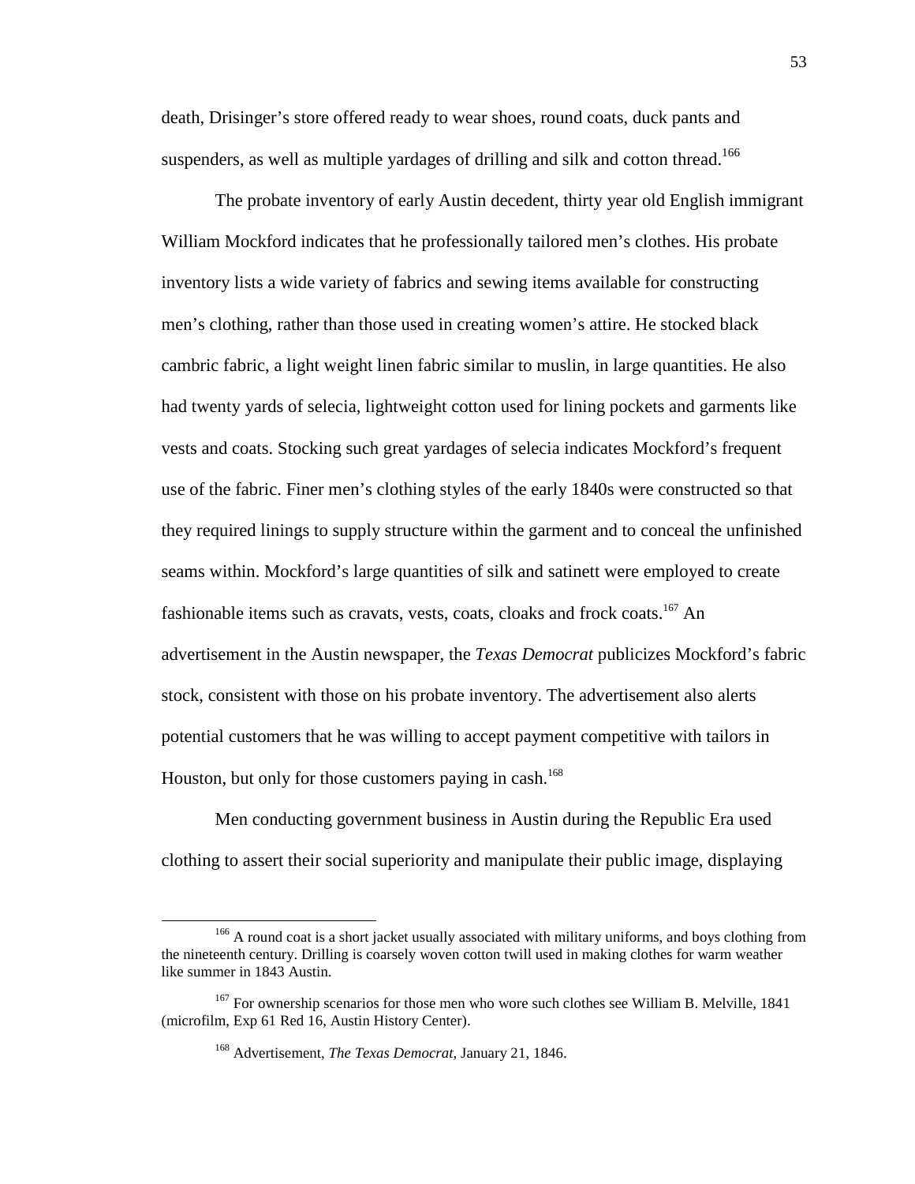death, Drisinger's store offered ready to wear shoes, round coats, duck pants and suspenders, as well as multiple yardages of drilling and silk and cotton thread.[166]

The probate inventory of early Austin decedent, thirty year old English immigrant William Mockford indicates that he professionally tailored men's clothes. His probate inventory lists a wide variety of fabrics and sewing items available for constructing men's clothing, rather than those used in creating women's attire. He stocked black cambric fabric, a light weight linen fabric similar to muslin, in large quantities. He also had twenty yards of selecia, lightweight cotton used for lining pockets and garments like vests and coats. Stocking such great yardages of selecia indicates Mockford's frequent use of the fabric. Finer men's clothing styles of the early 1840s were constructed so that they required linings to supply structure within the garment and to conceal the unfinished seams within. Mockford's large quantities of silk and satinett were employed to create fashionable items such as cravats, vests, coats, cloaks and frock coats.[167] An advertisement in the Austin newspaper, the *Texas Democrat* publicizes Mockford's fabric stock, consistent with those on his probate inventory. The advertisement also alerts potential customers that he was willing to accept payment competitive with tailors in Houston, but only for those customers paying in cash.[168]

Men conducting government business in Austin during the Republic Era used clothing to assert their social superiority and manipulate their public image, displaying

---

[166] A round coat is a short jacket usually associated with military uniforms, and boys clothing from the nineteenth century. Drilling is coarsely woven cotton twill used in making clothes for warm weather like summer in 1843 Austin.

[167] For ownership scenarios for those men who wore such clothes see William B. Melville, 1841 (microfilm, Exp 61 Red 16, Austin History Center).

[168] Advertisement, *The Texas Democrat,* January 21, 1846.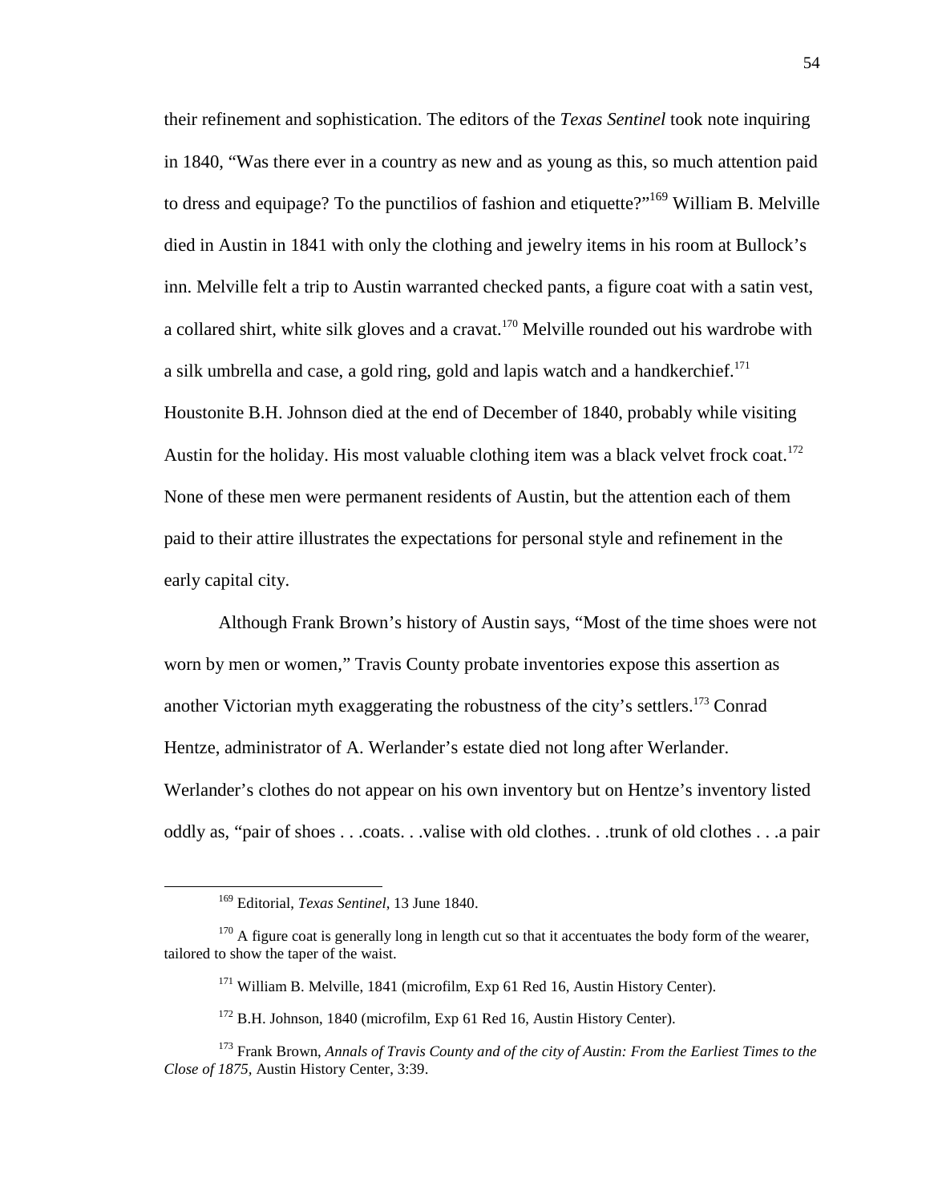their refinement and sophistication. The editors of the *Texas Sentinel* took note inquiring in 1840, "Was there ever in a country as new and as young as this, so much attention paid to dress and equipage? To the punctilios of fashion and etiquette?"[169] William B. Melville died in Austin in 1841 with only the clothing and jewelry items in his room at Bullock's inn. Melville felt a trip to Austin warranted checked pants, a figure coat with a satin vest, a collared shirt, white silk gloves and a cravat.[170] Melville rounded out his wardrobe with a silk umbrella and case, a gold ring, gold and lapis watch and a handkerchief.[171] Houstonite B.H. Johnson died at the end of December of 1840, probably while visiting Austin for the holiday. His most valuable clothing item was a black velvet frock coat.[172] None of these men were permanent residents of Austin, but the attention each of them paid to their attire illustrates the expectations for personal style and refinement in the early capital city.

Although Frank Brown's history of Austin says, "Most of the time shoes were not worn by men or women," Travis County probate inventories expose this assertion as another Victorian myth exaggerating the robustness of the city's settlers.[173] Conrad Hentze, administrator of A. Werlander's estate died not long after Werlander. Werlander's clothes do not appear on his own inventory but on Hentze's inventory listed oddly as, "pair of shoes . . .coats. . .valise with old clothes. . .trunk of old clothes . . .a pair

---

[169] Editorial, *Texas Sentinel*, 13 June 1840.

[170] A figure coat is generally long in length cut so that it accentuates the body form of the wearer, tailored to show the taper of the waist.

[171] William B. Melville, 1841 (microfilm, Exp 61 Red 16, Austin History Center).

[172] B.H. Johnson, 1840 (microfilm, Exp 61 Red 16, Austin History Center).

[173] Frank Brown, *Annals of Travis County and of the city of Austin: From the Earliest Times to the Close of 1875*, Austin History Center, 3:39.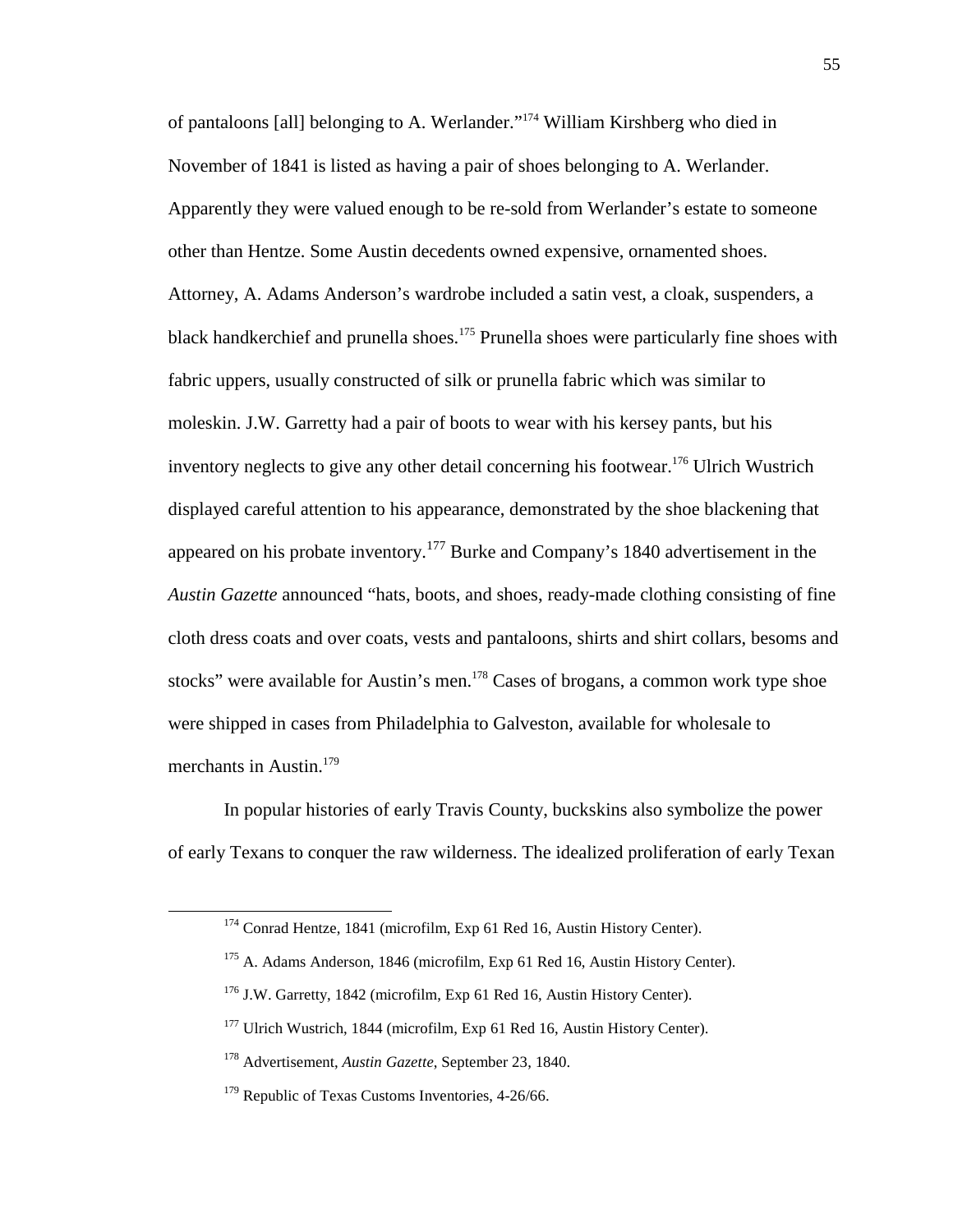of pantaloons [all] belonging to A. Werlander."[174] William Kirshberg who died in November of 1841 is listed as having a pair of shoes belonging to A. Werlander. Apparently they were valued enough to be re-sold from Werlander's estate to someone other than Hentze. Some Austin decedents owned expensive, ornamented shoes. Attorney, A. Adams Anderson's wardrobe included a satin vest, a cloak, suspenders, a black handkerchief and prunella shoes.[175] Prunella shoes were particularly fine shoes with fabric uppers, usually constructed of silk or prunella fabric which was similar to moleskin. J.W. Garretty had a pair of boots to wear with his kersey pants, but his inventory neglects to give any other detail concerning his footwear.[176] Ulrich Wustrich displayed careful attention to his appearance, demonstrated by the shoe blackening that appeared on his probate inventory.[177] Burke and Company's 1840 advertisement in the *Austin Gazette* announced "hats, boots, and shoes, ready-made clothing consisting of fine cloth dress coats and over coats, vests and pantaloons, shirts and shirt collars, besoms and stocks" were available for Austin's men.[178] Cases of brogans, a common work type shoe were shipped in cases from Philadelphia to Galveston, available for wholesale to merchants in Austin.[179]

In popular histories of early Travis County, buckskins also symbolize the power of early Texans to conquer the raw wilderness. The idealized proliferation of early Texan

---

[174] Conrad Hentze, 1841 (microfilm, Exp 61 Red 16, Austin History Center).

[175] A. Adams Anderson, 1846 (microfilm, Exp 61 Red 16, Austin History Center).

[176] J.W. Garretty, 1842 (microfilm, Exp 61 Red 16, Austin History Center).

[177] Ulrich Wustrich, 1844 (microfilm, Exp 61 Red 16, Austin History Center).

[178] Advertisement, *Austin Gazette*, September 23, 1840.

[179] Republic of Texas Customs Inventories, 4-26/66.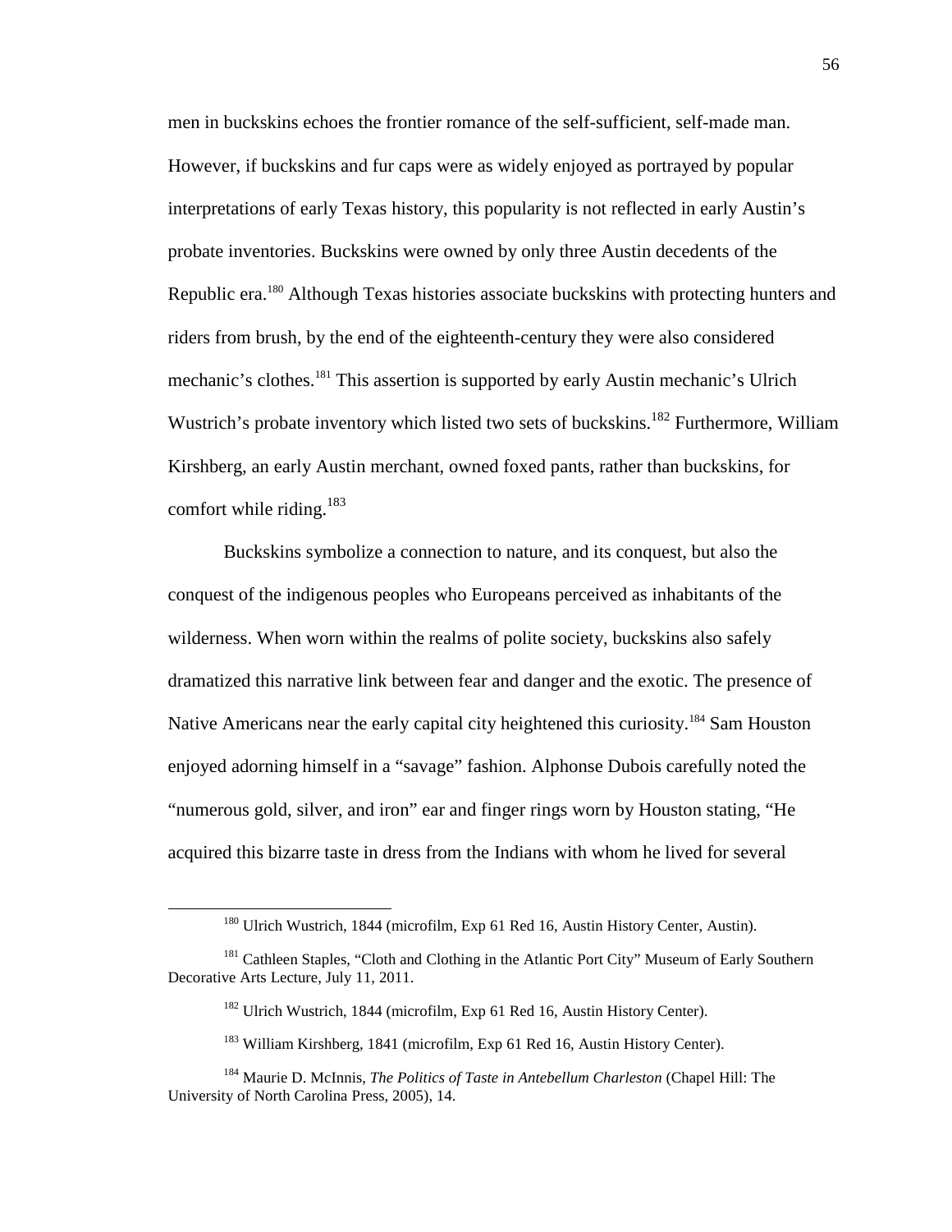men in buckskins echoes the frontier romance of the self-sufficient, self-made man. However, if buckskins and fur caps were as widely enjoyed as portrayed by popular interpretations of early Texas history, this popularity is not reflected in early Austin's probate inventories. Buckskins were owned by only three Austin decedents of the Republic era.[180] Although Texas histories associate buckskins with protecting hunters and riders from brush, by the end of the eighteenth-century they were also considered mechanic's clothes.[181] This assertion is supported by early Austin mechanic's Ulrich Wustrich's probate inventory which listed two sets of buckskins.[182] Furthermore, William Kirshberg, an early Austin merchant, owned foxed pants, rather than buckskins, for comfort while riding.[183]

Buckskins symbolize a connection to nature, and its conquest, but also the conquest of the indigenous peoples who Europeans perceived as inhabitants of the wilderness. When worn within the realms of polite society, buckskins also safely dramatized this narrative link between fear and danger and the exotic. The presence of Native Americans near the early capital city heightened this curiosity.[184] Sam Houston enjoyed adorning himself in a "savage" fashion. Alphonse Dubois carefully noted the "numerous gold, silver, and iron" ear and finger rings worn by Houston stating, "He acquired this bizarre taste in dress from the Indians with whom he lived for several

---

[180] Ulrich Wustrich, 1844 (microfilm, Exp 61 Red 16, Austin History Center, Austin).

[181] Cathleen Staples, "Cloth and Clothing in the Atlantic Port City" Museum of Early Southern Decorative Arts Lecture, July 11, 2011.

[182] Ulrich Wustrich, 1844 (microfilm, Exp 61 Red 16, Austin History Center).

[183] William Kirshberg, 1841 (microfilm, Exp 61 Red 16, Austin History Center).

[184] Maurie D. McInnis, *The Politics of Taste in Antebellum Charleston* (Chapel Hill: The University of North Carolina Press, 2005), 14.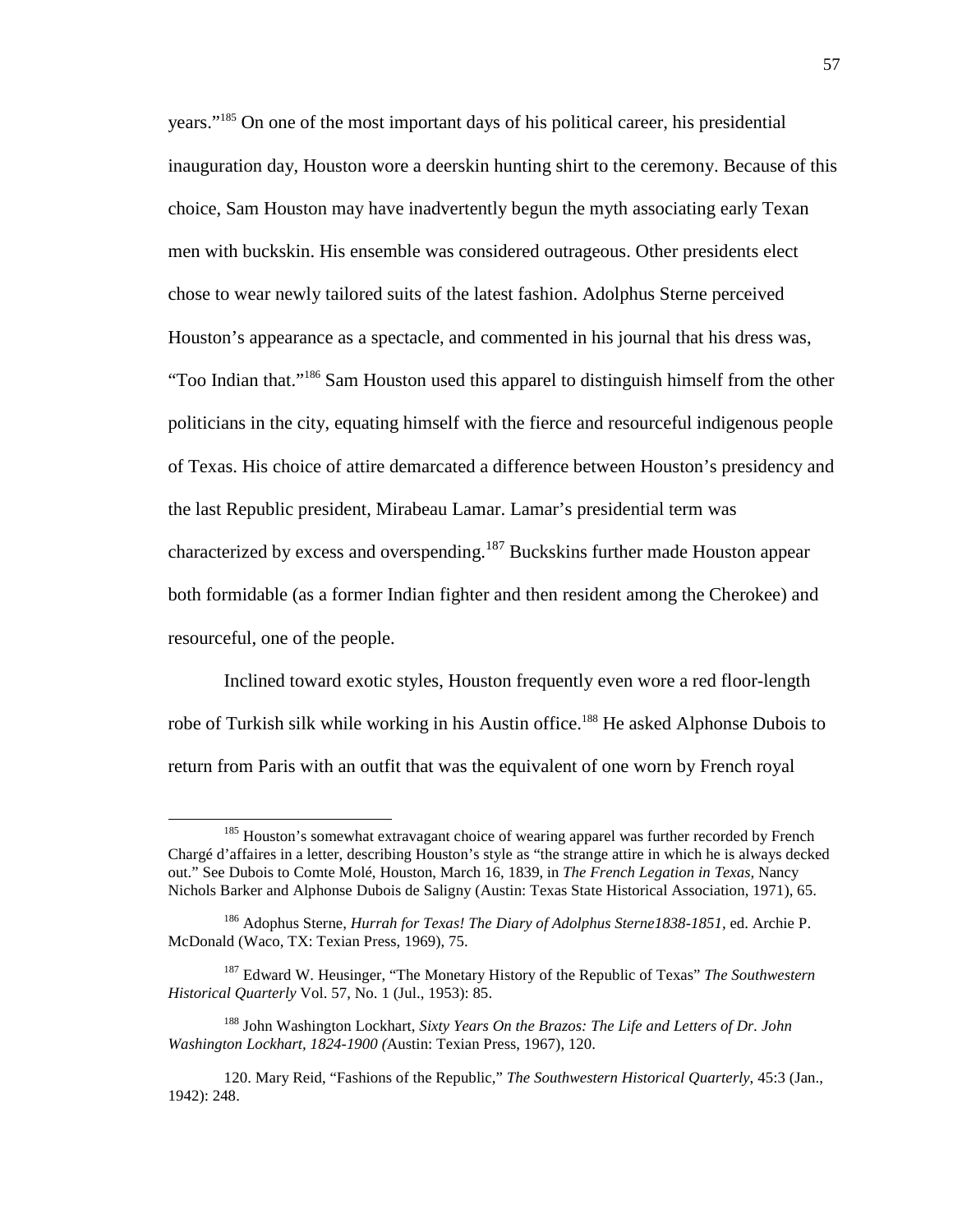years."[185] On one of the most important days of his political career, his presidential inauguration day, Houston wore a deerskin hunting shirt to the ceremony. Because of this choice, Sam Houston may have inadvertently begun the myth associating early Texan men with buckskin. His ensemble was considered outrageous. Other presidents elect chose to wear newly tailored suits of the latest fashion. Adolphus Sterne perceived Houston's appearance as a spectacle, and commented in his journal that his dress was, "Too Indian that."[186] Sam Houston used this apparel to distinguish himself from the other politicians in the city, equating himself with the fierce and resourceful indigenous people of Texas. His choice of attire demarcated a difference between Houston's presidency and the last Republic president, Mirabeau Lamar. Lamar's presidential term was characterized by excess and overspending.[187] Buckskins further made Houston appear both formidable (as a former Indian fighter and then resident among the Cherokee) and resourceful, one of the people.

Inclined toward exotic styles, Houston frequently even wore a red floor-length robe of Turkish silk while working in his Austin office.[188] He asked Alphonse Dubois to return from Paris with an outfit that was the equivalent of one worn by French royal

---

[185] Houston's somewhat extravagant choice of wearing apparel was further recorded by French Chargé d'affaires in a letter, describing Houston's style as "the strange attire in which he is always decked out." See Dubois to Comte Molé, Houston, March 16, 1839, in *The French Legation in Texas,* Nancy Nichols Barker and Alphonse Dubois de Saligny (Austin: Texas State Historical Association, 1971), 65.

[186] Adophus Sterne, *Hurrah for Texas! The Diary of Adolphus Sterne1838-1851*, ed. Archie P. McDonald (Waco, TX: Texian Press, 1969), 75.

[187] Edward W. Heusinger, "The Monetary History of the Republic of Texas" *The Southwestern Historical Quarterly* Vol. 57, No. 1 (Jul., 1953): 85.

[188] John Washington Lockhart, *Sixty Years On the Brazos: The Life and Letters of Dr. John Washington Lockhart, 1824-1900 (*Austin: Texian Press, 1967), 120.

120. Mary Reid, "Fashions of the Republic," *The Southwestern Historical Quarterly*, 45:3 (Jan., 1942): 248.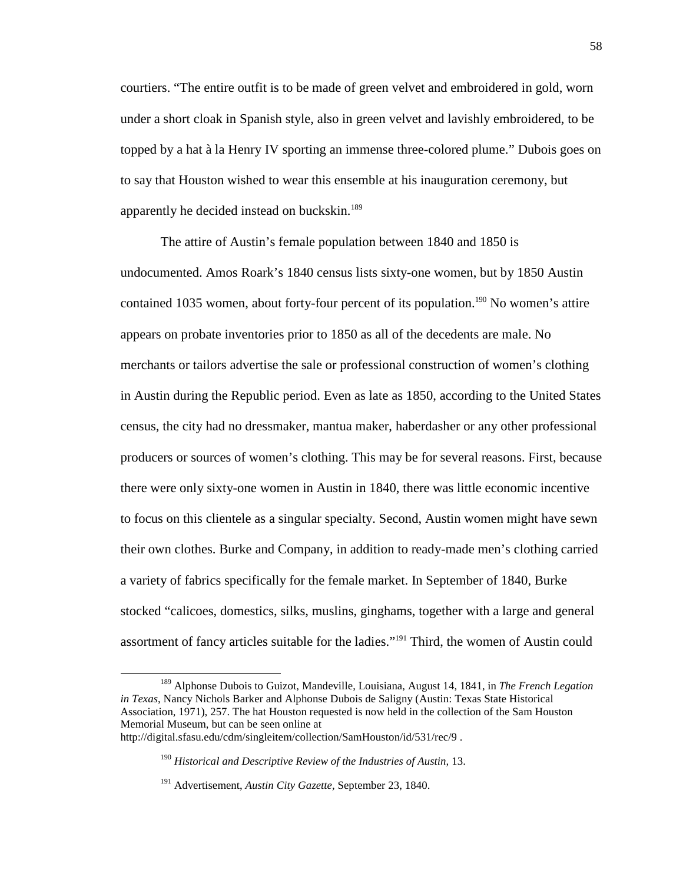courtiers. "The entire outfit is to be made of green velvet and embroidered in gold, worn under a short cloak in Spanish style, also in green velvet and lavishly embroidered, to be topped by a hat à la Henry IV sporting an immense three-colored plume." Dubois goes on to say that Houston wished to wear this ensemble at his inauguration ceremony, but apparently he decided instead on buckskin.[189]

The attire of Austin's female population between 1840 and 1850 is undocumented. Amos Roark's 1840 census lists sixty-one women, but by 1850 Austin contained 1035 women, about forty-four percent of its population.[190] No women's attire appears on probate inventories prior to 1850 as all of the decedents are male. No merchants or tailors advertise the sale or professional construction of women's clothing in Austin during the Republic period. Even as late as 1850, according to the United States census, the city had no dressmaker, mantua maker, haberdasher or any other professional producers or sources of women's clothing. This may be for several reasons. First, because there were only sixty-one women in Austin in 1840, there was little economic incentive to focus on this clientele as a singular specialty. Second, Austin women might have sewn their own clothes. Burke and Company, in addition to ready-made men's clothing carried a variety of fabrics specifically for the female market. In September of 1840, Burke stocked "calicoes, domestics, silks, muslins, ginghams, together with a large and general assortment of fancy articles suitable for the ladies."[191] Third, the women of Austin could

---

[189] Alphonse Dubois to Guizot, Mandeville, Louisiana, August 14, 1841, in *The French Legation in Texas*, Nancy Nichols Barker and Alphonse Dubois de Saligny (Austin: Texas State Historical Association, 1971), 257. The hat Houston requested is now held in the collection of the Sam Houston Memorial Museum, but can be seen online at http://digital.sfasu.edu/cdm/singleitem/collection/SamHouston/id/531/rec/9 .

[190] *Historical and Descriptive Review of the Industries of Austin,* 13.

[191] Advertisement, *Austin City Gazette*, September 23, 1840.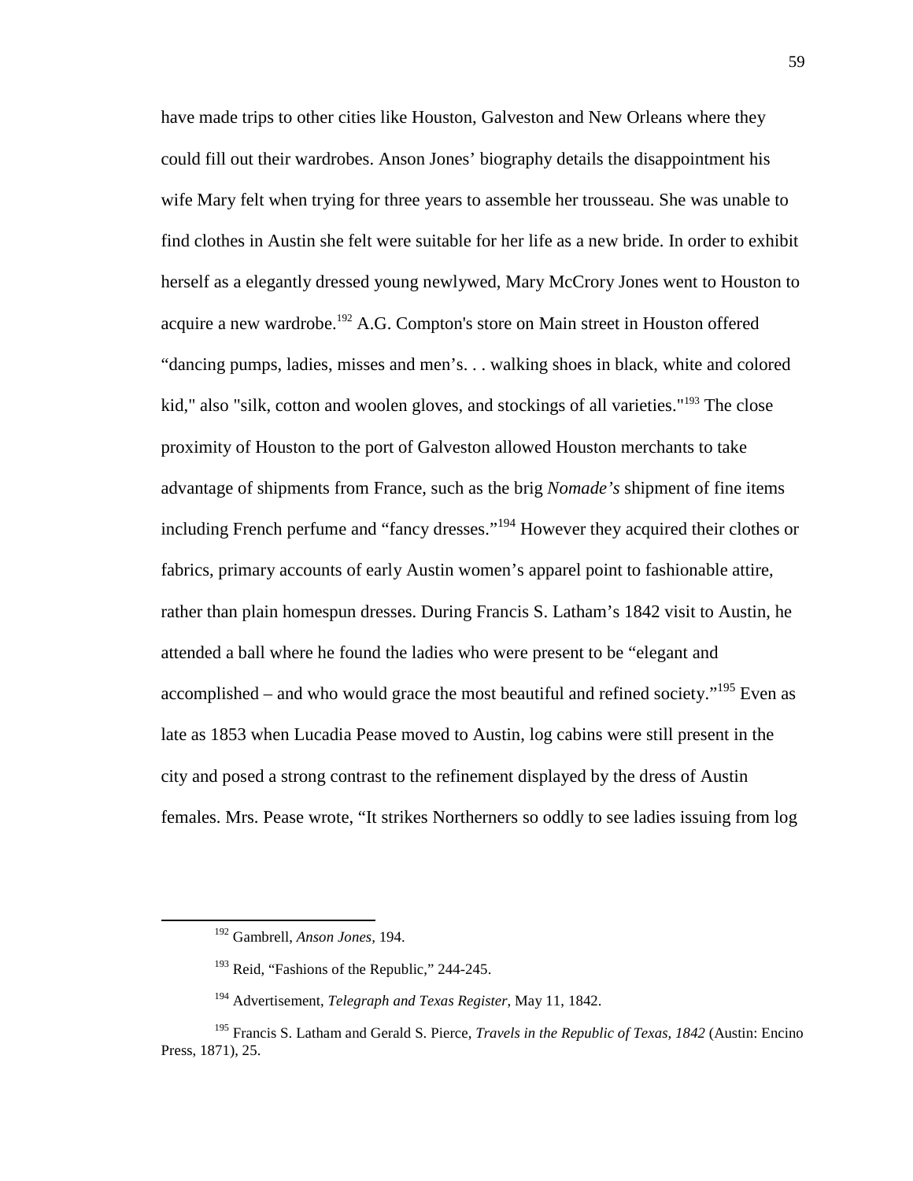have made trips to other cities like Houston, Galveston and New Orleans where they could fill out their wardrobes. Anson Jones' biography details the disappointment his wife Mary felt when trying for three years to assemble her trousseau. She was unable to find clothes in Austin she felt were suitable for her life as a new bride. In order to exhibit herself as a elegantly dressed young newlywed, Mary McCrory Jones went to Houston to acquire a new wardrobe.[192] A.G. Compton's store on Main street in Houston offered "dancing pumps, ladies, misses and men's. . . walking shoes in black, white and colored kid," also "silk, cotton and woolen gloves, and stockings of all varieties."[193] The close proximity of Houston to the port of Galveston allowed Houston merchants to take advantage of shipments from France, such as the brig *Nomade's* shipment of fine items including French perfume and "fancy dresses."[194] However they acquired their clothes or fabrics, primary accounts of early Austin women's apparel point to fashionable attire, rather than plain homespun dresses. During Francis S. Latham's 1842 visit to Austin, he attended a ball where he found the ladies who were present to be "elegant and accomplished – and who would grace the most beautiful and refined society."[195] Even as late as 1853 when Lucadia Pease moved to Austin, log cabins were still present in the city and posed a strong contrast to the refinement displayed by the dress of Austin females. Mrs. Pease wrote, "It strikes Northerners so oddly to see ladies issuing from log

---

[192] Gambrell, *Anson Jones*, 194.

[193] Reid, "Fashions of the Republic," 244-245.

[194] Advertisement, *Telegraph and Texas Register*, May 11, 1842.

[195] Francis S. Latham and Gerald S. Pierce, *Travels in the Republic of Texas, 1842* (Austin: Encino Press, 1871), 25.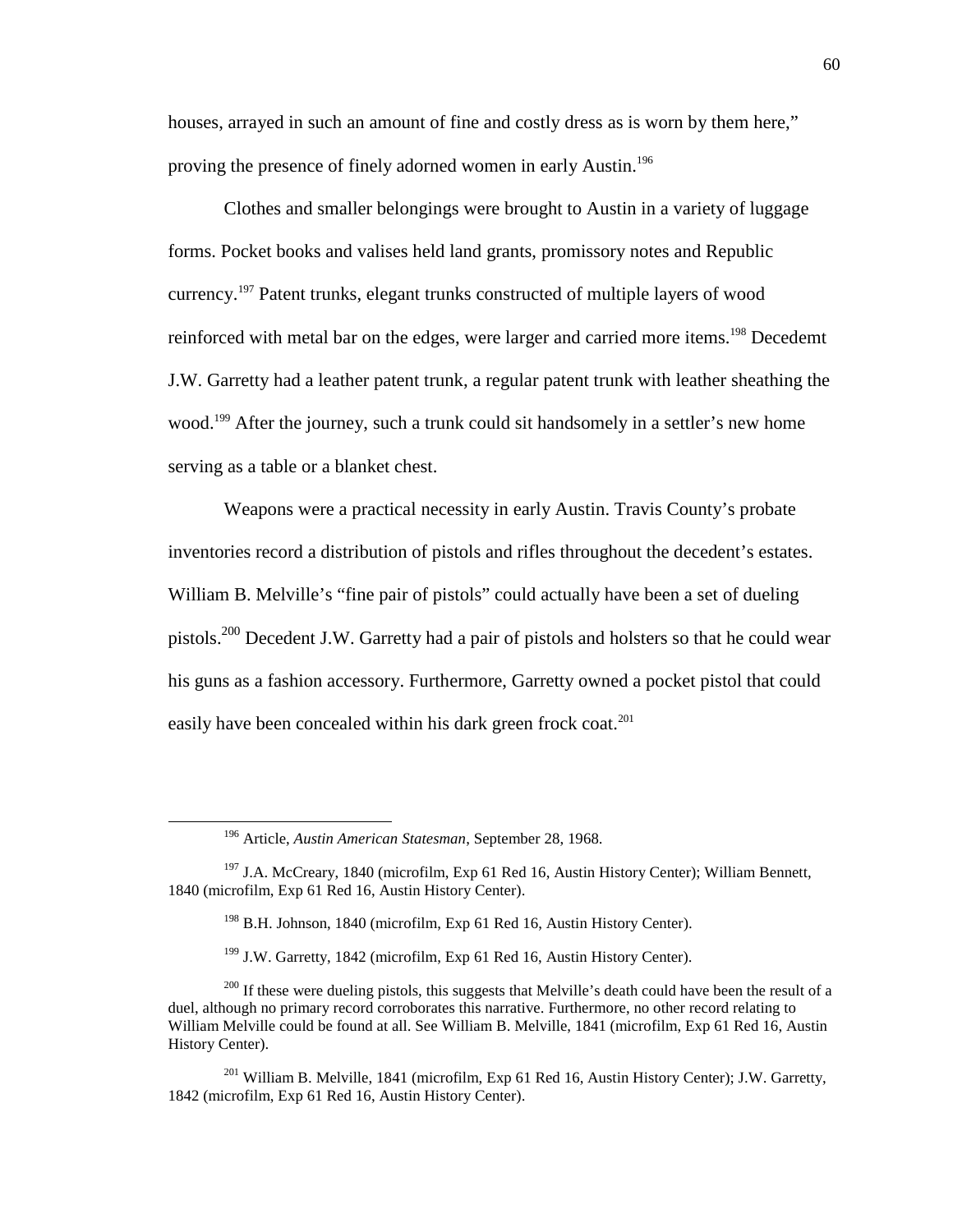houses, arrayed in such an amount of fine and costly dress as is worn by them here," proving the presence of finely adorned women in early Austin.[196]

Clothes and smaller belongings were brought to Austin in a variety of luggage forms. Pocket books and valises held land grants, promissory notes and Republic currency.[197] Patent trunks, elegant trunks constructed of multiple layers of wood reinforced with metal bar on the edges, were larger and carried more items.[198] Decedemt J.W. Garretty had a leather patent trunk, a regular patent trunk with leather sheathing the wood.[199] After the journey, such a trunk could sit handsomely in a settler's new home serving as a table or a blanket chest.

Weapons were a practical necessity in early Austin. Travis County's probate inventories record a distribution of pistols and rifles throughout the decedent's estates. William B. Melville's "fine pair of pistols" could actually have been a set of dueling pistols.[200] Decedent J.W. Garretty had a pair of pistols and holsters so that he could wear his guns as a fashion accessory. Furthermore, Garretty owned a pocket pistol that could easily have been concealed within his dark green frock coat.[201]

---

[196] Article, *Austin American Statesman*, September 28, 1968.

[197] J.A. McCreary, 1840 (microfilm, Exp 61 Red 16, Austin History Center); William Bennett, 1840 (microfilm, Exp 61 Red 16, Austin History Center).

[198] B.H. Johnson, 1840 (microfilm, Exp 61 Red 16, Austin History Center).

[199] J.W. Garretty, 1842 (microfilm, Exp 61 Red 16, Austin History Center).

[200] If these were dueling pistols, this suggests that Melville's death could have been the result of a duel, although no primary record corroborates this narrative. Furthermore, no other record relating to William Melville could be found at all. See William B. Melville, 1841 (microfilm, Exp 61 Red 16, Austin History Center).

[201] William B. Melville, 1841 (microfilm, Exp 61 Red 16, Austin History Center); J.W. Garretty, 1842 (microfilm, Exp 61 Red 16, Austin History Center).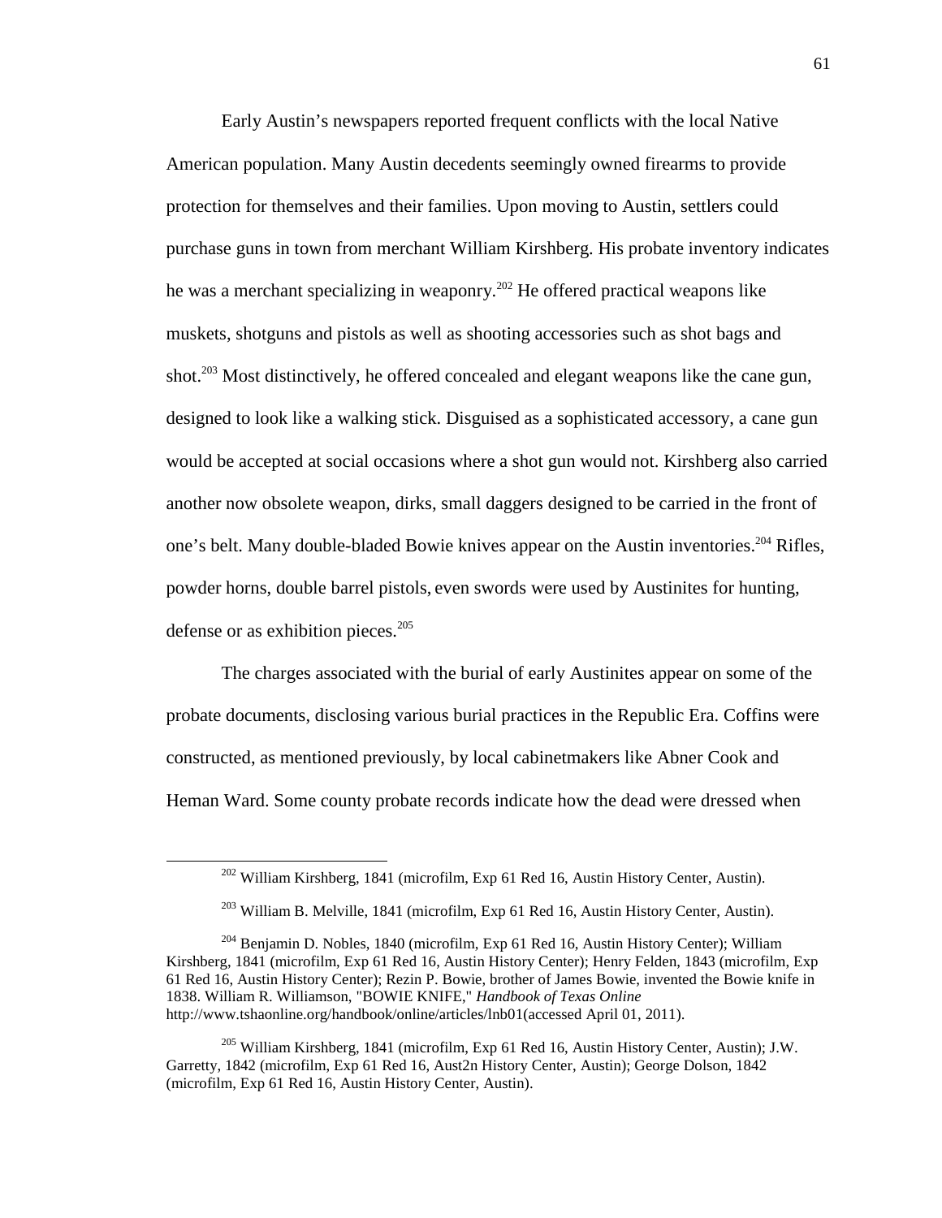Early Austin's newspapers reported frequent conflicts with the local Native American population. Many Austin decedents seemingly owned firearms to provide protection for themselves and their families. Upon moving to Austin, settlers could purchase guns in town from merchant William Kirshberg. His probate inventory indicates he was a merchant specializing in weaponry.[202] He offered practical weapons like muskets, shotguns and pistols as well as shooting accessories such as shot bags and shot.[203] Most distinctively, he offered concealed and elegant weapons like the cane gun, designed to look like a walking stick. Disguised as a sophisticated accessory, a cane gun would be accepted at social occasions where a shot gun would not. Kirshberg also carried another now obsolete weapon, dirks, small daggers designed to be carried in the front of one's belt. Many double-bladed Bowie knives appear on the Austin inventories.[204] Rifles, powder horns, double barrel pistols, even swords were used by Austinites for hunting, defense or as exhibition pieces.[205]

The charges associated with the burial of early Austinites appear on some of the probate documents, disclosing various burial practices in the Republic Era. Coffins were constructed, as mentioned previously, by local cabinetmakers like Abner Cook and Heman Ward. Some county probate records indicate how the dead were dressed when

---

[202] William Kirshberg, 1841 (microfilm, Exp 61 Red 16, Austin History Center, Austin).

[203] William B. Melville, 1841 (microfilm, Exp 61 Red 16, Austin History Center, Austin).

[204] Benjamin D. Nobles, 1840 (microfilm, Exp 61 Red 16, Austin History Center); William Kirshberg, 1841 (microfilm, Exp 61 Red 16, Austin History Center); Henry Felden, 1843 (microfilm, Exp 61 Red 16, Austin History Center); Rezin P. Bowie, brother of James Bowie, invented the Bowie knife in 1838. William R. Williamson, "BOWIE KNIFE," *Handbook of Texas Online* http://www.tshaonline.org/handbook/online/articles/lnb01(accessed April 01, 2011).

[205] William Kirshberg, 1841 (microfilm, Exp 61 Red 16, Austin History Center, Austin); J.W. Garretty, 1842 (microfilm, Exp 61 Red 16, Aust2n History Center, Austin); George Dolson, 1842 (microfilm, Exp 61 Red 16, Austin History Center, Austin).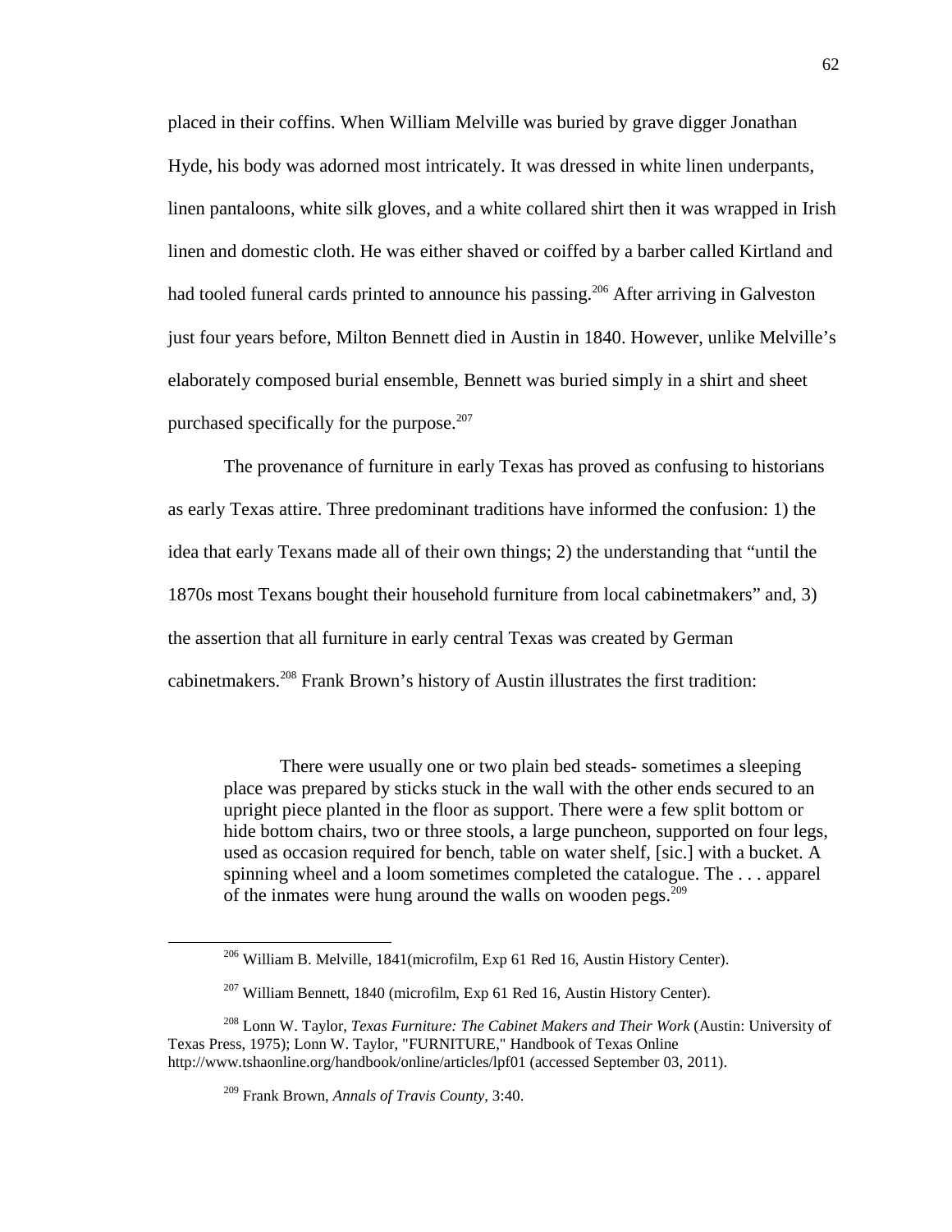placed in their coffins. When William Melville was buried by grave digger Jonathan Hyde, his body was adorned most intricately. It was dressed in white linen underpants, linen pantaloons, white silk gloves, and a white collared shirt then it was wrapped in Irish linen and domestic cloth. He was either shaved or coiffed by a barber called Kirtland and had tooled funeral cards printed to announce his passing.[206] After arriving in Galveston just four years before, Milton Bennett died in Austin in 1840. However, unlike Melville's elaborately composed burial ensemble, Bennett was buried simply in a shirt and sheet purchased specifically for the purpose.[207]

The provenance of furniture in early Texas has proved as confusing to historians as early Texas attire. Three predominant traditions have informed the confusion: 1) the idea that early Texans made all of their own things; 2) the understanding that "until the 1870s most Texans bought their household furniture from local cabinetmakers" and, 3) the assertion that all furniture in early central Texas was created by German cabinetmakers.[208] Frank Brown's history of Austin illustrates the first tradition:

> There were usually one or two plain bed steads- sometimes a sleeping place was prepared by sticks stuck in the wall with the other ends secured to an upright piece planted in the floor as support. There were a few split bottom or hide bottom chairs, two or three stools, a large puncheon, supported on four legs, used as occasion required for bench, table on water shelf, [sic.] with a bucket. A spinning wheel and a loom sometimes completed the catalogue. The . . . apparel of the inmates were hung around the walls on wooden pegs.[209]

---

[206] William B. Melville, 1841(microfilm, Exp 61 Red 16, Austin History Center).

[207] William Bennett, 1840 (microfilm, Exp 61 Red 16, Austin History Center).

[208] Lonn W. Taylor, *Texas Furniture: The Cabinet Makers and Their Work* (Austin: University of Texas Press, 1975); Lonn W. Taylor, "FURNITURE," Handbook of Texas Online http://www.tshaonline.org/handbook/online/articles/lpf01 (accessed September 03, 2011).

[209] Frank Brown, *Annals of Travis County*, 3:40.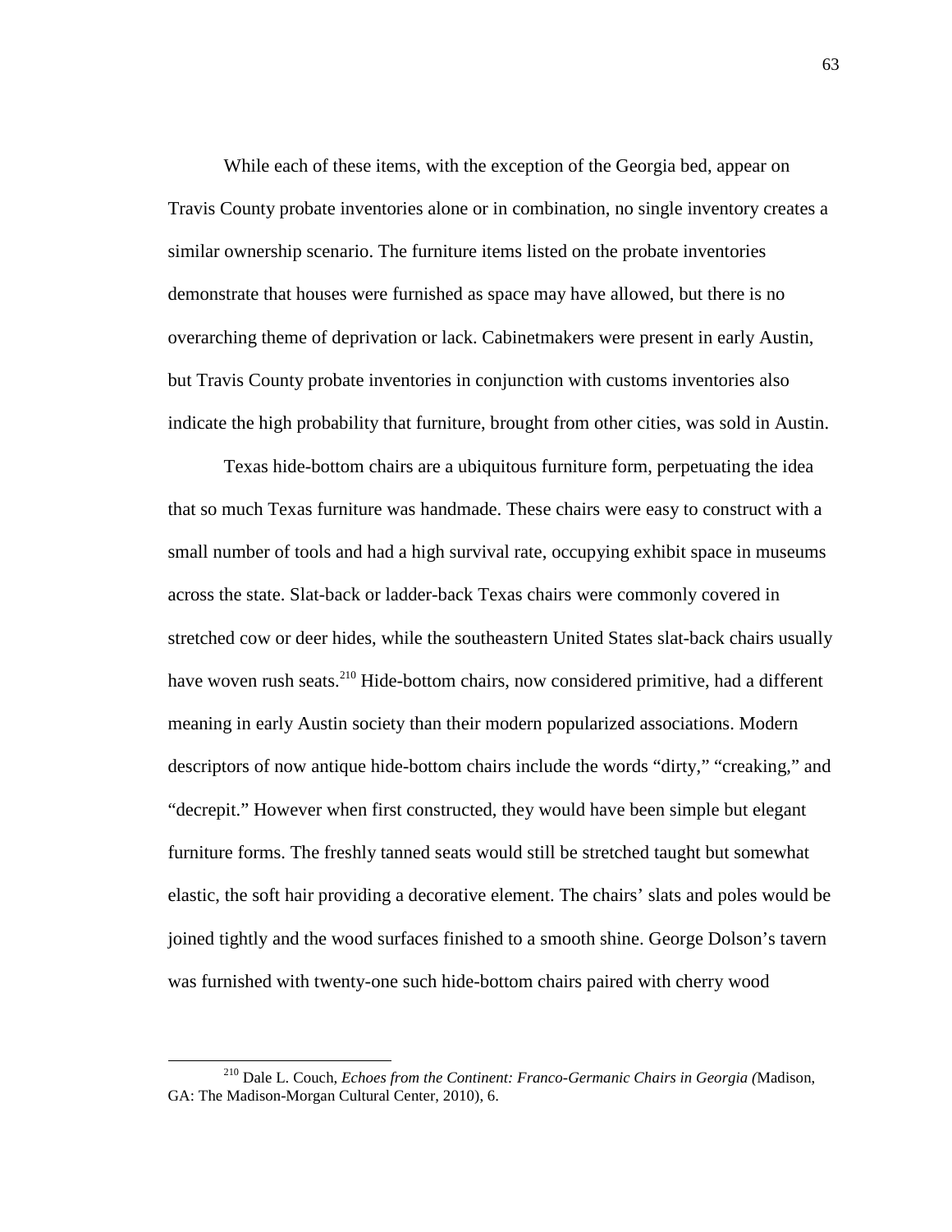While each of these items, with the exception of the Georgia bed, appear on Travis County probate inventories alone or in combination, no single inventory creates a similar ownership scenario. The furniture items listed on the probate inventories demonstrate that houses were furnished as space may have allowed, but there is no overarching theme of deprivation or lack. Cabinetmakers were present in early Austin, but Travis County probate inventories in conjunction with customs inventories also indicate the high probability that furniture, brought from other cities, was sold in Austin.

Texas hide-bottom chairs are a ubiquitous furniture form, perpetuating the idea that so much Texas furniture was handmade. These chairs were easy to construct with a small number of tools and had a high survival rate, occupying exhibit space in museums across the state. Slat-back or ladder-back Texas chairs were commonly covered in stretched cow or deer hides, while the southeastern United States slat-back chairs usually have woven rush seats.[210] Hide-bottom chairs, now considered primitive, had a different meaning in early Austin society than their modern popularized associations. Modern descriptors of now antique hide-bottom chairs include the words "dirty," "creaking," and "decrepit." However when first constructed, they would have been simple but elegant furniture forms. The freshly tanned seats would still be stretched taught but somewhat elastic, the soft hair providing a decorative element. The chairs' slats and poles would be joined tightly and the wood surfaces finished to a smooth shine. George Dolson's tavern was furnished with twenty-one such hide-bottom chairs paired with cherry wood

[210] Dale L. Couch, *Echoes from the Continent: Franco-Germanic Chairs in Georgia (*Madison, GA: The Madison-Morgan Cultural Center, 2010), 6.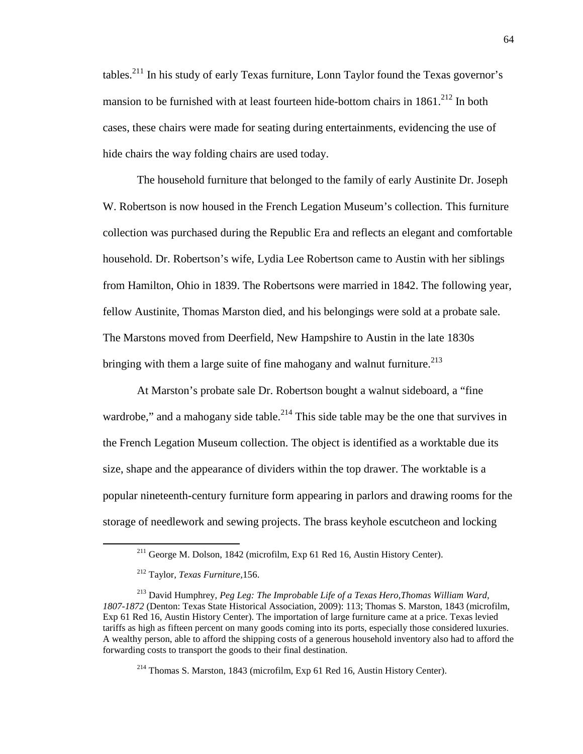tables.[211] In his study of early Texas furniture, Lonn Taylor found the Texas governor's mansion to be furnished with at least fourteen hide-bottom chairs in 1861.[212] In both cases, these chairs were made for seating during entertainments, evidencing the use of hide chairs the way folding chairs are used today.

The household furniture that belonged to the family of early Austinite Dr. Joseph W. Robertson is now housed in the French Legation Museum's collection. This furniture collection was purchased during the Republic Era and reflects an elegant and comfortable household. Dr. Robertson's wife, Lydia Lee Robertson came to Austin with her siblings from Hamilton, Ohio in 1839. The Robertsons were married in 1842. The following year, fellow Austinite, Thomas Marston died, and his belongings were sold at a probate sale. The Marstons moved from Deerfield, New Hampshire to Austin in the late 1830s bringing with them a large suite of fine mahogany and walnut furniture.[213]

At Marston's probate sale Dr. Robertson bought a walnut sideboard, a "fine wardrobe," and a mahogany side table.[214] This side table may be the one that survives in the French Legation Museum collection. The object is identified as a worktable due its size, shape and the appearance of dividers within the top drawer. The worktable is a popular nineteenth-century furniture form appearing in parlors and drawing rooms for the storage of needlework and sewing projects. The brass keyhole escutcheon and locking

---

[211] George M. Dolson, 1842 (microfilm, Exp 61 Red 16, Austin History Center).

[212] Taylor, *Texas Furniture*,156.

[213] David Humphrey, *Peg Leg: The Improbable Life of a Texas Hero,Thomas William Ward, 1807-1872* (Denton: Texas State Historical Association, 2009): 113; Thomas S. Marston, 1843 (microfilm, Exp 61 Red 16, Austin History Center). The importation of large furniture came at a price. Texas levied tariffs as high as fifteen percent on many goods coming into its ports, especially those considered luxuries. A wealthy person, able to afford the shipping costs of a generous household inventory also had to afford the forwarding costs to transport the goods to their final destination.

[214] Thomas S. Marston, 1843 (microfilm, Exp 61 Red 16, Austin History Center).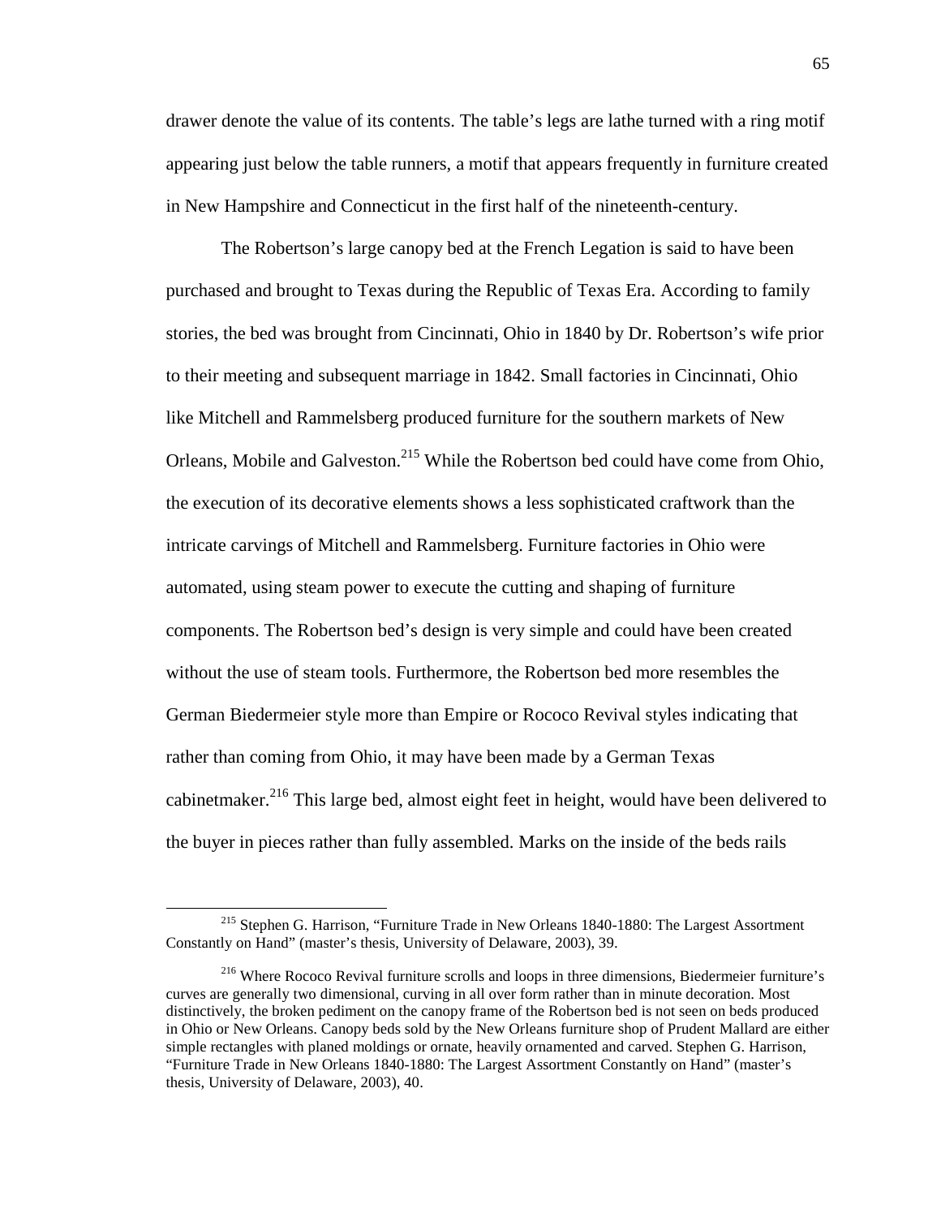drawer denote the value of its contents. The table's legs are lathe turned with a ring motif appearing just below the table runners, a motif that appears frequently in furniture created in New Hampshire and Connecticut in the first half of the nineteenth-century.

The Robertson's large canopy bed at the French Legation is said to have been purchased and brought to Texas during the Republic of Texas Era. According to family stories, the bed was brought from Cincinnati, Ohio in 1840 by Dr. Robertson's wife prior to their meeting and subsequent marriage in 1842. Small factories in Cincinnati, Ohio like Mitchell and Rammelsberg produced furniture for the southern markets of New Orleans, Mobile and Galveston.[215] While the Robertson bed could have come from Ohio, the execution of its decorative elements shows a less sophisticated craftwork than the intricate carvings of Mitchell and Rammelsberg. Furniture factories in Ohio were automated, using steam power to execute the cutting and shaping of furniture components. The Robertson bed's design is very simple and could have been created without the use of steam tools. Furthermore, the Robertson bed more resembles the German Biedermeier style more than Empire or Rococo Revival styles indicating that rather than coming from Ohio, it may have been made by a German Texas cabinetmaker.[216] This large bed, almost eight feet in height, would have been delivered to the buyer in pieces rather than fully assembled. Marks on the inside of the beds rails

---

[215] Stephen G. Harrison, "Furniture Trade in New Orleans 1840-1880: The Largest Assortment Constantly on Hand" (master's thesis, University of Delaware, 2003), 39.

[216] Where Rococo Revival furniture scrolls and loops in three dimensions, Biedermeier furniture's curves are generally two dimensional, curving in all over form rather than in minute decoration. Most distinctively, the broken pediment on the canopy frame of the Robertson bed is not seen on beds produced in Ohio or New Orleans. Canopy beds sold by the New Orleans furniture shop of Prudent Mallard are either simple rectangles with planed moldings or ornate, heavily ornamented and carved. Stephen G. Harrison, "Furniture Trade in New Orleans 1840-1880: The Largest Assortment Constantly on Hand" (master's thesis, University of Delaware, 2003), 40.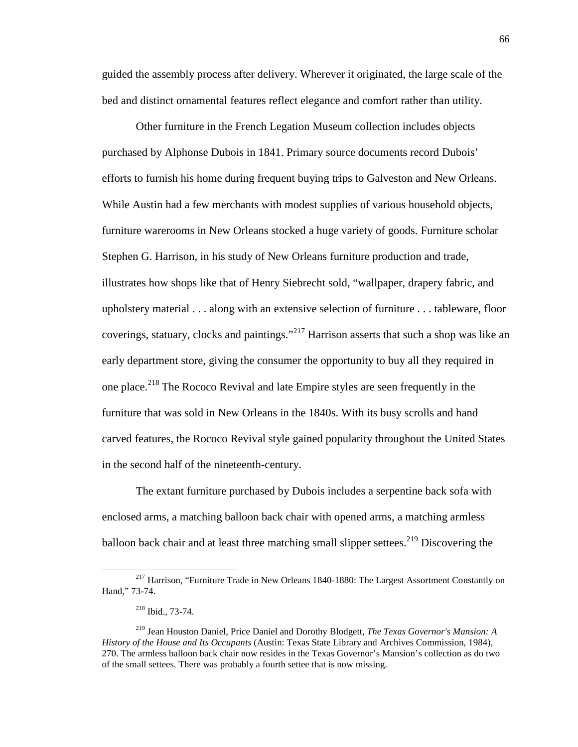guided the assembly process after delivery. Wherever it originated, the large scale of the bed and distinct ornamental features reflect elegance and comfort rather than utility.

Other furniture in the French Legation Museum collection includes objects purchased by Alphonse Dubois in 1841. Primary source documents record Dubois' efforts to furnish his home during frequent buying trips to Galveston and New Orleans. While Austin had a few merchants with modest supplies of various household objects, furniture warerooms in New Orleans stocked a huge variety of goods. Furniture scholar Stephen G. Harrison, in his study of New Orleans furniture production and trade, illustrates how shops like that of Henry Siebrecht sold, "wallpaper, drapery fabric, and upholstery material . . . along with an extensive selection of furniture . . . tableware, floor coverings, statuary, clocks and paintings."[217] Harrison asserts that such a shop was like an early department store, giving the consumer the opportunity to buy all they required in one place.[218] The Rococo Revival and late Empire styles are seen frequently in the furniture that was sold in New Orleans in the 1840s. With its busy scrolls and hand carved features, the Rococo Revival style gained popularity throughout the United States in the second half of the nineteenth-century.

The extant furniture purchased by Dubois includes a serpentine back sofa with enclosed arms, a matching balloon back chair with opened arms, a matching armless balloon back chair and at least three matching small slipper settees.[219] Discovering the

---

[217] Harrison, "Furniture Trade in New Orleans 1840-1880: The Largest Assortment Constantly on Hand," 73-74.

[218] Ibid., 73-74.

[219] Jean Houston Daniel, Price Daniel and Dorothy Blodgett, *The Texas Governor's Mansion: A History of the House and Its Occupants* (Austin: Texas State Library and Archives Commission, 1984), 270. The armless balloon back chair now resides in the Texas Governor's Mansion's collection as do two of the small settees. There was probably a fourth settee that is now missing.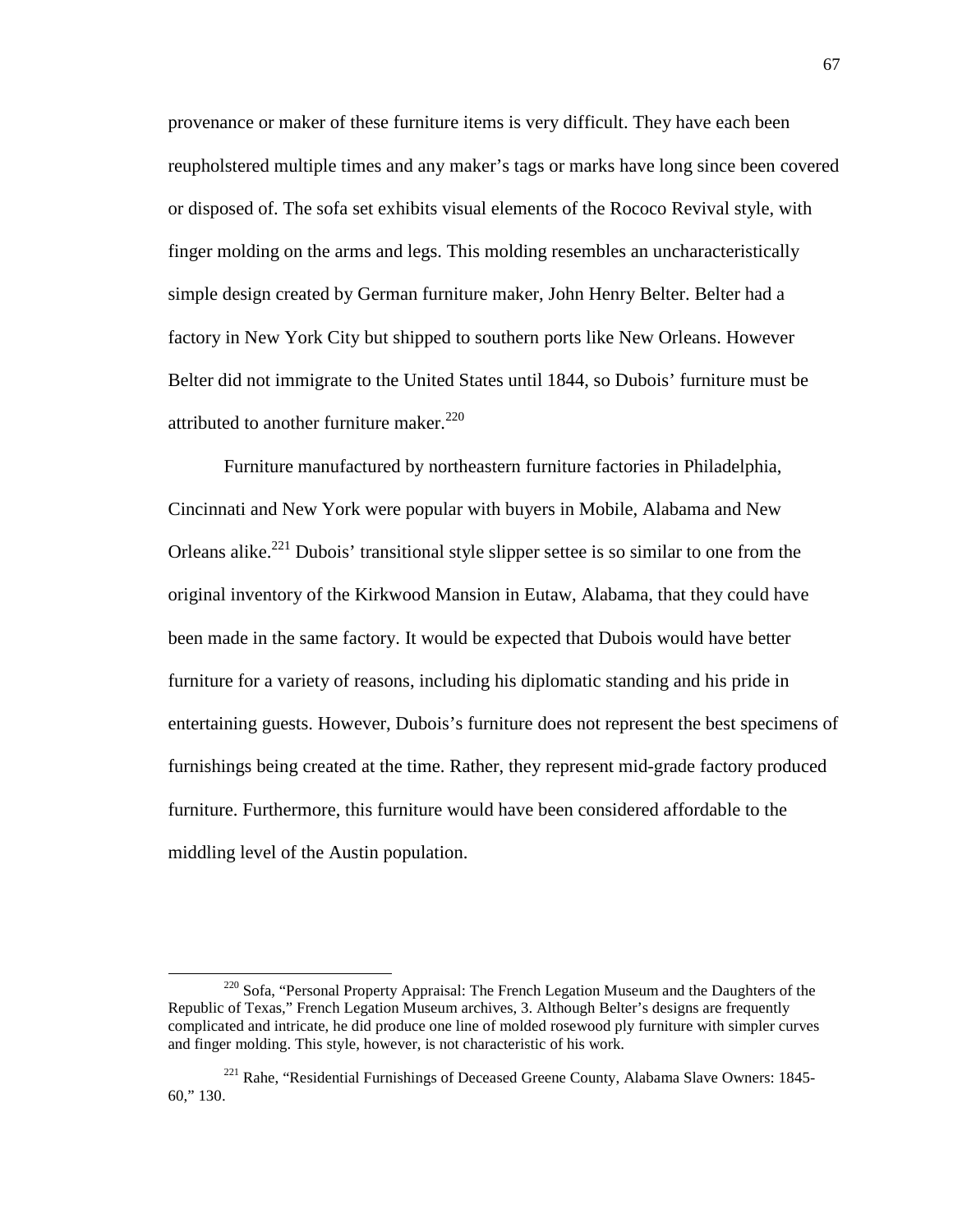provenance or maker of these furniture items is very difficult. They have each been reupholstered multiple times and any maker's tags or marks have long since been covered or disposed of. The sofa set exhibits visual elements of the Rococo Revival style, with finger molding on the arms and legs. This molding resembles an uncharacteristically simple design created by German furniture maker, John Henry Belter. Belter had a factory in New York City but shipped to southern ports like New Orleans. However Belter did not immigrate to the United States until 1844, so Dubois' furniture must be attributed to another furniture maker.[220]

Furniture manufactured by northeastern furniture factories in Philadelphia, Cincinnati and New York were popular with buyers in Mobile, Alabama and New Orleans alike.[221] Dubois' transitional style slipper settee is so similar to one from the original inventory of the Kirkwood Mansion in Eutaw, Alabama, that they could have been made in the same factory. It would be expected that Dubois would have better furniture for a variety of reasons, including his diplomatic standing and his pride in entertaining guests. However, Dubois's furniture does not represent the best specimens of furnishings being created at the time. Rather, they represent mid-grade factory produced furniture. Furthermore, this furniture would have been considered affordable to the middling level of the Austin population.

---

[220] Sofa, "Personal Property Appraisal: The French Legation Museum and the Daughters of the Republic of Texas," French Legation Museum archives, 3. Although Belter's designs are frequently complicated and intricate, he did produce one line of molded rosewood ply furniture with simpler curves and finger molding. This style, however, is not characteristic of his work.

[221] Rahe, "Residential Furnishings of Deceased Greene County, Alabama Slave Owners: 1845-60," 130.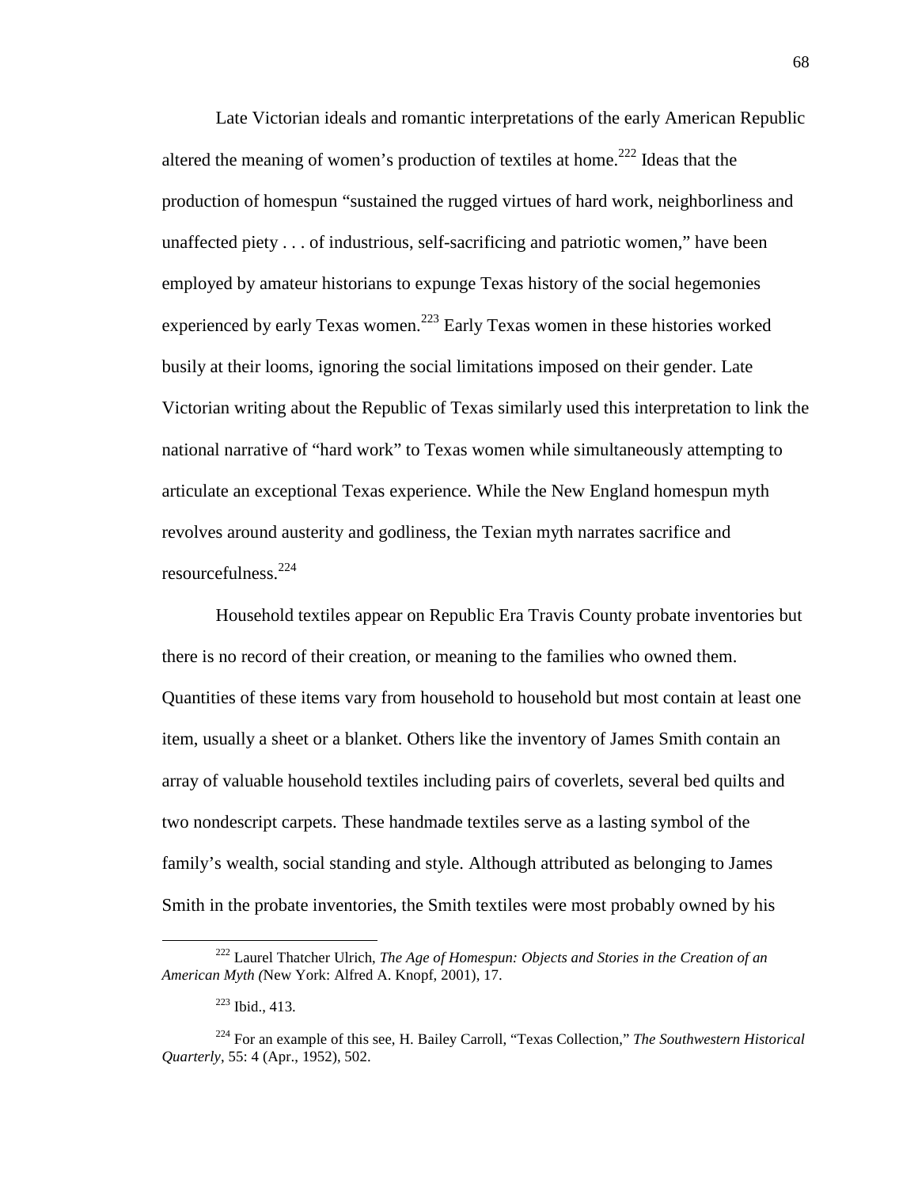Late Victorian ideals and romantic interpretations of the early American Republic altered the meaning of women's production of textiles at home.[222] Ideas that the production of homespun "sustained the rugged virtues of hard work, neighborliness and unaffected piety . . . of industrious, self-sacrificing and patriotic women," have been employed by amateur historians to expunge Texas history of the social hegemonies experienced by early Texas women.[223] Early Texas women in these histories worked busily at their looms, ignoring the social limitations imposed on their gender. Late Victorian writing about the Republic of Texas similarly used this interpretation to link the national narrative of "hard work" to Texas women while simultaneously attempting to articulate an exceptional Texas experience. While the New England homespun myth revolves around austerity and godliness, the Texian myth narrates sacrifice and resourcefulness.[224]

Household textiles appear on Republic Era Travis County probate inventories but there is no record of their creation, or meaning to the families who owned them. Quantities of these items vary from household to household but most contain at least one item, usually a sheet or a blanket. Others like the inventory of James Smith contain an array of valuable household textiles including pairs of coverlets, several bed quilts and two nondescript carpets. These handmade textiles serve as a lasting symbol of the family's wealth, social standing and style. Although attributed as belonging to James Smith in the probate inventories, the Smith textiles were most probably owned by his

---

[222] Laurel Thatcher Ulrich, *The Age of Homespun: Objects and Stories in the Creation of an American Myth (*New York: Alfred A. Knopf, 2001), 17.

[223] Ibid., 413.

[224] For an example of this see, H. Bailey Carroll, "Texas Collection," *The Southwestern Historical Quarterly*, 55: 4 (Apr., 1952), 502.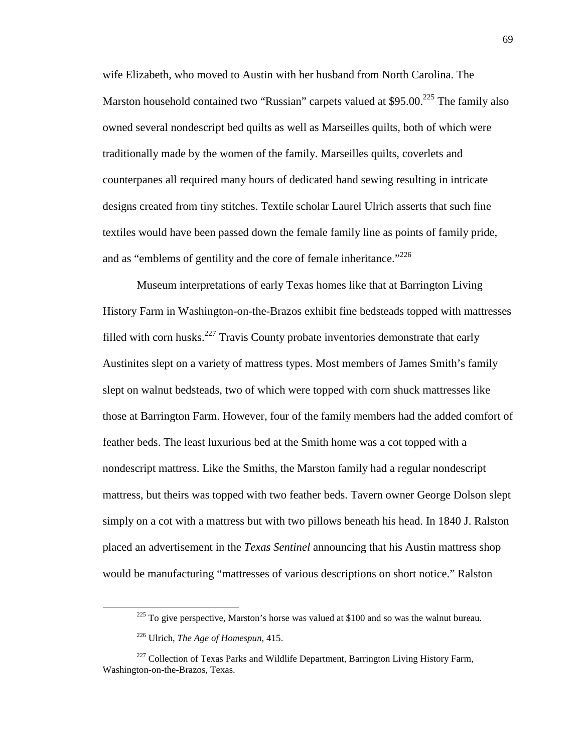wife Elizabeth, who moved to Austin with her husband from North Carolina. The Marston household contained two "Russian" carpets valued at $95.00.[225] The family also owned several nondescript bed quilts as well as Marseilles quilts, both of which were traditionally made by the women of the family. Marseilles quilts, coverlets and counterpanes all required many hours of dedicated hand sewing resulting in intricate designs created from tiny stitches. Textile scholar Laurel Ulrich asserts that such fine textiles would have been passed down the female family line as points of family pride, and as "emblems of gentility and the core of female inheritance."[226]

Museum interpretations of early Texas homes like that at Barrington Living History Farm in Washington-on-the-Brazos exhibit fine bedsteads topped with mattresses filled with corn husks.[227] Travis County probate inventories demonstrate that early Austinites slept on a variety of mattress types. Most members of James Smith's family slept on walnut bedsteads, two of which were topped with corn shuck mattresses like those at Barrington Farm. However, four of the family members had the added comfort of feather beds. The least luxurious bed at the Smith home was a cot topped with a nondescript mattress. Like the Smiths, the Marston family had a regular nondescript mattress, but theirs was topped with two feather beds. Tavern owner George Dolson slept simply on a cot with a mattress but with two pillows beneath his head. In 1840 J. Ralston placed an advertisement in the *Texas Sentinel* announcing that his Austin mattress shop would be manufacturing "mattresses of various descriptions on short notice." Ralston

---

[225] To give perspective, Marston's horse was valued at $100 and so was the walnut bureau.

[226] Ulrich, *The Age of Homespun,* 415.

[227] Collection of Texas Parks and Wildlife Department, Barrington Living History Farm, Washington-on-the-Brazos, Texas.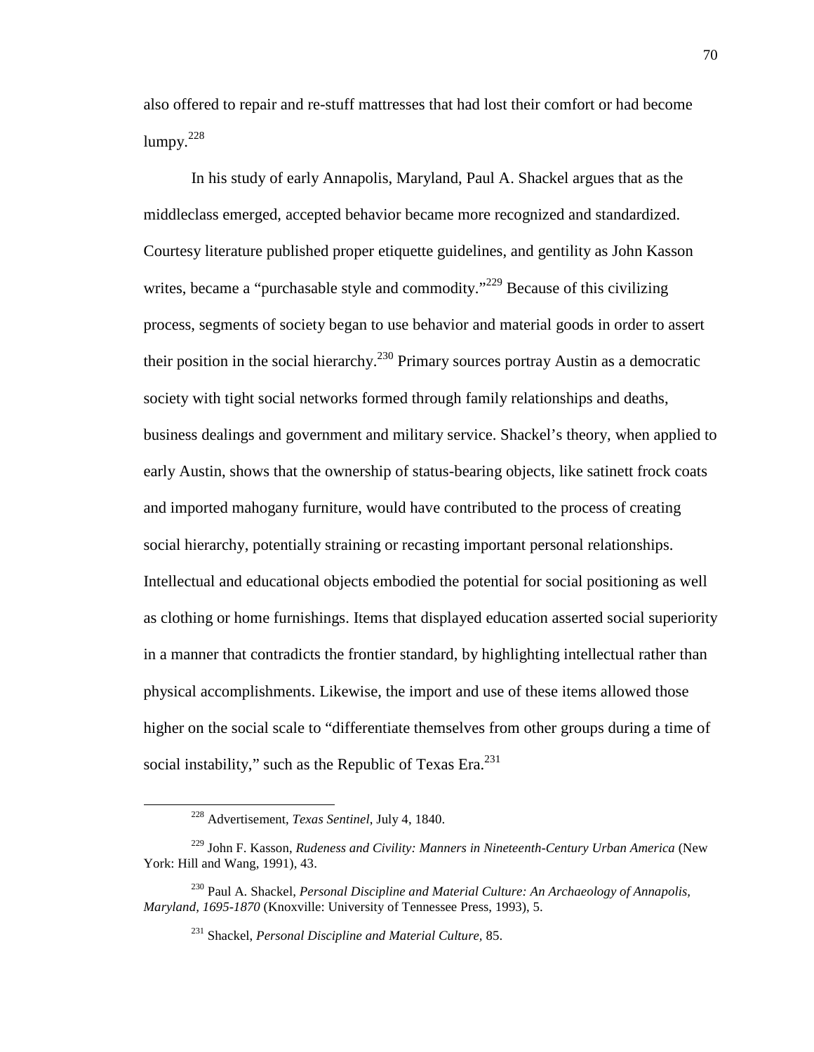also offered to repair and re-stuff mattresses that had lost their comfort or had become lumpy.[228]

In his study of early Annapolis, Maryland, Paul A. Shackel argues that as the middleclass emerged, accepted behavior became more recognized and standardized. Courtesy literature published proper etiquette guidelines, and gentility as John Kasson writes, became a "purchasable style and commodity."[229] Because of this civilizing process, segments of society began to use behavior and material goods in order to assert their position in the social hierarchy.[230] Primary sources portray Austin as a democratic society with tight social networks formed through family relationships and deaths, business dealings and government and military service. Shackel's theory, when applied to early Austin, shows that the ownership of status-bearing objects, like satinett frock coats and imported mahogany furniture, would have contributed to the process of creating social hierarchy, potentially straining or recasting important personal relationships. Intellectual and educational objects embodied the potential for social positioning as well as clothing or home furnishings. Items that displayed education asserted social superiority in a manner that contradicts the frontier standard, by highlighting intellectual rather than physical accomplishments. Likewise, the import and use of these items allowed those higher on the social scale to "differentiate themselves from other groups during a time of social instability," such as the Republic of Texas Era.[231]

---

[228] Advertisement, *Texas Sentinel*, July 4, 1840.

[229] John F. Kasson, *Rudeness and Civility: Manners in Nineteenth-Century Urban America* (New York: Hill and Wang, 1991), 43.

[230] Paul A. Shackel, *Personal Discipline and Material Culture: An Archaeology of Annapolis, Maryland, 1695-1870* (Knoxville: University of Tennessee Press, 1993), 5.

[231] Shackel, *Personal Discipline and Material Culture*, 85.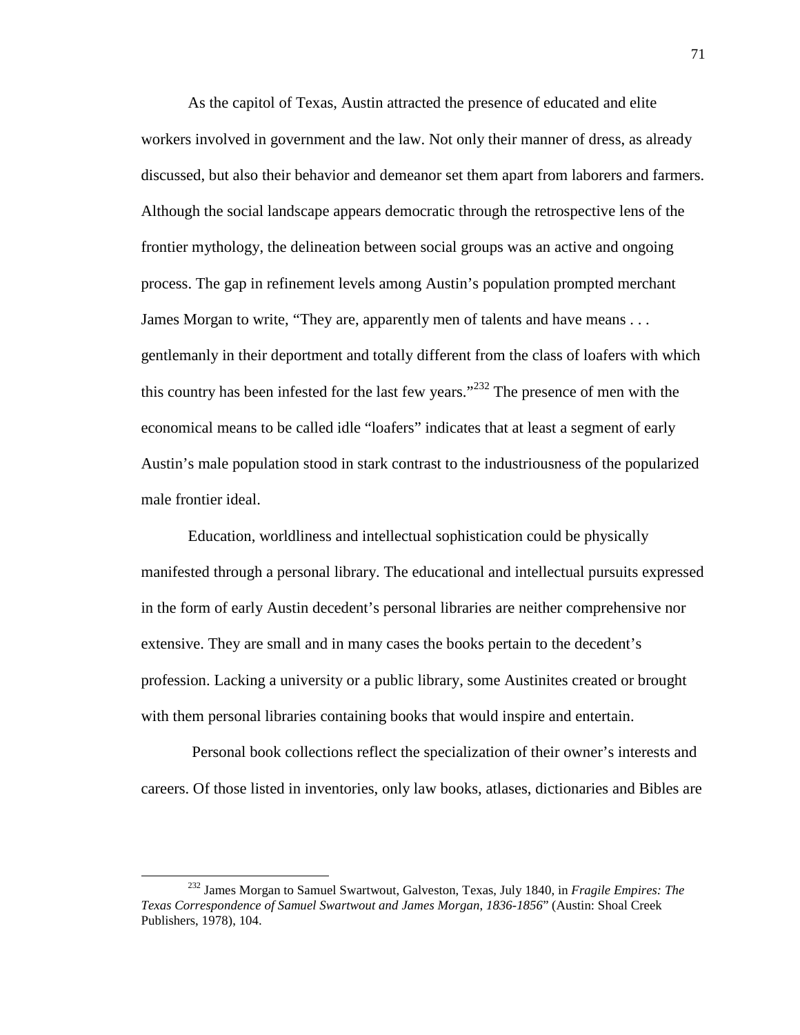As the capitol of Texas, Austin attracted the presence of educated and elite workers involved in government and the law. Not only their manner of dress, as already discussed, but also their behavior and demeanor set them apart from laborers and farmers. Although the social landscape appears democratic through the retrospective lens of the frontier mythology, the delineation between social groups was an active and ongoing process. The gap in refinement levels among Austin's population prompted merchant James Morgan to write, "They are, apparently men of talents and have means . . . gentlemanly in their deportment and totally different from the class of loafers with which this country has been infested for the last few years."[232] The presence of men with the economical means to be called idle "loafers" indicates that at least a segment of early Austin's male population stood in stark contrast to the industriousness of the popularized male frontier ideal.

Education, worldliness and intellectual sophistication could be physically manifested through a personal library. The educational and intellectual pursuits expressed in the form of early Austin decedent's personal libraries are neither comprehensive nor extensive. They are small and in many cases the books pertain to the decedent's profession. Lacking a university or a public library, some Austinites created or brought with them personal libraries containing books that would inspire and entertain.

Personal book collections reflect the specialization of their owner's interests and careers. Of those listed in inventories, only law books, atlases, dictionaries and Bibles are

---

[232] James Morgan to Samuel Swartwout, Galveston, Texas, July 1840, in *Fragile Empires: The Texas Correspondence of Samuel Swartwout and James Morgan, 1836-1856*" (Austin: Shoal Creek Publishers, 1978), 104.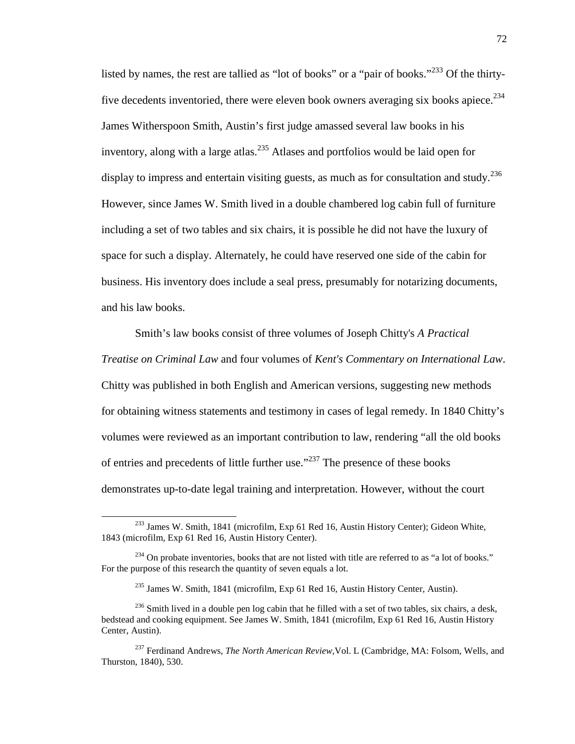listed by names, the rest are tallied as "lot of books" or a "pair of books."[233] Of the thirty-five decedents inventoried, there were eleven book owners averaging six books apiece.[234] James Witherspoon Smith, Austin's first judge amassed several law books in his inventory, along with a large atlas.[235] Atlases and portfolios would be laid open for display to impress and entertain visiting guests, as much as for consultation and study.[236] However, since James W. Smith lived in a double chambered log cabin full of furniture including a set of two tables and six chairs, it is possible he did not have the luxury of space for such a display. Alternately, he could have reserved one side of the cabin for business. His inventory does include a seal press, presumably for notarizing documents, and his law books.

Smith's law books consist of three volumes of Joseph Chitty's *A Practical Treatise on Criminal Law* and four volumes of *Kent's Commentary on International Law*. Chitty was published in both English and American versions, suggesting new methods for obtaining witness statements and testimony in cases of legal remedy. In 1840 Chitty's volumes were reviewed as an important contribution to law, rendering "all the old books of entries and precedents of little further use."[237] The presence of these books demonstrates up-to-date legal training and interpretation. However, without the court

---

[233] James W. Smith, 1841 (microfilm, Exp 61 Red 16, Austin History Center); Gideon White, 1843 (microfilm, Exp 61 Red 16, Austin History Center).

[234] On probate inventories, books that are not listed with title are referred to as "a lot of books." For the purpose of this research the quantity of seven equals a lot.

[235] James W. Smith, 1841 (microfilm, Exp 61 Red 16, Austin History Center, Austin).

[236] Smith lived in a double pen log cabin that he filled with a set of two tables, six chairs, a desk, bedstead and cooking equipment. See James W. Smith, 1841 (microfilm, Exp 61 Red 16, Austin History Center, Austin).

[237] Ferdinand Andrews, *The North American Review*,Vol. L (Cambridge, MA: Folsom, Wells, and Thurston, 1840), 530.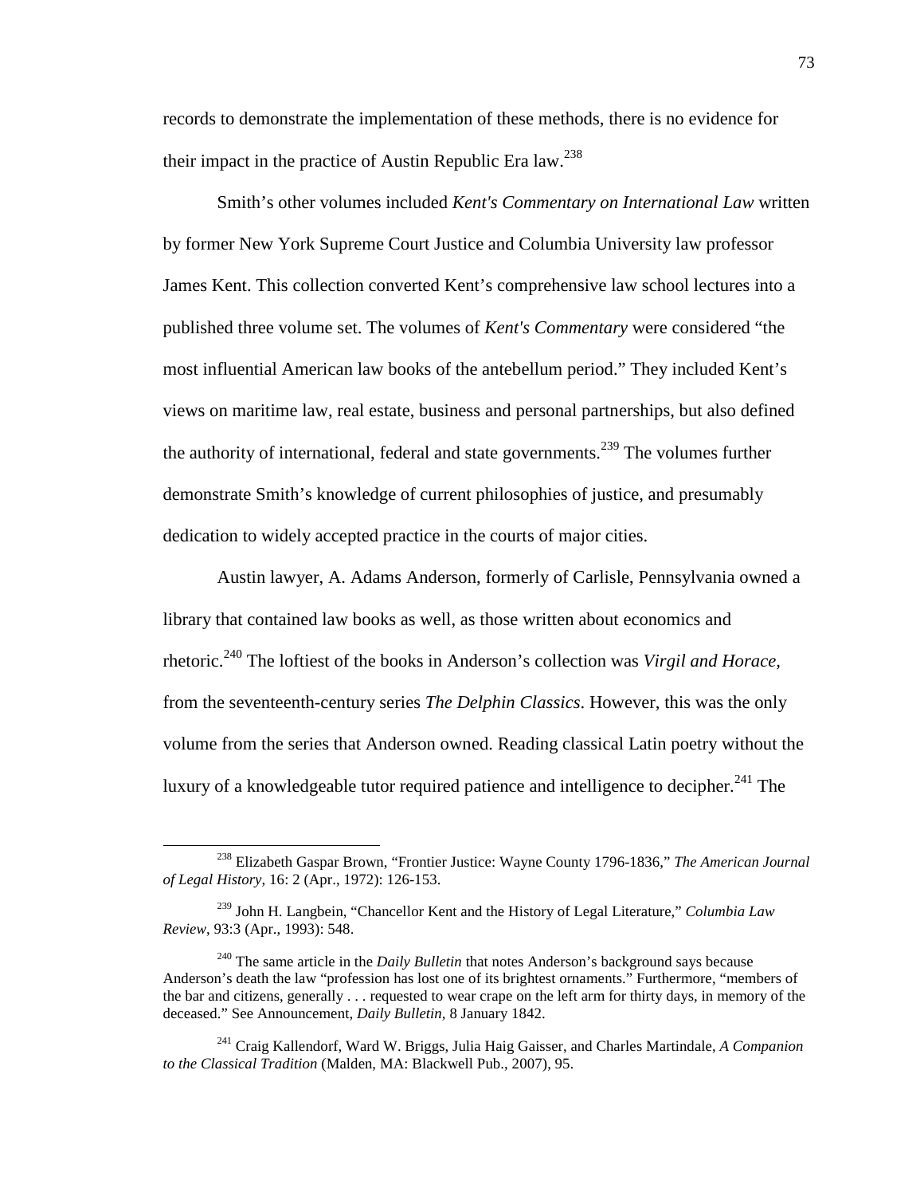records to demonstrate the implementation of these methods, there is no evidence for their impact in the practice of Austin Republic Era law.[238]

Smith's other volumes included *Kent's Commentary on International Law* written by former New York Supreme Court Justice and Columbia University law professor James Kent. This collection converted Kent's comprehensive law school lectures into a published three volume set. The volumes of *Kent's Commentary* were considered "the most influential American law books of the antebellum period." They included Kent's views on maritime law, real estate, business and personal partnerships, but also defined the authority of international, federal and state governments.[239] The volumes further demonstrate Smith's knowledge of current philosophies of justice, and presumably dedication to widely accepted practice in the courts of major cities.

Austin lawyer, A. Adams Anderson, formerly of Carlisle, Pennsylvania owned a library that contained law books as well, as those written about economics and rhetoric.[240] The loftiest of the books in Anderson's collection was *Virgil and Horace*, from the seventeenth-century series *The Delphin Classics*. However, this was the only volume from the series that Anderson owned. Reading classical Latin poetry without the luxury of a knowledgeable tutor required patience and intelligence to decipher.[241] The

---

[238] Elizabeth Gaspar Brown, "Frontier Justice: Wayne County 1796-1836," *The American Journal of Legal History*, 16: 2 (Apr., 1972): 126-153.

[239] John H. Langbein, "Chancellor Kent and the History of Legal Literature," *Columbia Law Review*, 93:3 (Apr., 1993): 548.

[240] The same article in the *Daily Bulletin* that notes Anderson's background says because Anderson's death the law "profession has lost one of its brightest ornaments." Furthermore, "members of the bar and citizens, generally . . . requested to wear crape on the left arm for thirty days, in memory of the deceased." See Announcement, *Daily Bulletin*, 8 January 1842.

[241] Craig Kallendorf, Ward W. Briggs, Julia Haig Gaisser, and Charles Martindale, *A Companion to the Classical Tradition* (Malden, MA: Blackwell Pub., 2007), 95.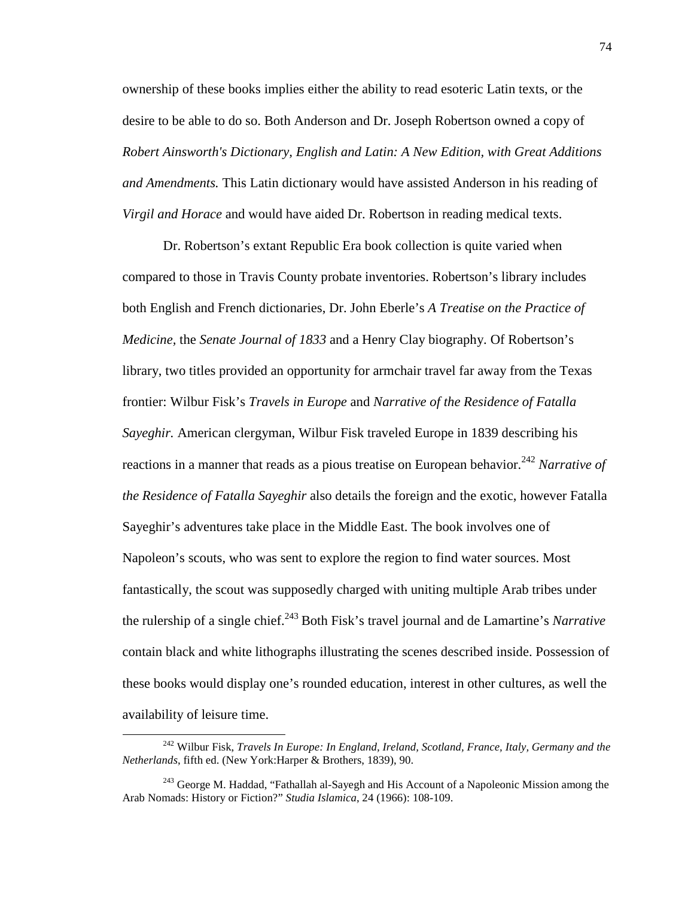ownership of these books implies either the ability to read esoteric Latin texts, or the desire to be able to do so. Both Anderson and Dr. Joseph Robertson owned a copy of *Robert Ainsworth's Dictionary, English and Latin: A New Edition, with Great Additions and Amendments.* This Latin dictionary would have assisted Anderson in his reading of *Virgil and Horace* and would have aided Dr. Robertson in reading medical texts.

Dr. Robertson's extant Republic Era book collection is quite varied when compared to those in Travis County probate inventories. Robertson's library includes both English and French dictionaries, Dr. John Eberle's *A Treatise on the Practice of Medicine*, the *Senate Journal of 1833* and a Henry Clay biography. Of Robertson's library, two titles provided an opportunity for armchair travel far away from the Texas frontier: Wilbur Fisk's *Travels in Europe* and *Narrative of the Residence of Fatalla Sayeghir.* American clergyman, Wilbur Fisk traveled Europe in 1839 describing his reactions in a manner that reads as a pious treatise on European behavior.[242] *Narrative of the Residence of Fatalla Sayeghir* also details the foreign and the exotic, however Fatalla Sayeghir's adventures take place in the Middle East. The book involves one of Napoleon's scouts, who was sent to explore the region to find water sources. Most fantastically, the scout was supposedly charged with uniting multiple Arab tribes under the rulership of a single chief.[243] Both Fisk's travel journal and de Lamartine's *Narrative* contain black and white lithographs illustrating the scenes described inside. Possession of these books would display one's rounded education, interest in other cultures, as well the availability of leisure time.

---

[242] Wilbur Fisk, *Travels In Europe: In England, Ireland, Scotland, France, Italy, Germany and the Netherlands*, fifth ed. (New York:Harper & Brothers, 1839), 90.

[243] George M. Haddad, "Fathallah al-Sayegh and His Account of a Napoleonic Mission among the Arab Nomads: History or Fiction?" *Studia Islamica*, 24 (1966): 108-109.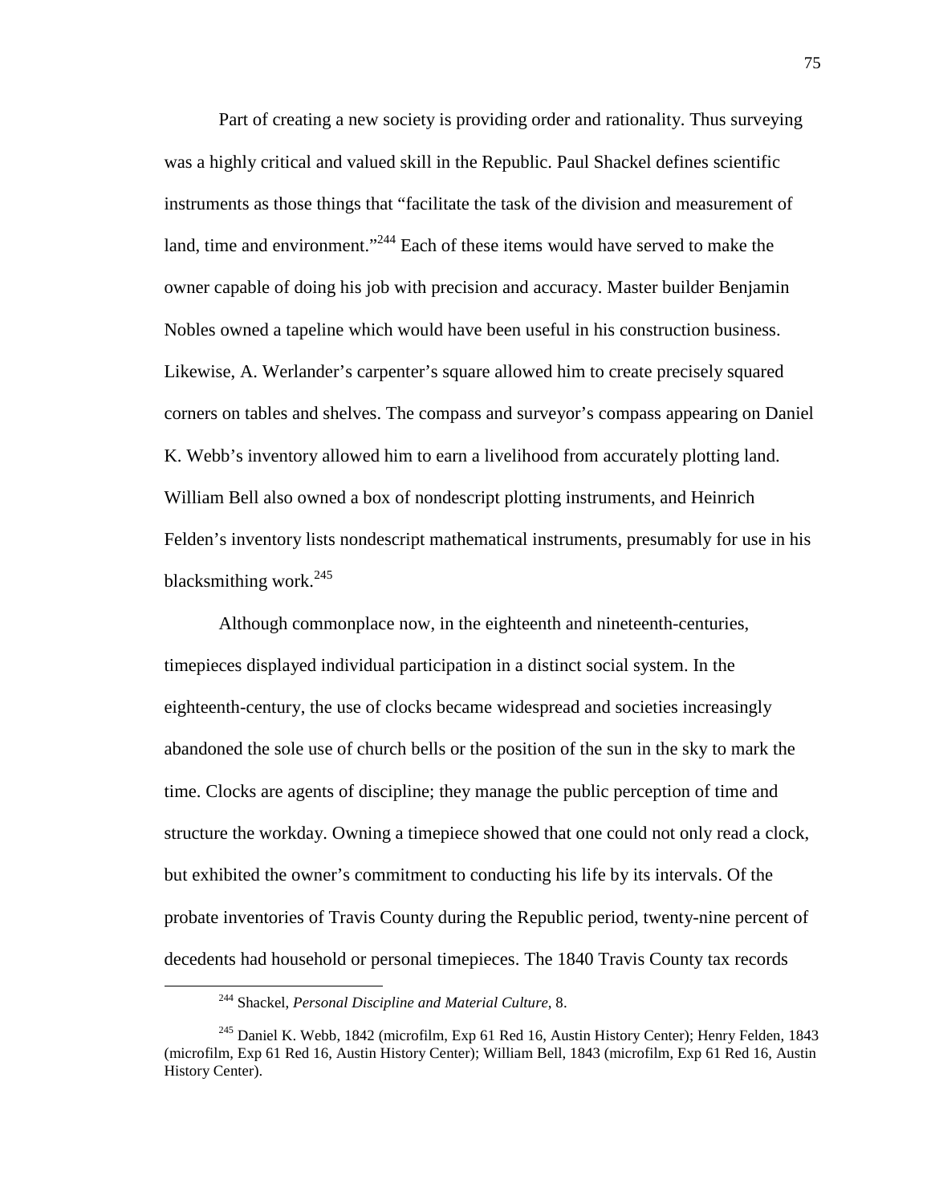Part of creating a new society is providing order and rationality. Thus surveying was a highly critical and valued skill in the Republic. Paul Shackel defines scientific instruments as those things that "facilitate the task of the division and measurement of land, time and environment."[244] Each of these items would have served to make the owner capable of doing his job with precision and accuracy. Master builder Benjamin Nobles owned a tapeline which would have been useful in his construction business. Likewise, A. Werlander's carpenter's square allowed him to create precisely squared corners on tables and shelves. The compass and surveyor's compass appearing on Daniel K. Webb's inventory allowed him to earn a livelihood from accurately plotting land. William Bell also owned a box of nondescript plotting instruments, and Heinrich Felden's inventory lists nondescript mathematical instruments, presumably for use in his blacksmithing work.[245]

Although commonplace now, in the eighteenth and nineteenth-centuries, timepieces displayed individual participation in a distinct social system. In the eighteenth-century, the use of clocks became widespread and societies increasingly abandoned the sole use of church bells or the position of the sun in the sky to mark the time. Clocks are agents of discipline; they manage the public perception of time and structure the workday. Owning a timepiece showed that one could not only read a clock, but exhibited the owner's commitment to conducting his life by its intervals. Of the probate inventories of Travis County during the Republic period, twenty-nine percent of decedents had household or personal timepieces. The 1840 Travis County tax records

---

[244] Shackel, *Personal Discipline and Material Culture*, 8.

[245] Daniel K. Webb, 1842 (microfilm, Exp 61 Red 16, Austin History Center); Henry Felden, 1843 (microfilm, Exp 61 Red 16, Austin History Center); William Bell, 1843 (microfilm, Exp 61 Red 16, Austin History Center).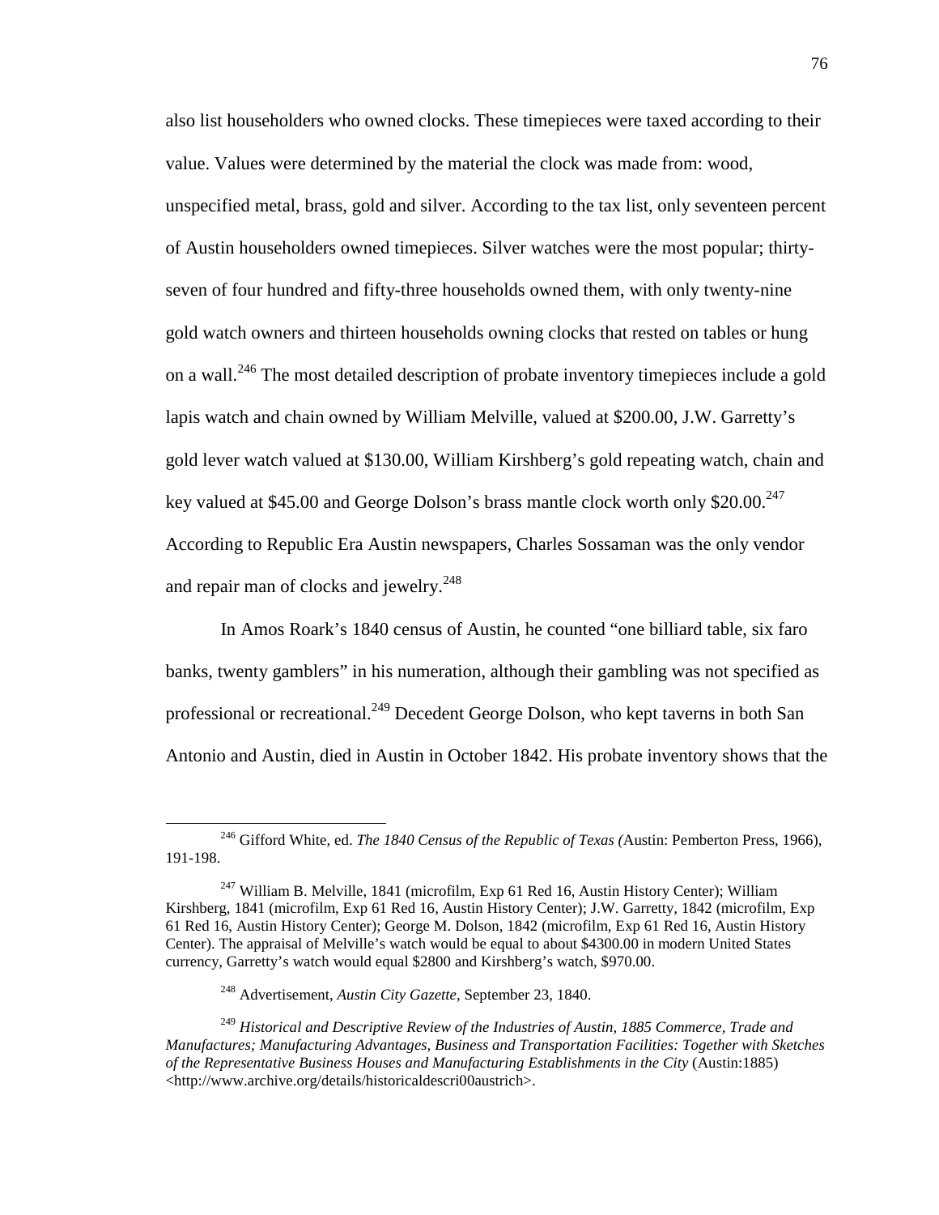also list householders who owned clocks. These timepieces were taxed according to their value. Values were determined by the material the clock was made from: wood, unspecified metal, brass, gold and silver. According to the tax list, only seventeen percent of Austin householders owned timepieces. Silver watches were the most popular; thirty-seven of four hundred and fifty-three households owned them, with only twenty-nine gold watch owners and thirteen households owning clocks that rested on tables or hung on a wall.[246] The most detailed description of probate inventory timepieces include a gold lapis watch and chain owned by William Melville, valued at $200.00, J.W. Garretty's gold lever watch valued at $130.00, William Kirshberg's gold repeating watch, chain and key valued at $45.00 and George Dolson's brass mantle clock worth only $20.00.[247] According to Republic Era Austin newspapers, Charles Sossaman was the only vendor and repair man of clocks and jewelry.[248]

In Amos Roark's 1840 census of Austin, he counted "one billiard table, six faro banks, twenty gamblers" in his numeration, although their gambling was not specified as professional or recreational.[249] Decedent George Dolson, who kept taverns in both San Antonio and Austin, died in Austin in October 1842. His probate inventory shows that the

---

[246] Gifford White, ed. *The 1840 Census of the Republic of Texas (*Austin: Pemberton Press, 1966), 191-198.

[247] William B. Melville, 1841 (microfilm, Exp 61 Red 16, Austin History Center); William Kirshberg, 1841 (microfilm, Exp 61 Red 16, Austin History Center); J.W. Garretty, 1842 (microfilm, Exp 61 Red 16, Austin History Center); George M. Dolson, 1842 (microfilm, Exp 61 Red 16, Austin History Center). The appraisal of Melville's watch would be equal to about $4300.00 in modern United States currency, Garretty's watch would equal $2800 and Kirshberg's watch, $970.00.

[248] Advertisement, *Austin City Gazette*, September 23, 1840.

[249] *Historical and Descriptive Review of the Industries of Austin, 1885 Commerce, Trade and Manufactures; Manufacturing Advantages, Business and Transportation Facilities: Together with Sketches of the Representative Business Houses and Manufacturing Establishments in the City* (Austin:1885) <http://www.archive.org/details/historicaldescri00austrich>.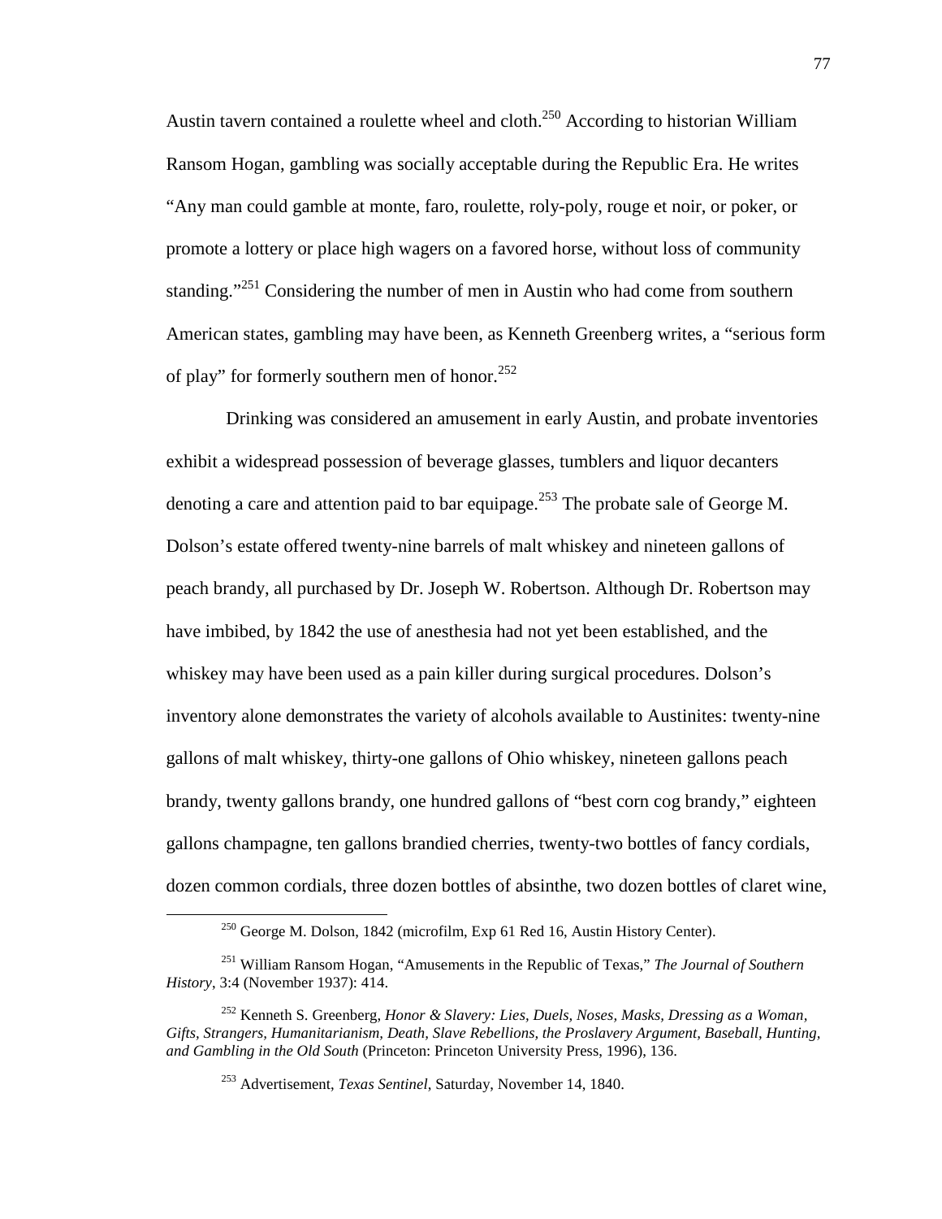Austin tavern contained a roulette wheel and cloth.[250] According to historian William Ransom Hogan, gambling was socially acceptable during the Republic Era. He writes "Any man could gamble at monte, faro, roulette, roly-poly, rouge et noir, or poker, or promote a lottery or place high wagers on a favored horse, without loss of community standing."[251] Considering the number of men in Austin who had come from southern American states, gambling may have been, as Kenneth Greenberg writes, a "serious form of play" for formerly southern men of honor.[252]

Drinking was considered an amusement in early Austin, and probate inventories exhibit a widespread possession of beverage glasses, tumblers and liquor decanters denoting a care and attention paid to bar equipage.[253] The probate sale of George M. Dolson's estate offered twenty-nine barrels of malt whiskey and nineteen gallons of peach brandy, all purchased by Dr. Joseph W. Robertson. Although Dr. Robertson may have imbibed, by 1842 the use of anesthesia had not yet been established, and the whiskey may have been used as a pain killer during surgical procedures. Dolson's inventory alone demonstrates the variety of alcohols available to Austinites: twenty-nine gallons of malt whiskey, thirty-one gallons of Ohio whiskey, nineteen gallons peach brandy, twenty gallons brandy, one hundred gallons of "best corn cog brandy," eighteen gallons champagne, ten gallons brandied cherries, twenty-two bottles of fancy cordials, dozen common cordials, three dozen bottles of absinthe, two dozen bottles of claret wine,

---

[250] George M. Dolson, 1842 (microfilm, Exp 61 Red 16, Austin History Center).

[251] William Ransom Hogan, "Amusements in the Republic of Texas," *The Journal of Southern History*, 3:4 (November 1937): 414.

[252] Kenneth S. Greenberg, *Honor & Slavery: Lies, Duels, Noses, Masks, Dressing as a Woman, Gifts, Strangers, Humanitarianism, Death, Slave Rebellions, the Proslavery Argument, Baseball, Hunting, and Gambling in the Old South* (Princeton: Princeton University Press, 1996), 136.

[253] Advertisement, *Texas Sentinel*, Saturday, November 14, 1840.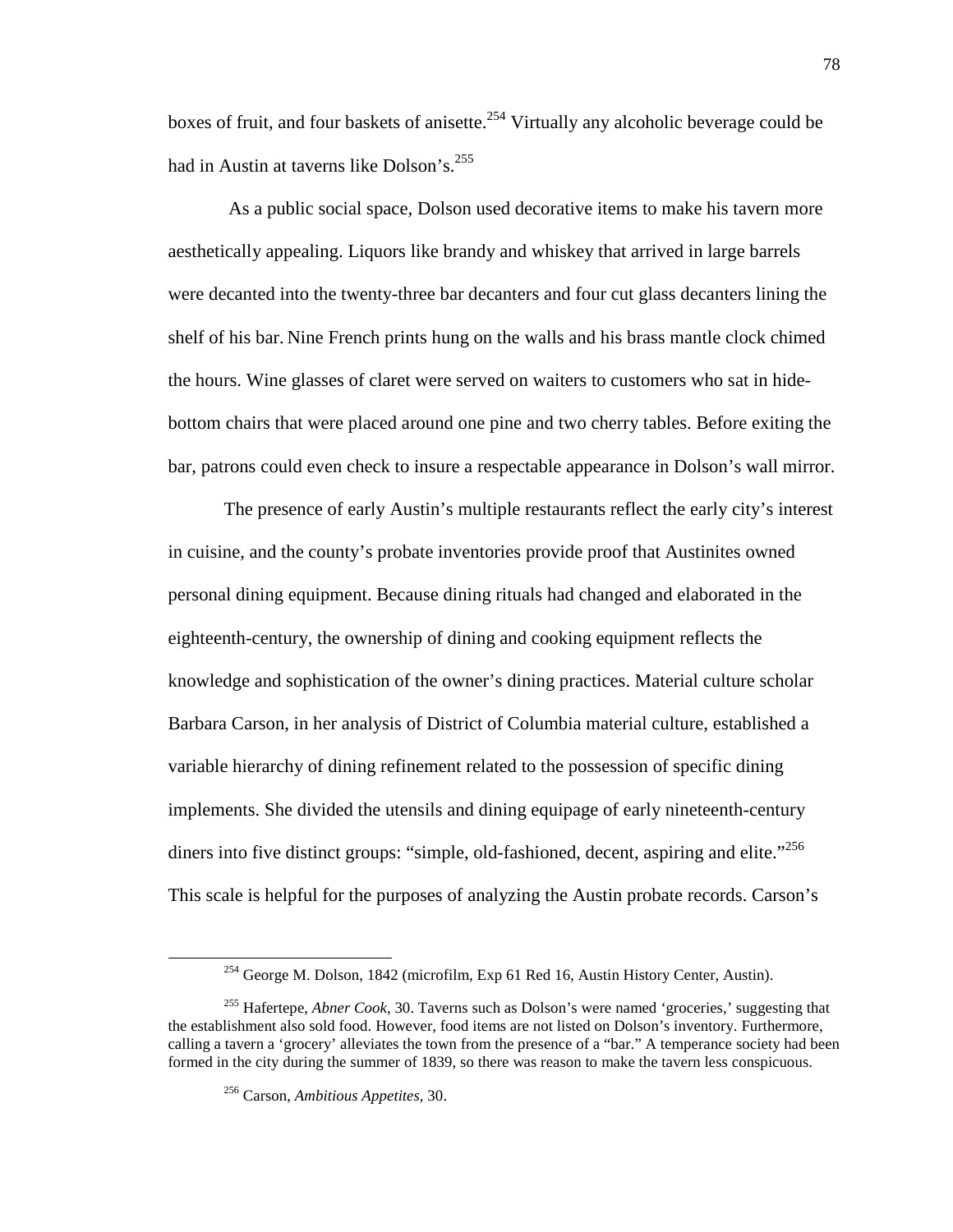boxes of fruit, and four baskets of anisette.[254] Virtually any alcoholic beverage could be had in Austin at taverns like Dolson's.[255]

As a public social space, Dolson used decorative items to make his tavern more aesthetically appealing. Liquors like brandy and whiskey that arrived in large barrels were decanted into the twenty-three bar decanters and four cut glass decanters lining the shelf of his bar. Nine French prints hung on the walls and his brass mantle clock chimed the hours. Wine glasses of claret were served on waiters to customers who sat in hide-bottom chairs that were placed around one pine and two cherry tables. Before exiting the bar, patrons could even check to insure a respectable appearance in Dolson's wall mirror.

The presence of early Austin's multiple restaurants reflect the early city's interest in cuisine, and the county's probate inventories provide proof that Austinites owned personal dining equipment. Because dining rituals had changed and elaborated in the eighteenth-century, the ownership of dining and cooking equipment reflects the knowledge and sophistication of the owner's dining practices. Material culture scholar Barbara Carson, in her analysis of District of Columbia material culture, established a variable hierarchy of dining refinement related to the possession of specific dining implements. She divided the utensils and dining equipage of early nineteenth-century diners into five distinct groups: "simple, old-fashioned, decent, aspiring and elite."[256] This scale is helpful for the purposes of analyzing the Austin probate records. Carson's

---

[254] George M. Dolson, 1842 (microfilm, Exp 61 Red 16, Austin History Center, Austin).

[255] Hafertepe, *Abner Cook*, 30. Taverns such as Dolson's were named 'groceries,' suggesting that the establishment also sold food. However, food items are not listed on Dolson's inventory. Furthermore, calling a tavern a 'grocery' alleviates the town from the presence of a "bar." A temperance society had been formed in the city during the summer of 1839, so there was reason to make the tavern less conspicuous.

[256] Carson, *Ambitious Appetites*, 30.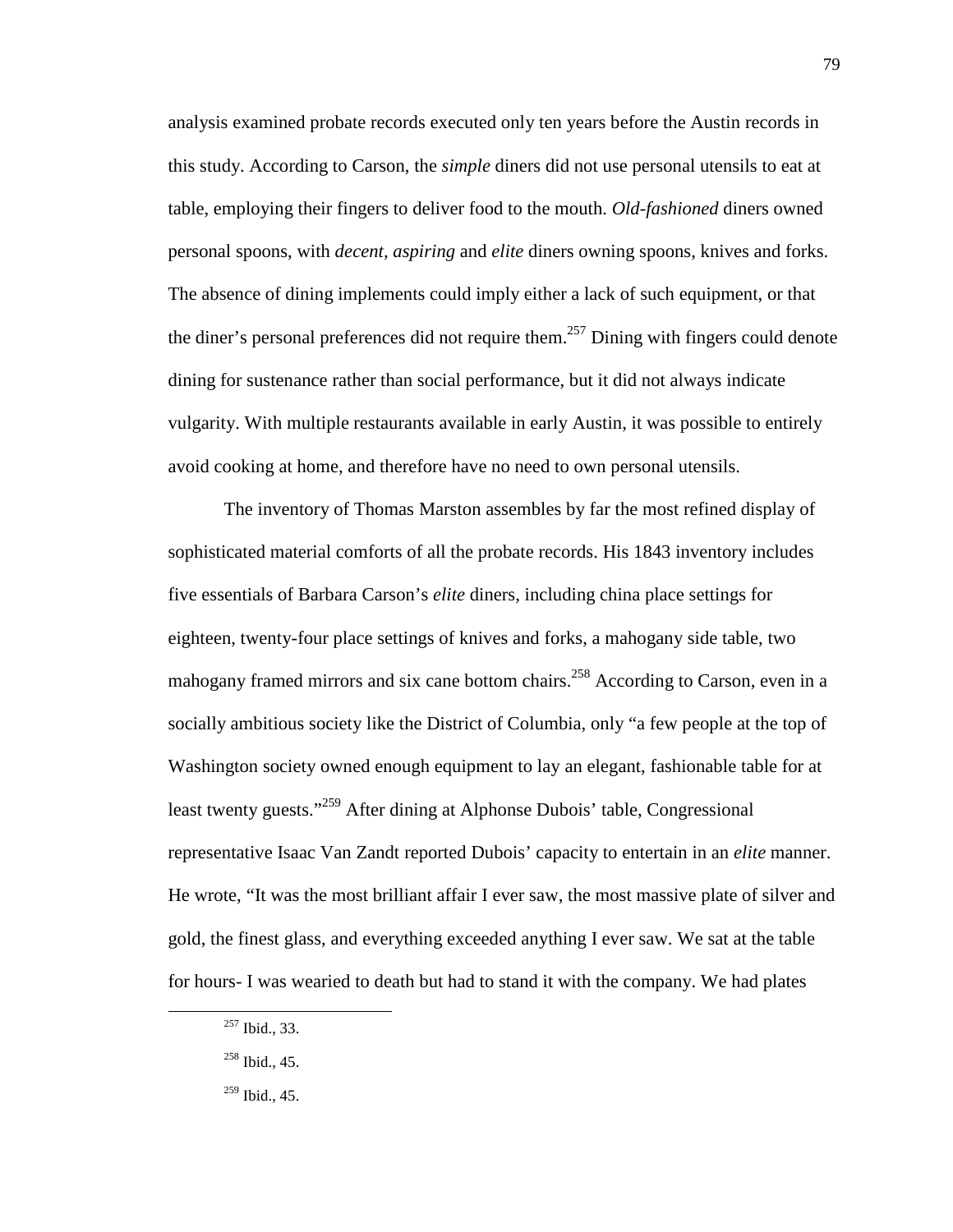analysis examined probate records executed only ten years before the Austin records in this study. According to Carson, the *simple* diners did not use personal utensils to eat at table, employing their fingers to deliver food to the mouth. *Old-fashioned* diners owned personal spoons, with *decent*, *aspiring* and *elite* diners owning spoons, knives and forks. The absence of dining implements could imply either a lack of such equipment, or that the diner's personal preferences did not require them.[257] Dining with fingers could denote dining for sustenance rather than social performance, but it did not always indicate vulgarity. With multiple restaurants available in early Austin, it was possible to entirely avoid cooking at home, and therefore have no need to own personal utensils.

The inventory of Thomas Marston assembles by far the most refined display of sophisticated material comforts of all the probate records. His 1843 inventory includes five essentials of Barbara Carson's *elite* diners, including china place settings for eighteen, twenty-four place settings of knives and forks, a mahogany side table, two mahogany framed mirrors and six cane bottom chairs.[258] According to Carson, even in a socially ambitious society like the District of Columbia, only "a few people at the top of Washington society owned enough equipment to lay an elegant, fashionable table for at least twenty guests."[259] After dining at Alphonse Dubois' table, Congressional representative Isaac Van Zandt reported Dubois' capacity to entertain in an *elite* manner. He wrote, "It was the most brilliant affair I ever saw, the most massive plate of silver and gold, the finest glass, and everything exceeded anything I ever saw. We sat at the table for hours- I was wearied to death but had to stand it with the company. We had plates

[257] Ibid., 33.

[258] Ibid., 45.

[259] Ibid., 45.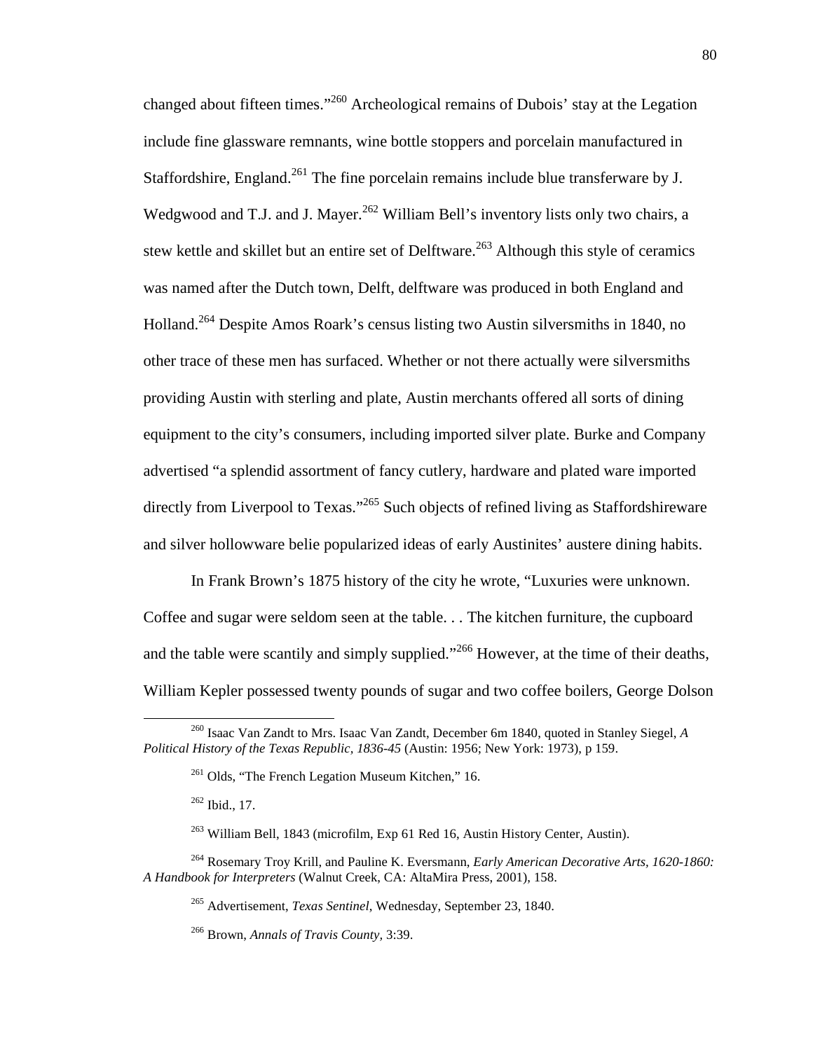changed about fifteen times."[260] Archeological remains of Dubois' stay at the Legation include fine glassware remnants, wine bottle stoppers and porcelain manufactured in Staffordshire, England.[261] The fine porcelain remains include blue transferware by J. Wedgwood and T.J. and J. Mayer.[262] William Bell's inventory lists only two chairs, a stew kettle and skillet but an entire set of Delftware.[263] Although this style of ceramics was named after the Dutch town, Delft, delftware was produced in both England and Holland.[264] Despite Amos Roark's census listing two Austin silversmiths in 1840, no other trace of these men has surfaced. Whether or not there actually were silversmiths providing Austin with sterling and plate, Austin merchants offered all sorts of dining equipment to the city's consumers, including imported silver plate. Burke and Company advertised "a splendid assortment of fancy cutlery, hardware and plated ware imported directly from Liverpool to Texas."[265] Such objects of refined living as Staffordshireware and silver hollowware belie popularized ideas of early Austinites' austere dining habits.

In Frank Brown's 1875 history of the city he wrote, "Luxuries were unknown. Coffee and sugar were seldom seen at the table. . . The kitchen furniture, the cupboard and the table were scantily and simply supplied."[266] However, at the time of their deaths, William Kepler possessed twenty pounds of sugar and two coffee boilers, George Dolson

---

[260] Isaac Van Zandt to Mrs. Isaac Van Zandt, December 6m 1840, quoted in Stanley Siegel, *A Political History of the Texas Republic, 1836-45* (Austin: 1956; New York: 1973), p 159.

[261] Olds, "The French Legation Museum Kitchen," 16.

[262] Ibid., 17.

[263] William Bell, 1843 (microfilm, Exp 61 Red 16, Austin History Center, Austin).

[264] Rosemary Troy Krill, and Pauline K. Eversmann, *Early American Decorative Arts, 1620-1860: A Handbook for Interpreters* (Walnut Creek, CA: AltaMira Press, 2001), 158.

[265] Advertisement, *Texas Sentinel*, Wednesday, September 23, 1840.

[266] Brown, *Annals of Travis County,* 3:39.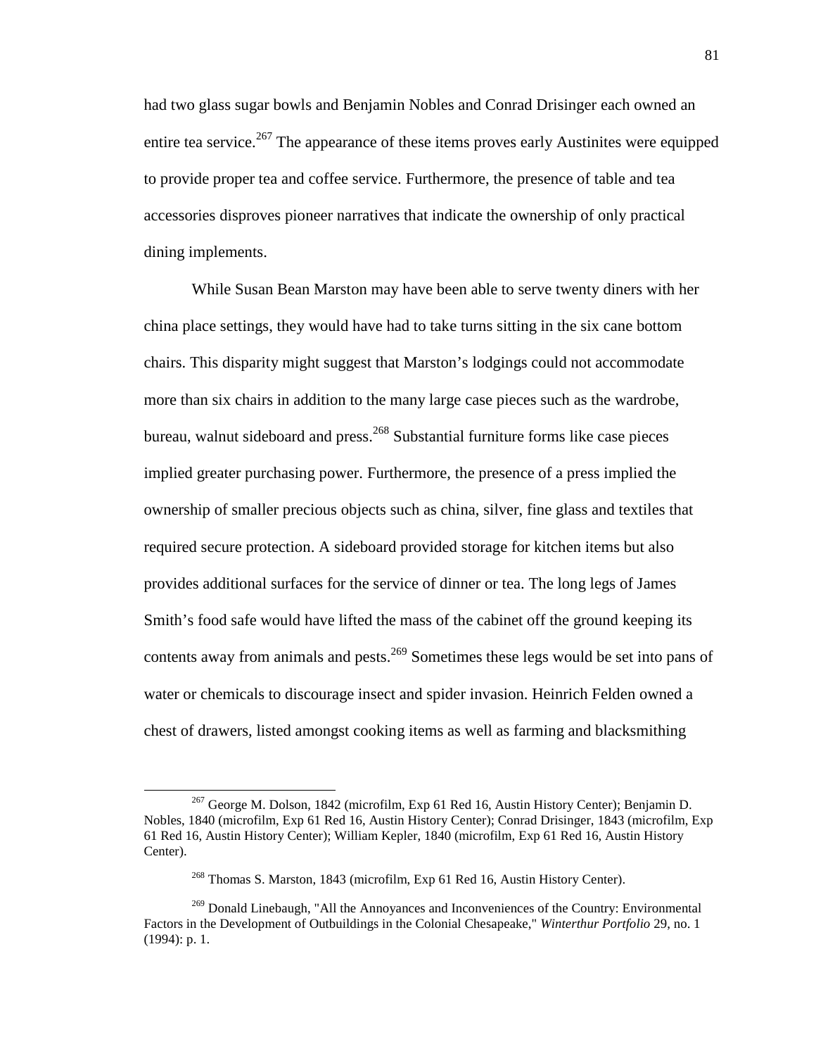had two glass sugar bowls and Benjamin Nobles and Conrad Drisinger each owned an entire tea service.[267] The appearance of these items proves early Austinites were equipped to provide proper tea and coffee service. Furthermore, the presence of table and tea accessories disproves pioneer narratives that indicate the ownership of only practical dining implements.

While Susan Bean Marston may have been able to serve twenty diners with her china place settings, they would have had to take turns sitting in the six cane bottom chairs. This disparity might suggest that Marston's lodgings could not accommodate more than six chairs in addition to the many large case pieces such as the wardrobe, bureau, walnut sideboard and press.[268] Substantial furniture forms like case pieces implied greater purchasing power. Furthermore, the presence of a press implied the ownership of smaller precious objects such as china, silver, fine glass and textiles that required secure protection. A sideboard provided storage for kitchen items but also provides additional surfaces for the service of dinner or tea. The long legs of James Smith's food safe would have lifted the mass of the cabinet off the ground keeping its contents away from animals and pests.[269] Sometimes these legs would be set into pans of water or chemicals to discourage insect and spider invasion. Heinrich Felden owned a chest of drawers, listed amongst cooking items as well as farming and blacksmithing

---

[267] George M. Dolson, 1842 (microfilm, Exp 61 Red 16, Austin History Center); Benjamin D. Nobles, 1840 (microfilm, Exp 61 Red 16, Austin History Center); Conrad Drisinger, 1843 (microfilm, Exp 61 Red 16, Austin History Center); William Kepler, 1840 (microfilm, Exp 61 Red 16, Austin History Center).

[268] Thomas S. Marston, 1843 (microfilm, Exp 61 Red 16, Austin History Center).

[269] Donald Linebaugh, "All the Annoyances and Inconveniences of the Country: Environmental Factors in the Development of Outbuildings in the Colonial Chesapeake," *Winterthur Portfolio* 29, no. 1 (1994): p. 1.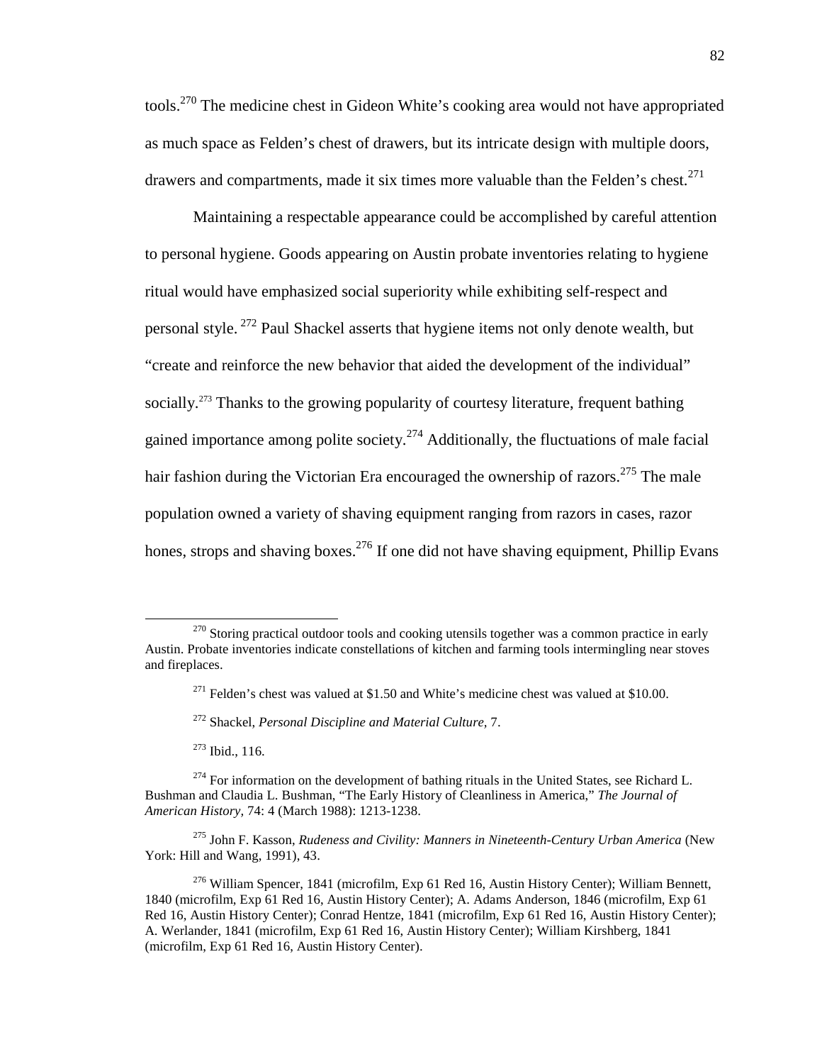tools.[270] The medicine chest in Gideon White's cooking area would not have appropriated as much space as Felden's chest of drawers, but its intricate design with multiple doors, drawers and compartments, made it six times more valuable than the Felden's chest.[271]

Maintaining a respectable appearance could be accomplished by careful attention to personal hygiene. Goods appearing on Austin probate inventories relating to hygiene ritual would have emphasized social superiority while exhibiting self-respect and personal style. [272] Paul Shackel asserts that hygiene items not only denote wealth, but "create and reinforce the new behavior that aided the development of the individual" socially.[273] Thanks to the growing popularity of courtesy literature, frequent bathing gained importance among polite society.[274] Additionally, the fluctuations of male facial hair fashion during the Victorian Era encouraged the ownership of razors.[275] The male population owned a variety of shaving equipment ranging from razors in cases, razor hones, strops and shaving boxes.[276] If one did not have shaving equipment, Phillip Evans

---

[270] Storing practical outdoor tools and cooking utensils together was a common practice in early Austin. Probate inventories indicate constellations of kitchen and farming tools intermingling near stoves and fireplaces.

[271] Felden's chest was valued at $1.50 and White's medicine chest was valued at $10.00.

[272] Shackel, *Personal Discipline and Material Culture,* 7.

[273] Ibid., 116.

[274] For information on the development of bathing rituals in the United States, see Richard L. Bushman and Claudia L. Bushman, "The Early History of Cleanliness in America," *The Journal of American History,* 74: 4 (March 1988): 1213-1238.

[275] John F. Kasson, *Rudeness and Civility: Manners in Nineteenth-Century Urban America* (New York: Hill and Wang, 1991), 43.

[276] William Spencer, 1841 (microfilm, Exp 61 Red 16, Austin History Center); William Bennett, 1840 (microfilm, Exp 61 Red 16, Austin History Center); A. Adams Anderson, 1846 (microfilm, Exp 61 Red 16, Austin History Center); Conrad Hentze, 1841 (microfilm, Exp 61 Red 16, Austin History Center); A. Werlander, 1841 (microfilm, Exp 61 Red 16, Austin History Center); William Kirshberg, 1841 (microfilm, Exp 61 Red 16, Austin History Center).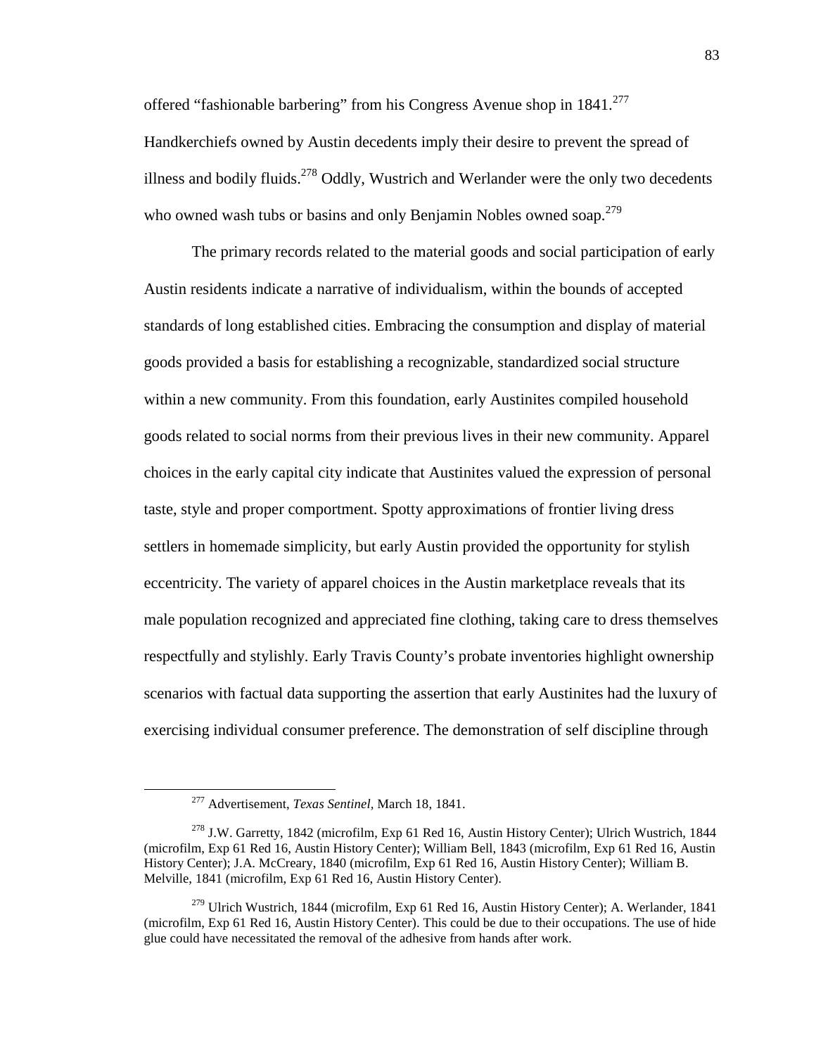offered "fashionable barbering" from his Congress Avenue shop in 1841.[277] Handkerchiefs owned by Austin decedents imply their desire to prevent the spread of illness and bodily fluids.[278] Oddly, Wustrich and Werlander were the only two decedents who owned wash tubs or basins and only Benjamin Nobles owned soap.[279]

The primary records related to the material goods and social participation of early Austin residents indicate a narrative of individualism, within the bounds of accepted standards of long established cities. Embracing the consumption and display of material goods provided a basis for establishing a recognizable, standardized social structure within a new community. From this foundation, early Austinites compiled household goods related to social norms from their previous lives in their new community. Apparel choices in the early capital city indicate that Austinites valued the expression of personal taste, style and proper comportment. Spotty approximations of frontier living dress settlers in homemade simplicity, but early Austin provided the opportunity for stylish eccentricity. The variety of apparel choices in the Austin marketplace reveals that its male population recognized and appreciated fine clothing, taking care to dress themselves respectfully and stylishly. Early Travis County's probate inventories highlight ownership scenarios with factual data supporting the assertion that early Austinites had the luxury of exercising individual consumer preference. The demonstration of self discipline through

---

[277] Advertisement, *Texas Sentinel*, March 18, 1841.

[278] J.W. Garretty, 1842 (microfilm, Exp 61 Red 16, Austin History Center); Ulrich Wustrich, 1844 (microfilm, Exp 61 Red 16, Austin History Center); William Bell, 1843 (microfilm, Exp 61 Red 16, Austin History Center); J.A. McCreary, 1840 (microfilm, Exp 61 Red 16, Austin History Center); William B. Melville, 1841 (microfilm, Exp 61 Red 16, Austin History Center).

[279] Ulrich Wustrich, 1844 (microfilm, Exp 61 Red 16, Austin History Center); A. Werlander, 1841 (microfilm, Exp 61 Red 16, Austin History Center). This could be due to their occupations. The use of hide glue could have necessitated the removal of the adhesive from hands after work.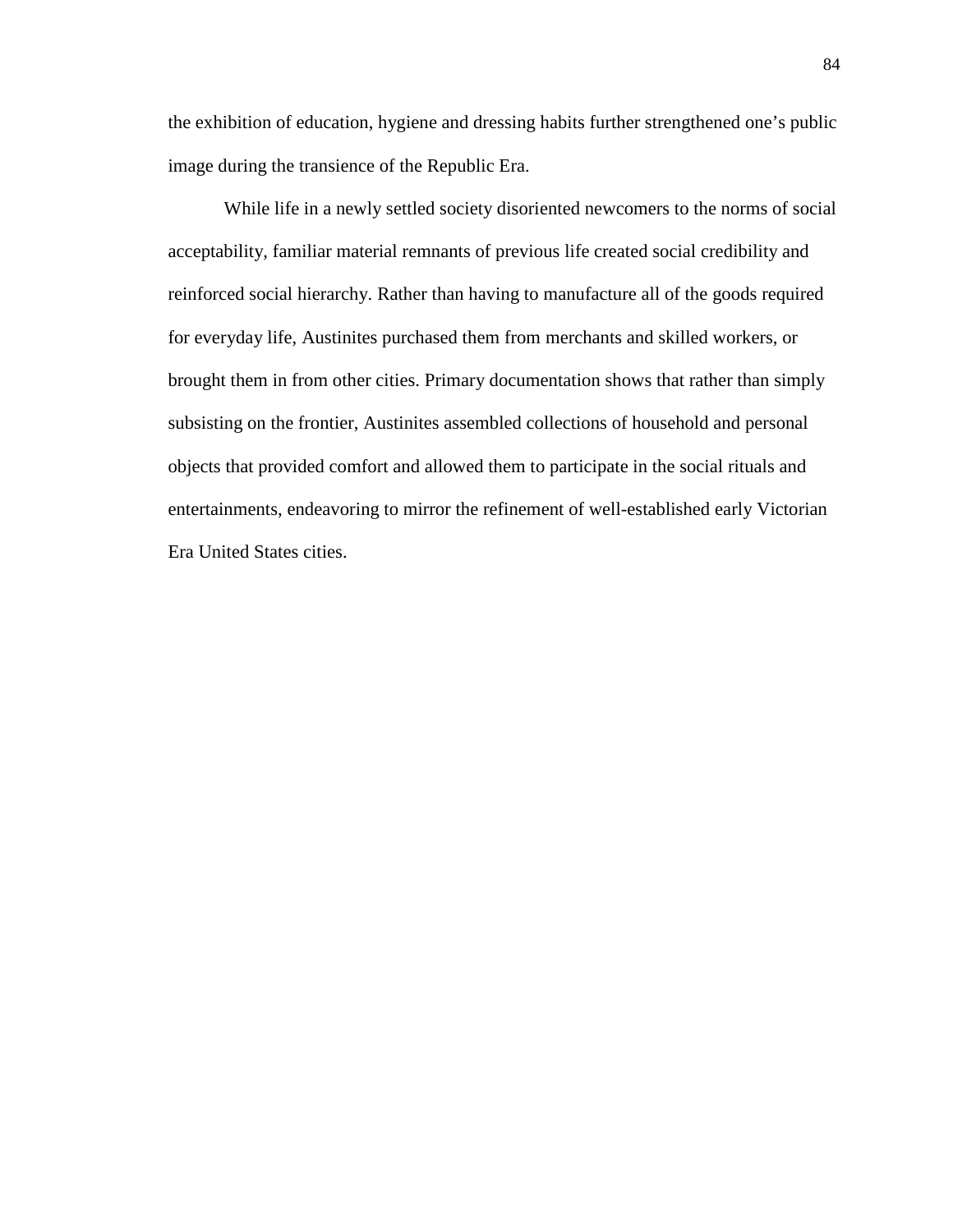the exhibition of education, hygiene and dressing habits further strengthened one's public image during the transience of the Republic Era.

While life in a newly settled society disoriented newcomers to the norms of social acceptability, familiar material remnants of previous life created social credibility and reinforced social hierarchy. Rather than having to manufacture all of the goods required for everyday life, Austinites purchased them from merchants and skilled workers, or brought them in from other cities. Primary documentation shows that rather than simply subsisting on the frontier, Austinites assembled collections of household and personal objects that provided comfort and allowed them to participate in the social rituals and entertainments, endeavoring to mirror the refinement of well-established early Victorian Era United States cities.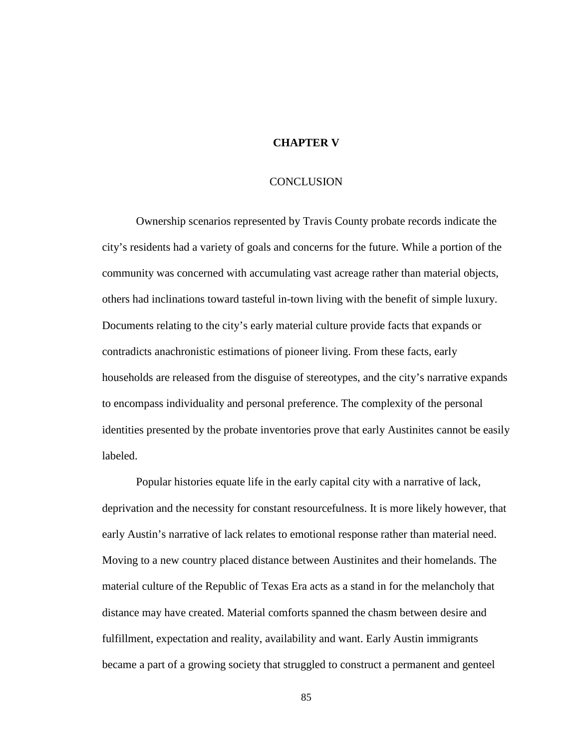# CHAPTER V

## CONCLUSION

Ownership scenarios represented by Travis County probate records indicate the city's residents had a variety of goals and concerns for the future. While a portion of the community was concerned with accumulating vast acreage rather than material objects, others had inclinations toward tasteful in-town living with the benefit of simple luxury. Documents relating to the city's early material culture provide facts that expands or contradicts anachronistic estimations of pioneer living. From these facts, early households are released from the disguise of stereotypes, and the city's narrative expands to encompass individuality and personal preference. The complexity of the personal identities presented by the probate inventories prove that early Austinites cannot be easily labeled.

Popular histories equate life in the early capital city with a narrative of lack, deprivation and the necessity for constant resourcefulness. It is more likely however, that early Austin's narrative of lack relates to emotional response rather than material need. Moving to a new country placed distance between Austinites and their homelands. The material culture of the Republic of Texas Era acts as a stand in for the melancholy that distance may have created. Material comforts spanned the chasm between desire and fulfillment, expectation and reality, availability and want. Early Austin immigrants became a part of a growing society that struggled to construct a permanent and genteel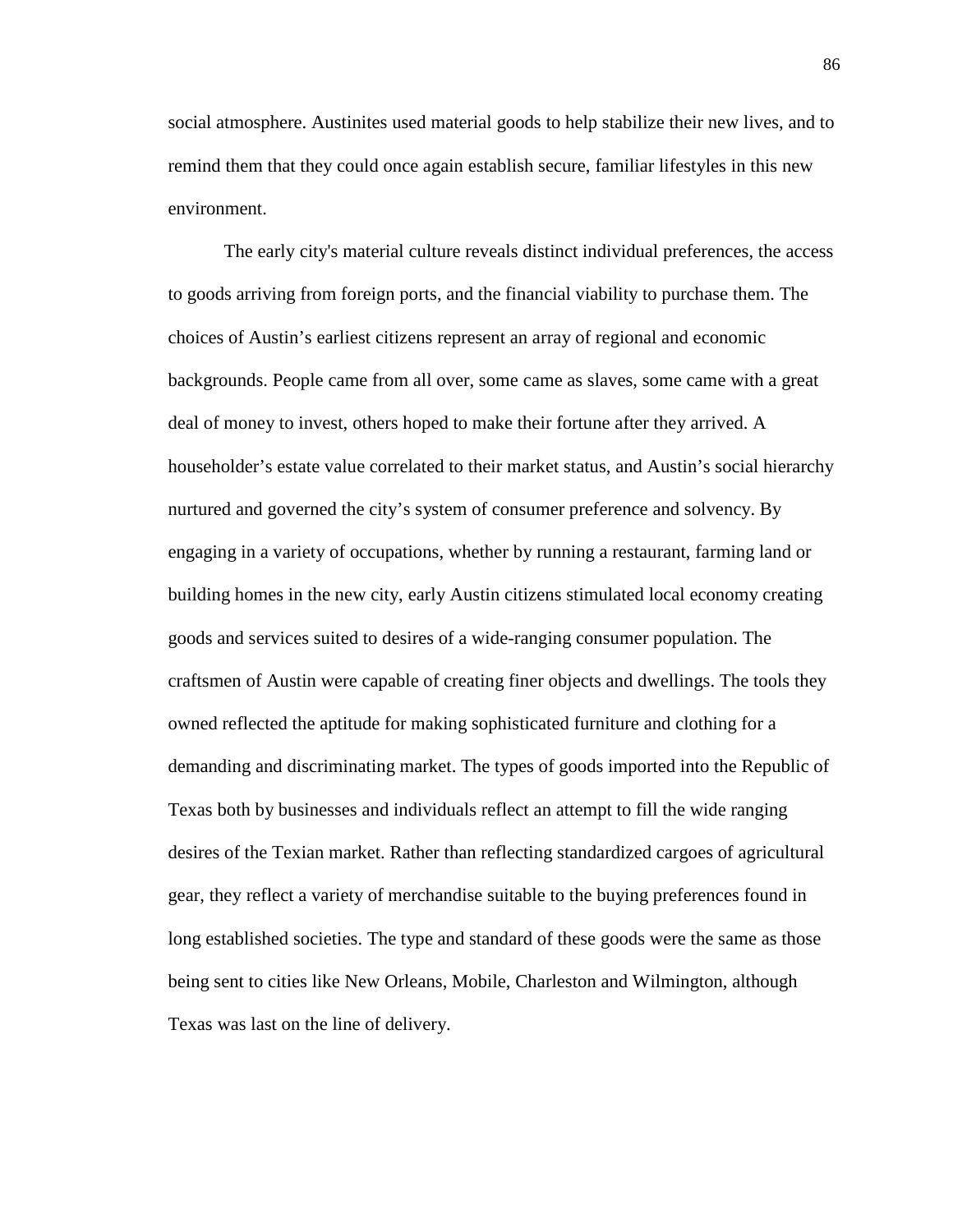social atmosphere. Austinites used material goods to help stabilize their new lives, and to remind them that they could once again establish secure, familiar lifestyles in this new environment.

The early city's material culture reveals distinct individual preferences, the access to goods arriving from foreign ports, and the financial viability to purchase them. The choices of Austin's earliest citizens represent an array of regional and economic backgrounds. People came from all over, some came as slaves, some came with a great deal of money to invest, others hoped to make their fortune after they arrived. A householder's estate value correlated to their market status, and Austin's social hierarchy nurtured and governed the city's system of consumer preference and solvency. By engaging in a variety of occupations, whether by running a restaurant, farming land or building homes in the new city, early Austin citizens stimulated local economy creating goods and services suited to desires of a wide-ranging consumer population. The craftsmen of Austin were capable of creating finer objects and dwellings. The tools they owned reflected the aptitude for making sophisticated furniture and clothing for a demanding and discriminating market. The types of goods imported into the Republic of Texas both by businesses and individuals reflect an attempt to fill the wide ranging desires of the Texian market. Rather than reflecting standardized cargoes of agricultural gear, they reflect a variety of merchandise suitable to the buying preferences found in long established societies. The type and standard of these goods were the same as those being sent to cities like New Orleans, Mobile, Charleston and Wilmington, although Texas was last on the line of delivery.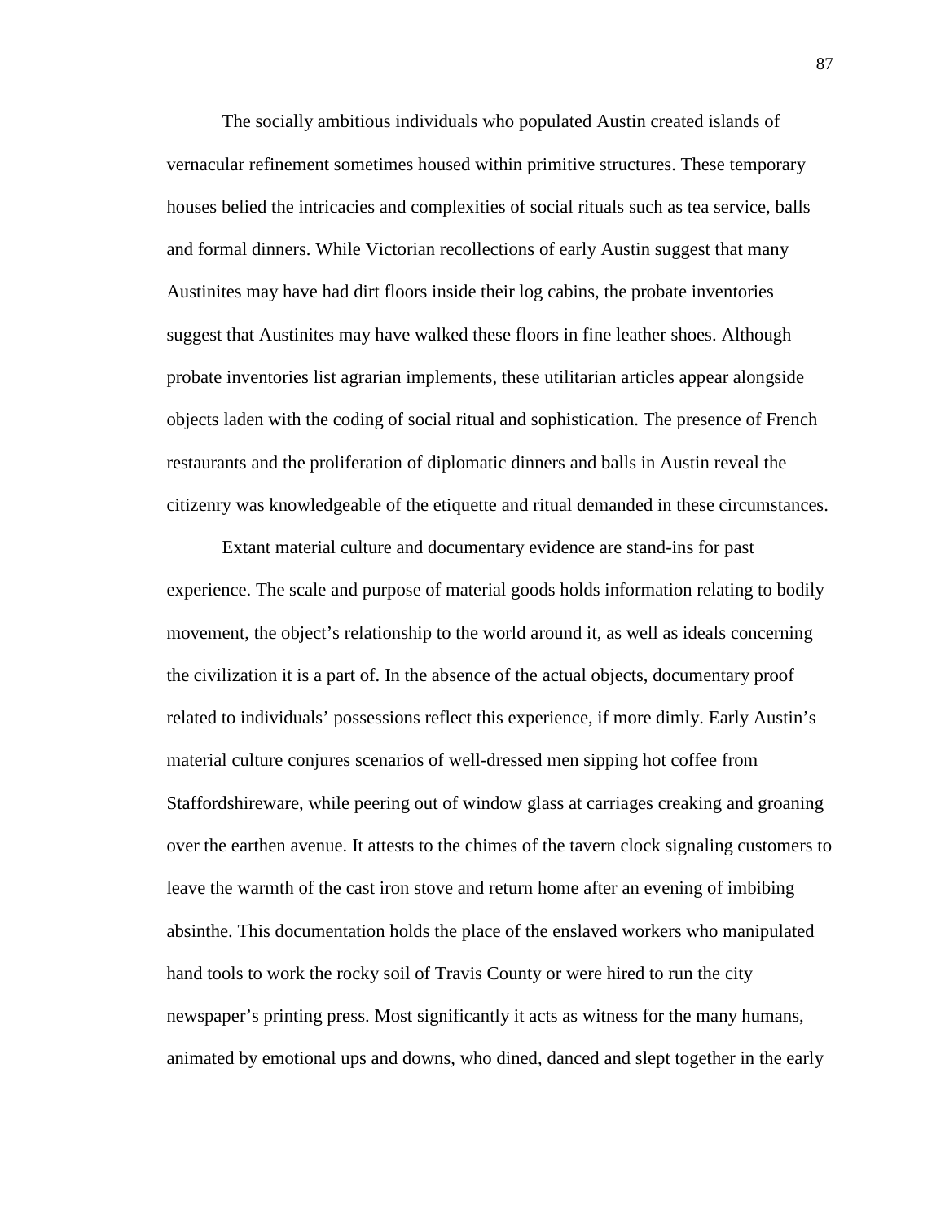The socially ambitious individuals who populated Austin created islands of vernacular refinement sometimes housed within primitive structures. These temporary houses belied the intricacies and complexities of social rituals such as tea service, balls and formal dinners. While Victorian recollections of early Austin suggest that many Austinites may have had dirt floors inside their log cabins, the probate inventories suggest that Austinites may have walked these floors in fine leather shoes. Although probate inventories list agrarian implements, these utilitarian articles appear alongside objects laden with the coding of social ritual and sophistication. The presence of French restaurants and the proliferation of diplomatic dinners and balls in Austin reveal the citizenry was knowledgeable of the etiquette and ritual demanded in these circumstances.

Extant material culture and documentary evidence are stand-ins for past experience. The scale and purpose of material goods holds information relating to bodily movement, the object's relationship to the world around it, as well as ideals concerning the civilization it is a part of. In the absence of the actual objects, documentary proof related to individuals' possessions reflect this experience, if more dimly. Early Austin's material culture conjures scenarios of well-dressed men sipping hot coffee from Staffordshireware, while peering out of window glass at carriages creaking and groaning over the earthen avenue. It attests to the chimes of the tavern clock signaling customers to leave the warmth of the cast iron stove and return home after an evening of imbibing absinthe. This documentation holds the place of the enslaved workers who manipulated hand tools to work the rocky soil of Travis County or were hired to run the city newspaper's printing press. Most significantly it acts as witness for the many humans, animated by emotional ups and downs, who dined, danced and slept together in the early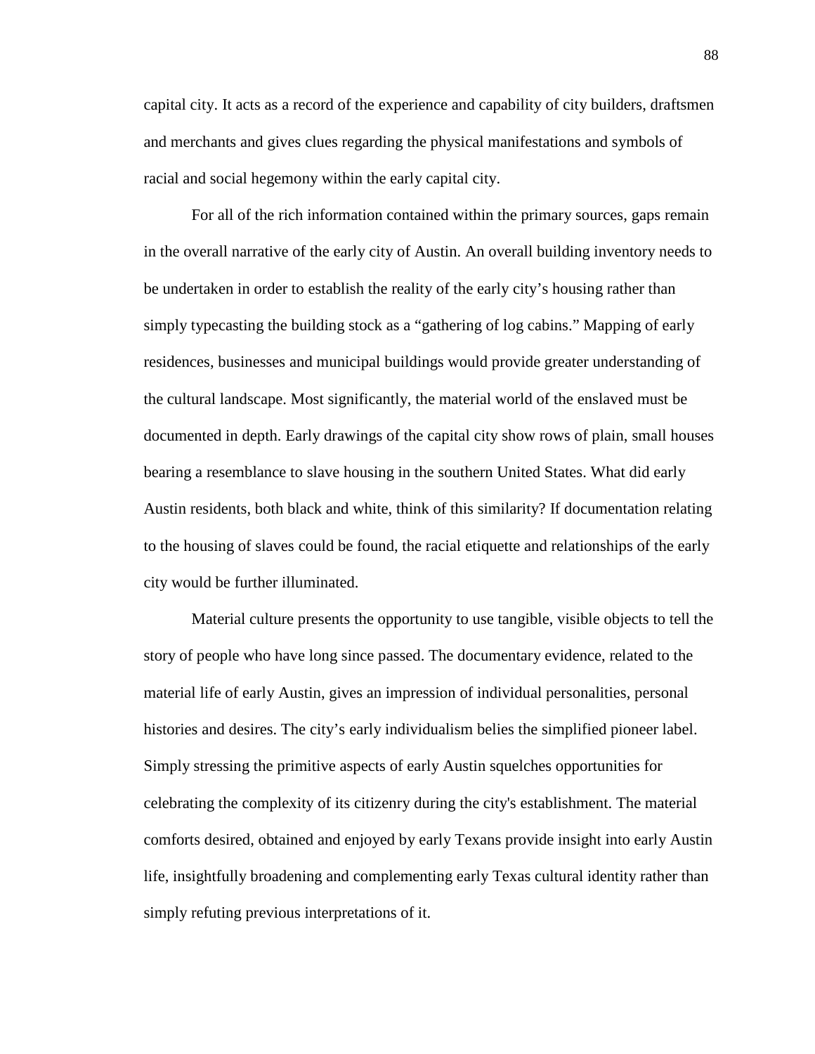capital city. It acts as a record of the experience and capability of city builders, draftsmen and merchants and gives clues regarding the physical manifestations and symbols of racial and social hegemony within the early capital city.

For all of the rich information contained within the primary sources, gaps remain in the overall narrative of the early city of Austin. An overall building inventory needs to be undertaken in order to establish the reality of the early city's housing rather than simply typecasting the building stock as a "gathering of log cabins." Mapping of early residences, businesses and municipal buildings would provide greater understanding of the cultural landscape. Most significantly, the material world of the enslaved must be documented in depth. Early drawings of the capital city show rows of plain, small houses bearing a resemblance to slave housing in the southern United States. What did early Austin residents, both black and white, think of this similarity? If documentation relating to the housing of slaves could be found, the racial etiquette and relationships of the early city would be further illuminated.

Material culture presents the opportunity to use tangible, visible objects to tell the story of people who have long since passed. The documentary evidence, related to the material life of early Austin, gives an impression of individual personalities, personal histories and desires. The city's early individualism belies the simplified pioneer label. Simply stressing the primitive aspects of early Austin squelches opportunities for celebrating the complexity of its citizenry during the city's establishment. The material comforts desired, obtained and enjoyed by early Texans provide insight into early Austin life, insightfully broadening and complementing early Texas cultural identity rather than simply refuting previous interpretations of it.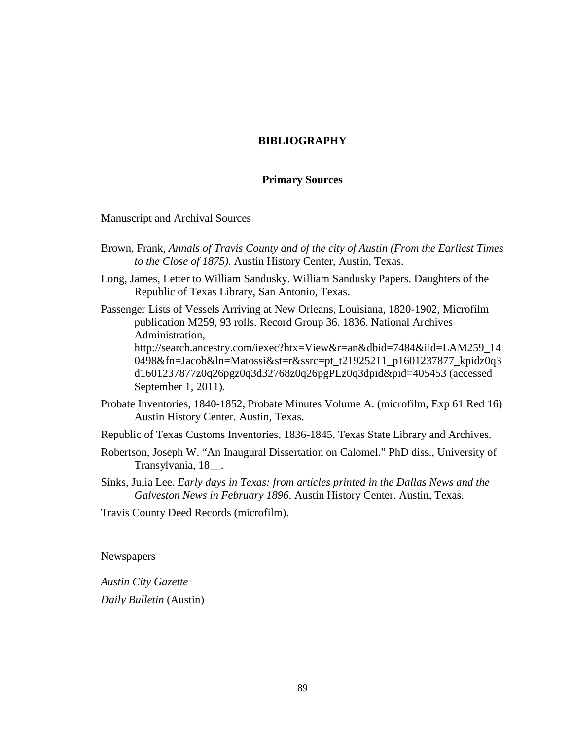# BIBLIOGRAPHY

## Primary Sources

Manuscript and Archival Sources

Brown, Frank, *Annals of Travis County and of the city of Austin (From the Earliest Times to the Close of 1875).* Austin History Center, Austin, Texas.

Long, James, Letter to William Sandusky. William Sandusky Papers. Daughters of the Republic of Texas Library, San Antonio, Texas.

Passenger Lists of Vessels Arriving at New Orleans, Louisiana, 1820-1902, Microfilm publication M259, 93 rolls. Record Group 36. 1836. National Archives Administration, http://search.ancestry.com/iexec?htx=View&r=an&dbid=7484&iid=LAM259_140498&fn=Jacob&ln=Matossi&st=r&ssrc=pt_t21925211_p1601237877_kpidz0q3d1601237877z0q26pgz0q3d32768z0q26pgPLz0q3dpid&pid=405453 (accessed September 1, 2011).

Probate Inventories, 1840-1852, Probate Minutes Volume A. (microfilm, Exp 61 Red 16) Austin History Center. Austin, Texas.

Republic of Texas Customs Inventories, 1836-1845, Texas State Library and Archives.

Robertson, Joseph W. "An Inaugural Dissertation on Calomel." PhD diss., University of Transylvania, 18__.

Sinks, Julia Lee. *Early days in Texas: from articles printed in the Dallas News and the Galveston News in February 1896*. Austin History Center. Austin, Texas.

Travis County Deed Records (microfilm).

Newspapers

*Austin City Gazette*

*Daily Bulletin* (Austin)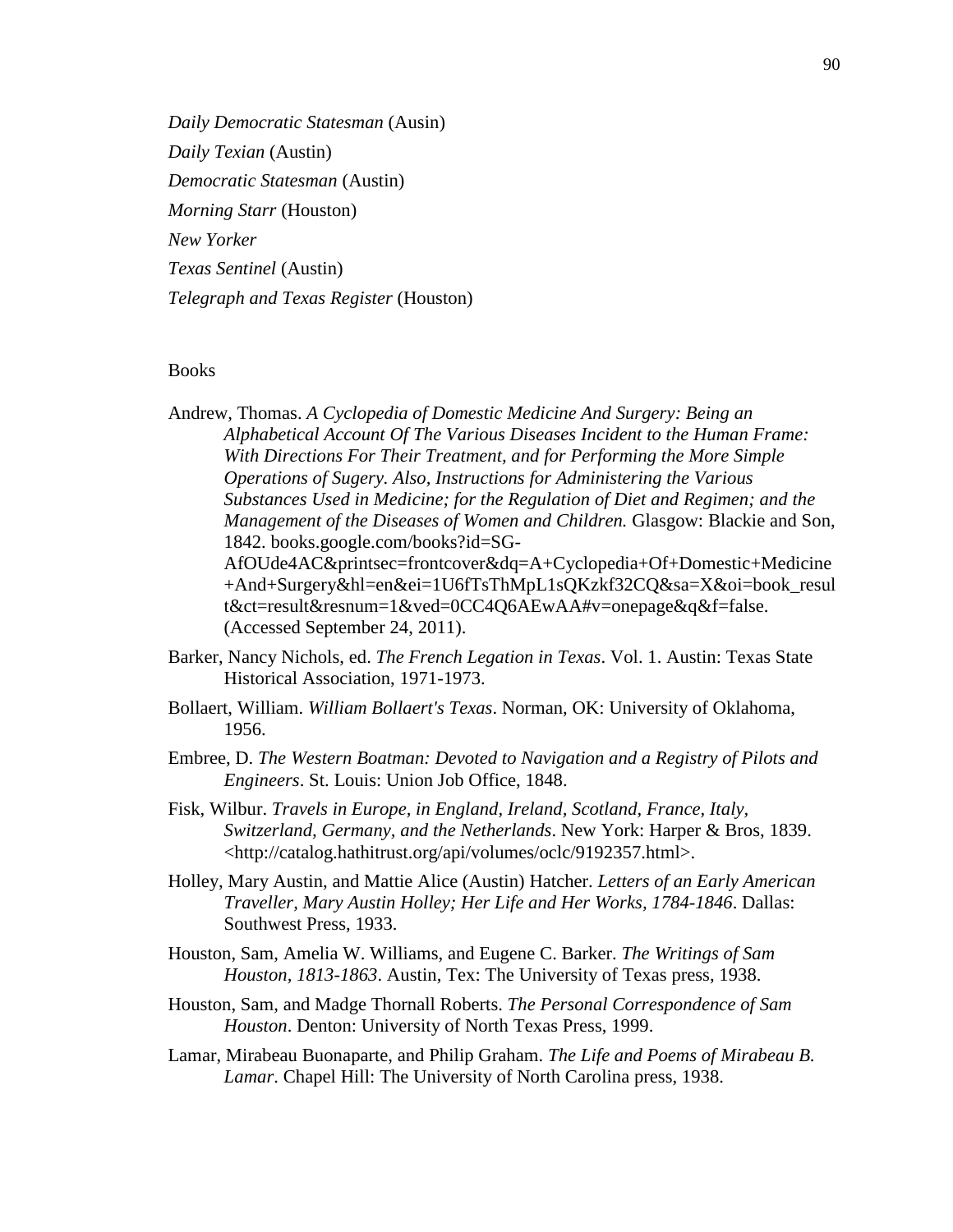*Daily Democratic Statesman* (Ausin)

*Daily Texian* (Austin)

*Democratic Statesman* (Austin)

*Morning Starr* (Houston)

*New Yorker*

*Texas Sentinel* (Austin)

*Telegraph and Texas Register* (Houston)

Books

Andrew, Thomas. *A Cyclopedia of Domestic Medicine And Surgery: Being an Alphabetical Account Of The Various Diseases Incident to the Human Frame: With Directions For Their Treatment, and for Performing the More Simple Operations of Sugery. Also, Instructions for Administering the Various Substances Used in Medicine; for the Regulation of Diet and Regimen; and the Management of the Diseases of Women and Children.* Glasgow: Blackie and Son, 1842. books.google.com/books?id=SG-AfOUde4AC&printsec=frontcover&dq=A+Cyclopedia+Of+Domestic+Medicine+And+Surgery&hl=en&ei=1U6fTsThMpL1sQKzkf32CQ&sa=X&oi=book_result&ct=result&resnum=1&ved=0CC4Q6AEwAA#v=onepage&q&f=false. (Accessed September 24, 2011).

Barker, Nancy Nichols, ed. *The French Legation in Texas*. Vol. 1. Austin: Texas State Historical Association, 1971-1973.

Bollaert, William. *William Bollaert's Texas*. Norman, OK: University of Oklahoma, 1956.

Embree, D. *The Western Boatman: Devoted to Navigation and a Registry of Pilots and Engineers*. St. Louis: Union Job Office, 1848.

Fisk, Wilbur. *Travels in Europe, in England, Ireland, Scotland, France, Italy, Switzerland, Germany, and the Netherlands*. New York: Harper & Bros, 1839. <http://catalog.hathitrust.org/api/volumes/oclc/9192357.html>.

Holley, Mary Austin, and Mattie Alice (Austin) Hatcher. *Letters of an Early American Traveller, Mary Austin Holley; Her Life and Her Works, 1784-1846*. Dallas: Southwest Press, 1933.

Houston, Sam, Amelia W. Williams, and Eugene C. Barker. *The Writings of Sam Houston, 1813-1863*. Austin, Tex: The University of Texas press, 1938.

Houston, Sam, and Madge Thornall Roberts. *The Personal Correspondence of Sam Houston*. Denton: University of North Texas Press, 1999.

Lamar, Mirabeau Buonaparte, and Philip Graham. *The Life and Poems of Mirabeau B. Lamar*. Chapel Hill: The University of North Carolina press, 1938.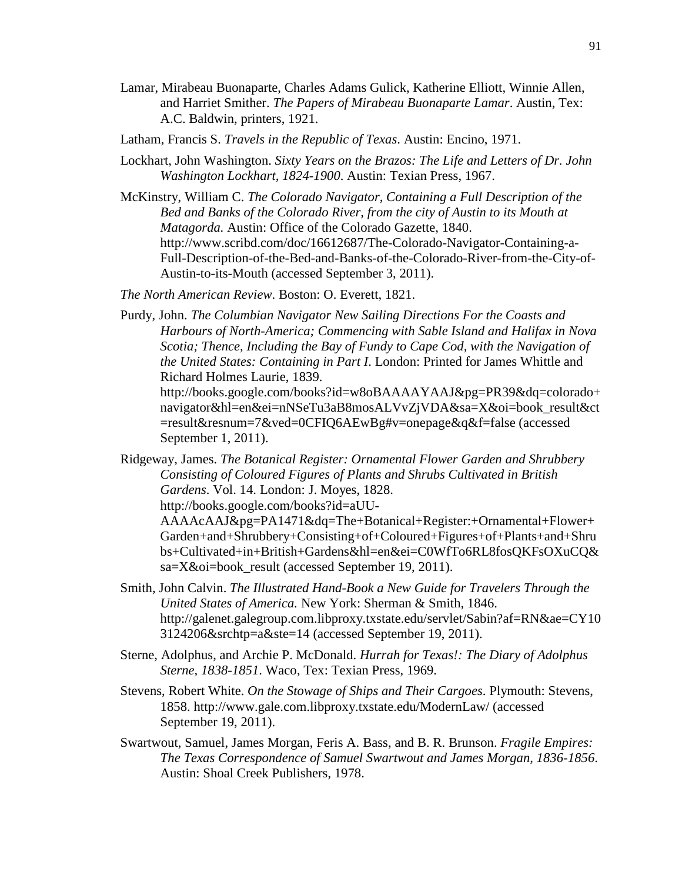Lamar, Mirabeau Buonaparte, Charles Adams Gulick, Katherine Elliott, Winnie Allen, and Harriet Smither. *The Papers of Mirabeau Buonaparte Lamar*. Austin, Tex: A.C. Baldwin, printers, 1921.

Latham, Francis S. *Travels in the Republic of Texas*. Austin: Encino, 1971.

Lockhart, John Washington. *Sixty Years on the Brazos: The Life and Letters of Dr. John Washington Lockhart, 1824-1900*. Austin: Texian Press, 1967.

McKinstry, William C. *The Colorado Navigator, Containing a Full Description of the Bed and Banks of the Colorado River, from the city of Austin to its Mouth at Matagorda.* Austin: Office of the Colorado Gazette, 1840. http://www.scribd.com/doc/16612687/The-Colorado-Navigator-Containing-a-Full-Description-of-the-Bed-and-Banks-of-the-Colorado-River-from-the-City-of-Austin-to-its-Mouth (accessed September 3, 2011).

*The North American Review*. Boston: O. Everett, 1821.

Purdy, John. *The Columbian Navigator New Sailing Directions For the Coasts and Harbours of North-America; Commencing with Sable Island and Halifax in Nova Scotia; Thence, Including the Bay of Fundy to Cape Cod, with the Navigation of the United States: Containing in Part I*. London: Printed for James Whittle and Richard Holmes Laurie, 1839. http://books.google.com/books?id=w8oBAAAAYAAJ&pg=PR39&dq=colorado+navigator&hl=en&ei=nNSeTu3aB8mosALVvZjVDA&sa=X&oi=book_result&ct=result&resnum=7&ved=0CFIQ6AEwBg#v=onepage&q&f=false (accessed September 1, 2011).

Ridgeway, James. *The Botanical Register: Ornamental Flower Garden and Shrubbery Consisting of Coloured Figures of Plants and Shrubs Cultivated in British Gardens*. Vol. 14. London: J. Moyes, 1828. http://books.google.com/books?id=aUU-AAAAcAAJ&pg=PA1471&dq=The+Botanical+Register:+Ornamental+Flower+Garden+and+Shrubbery+Consisting+of+Coloured+Figures+of+Plants+and+Shrubs+Cultivated+in+British+Gardens&hl=en&ei=C0WfTo6RL8fosQKFsOXuCQ&sa=X&oi=book_result (accessed September 19, 2011).

Smith, John Calvin. *The Illustrated Hand-Book a New Guide for Travelers Through the United States of America.* New York: Sherman & Smith, 1846. http://galenet.galegroup.com.libproxy.txstate.edu/servlet/Sabin?af=RN&ae=CY103124206&srchtp=a&ste=14 (accessed September 19, 2011).

Sterne, Adolphus, and Archie P. McDonald. *Hurrah for Texas!: The Diary of Adolphus Sterne, 1838-1851*. Waco, Tex: Texian Press, 1969.

Stevens, Robert White. *On the Stowage of Ships and Their Cargoes*. Plymouth: Stevens, 1858. http://www.gale.com.libproxy.txstate.edu/ModernLaw/ (accessed September 19, 2011).

Swartwout, Samuel, James Morgan, Feris A. Bass, and B. R. Brunson. *Fragile Empires: The Texas Correspondence of Samuel Swartwout and James Morgan, 1836-1856*. Austin: Shoal Creek Publishers, 1978.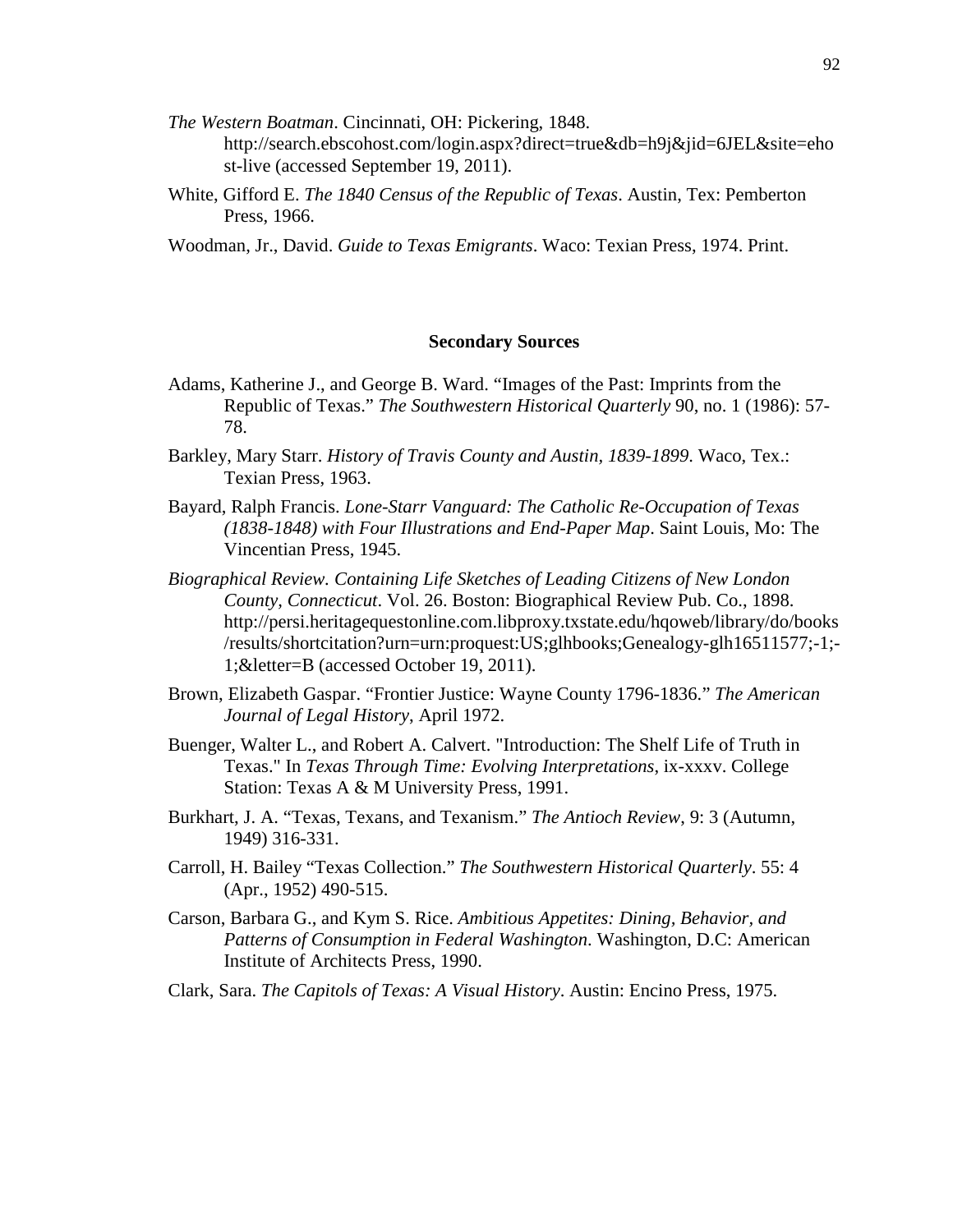*The Western Boatman*. Cincinnati, OH: Pickering, 1848. http://search.ebscohost.com/login.aspx?direct=true&db=h9j&jid=6JEL&site=ehost-live (accessed September 19, 2011).

White, Gifford E. *The 1840 Census of the Republic of Texas*. Austin, Tex: Pemberton Press, 1966.

Woodman, Jr., David. *Guide to Texas Emigrants*. Waco: Texian Press, 1974. Print.

## Secondary Sources

Adams, Katherine J., and George B. Ward. "Images of the Past: Imprints from the Republic of Texas." *The Southwestern Historical Quarterly* 90, no. 1 (1986): 57-78.

Barkley, Mary Starr. *History of Travis County and Austin, 1839-1899*. Waco, Tex.: Texian Press, 1963.

Bayard, Ralph Francis. *Lone-Starr Vanguard: The Catholic Re-Occupation of Texas (1838-1848) with Four Illustrations and End-Paper Map*. Saint Louis, Mo: The Vincentian Press, 1945.

*Biographical Review. Containing Life Sketches of Leading Citizens of New London County, Connecticut*. Vol. 26. Boston: Biographical Review Pub. Co., 1898. http://persi.heritagequestonline.com.libproxy.txstate.edu/hqoweb/library/do/books/results/shortcitation?urn=urn:proquest:US;glhbooks;Genealogy-glh16511577;-1;-1;&letter=B (accessed October 19, 2011).

Brown, Elizabeth Gaspar. "Frontier Justice: Wayne County 1796-1836." *The American Journal of Legal History*, April 1972.

Buenger, Walter L., and Robert A. Calvert. "Introduction: The Shelf Life of Truth in Texas." In *Texas Through Time: Evolving Interpretations*, ix-xxxv. College Station: Texas A & M University Press, 1991.

Burkhart, J. A. "Texas, Texans, and Texanism." *The Antioch Review*, 9: 3 (Autumn, 1949) 316-331.

Carroll, H. Bailey "Texas Collection." *The Southwestern Historical Quarterly*. 55: 4 (Apr., 1952) 490-515.

Carson, Barbara G., and Kym S. Rice. *Ambitious Appetites: Dining, Behavior, and Patterns of Consumption in Federal Washington*. Washington, D.C: American Institute of Architects Press, 1990.

Clark, Sara. *The Capitols of Texas: A Visual History*. Austin: Encino Press, 1975.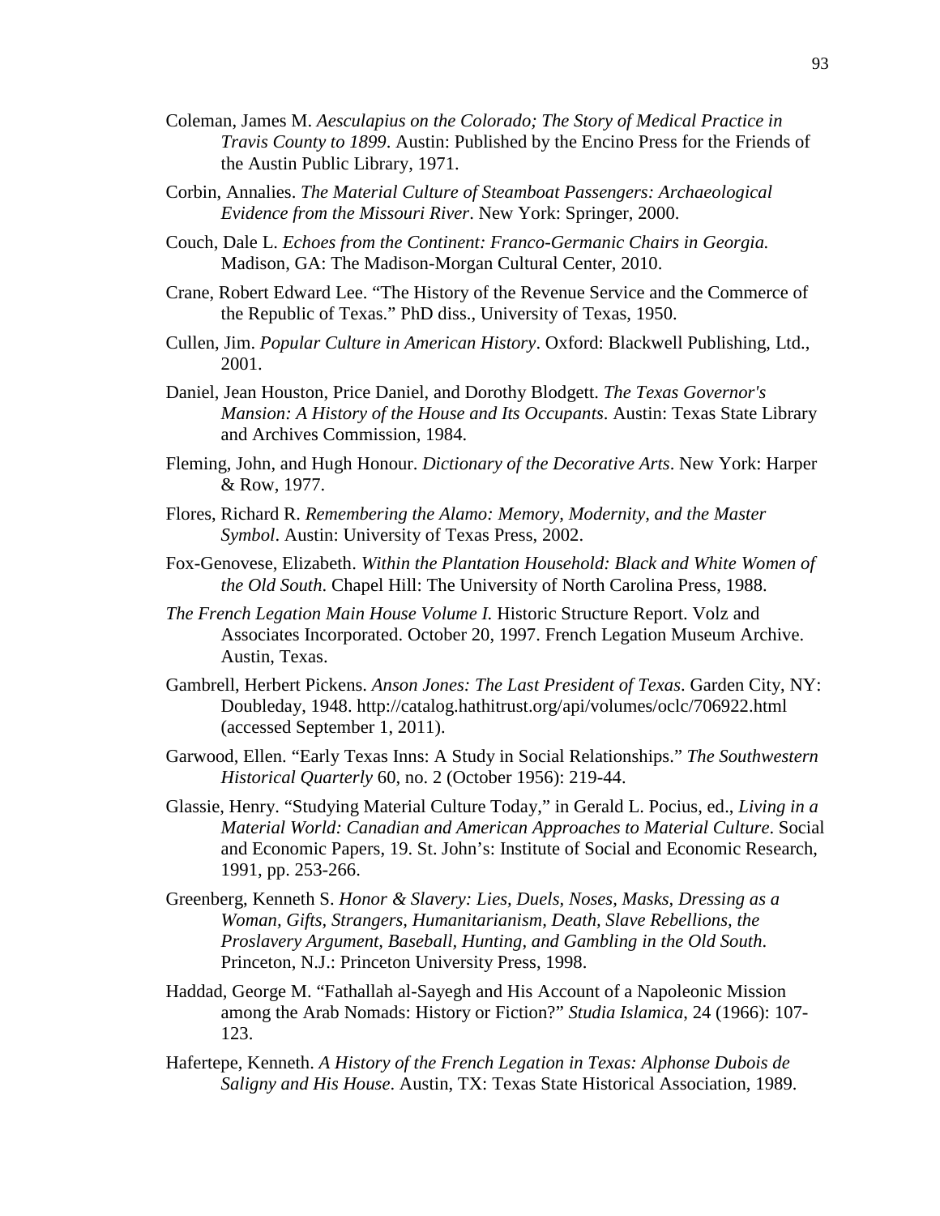Coleman, James M. *Aesculapius on the Colorado; The Story of Medical Practice in Travis County to 1899*. Austin: Published by the Encino Press for the Friends of the Austin Public Library, 1971.

Corbin, Annalies. *The Material Culture of Steamboat Passengers: Archaeological Evidence from the Missouri River*. New York: Springer, 2000.

Couch, Dale L. *Echoes from the Continent: Franco-Germanic Chairs in Georgia.* Madison, GA: The Madison-Morgan Cultural Center, 2010.

Crane, Robert Edward Lee. "The History of the Revenue Service and the Commerce of the Republic of Texas." PhD diss., University of Texas, 1950.

Cullen, Jim. *Popular Culture in American History*. Oxford: Blackwell Publishing, Ltd., 2001.

Daniel, Jean Houston, Price Daniel, and Dorothy Blodgett. *The Texas Governor's Mansion: A History of the House and Its Occupants*. Austin: Texas State Library and Archives Commission, 1984.

Fleming, John, and Hugh Honour. *Dictionary of the Decorative Arts*. New York: Harper & Row, 1977.

Flores, Richard R. *Remembering the Alamo: Memory, Modernity, and the Master Symbol*. Austin: University of Texas Press, 2002.

Fox-Genovese, Elizabeth. *Within the Plantation Household: Black and White Women of the Old South*. Chapel Hill: The University of North Carolina Press, 1988.

*The French Legation Main House Volume I.* Historic Structure Report. Volz and Associates Incorporated. October 20, 1997. French Legation Museum Archive. Austin, Texas.

Gambrell, Herbert Pickens. *Anson Jones: The Last President of Texas*. Garden City, NY: Doubleday, 1948. http://catalog.hathitrust.org/api/volumes/oclc/706922.html (accessed September 1, 2011).

Garwood, Ellen. "Early Texas Inns: A Study in Social Relationships." *The Southwestern Historical Quarterly* 60, no. 2 (October 1956): 219-44.

Glassie, Henry. "Studying Material Culture Today," in Gerald L. Pocius, ed., *Living in a Material World: Canadian and American Approaches to Material Culture*. Social and Economic Papers, 19. St. John's: Institute of Social and Economic Research, 1991, pp. 253-266.

Greenberg, Kenneth S. *Honor & Slavery: Lies, Duels, Noses, Masks, Dressing as a Woman, Gifts, Strangers, Humanitarianism, Death, Slave Rebellions, the Proslavery Argument, Baseball, Hunting, and Gambling in the Old South*. Princeton, N.J.: Princeton University Press, 1998.

Haddad, George M. "Fathallah al-Sayegh and His Account of a Napoleonic Mission among the Arab Nomads: History or Fiction?" *Studia Islamica*, 24 (1966): 107-123.

Hafertepe, Kenneth. *A History of the French Legation in Texas: Alphonse Dubois de Saligny and His House*. Austin, TX: Texas State Historical Association, 1989.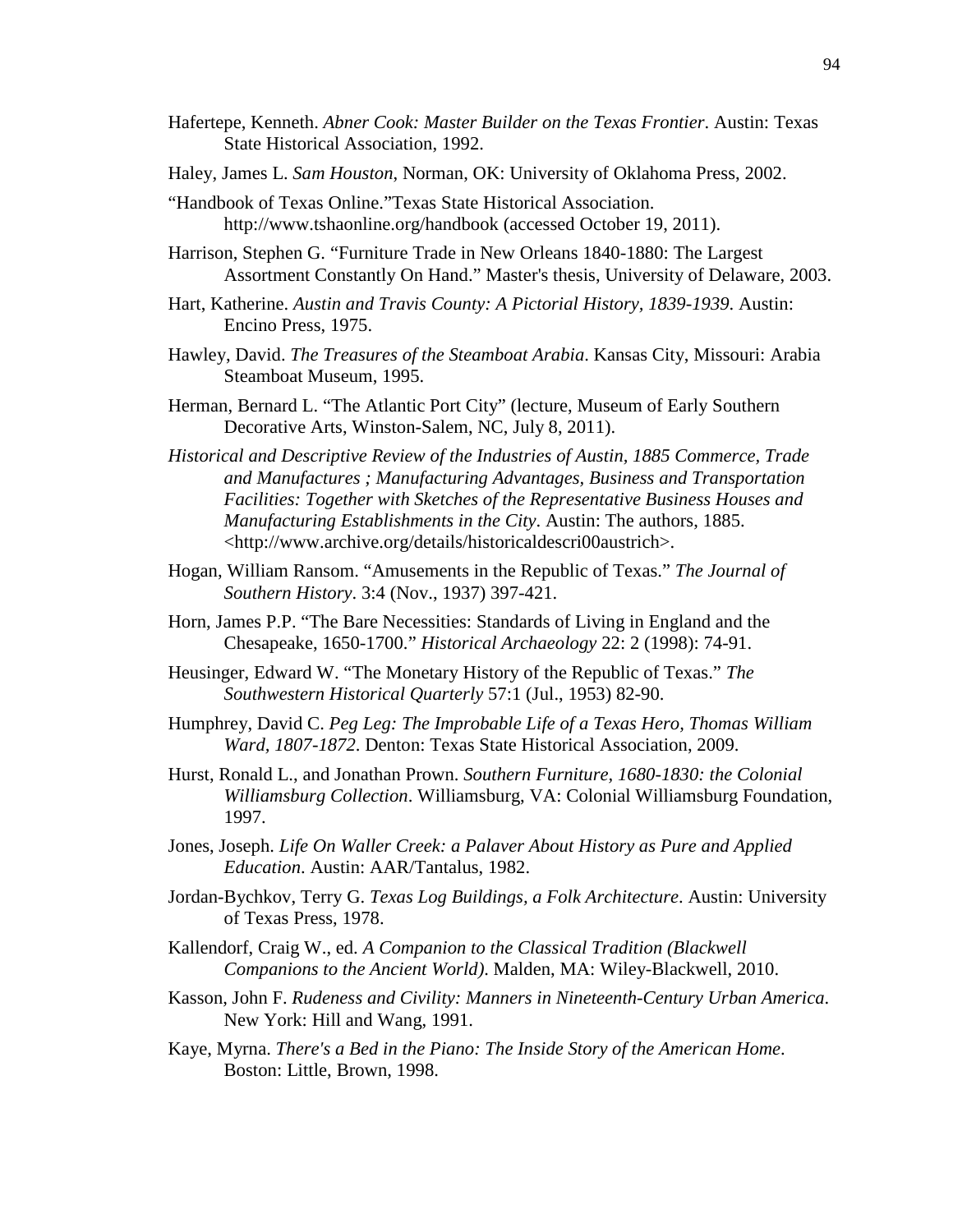Hafertepe, Kenneth. *Abner Cook: Master Builder on the Texas Frontier*. Austin: Texas State Historical Association, 1992.

Haley, James L. *Sam Houston*, Norman, OK: University of Oklahoma Press, 2002.

"Handbook of Texas Online."Texas State Historical Association. http://www.tshaonline.org/handbook (accessed October 19, 2011).

Harrison, Stephen G. "Furniture Trade in New Orleans 1840-1880: The Largest Assortment Constantly On Hand." Master's thesis, University of Delaware, 2003.

Hart, Katherine. *Austin and Travis County: A Pictorial History, 1839-1939*. Austin: Encino Press, 1975.

Hawley, David. *The Treasures of the Steamboat Arabia*. Kansas City, Missouri: Arabia Steamboat Museum, 1995.

Herman, Bernard L. "The Atlantic Port City" (lecture, Museum of Early Southern Decorative Arts, Winston-Salem, NC, July 8, 2011).

*Historical and Descriptive Review of the Industries of Austin, 1885 Commerce, Trade and Manufactures ; Manufacturing Advantages, Business and Transportation Facilities: Together with Sketches of the Representative Business Houses and Manufacturing Establishments in the City*. Austin: The authors, 1885. <http://www.archive.org/details/historicaldescri00austrich>.

Hogan, William Ransom. "Amusements in the Republic of Texas." *The Journal of Southern History*. 3:4 (Nov., 1937) 397-421.

Horn, James P.P. "The Bare Necessities: Standards of Living in England and the Chesapeake, 1650-1700." *Historical Archaeology* 22: 2 (1998): 74-91.

Heusinger, Edward W. "The Monetary History of the Republic of Texas." *The Southwestern Historical Quarterly* 57:1 (Jul., 1953) 82-90.

Humphrey, David C. *Peg Leg: The Improbable Life of a Texas Hero, Thomas William Ward, 1807-1872*. Denton: Texas State Historical Association, 2009.

Hurst, Ronald L., and Jonathan Prown. *Southern Furniture, 1680-1830: the Colonial Williamsburg Collection*. Williamsburg, VA: Colonial Williamsburg Foundation, 1997.

Jones, Joseph. *Life On Waller Creek: a Palaver About History as Pure and Applied Education*. Austin: AAR/Tantalus, 1982.

Jordan-Bychkov, Terry G. *Texas Log Buildings, a Folk Architecture*. Austin: University of Texas Press, 1978.

Kallendorf, Craig W., ed. *A Companion to the Classical Tradition (Blackwell Companions to the Ancient World)*. Malden, MA: Wiley-Blackwell, 2010.

Kasson, John F. *Rudeness and Civility: Manners in Nineteenth-Century Urban America*. New York: Hill and Wang, 1991.

Kaye, Myrna. *There's a Bed in the Piano: The Inside Story of the American Home*. Boston: Little, Brown, 1998.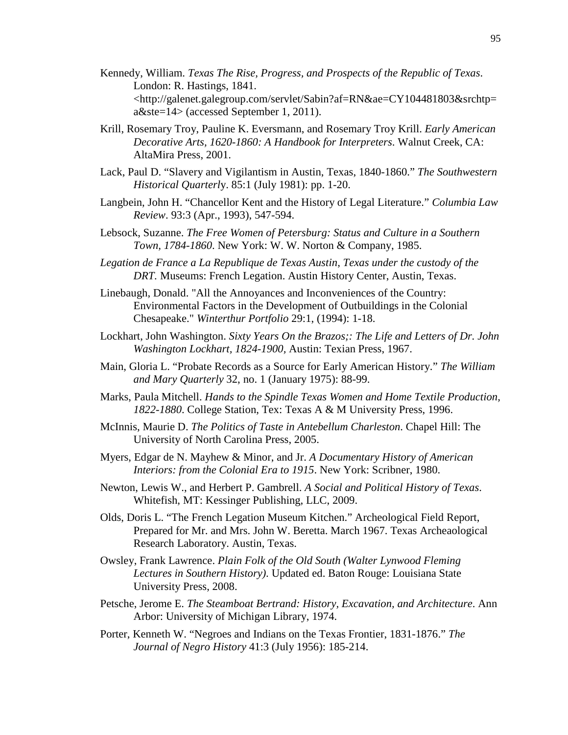Kennedy, William. *Texas The Rise, Progress, and Prospects of the Republic of Texas*. London: R. Hastings, 1841. <http://galenet.galegroup.com/servlet/Sabin?af=RN&ae=CY104481803&srchtp=a&ste=14> (accessed September 1, 2011).

Krill, Rosemary Troy, Pauline K. Eversmann, and Rosemary Troy Krill. *Early American Decorative Arts, 1620-1860: A Handbook for Interpreters*. Walnut Creek, CA: AltaMira Press, 2001.

Lack, Paul D. "Slavery and Vigilantism in Austin, Texas, 1840-1860." *The Southwestern Historical Quarterly*. 85:1 (July 1981): pp. 1-20.

Langbein, John H. "Chancellor Kent and the History of Legal Literature." *Columbia Law Review*. 93:3 (Apr., 1993), 547-594.

Lebsock, Suzanne. *The Free Women of Petersburg: Status and Culture in a Southern Town, 1784-1860*. New York: W. W. Norton & Company, 1985.

*Legation de France a La Republique de Texas Austin, Texas under the custody of the DRT.* Museums: French Legation. Austin History Center, Austin, Texas.

Linebaugh, Donald. "All the Annoyances and Inconveniences of the Country: Environmental Factors in the Development of Outbuildings in the Colonial Chesapeake." *Winterthur Portfolio* 29:1, (1994): 1-18.

Lockhart, John Washington. *Sixty Years On the Brazos;: The Life and Letters of Dr. John Washington Lockhart, 1824-1900,* Austin: Texian Press, 1967.

Main, Gloria L. "Probate Records as a Source for Early American History." *The William and Mary Quarterly* 32, no. 1 (January 1975): 88-99.

Marks, Paula Mitchell. *Hands to the Spindle Texas Women and Home Textile Production, 1822-1880*. College Station, Tex: Texas A & M University Press, 1996.

McInnis, Maurie D. *The Politics of Taste in Antebellum Charleston*. Chapel Hill: The University of North Carolina Press, 2005.

Myers, Edgar de N. Mayhew & Minor, and Jr. *A Documentary History of American Interiors: from the Colonial Era to 1915*. New York: Scribner, 1980.

Newton, Lewis W., and Herbert P. Gambrell. *A Social and Political History of Texas*. Whitefish, MT: Kessinger Publishing, LLC, 2009.

Olds, Doris L. "The French Legation Museum Kitchen." Archeological Field Report, Prepared for Mr. and Mrs. John W. Beretta. March 1967. Texas Archeaological Research Laboratory. Austin, Texas.

Owsley, Frank Lawrence. *Plain Folk of the Old South (Walter Lynwood Fleming Lectures in Southern History)*. Updated ed. Baton Rouge: Louisiana State University Press, 2008.

Petsche, Jerome E. *The Steamboat Bertrand: History, Excavation, and Architecture*. Ann Arbor: University of Michigan Library, 1974.

Porter, Kenneth W. "Negroes and Indians on the Texas Frontier, 1831-1876." *The Journal of Negro History* 41:3 (July 1956): 185-214.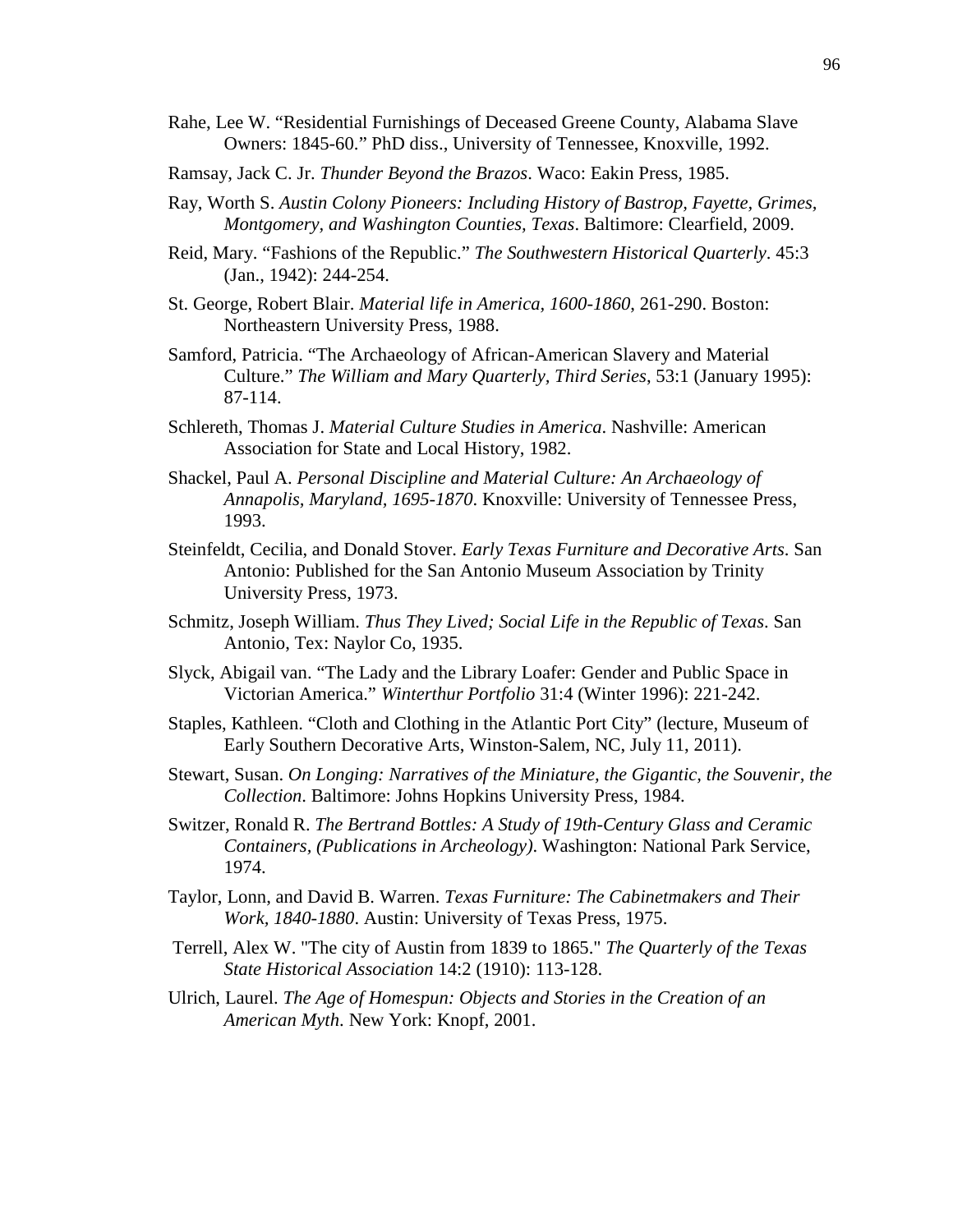Rahe, Lee W. “Residential Furnishings of Deceased Greene County, Alabama Slave Owners: 1845-60.” PhD diss., University of Tennessee, Knoxville, 1992.

Ramsay, Jack C. Jr. *Thunder Beyond the Brazos*. Waco: Eakin Press, 1985.

Ray, Worth S. *Austin Colony Pioneers: Including History of Bastrop, Fayette, Grimes, Montgomery, and Washington Counties, Texas*. Baltimore: Clearfield, 2009.

Reid, Mary. “Fashions of the Republic.” *The Southwestern Historical Quarterly*. 45:3 (Jan., 1942): 244-254.

St. George, Robert Blair. *Material life in America, 1600-1860*, 261-290. Boston: Northeastern University Press, 1988.

Samford, Patricia. “The Archaeology of African-American Slavery and Material Culture.” *The William and Mary Quarterly, Third Series*, 53:1 (January 1995): 87-114.

Schlereth, Thomas J. *Material Culture Studies in America*. Nashville: American Association for State and Local History, 1982.

Shackel, Paul A. *Personal Discipline and Material Culture: An Archaeology of Annapolis, Maryland, 1695-1870*. Knoxville: University of Tennessee Press, 1993.

Steinfeldt, Cecilia, and Donald Stover. *Early Texas Furniture and Decorative Arts*. San Antonio: Published for the San Antonio Museum Association by Trinity University Press, 1973.

Schmitz, Joseph William. *Thus They Lived; Social Life in the Republic of Texas*. San Antonio, Tex: Naylor Co, 1935.

Slyck, Abigail van. “The Lady and the Library Loafer: Gender and Public Space in Victorian America.” *Winterthur Portfolio* 31:4 (Winter 1996): 221-242.

Staples, Kathleen. “Cloth and Clothing in the Atlantic Port City” (lecture, Museum of Early Southern Decorative Arts, Winston-Salem, NC, July 11, 2011).

Stewart, Susan. *On Longing: Narratives of the Miniature, the Gigantic, the Souvenir, the Collection*. Baltimore: Johns Hopkins University Press, 1984.

Switzer, Ronald R. *The Bertrand Bottles: A Study of 19th-Century Glass and Ceramic Containers, (Publications in Archeology)*. Washington: National Park Service, 1974.

Taylor, Lonn, and David B. Warren. *Texas Furniture: The Cabinetmakers and Their Work, 1840-1880*. Austin: University of Texas Press, 1975.

Terrell, Alex W. "The city of Austin from 1839 to 1865." *The Quarterly of the Texas State Historical Association* 14:2 (1910): 113-128.

Ulrich, Laurel. *The Age of Homespun: Objects and Stories in the Creation of an American Myth*. New York: Knopf, 2001.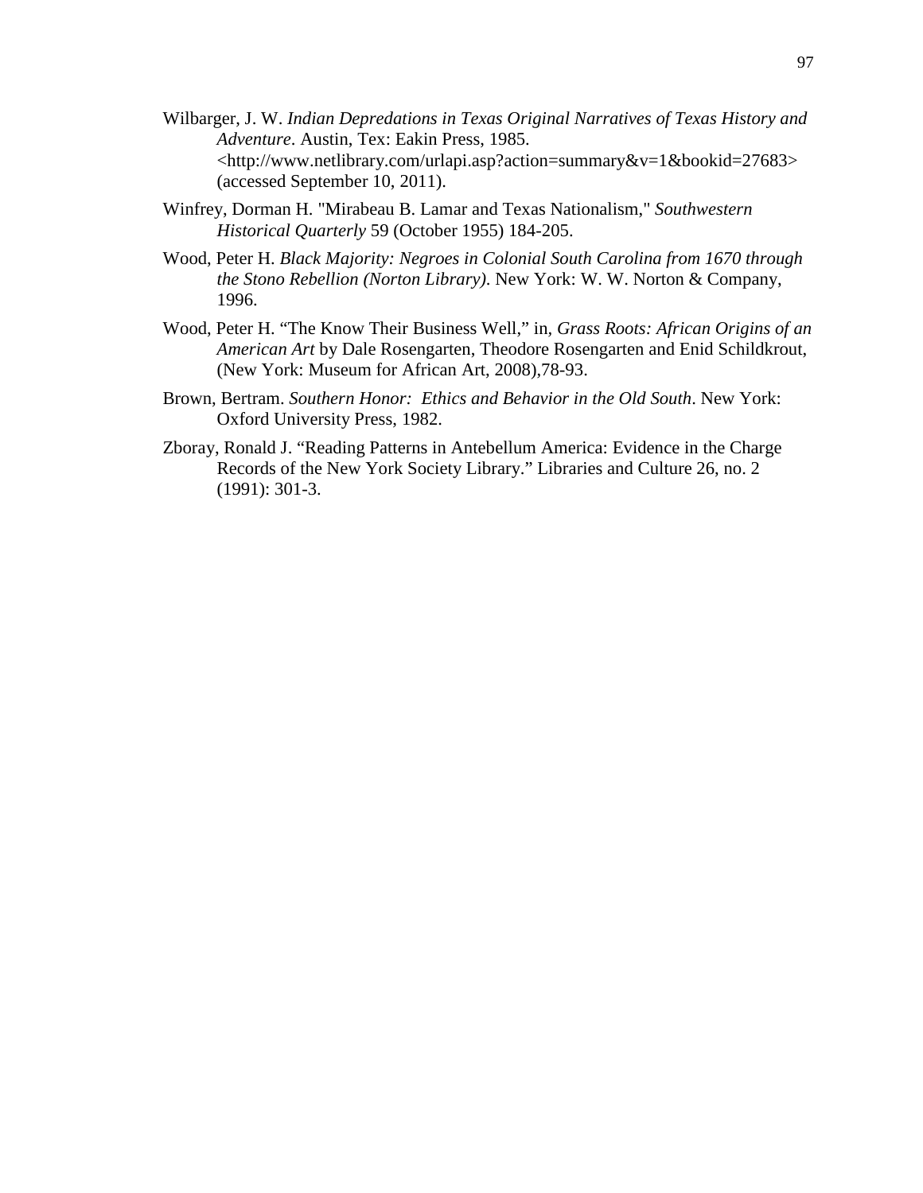Wilbarger, J. W. *Indian Depredations in Texas Original Narratives of Texas History and Adventure*. Austin, Tex: Eakin Press, 1985. <http://www.netlibrary.com/urlapi.asp?action=summary&v=1&bookid=27683> (accessed September 10, 2011).

Winfrey, Dorman H. "Mirabeau B. Lamar and Texas Nationalism," *Southwestern Historical Quarterly* 59 (October 1955) 184-205.

Wood, Peter H. *Black Majority: Negroes in Colonial South Carolina from 1670 through the Stono Rebellion (Norton Library)*. New York: W. W. Norton & Company, 1996.

Wood, Peter H. "The Know Their Business Well," in, *Grass Roots: African Origins of an American Art* by Dale Rosengarten, Theodore Rosengarten and Enid Schildkrout, (New York: Museum for African Art, 2008),78-93.

Brown, Bertram. *Southern Honor: Ethics and Behavior in the Old South*. New York: Oxford University Press, 1982.

Zboray, Ronald J. "Reading Patterns in Antebellum America: Evidence in the Charge Records of the New York Society Library." Libraries and Culture 26, no. 2 (1991): 301-3.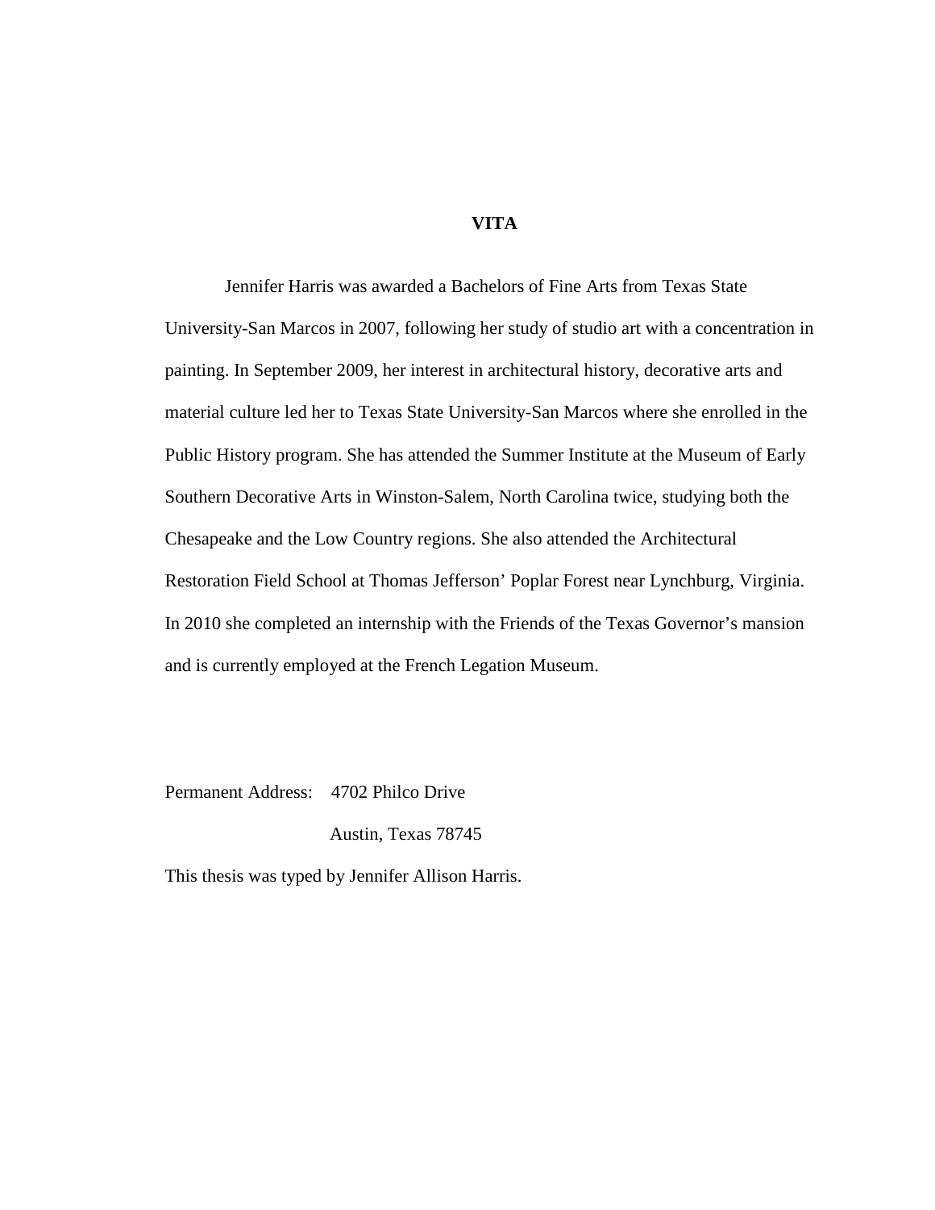# VITA

Jennifer Harris was awarded a Bachelors of Fine Arts from Texas State University-San Marcos in 2007, following her study of studio art with a concentration in painting. In September 2009, her interest in architectural history, decorative arts and material culture led her to Texas State University-San Marcos where she enrolled in the Public History program. She has attended the Summer Institute at the Museum of Early Southern Decorative Arts in Winston-Salem, North Carolina twice, studying both the Chesapeake and the Low Country regions. She also attended the Architectural Restoration Field School at Thomas Jefferson' Poplar Forest near Lynchburg, Virginia. In 2010 she completed an internship with the Friends of the Texas Governor's mansion and is currently employed at the French Legation Museum.

Permanent Address: 4702 Philco Drive

Austin, Texas 78745

This thesis was typed by Jennifer Allison Harris.